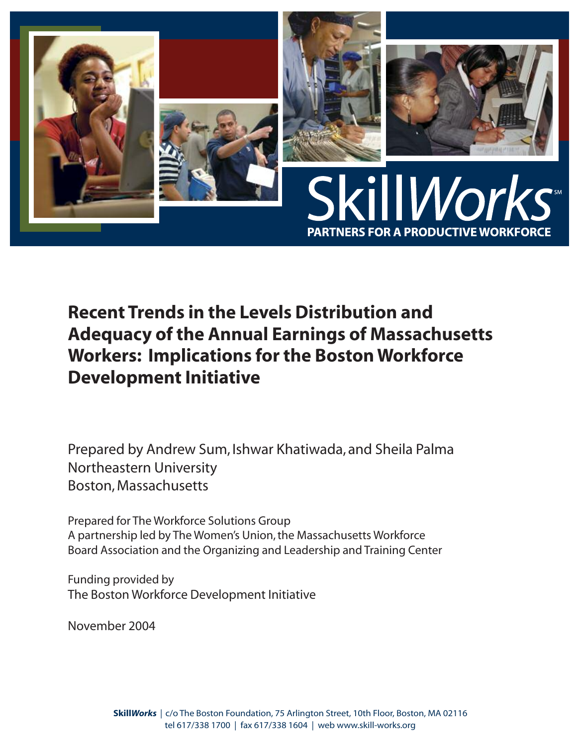SkillWorks[SM]

PARTNERS FOR A PRODUCTIVE WORKFORCE

# Recent Trends in the Levels Distribution and Adequacy of the Annual Earnings of Massachusetts Workers: Implications for the Boston Workforce Development Initiative

Prepared by Andrew Sum, Ishwar Khatiwada, and Sheila Palma
Northeastern University
Boston, Massachusetts

Prepared for The Workforce Solutions Group
A partnership led by The Women's Union, the Massachusetts Workforce Board Association and the Organizing and Leadership and Training Center

Funding provided by
The Boston Workforce Development Initiative

November 2004

**Skill*Works*** | c/o The Boston Foundation, 75 Arlington Street, 10th Floor, Boston, MA 02116
tel 617/338 1700 | fax 617/338 1604 | web www.skill-works.org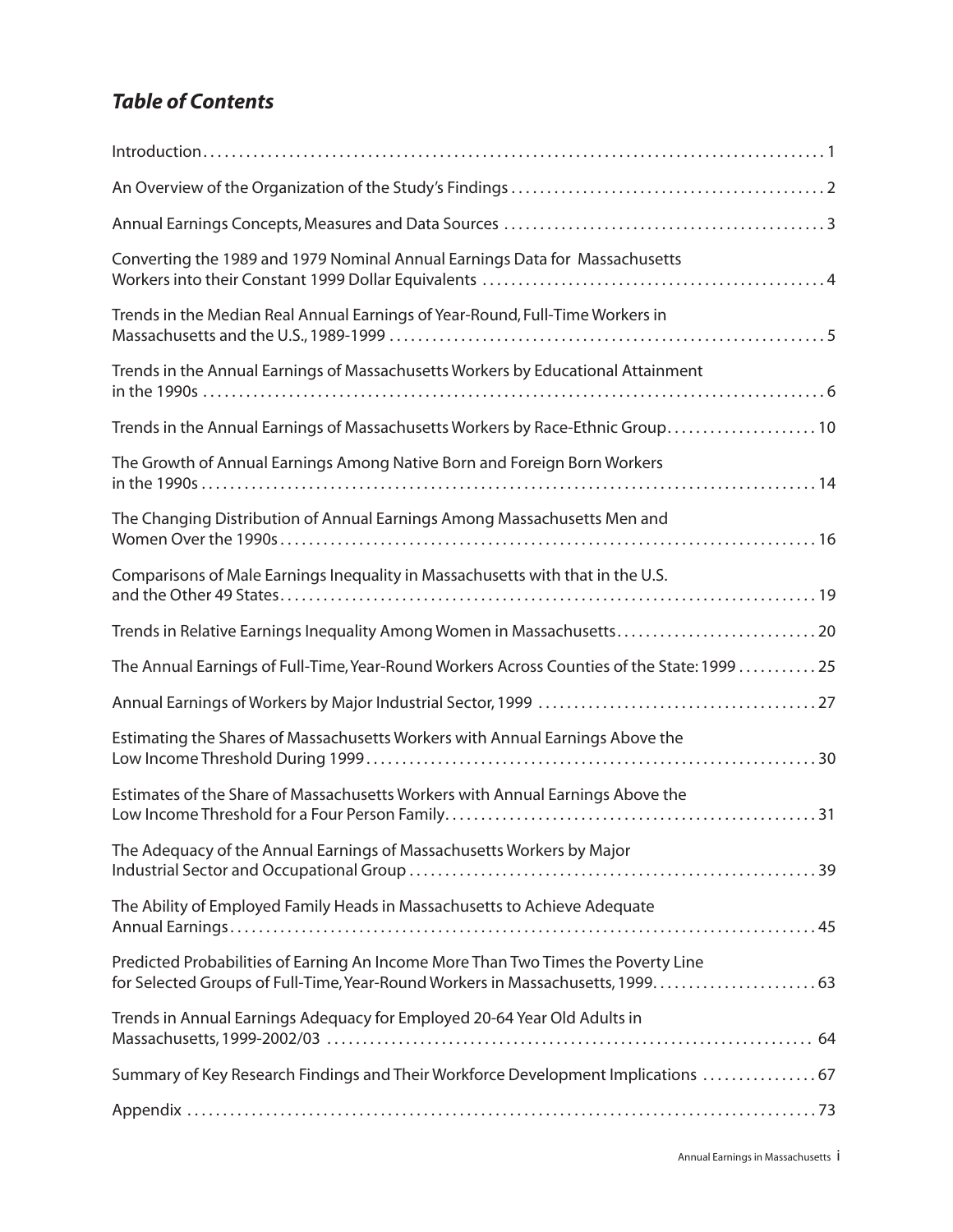## *Table of Contents*

Introduction . . . . . 1

An Overview of the Organization of the Study's Findings . . . . . 2

Annual Earnings Concepts, Measures and Data Sources . . . . . 3

Converting the 1989 and 1979 Nominal Annual Earnings Data for Massachusetts Workers into their Constant 1999 Dollar Equivalents . . . . . 4

Trends in the Median Real Annual Earnings of Year-Round, Full-Time Workers in Massachusetts and the U.S., 1989-1999 . . . . . 5

Trends in the Annual Earnings of Massachusetts Workers by Educational Attainment in the 1990s . . . . . 6

Trends in the Annual Earnings of Massachusetts Workers by Race-Ethnic Group . . . . . 10

The Growth of Annual Earnings Among Native Born and Foreign Born Workers in the 1990s . . . . . 14

The Changing Distribution of Annual Earnings Among Massachusetts Men and Women Over the 1990s . . . . . 16

Comparisons of Male Earnings Inequality in Massachusetts with that in the U.S. and the Other 49 States . . . . . 19

Trends in Relative Earnings Inequality Among Women in Massachusetts . . . . . 20

The Annual Earnings of Full-Time, Year-Round Workers Across Counties of the State: 1999 . . . . . 25

Annual Earnings of Workers by Major Industrial Sector, 1999 . . . . . 27

Estimating the Shares of Massachusetts Workers with Annual Earnings Above the Low Income Threshold During 1999 . . . . . 30

Estimates of the Share of Massachusetts Workers with Annual Earnings Above the Low Income Threshold for a Four Person Family . . . . . 31

The Adequacy of the Annual Earnings of Massachusetts Workers by Major Industrial Sector and Occupational Group . . . . . 39

The Ability of Employed Family Heads in Massachusetts to Achieve Adequate Annual Earnings . . . . . 45

Predicted Probabilities of Earning An Income More Than Two Times the Poverty Line for Selected Groups of Full-Time, Year-Round Workers in Massachusetts, 1999 . . . . . 63

Trends in Annual Earnings Adequacy for Employed 20-64 Year Old Adults in Massachusetts, 1999-2002/03 . . . . . 64

Summary of Key Research Findings and Their Workforce Development Implications . . . . . 67

Appendix . . . . . 73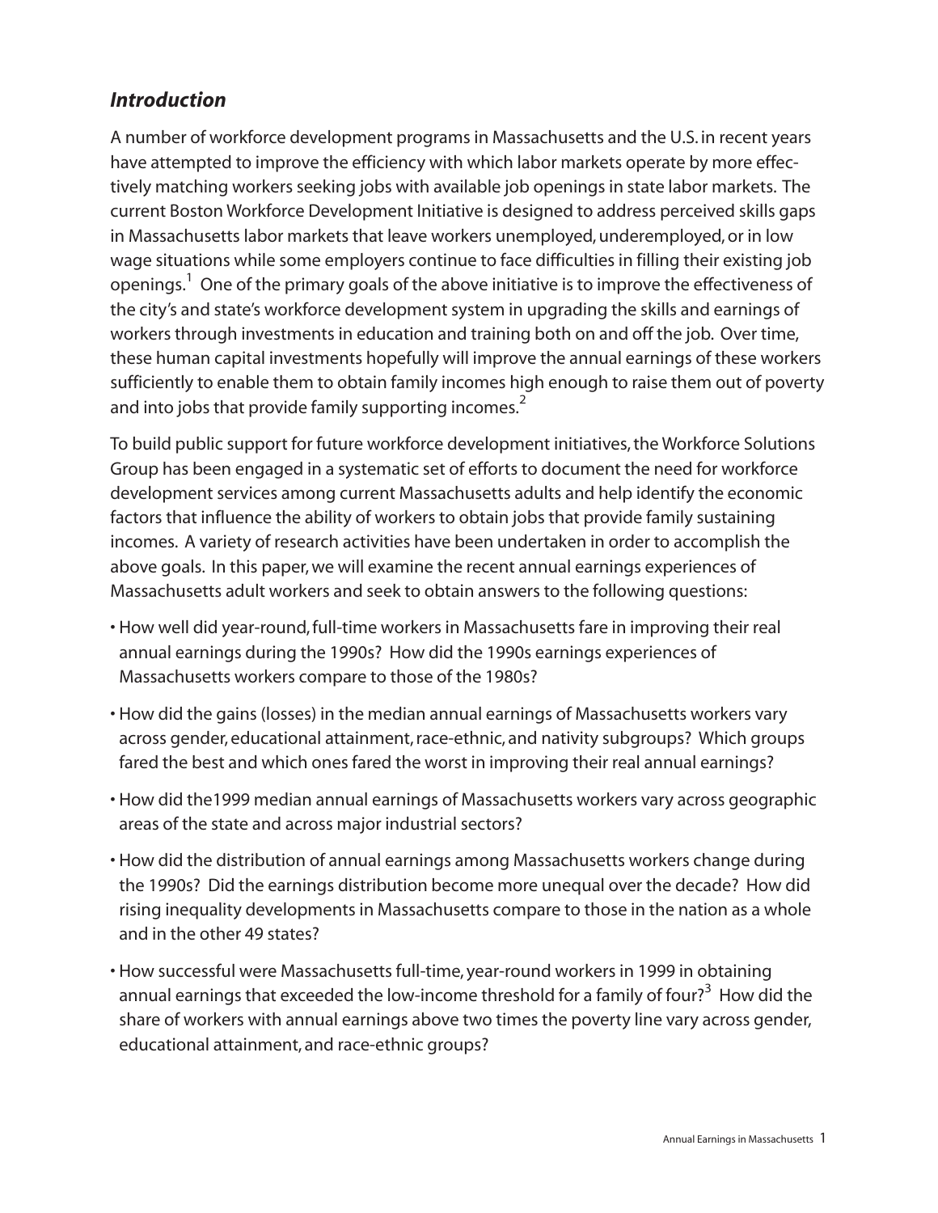### *Introduction*

A number of workforce development programs in Massachusetts and the U.S. in recent years have attempted to improve the efficiency with which labor markets operate by more effectively matching workers seeking jobs with available job openings in state labor markets. The current Boston Workforce Development Initiative is designed to address perceived skills gaps in Massachusetts labor markets that leave workers unemployed, underemployed, or in low wage situations while some employers continue to face difficulties in filling their existing job openings.[1] One of the primary goals of the above initiative is to improve the effectiveness of the city's and state's workforce development system in upgrading the skills and earnings of workers through investments in education and training both on and off the job. Over time, these human capital investments hopefully will improve the annual earnings of these workers sufficiently to enable them to obtain family incomes high enough to raise them out of poverty and into jobs that provide family supporting incomes.[2]

To build public support for future workforce development initiatives, the Workforce Solutions Group has been engaged in a systematic set of efforts to document the need for workforce development services among current Massachusetts adults and help identify the economic factors that influence the ability of workers to obtain jobs that provide family sustaining incomes. A variety of research activities have been undertaken in order to accomplish the above goals. In this paper, we will examine the recent annual earnings experiences of Massachusetts adult workers and seek to obtain answers to the following questions:

- How well did year-round, full-time workers in Massachusetts fare in improving their real annual earnings during the 1990s? How did the 1990s earnings experiences of Massachusetts workers compare to those of the 1980s?
- How did the gains (losses) in the median annual earnings of Massachusetts workers vary across gender, educational attainment, race-ethnic, and nativity subgroups? Which groups fared the best and which ones fared the worst in improving their real annual earnings?
- How did the1999 median annual earnings of Massachusetts workers vary across geographic areas of the state and across major industrial sectors?
- How did the distribution of annual earnings among Massachusetts workers change during the 1990s? Did the earnings distribution become more unequal over the decade? How did rising inequality developments in Massachusetts compare to those in the nation as a whole and in the other 49 states?
- How successful were Massachusetts full-time, year-round workers in 1999 in obtaining annual earnings that exceeded the low-income threshold for a family of four?[3] How did the share of workers with annual earnings above two times the poverty line vary across gender, educational attainment, and race-ethnic groups?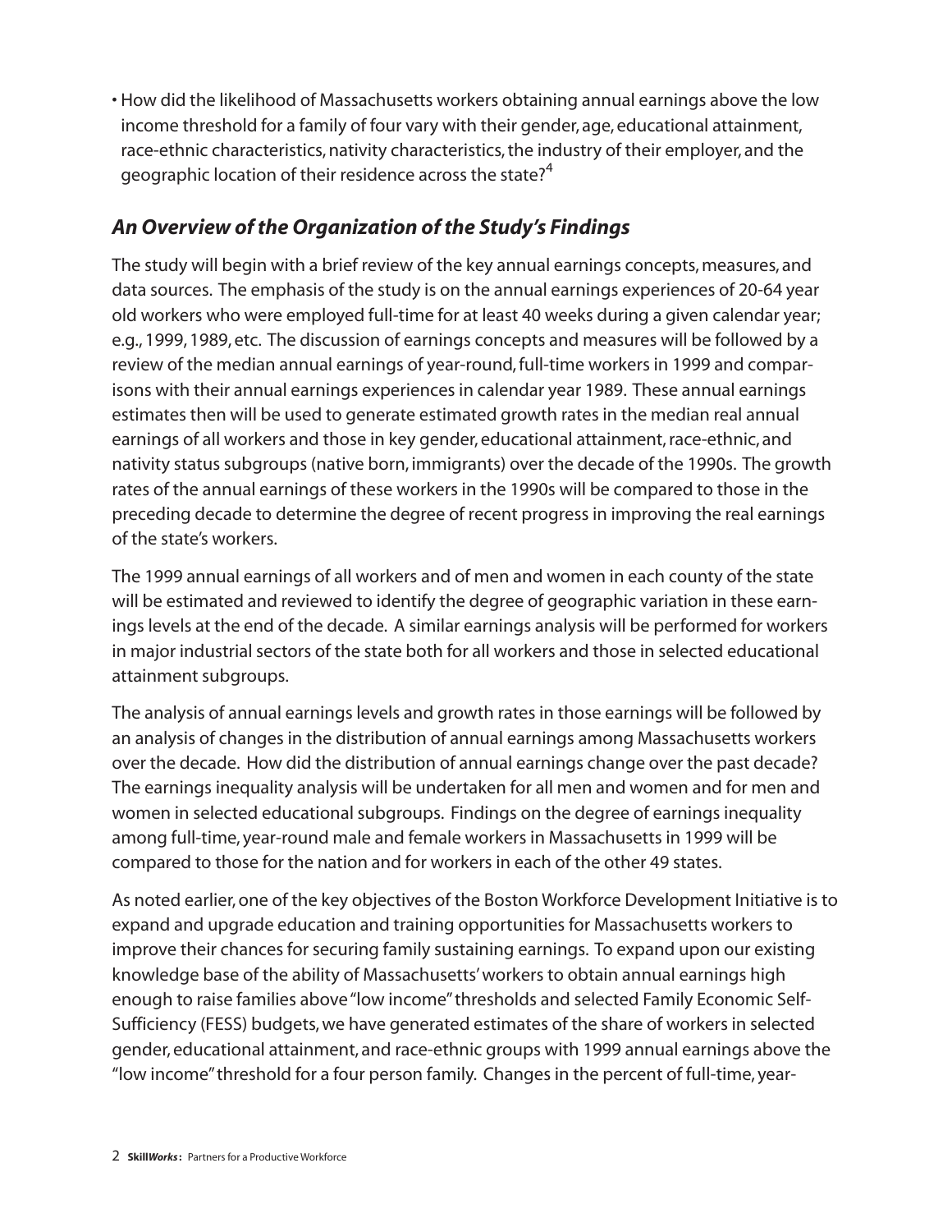- How did the likelihood of Massachusetts workers obtaining annual earnings above the low income threshold for a family of four vary with their gender, age, educational attainment, race-ethnic characteristics, nativity characteristics, the industry of their employer, and the geographic location of their residence across the state?[4]

## *An Overview of the Organization of the Study's Findings*

The study will begin with a brief review of the key annual earnings concepts, measures, and data sources. The emphasis of the study is on the annual earnings experiences of 20-64 year old workers who were employed full-time for at least 40 weeks during a given calendar year; e.g., 1999, 1989, etc. The discussion of earnings concepts and measures will be followed by a review of the median annual earnings of year-round, full-time workers in 1999 and comparisons with their annual earnings experiences in calendar year 1989. These annual earnings estimates then will be used to generate estimated growth rates in the median real annual earnings of all workers and those in key gender, educational attainment, race-ethnic, and nativity status subgroups (native born, immigrants) over the decade of the 1990s. The growth rates of the annual earnings of these workers in the 1990s will be compared to those in the preceding decade to determine the degree of recent progress in improving the real earnings of the state's workers.

The 1999 annual earnings of all workers and of men and women in each county of the state will be estimated and reviewed to identify the degree of geographic variation in these earnings levels at the end of the decade. A similar earnings analysis will be performed for workers in major industrial sectors of the state both for all workers and those in selected educational attainment subgroups.

The analysis of annual earnings levels and growth rates in those earnings will be followed by an analysis of changes in the distribution of annual earnings among Massachusetts workers over the decade. How did the distribution of annual earnings change over the past decade? The earnings inequality analysis will be undertaken for all men and women and for men and women in selected educational subgroups. Findings on the degree of earnings inequality among full-time, year-round male and female workers in Massachusetts in 1999 will be compared to those for the nation and for workers in each of the other 49 states.

As noted earlier, one of the key objectives of the Boston Workforce Development Initiative is to expand and upgrade education and training opportunities for Massachusetts workers to improve their chances for securing family sustaining earnings. To expand upon our existing knowledge base of the ability of Massachusetts' workers to obtain annual earnings high enough to raise families above "low income" thresholds and selected Family Economic Self-Sufficiency (FESS) budgets, we have generated estimates of the share of workers in selected gender, educational attainment, and race-ethnic groups with 1999 annual earnings above the "low income" threshold for a four person family. Changes in the percent of full-time, year-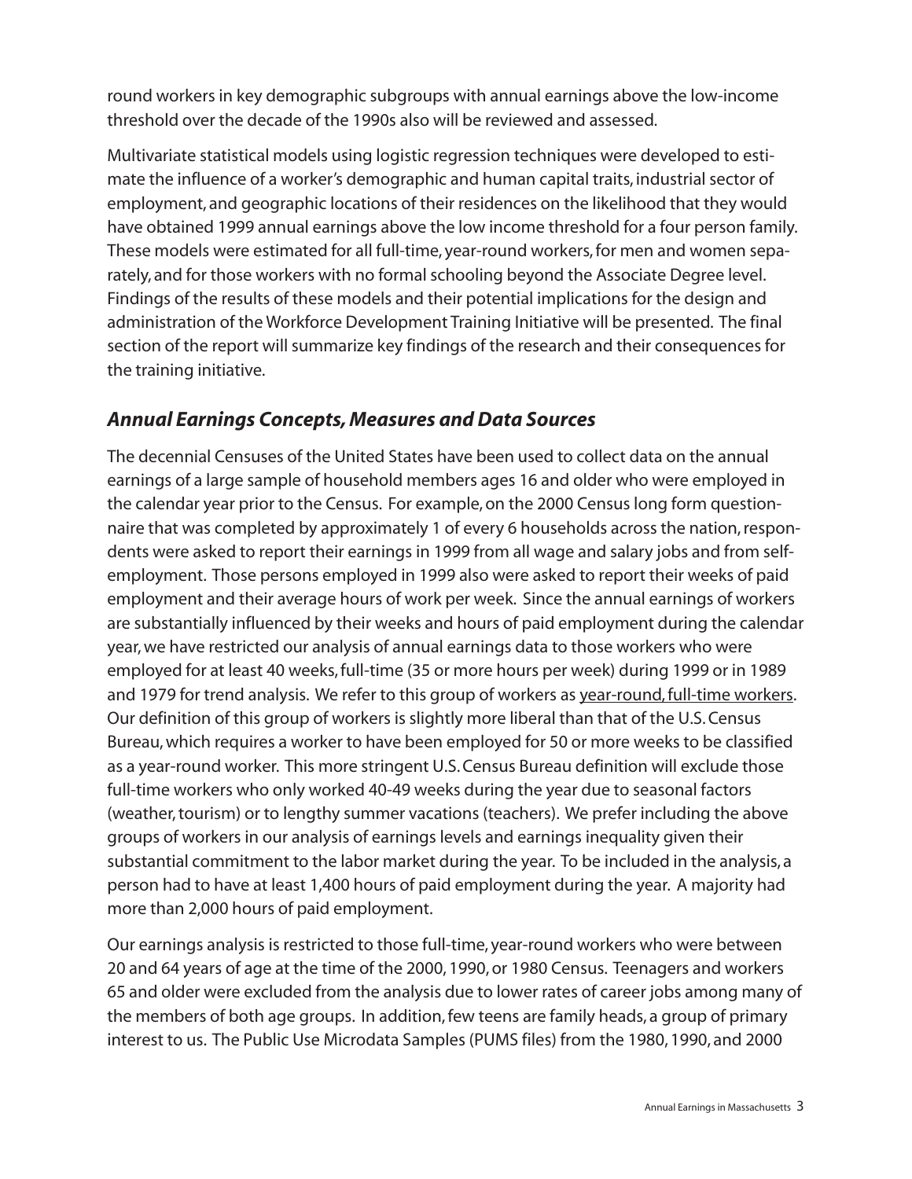round workers in key demographic subgroups with annual earnings above the low-income threshold over the decade of the 1990s also will be reviewed and assessed.

Multivariate statistical models using logistic regression techniques were developed to estimate the influence of a worker's demographic and human capital traits, industrial sector of employment, and geographic locations of their residences on the likelihood that they would have obtained 1999 annual earnings above the low income threshold for a four person family. These models were estimated for all full-time, year-round workers, for men and women separately, and for those workers with no formal schooling beyond the Associate Degree level. Findings of the results of these models and their potential implications for the design and administration of the Workforce Development Training Initiative will be presented. The final section of the report will summarize key findings of the research and their consequences for the training initiative.

## *Annual Earnings Concepts, Measures and Data Sources*

The decennial Censuses of the United States have been used to collect data on the annual earnings of a large sample of household members ages 16 and older who were employed in the calendar year prior to the Census. For example, on the 2000 Census long form questionnaire that was completed by approximately 1 of every 6 households across the nation, respondents were asked to report their earnings in 1999 from all wage and salary jobs and from self-employment. Those persons employed in 1999 also were asked to report their weeks of paid employment and their average hours of work per week. Since the annual earnings of workers are substantially influenced by their weeks and hours of paid employment during the calendar year, we have restricted our analysis of annual earnings data to those workers who were employed for at least 40 weeks, full-time (35 or more hours per week) during 1999 or in 1989 and 1979 for trend analysis. We refer to this group of workers as <u>year-round, full-time workers</u>. Our definition of this group of workers is slightly more liberal than that of the U.S. Census Bureau, which requires a worker to have been employed for 50 or more weeks to be classified as a year-round worker. This more stringent U.S. Census Bureau definition will exclude those full-time workers who only worked 40-49 weeks during the year due to seasonal factors (weather, tourism) or to lengthy summer vacations (teachers). We prefer including the above groups of workers in our analysis of earnings levels and earnings inequality given their substantial commitment to the labor market during the year. To be included in the analysis, a person had to have at least 1,400 hours of paid employment during the year. A majority had more than 2,000 hours of paid employment.

Our earnings analysis is restricted to those full-time, year-round workers who were between 20 and 64 years of age at the time of the 2000, 1990, or 1980 Census. Teenagers and workers 65 and older were excluded from the analysis due to lower rates of career jobs among many of the members of both age groups. In addition, few teens are family heads, a group of primary interest to us. The Public Use Microdata Samples (PUMS files) from the 1980, 1990, and 2000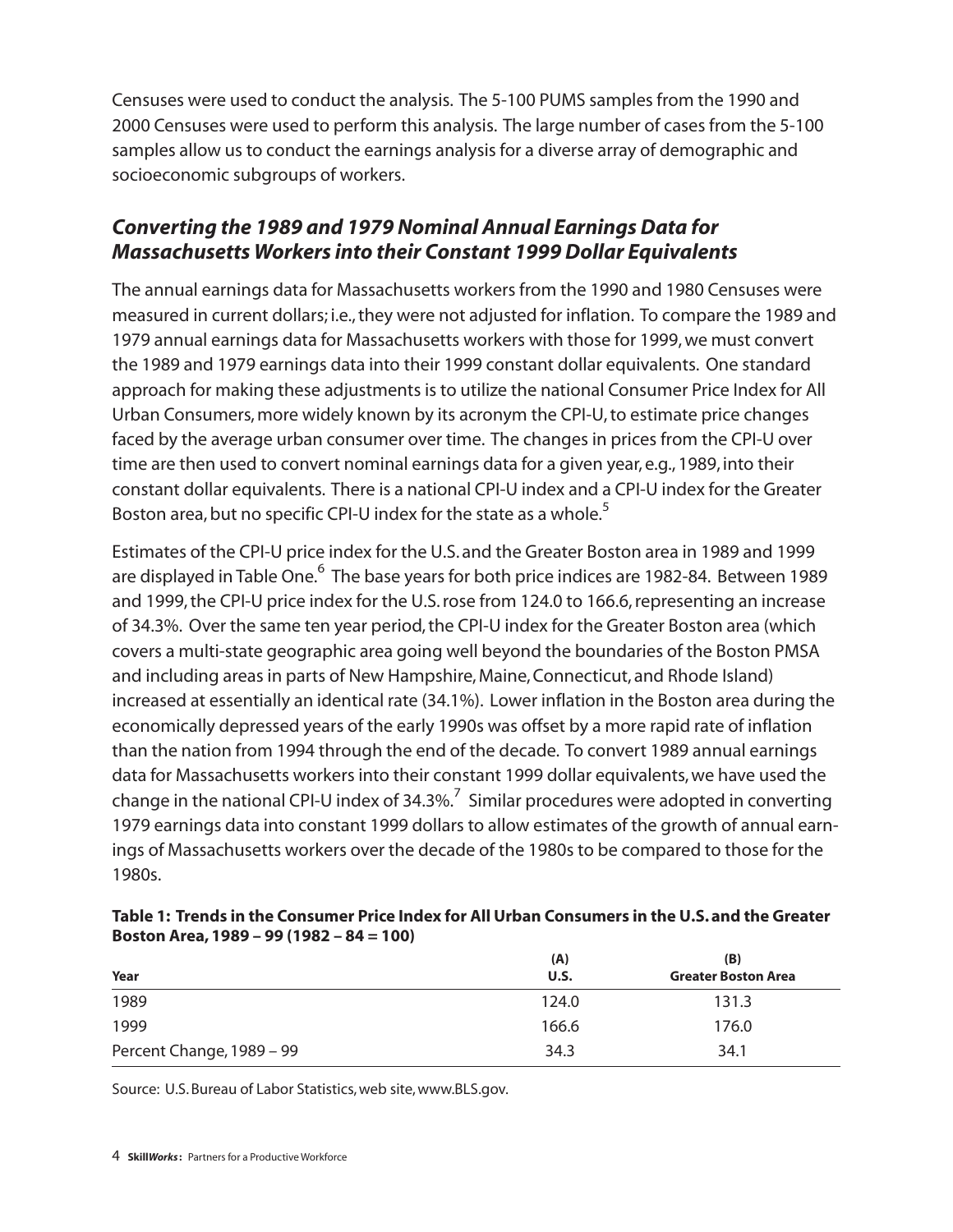Censuses were used to conduct the analysis. The 5-100 PUMS samples from the 1990 and 2000 Censuses were used to perform this analysis. The large number of cases from the 5-100 samples allow us to conduct the earnings analysis for a diverse array of demographic and socioeconomic subgroups of workers.

### *Converting the 1989 and 1979 Nominal Annual Earnings Data for Massachusetts Workers into their Constant 1999 Dollar Equivalents*

The annual earnings data for Massachusetts workers from the 1990 and 1980 Censuses were measured in current dollars; i.e., they were not adjusted for inflation. To compare the 1989 and 1979 annual earnings data for Massachusetts workers with those for 1999, we must convert the 1989 and 1979 earnings data into their 1999 constant dollar equivalents. One standard approach for making these adjustments is to utilize the national Consumer Price Index for All Urban Consumers, more widely known by its acronym the CPI-U, to estimate price changes faced by the average urban consumer over time. The changes in prices from the CPI-U over time are then used to convert nominal earnings data for a given year, e.g., 1989, into their constant dollar equivalents. There is a national CPI-U index and a CPI-U index for the Greater Boston area, but no specific CPI-U index for the state as a whole.[5]

Estimates of the CPI-U price index for the U.S. and the Greater Boston area in 1989 and 1999 are displayed in Table One.[6] The base years for both price indices are 1982-84. Between 1989 and 1999, the CPI-U price index for the U.S. rose from 124.0 to 166.6, representing an increase of 34.3%. Over the same ten year period, the CPI-U index for the Greater Boston area (which covers a multi-state geographic area going well beyond the boundaries of the Boston PMSA and including areas in parts of New Hampshire, Maine, Connecticut, and Rhode Island) increased at essentially an identical rate (34.1%). Lower inflation in the Boston area during the economically depressed years of the early 1990s was offset by a more rapid rate of inflation than the nation from 1994 through the end of the decade. To convert 1989 annual earnings data for Massachusetts workers into their constant 1999 dollar equivalents, we have used the change in the national CPI-U index of 34.3%.[7] Similar procedures were adopted in converting 1979 earnings data into constant 1999 dollars to allow estimates of the growth of annual earnings of Massachusetts workers over the decade of the 1980s to be compared to those for the 1980s.

**Table 1: Trends in the Consumer Price Index for All Urban Consumers in the U.S. and the Greater Boston Area, 1989 – 99 (1982 – 84 = 100)**

| Year | (A) U.S. | (B) Greater Boston Area |
|---|---|---|
| 1989 | 124.0 | 131.3 |
| 1999 | 166.6 | 176.0 |
| Percent Change, 1989 – 99 | 34.3 | 34.1 |

Source: U.S. Bureau of Labor Statistics, web site, www.BLS.gov.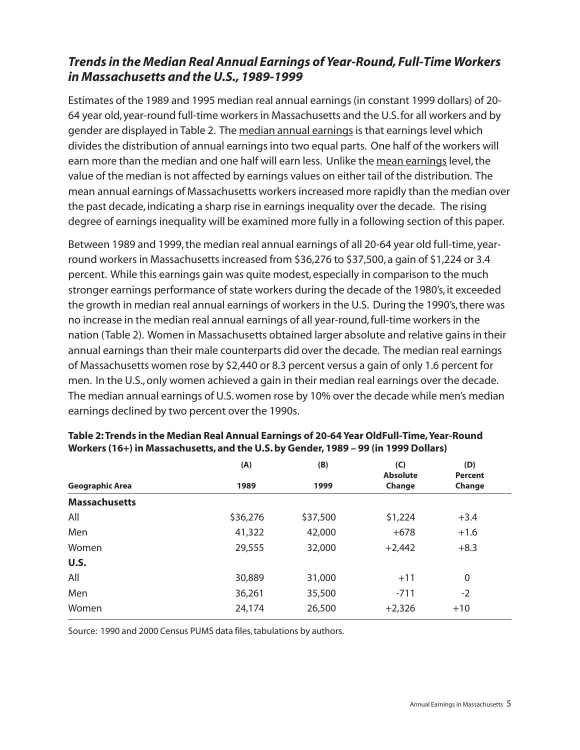## *Trends in the Median Real Annual Earnings of Year-Round, Full-Time Workers in Massachusetts and the U.S., 1989-1999*

Estimates of the 1989 and 1995 median real annual earnings (in constant 1999 dollars) of 20-64 year old, year-round full-time workers in Massachusetts and the U.S. for all workers and by gender are displayed in Table 2. The <u>median annual earnings</u> is that earnings level which divides the distribution of annual earnings into two equal parts. One half of the workers will earn more than the median and one half will earn less. Unlike the <u>mean earnings</u> level, the value of the median is not affected by earnings values on either tail of the distribution. The mean annual earnings of Massachusetts workers increased more rapidly than the median over the past decade, indicating a sharp rise in earnings inequality over the decade. The rising degree of earnings inequality will be examined more fully in a following section of this paper.

Between 1989 and 1999, the median real annual earnings of all 20-64 year old full-time, year-round workers in Massachusetts increased from $36,276 to $37,500, a gain of $1,224 or 3.4 percent. While this earnings gain was quite modest, especially in comparison to the much stronger earnings performance of state workers during the decade of the 1980's, it exceeded the growth in median real annual earnings of workers in the U.S. During the 1990's, there was no increase in the median real annual earnings of all year-round, full-time workers in the nation (Table 2). Women in Massachusetts obtained larger absolute and relative gains in their annual earnings than their male counterparts did over the decade. The median real earnings of Massachusetts women rose by $2,440 or 8.3 percent versus a gain of only 1.6 percent for men. In the U.S., only women achieved a gain in their median real earnings over the decade. The median annual earnings of U.S. women rose by 10% over the decade while men's median earnings declined by two percent over the 1990s.

**Table 2: Trends in the Median Real Annual Earnings of 20-64 Year OldFull-Time, Year-Round Workers (16+) in Massachusetts, and the U.S. by Gender, 1989 – 99 (in 1999 Dollars)**

| Geographic Area | (A) 1989 | (B) 1999 | (C) Absolute Change | (D) Percent Change |
|---|---|---|---|---|
| **Massachusetts** | | | | |
| All | $36,276 | $37,500 | $1,224 | +3.4 |
| Men | 41,322 | 42,000 | +678 | +1.6 |
| Women | 29,555 | 32,000 | +2,442 | +8.3 |
| **U.S.** | | | | |
| All | 30,889 | 31,000 | +11 | 0 |
| Men | 36,261 | 35,500 | -711 | -2 |
| Women | 24,174 | 26,500 | +2,326 | +10 |

Source: 1990 and 2000 Census PUMS data files, tabulations by authors.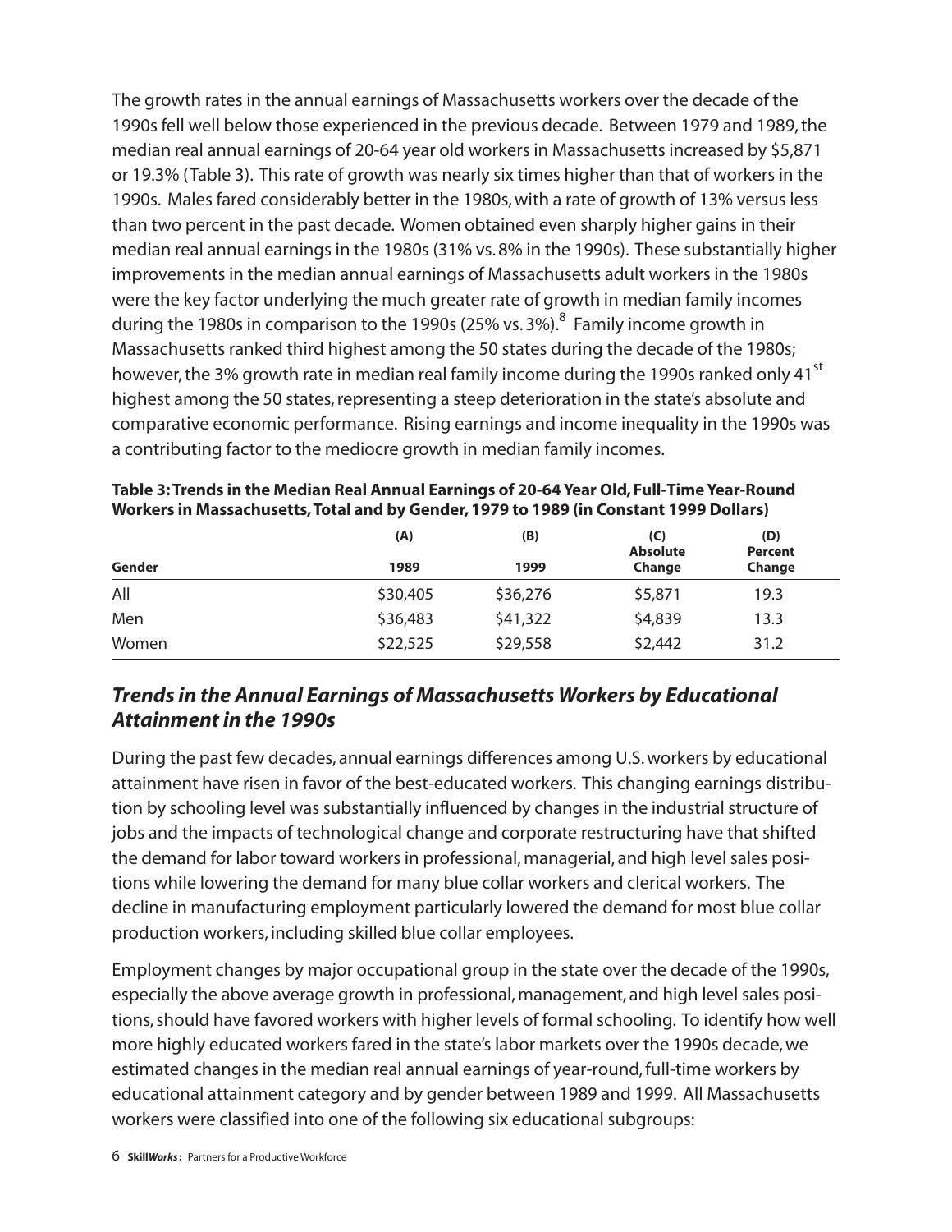The growth rates in the annual earnings of Massachusetts workers over the decade of the 1990s fell well below those experienced in the previous decade. Between 1979 and 1989, the median real annual earnings of 20-64 year old workers in Massachusetts increased by $5,871 or 19.3% (Table 3). This rate of growth was nearly six times higher than that of workers in the 1990s. Males fared considerably better in the 1980s, with a rate of growth of 13% versus less than two percent in the past decade. Women obtained even sharply higher gains in their median real annual earnings in the 1980s (31% vs. 8% in the 1990s). These substantially higher improvements in the median annual earnings of Massachusetts adult workers in the 1980s were the key factor underlying the much greater rate of growth in median family incomes during the 1980s in comparison to the 1990s (25% vs. 3%).[8] Family income growth in Massachusetts ranked third highest among the 50 states during the decade of the 1980s; however, the 3% growth rate in median real family income during the 1990s ranked only 41st highest among the 50 states, representing a steep deterioration in the state's absolute and comparative economic performance. Rising earnings and income inequality in the 1990s was a contributing factor to the mediocre growth in median family incomes.

**Table 3: Trends in the Median Real Annual Earnings of 20-64 Year Old, Full-Time Year-Round Workers in Massachusetts, Total and by Gender, 1979 to 1989 (in Constant 1999 Dollars)**

| Gender | (A) 1989 | (B) 1999 | (C) Absolute Change | (D) Percent Change |
|---|---|---|---|---|
| All | $30,405 | $36,276 | $5,871 | 19.3 |
| Men | $36,483 | $41,322 | $4,839 | 13.3 |
| Women | $22,525 | $29,558 | $2,442 | 31.2 |

## *Trends in the Annual Earnings of Massachusetts Workers by Educational Attainment in the 1990s*

During the past few decades, annual earnings differences among U.S. workers by educational attainment have risen in favor of the best-educated workers. This changing earnings distribution by schooling level was substantially influenced by changes in the industrial structure of jobs and the impacts of technological change and corporate restructuring have that shifted the demand for labor toward workers in professional, managerial, and high level sales positions while lowering the demand for many blue collar workers and clerical workers. The decline in manufacturing employment particularly lowered the demand for most blue collar production workers, including skilled blue collar employees.

Employment changes by major occupational group in the state over the decade of the 1990s, especially the above average growth in professional, management, and high level sales positions, should have favored workers with higher levels of formal schooling. To identify how well more highly educated workers fared in the state's labor markets over the 1990s decade, we estimated changes in the median real annual earnings of year-round, full-time workers by educational attainment category and by gender between 1989 and 1999. All Massachusetts workers were classified into one of the following six educational subgroups: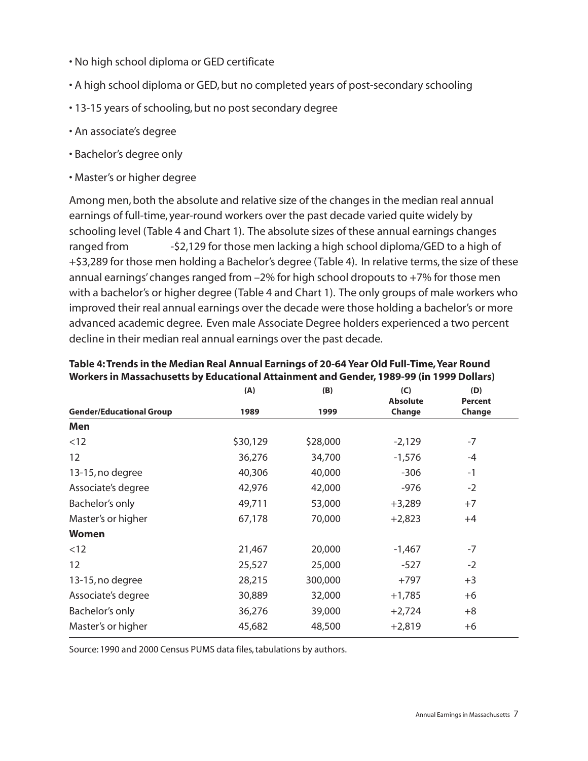- No high school diploma or GED certificate
- A high school diploma or GED, but no completed years of post-secondary schooling
- 13-15 years of schooling, but no post secondary degree
- An associate's degree
- Bachelor's degree only
- Master's or higher degree

Among men, both the absolute and relative size of the changes in the median real annual earnings of full-time, year-round workers over the past decade varied quite widely by schooling level (Table 4 and Chart 1). The absolute sizes of these annual earnings changes ranged from -$2,129 for those men lacking a high school diploma/GED to a high of +$3,289 for those men holding a Bachelor's degree (Table 4). In relative terms, the size of these annual earnings' changes ranged from –2% for high school dropouts to +7% for those men with a bachelor's or higher degree (Table 4 and Chart 1). The only groups of male workers who improved their real annual earnings over the decade were those holding a bachelor's or more advanced academic degree. Even male Associate Degree holders experienced a two percent decline in their median real annual earnings over the past decade.

**Table 4: Trends in the Median Real Annual Earnings of 20-64 Year Old Full-Time, Year Round Workers in Massachusetts by Educational Attainment and Gender, 1989-99 (in 1999 Dollars)**

| Gender/Educational Group | (A) 1989 | (B) 1999 | (C) Absolute Change | (D) Percent Change |
|---|---|---|---|---|
| **Men** | | | | |
| <12 | $30,129 | $28,000 | -2,129 | -7 |
| 12 | 36,276 | 34,700 | -1,576 | -4 |
| 13-15, no degree | 40,306 | 40,000 | -306 | -1 |
| Associate's degree | 42,976 | 42,000 | -976 | -2 |
| Bachelor's only | 49,711 | 53,000 | +3,289 | +7 |
| Master's or higher | 67,178 | 70,000 | +2,823 | +4 |
| **Women** | | | | |
| <12 | 21,467 | 20,000 | -1,467 | -7 |
| 12 | 25,527 | 25,000 | -527 | -2 |
| 13-15, no degree | 28,215 | 300,000 | +797 | +3 |
| Associate's degree | 30,889 | 32,000 | +1,785 | +6 |
| Bachelor's only | 36,276 | 39,000 | +2,724 | +8 |
| Master's or higher | 45,682 | 48,500 | +2,819 | +6 |

Source: 1990 and 2000 Census PUMS data files, tabulations by authors.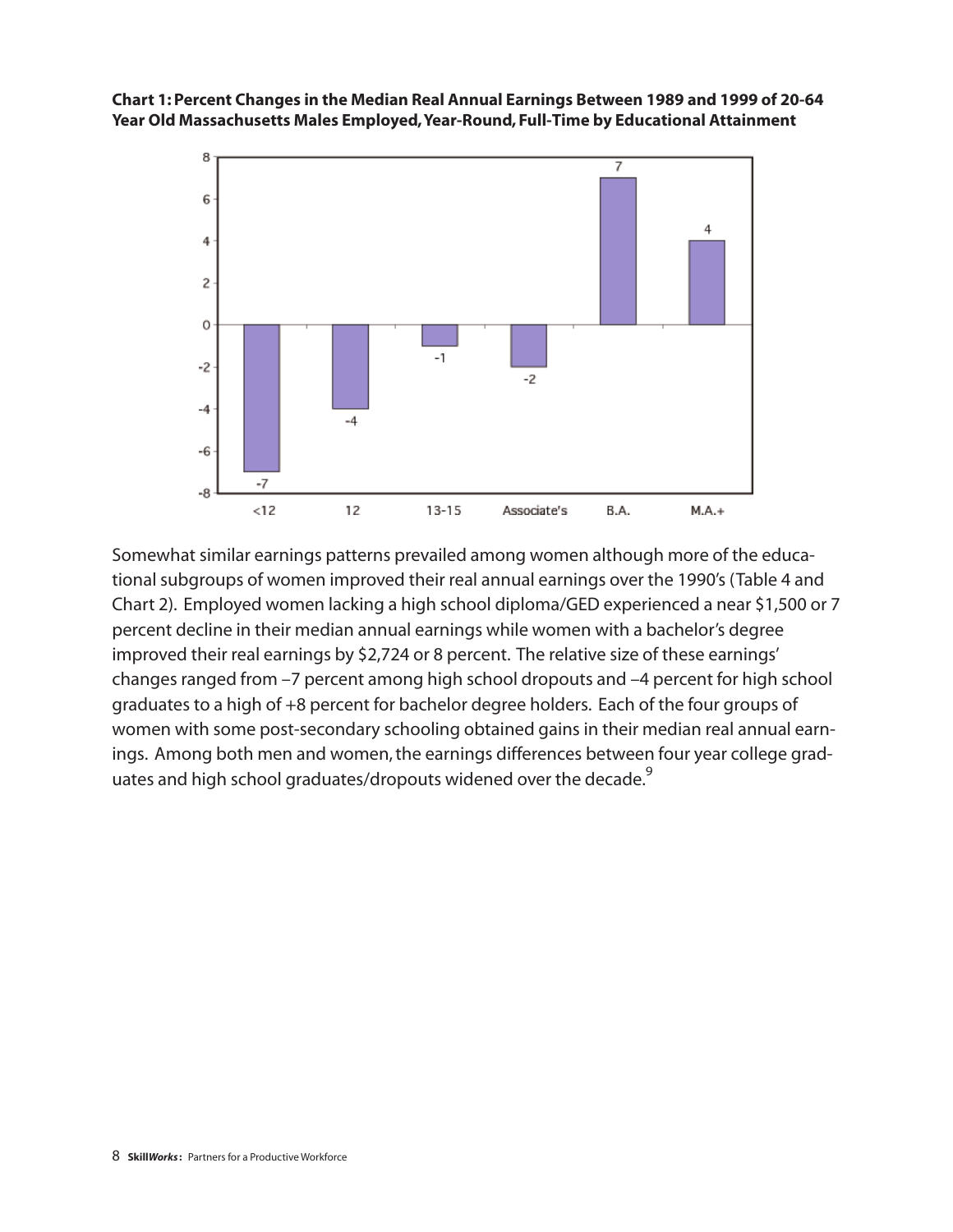**Chart 1: Percent Changes in the Median Real Annual Earnings Between 1989 and 1999 of 20-64 Year Old Massachusetts Males Employed, Year-Round, Full-Time by Educational Attainment**

8
6
4
2
0
-2
-4
-6
-8

-7
-4
-1
-2
7
4

<12
12
13-15
Associate's
B.A.
M.A.+

Somewhat similar earnings patterns prevailed among women although more of the educational subgroups of women improved their real annual earnings over the 1990's (Table 4 and Chart 2). Employed women lacking a high school diploma/GED experienced a near $1,500 or 7 percent decline in their median annual earnings while women with a bachelor's degree improved their real earnings by $2,724 or 8 percent. The relative size of these earnings' changes ranged from –7 percent among high school dropouts and –4 percent for high school graduates to a high of +8 percent for bachelor degree holders. Each of the four groups of women with some post-secondary schooling obtained gains in their median real annual earnings. Among both men and women, the earnings differences between four year college graduates and high school graduates/dropouts widened over the decade.[9]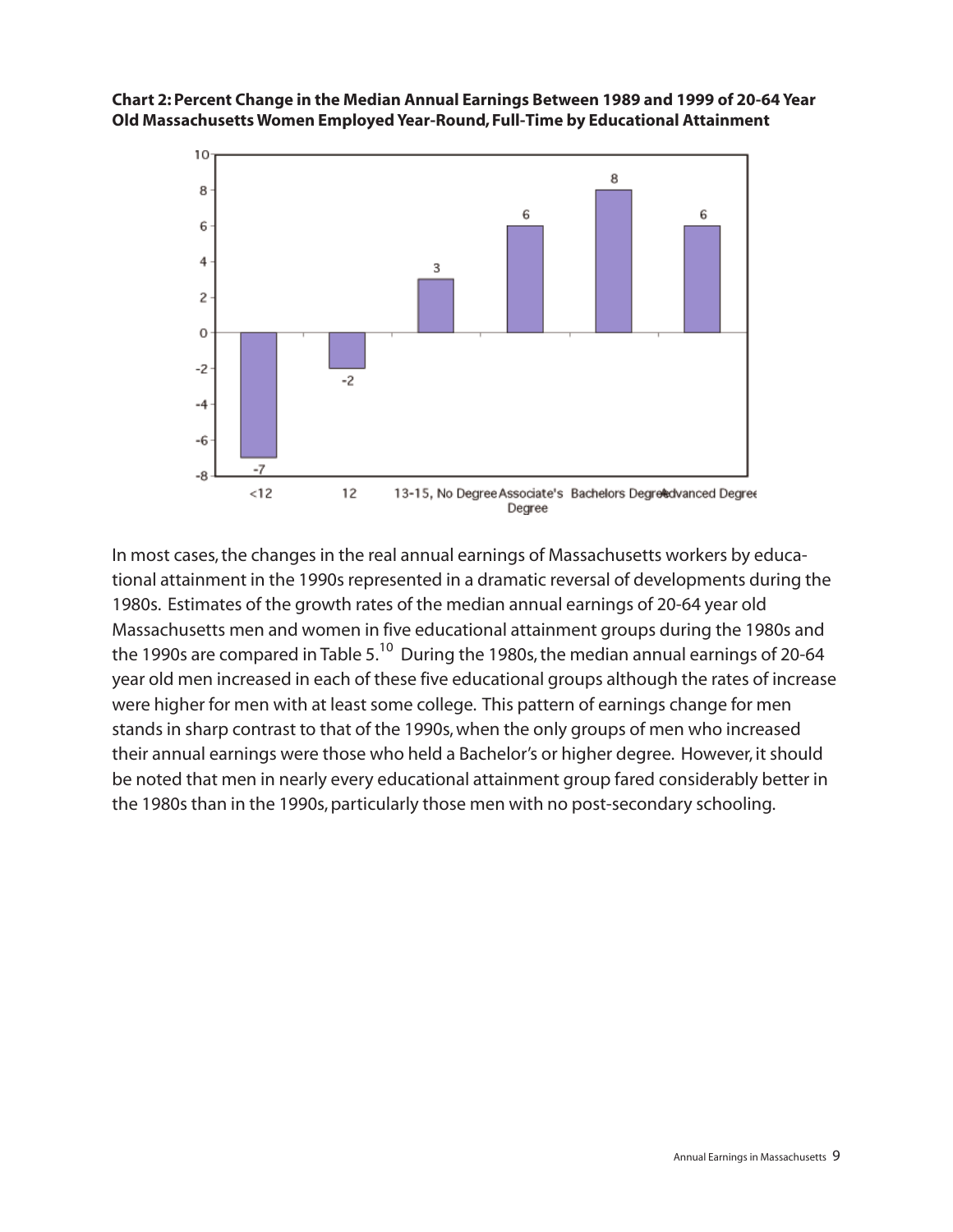**Chart 2: Percent Change in the Median Annual Earnings Between 1989 and 1999 of 20-64 Year Old Massachusetts Women Employed Year-Round, Full-Time by Educational Attainment**

10
8
6
4
2
0
-2
-4
-6
-8

-7
-2
3
6
8
6

<12
12
13-15, No Degree
Associate's Degree
Bachelors Degree
Advanced Degree

In most cases, the changes in the real annual earnings of Massachusetts workers by educational attainment in the 1990s represented in a dramatic reversal of developments during the 1980s. Estimates of the growth rates of the median annual earnings of 20-64 year old Massachusetts men and women in five educational attainment groups during the 1980s and the 1990s are compared in Table 5.[10] During the 1980s, the median annual earnings of 20-64 year old men increased in each of these five educational groups although the rates of increase were higher for men with at least some college. This pattern of earnings change for men stands in sharp contrast to that of the 1990s, when the only groups of men who increased their annual earnings were those who held a Bachelor's or higher degree. However, it should be noted that men in nearly every educational attainment group fared considerably better in the 1980s than in the 1990s, particularly those men with no post-secondary schooling.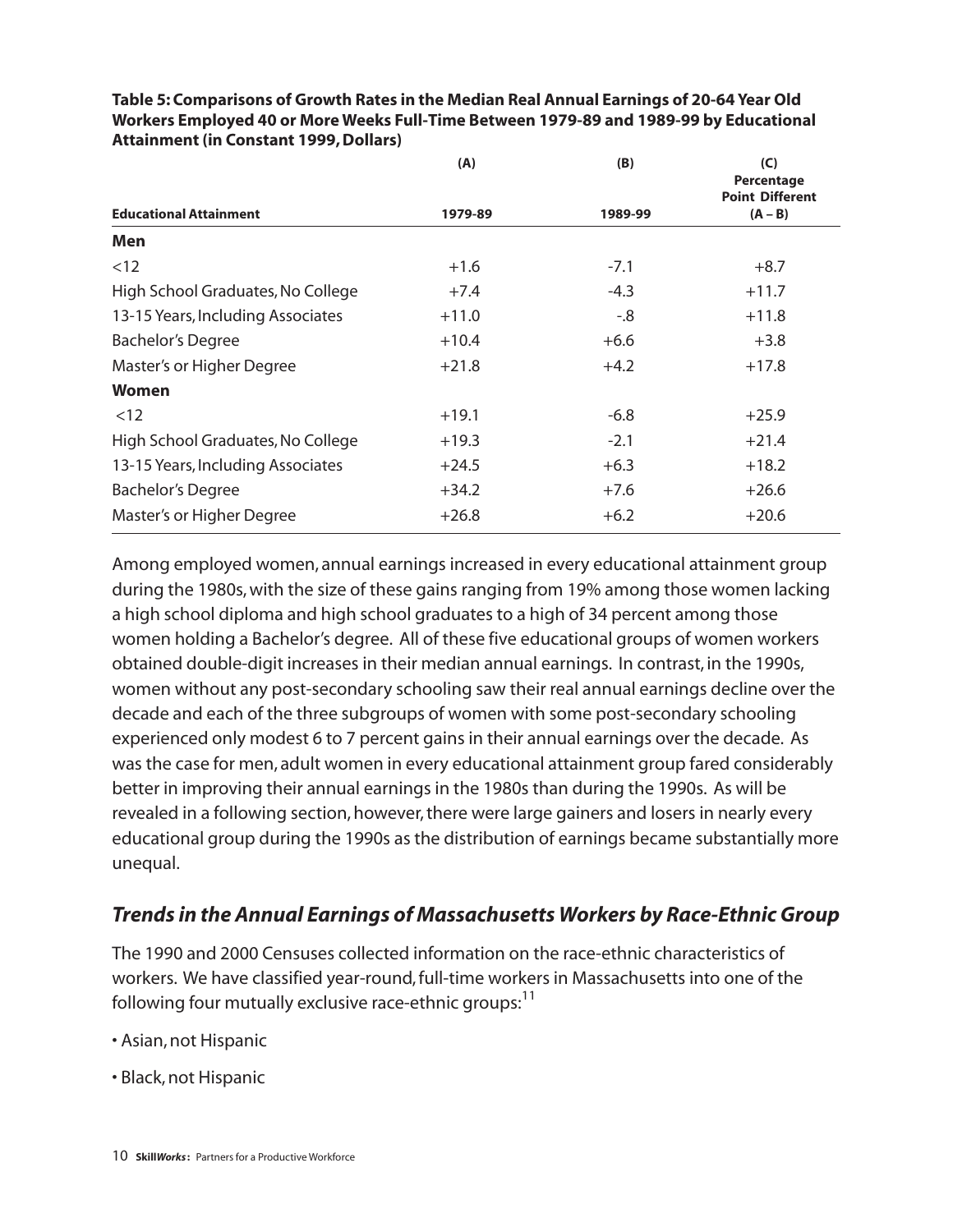**Table 5: Comparisons of Growth Rates in the Median Real Annual Earnings of 20-64 Year Old Workers Employed 40 or More Weeks Full-Time Between 1979-89 and 1989-99 by Educational Attainment (in Constant 1999, Dollars)**

| Educational Attainment | (A) 1979-89 | (B) 1989-99 | (C) Percentage Point Different (A – B) |
|---|---|---|---|
| **Men** | | | |
| <12 | +1.6 | -7.1 | +8.7 |
| High School Graduates, No College | +7.4 | -4.3 | +11.7 |
| 13-15 Years, Including Associates | +11.0 | -.8 | +11.8 |
| Bachelor's Degree | +10.4 | +6.6 | +3.8 |
| Master's or Higher Degree | +21.8 | +4.2 | +17.8 |
| **Women** | | | |
| <12 | +19.1 | -6.8 | +25.9 |
| High School Graduates, No College | +19.3 | -2.1 | +21.4 |
| 13-15 Years, Including Associates | +24.5 | +6.3 | +18.2 |
| Bachelor's Degree | +34.2 | +7.6 | +26.6 |
| Master's or Higher Degree | +26.8 | +6.2 | +20.6 |

Among employed women, annual earnings increased in every educational attainment group during the 1980s, with the size of these gains ranging from 19% among those women lacking a high school diploma and high school graduates to a high of 34 percent among those women holding a Bachelor's degree. All of these five educational groups of women workers obtained double-digit increases in their median annual earnings. In contrast, in the 1990s, women without any post-secondary schooling saw their real annual earnings decline over the decade and each of the three subgroups of women with some post-secondary schooling experienced only modest 6 to 7 percent gains in their annual earnings over the decade. As was the case for men, adult women in every educational attainment group fared considerably better in improving their annual earnings in the 1980s than during the 1990s. As will be revealed in a following section, however, there were large gainers and losers in nearly every educational group during the 1990s as the distribution of earnings became substantially more unequal.

## *Trends in the Annual Earnings of Massachusetts Workers by Race-Ethnic Group*

The 1990 and 2000 Censuses collected information on the race-ethnic characteristics of workers. We have classified year-round, full-time workers in Massachusetts into one of the following four mutually exclusive race-ethnic groups:[11]

- Asian, not Hispanic
- Black, not Hispanic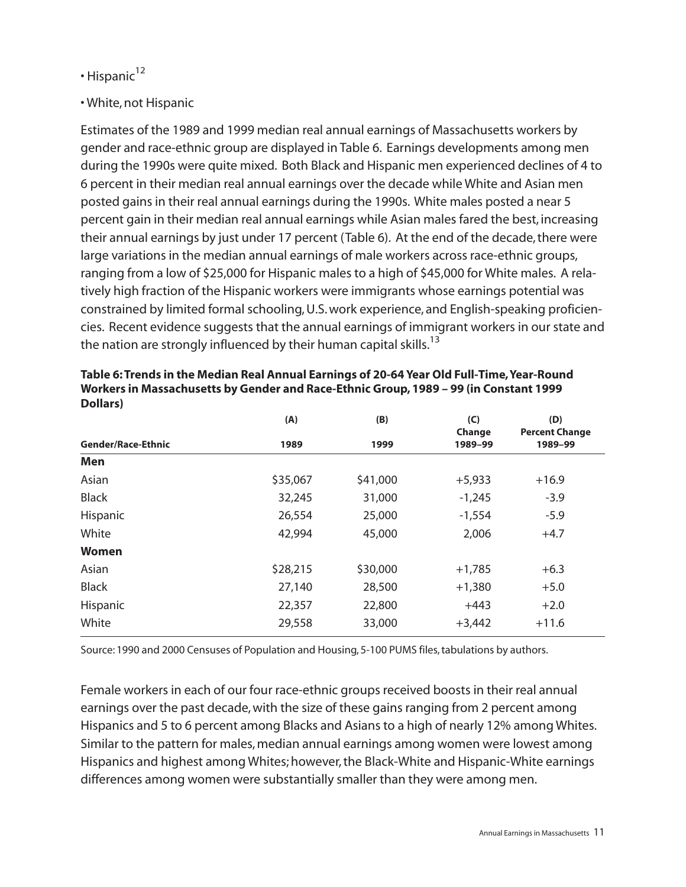- Hispanic[12]
- White, not Hispanic

Estimates of the 1989 and 1999 median real annual earnings of Massachusetts workers by gender and race-ethnic group are displayed in Table 6. Earnings developments among men during the 1990s were quite mixed. Both Black and Hispanic men experienced declines of 4 to 6 percent in their median real annual earnings over the decade while White and Asian men posted gains in their real annual earnings during the 1990s. White males posted a near 5 percent gain in their median real annual earnings while Asian males fared the best, increasing their annual earnings by just under 17 percent (Table 6). At the end of the decade, there were large variations in the median annual earnings of male workers across race-ethnic groups, ranging from a low of $25,000 for Hispanic males to a high of $45,000 for White males. A relatively high fraction of the Hispanic workers were immigrants whose earnings potential was constrained by limited formal schooling, U.S. work experience, and English-speaking proficiencies. Recent evidence suggests that the annual earnings of immigrant workers in our state and the nation are strongly influenced by their human capital skills.[13]

**Table 6: Trends in the Median Real Annual Earnings of 20-64 Year Old Full-Time, Year-Round Workers in Massachusetts by Gender and Race-Ethnic Group, 1989 – 99 (in Constant 1999 Dollars)**

| Gender/Race-Ethnic | (A) 1989 | (B) 1999 | (C) Change 1989–99 | (D) Percent Change 1989–99 |
|---|---|---|---|---|
| **Men** | | | | |
| Asian | $35,067 | $41,000 | +5,933 | +16.9 |
| Black | 32,245 | 31,000 | -1,245 | -3.9 |
| Hispanic | 26,554 | 25,000 | -1,554 | -5.9 |
| White | 42,994 | 45,000 | 2,006 | +4.7 |
| **Women** | | | | |
| Asian | $28,215 | $30,000 | +1,785 | +6.3 |
| Black | 27,140 | 28,500 | +1,380 | +5.0 |
| Hispanic | 22,357 | 22,800 | +443 | +2.0 |
| White | 29,558 | 33,000 | +3,442 | +11.6 |

Source: 1990 and 2000 Censuses of Population and Housing, 5-100 PUMS files, tabulations by authors.

Female workers in each of our four race-ethnic groups received boosts in their real annual earnings over the past decade, with the size of these gains ranging from 2 percent among Hispanics and 5 to 6 percent among Blacks and Asians to a high of nearly 12% among Whites. Similar to the pattern for males, median annual earnings among women were lowest among Hispanics and highest among Whites; however, the Black-White and Hispanic-White earnings differences among women were substantially smaller than they were among men.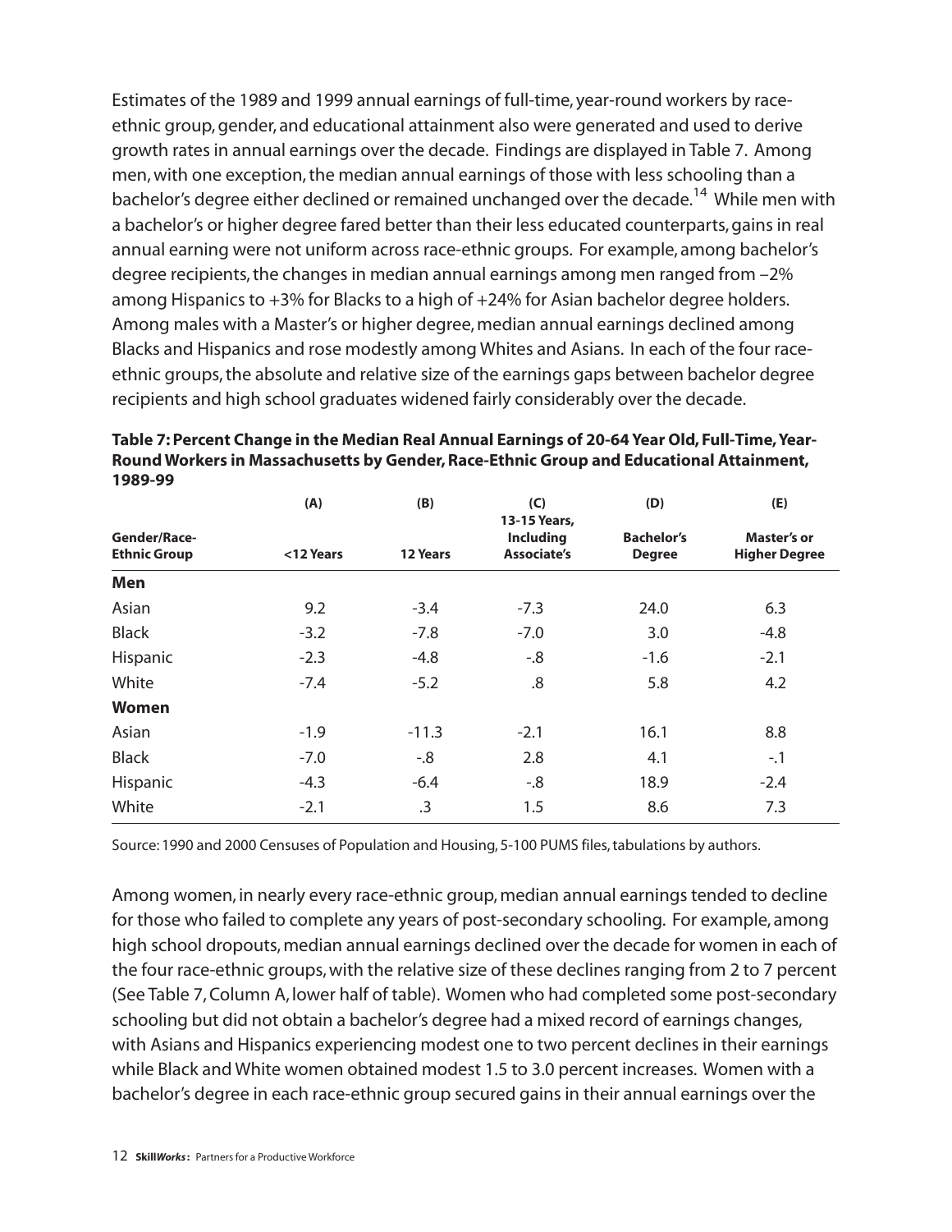Estimates of the 1989 and 1999 annual earnings of full-time, year-round workers by race-ethnic group, gender, and educational attainment also were generated and used to derive growth rates in annual earnings over the decade. Findings are displayed in Table 7. Among men, with one exception, the median annual earnings of those with less schooling than a bachelor's degree either declined or remained unchanged over the decade.[14] While men with a bachelor's or higher degree fared better than their less educated counterparts, gains in real annual earning were not uniform across race-ethnic groups. For example, among bachelor's degree recipients, the changes in median annual earnings among men ranged from –2% among Hispanics to +3% for Blacks to a high of +24% for Asian bachelor degree holders. Among males with a Master's or higher degree, median annual earnings declined among Blacks and Hispanics and rose modestly among Whites and Asians. In each of the four race-ethnic groups, the absolute and relative size of the earnings gaps between bachelor degree recipients and high school graduates widened fairly considerably over the decade.

**Table 7: Percent Change in the Median Real Annual Earnings of 20-64 Year Old, Full-Time, Year-Round Workers in Massachusetts by Gender, Race-Ethnic Group and Educational Attainment, 1989-99**

| Gender/Race-Ethnic Group | (A) <12 Years | (B) 12 Years | (C) 13-15 Years, Including Associate's | (D) Bachelor's Degree | (E) Master's or Higher Degree |
|---|---|---|---|---|---|
| **Men** | | | | | |
| Asian | 9.2 | -3.4 | -7.3 | 24.0 | 6.3 |
| Black | -3.2 | -7.8 | -7.0 | 3.0 | -4.8 |
| Hispanic | -2.3 | -4.8 | -.8 | -1.6 | -2.1 |
| White | -7.4 | -5.2 | .8 | 5.8 | 4.2 |
| **Women** | | | | | |
| Asian | -1.9 | -11.3 | -2.1 | 16.1 | 8.8 |
| Black | -7.0 | -.8 | 2.8 | 4.1 | -.1 |
| Hispanic | -4.3 | -6.4 | -.8 | 18.9 | -2.4 |
| White | -2.1 | .3 | 1.5 | 8.6 | 7.3 |

Source: 1990 and 2000 Censuses of Population and Housing, 5-100 PUMS files, tabulations by authors.

Among women, in nearly every race-ethnic group, median annual earnings tended to decline for those who failed to complete any years of post-secondary schooling. For example, among high school dropouts, median annual earnings declined over the decade for women in each of the four race-ethnic groups, with the relative size of these declines ranging from 2 to 7 percent (See Table 7, Column A, lower half of table). Women who had completed some post-secondary schooling but did not obtain a bachelor's degree had a mixed record of earnings changes, with Asians and Hispanics experiencing modest one to two percent declines in their earnings while Black and White women obtained modest 1.5 to 3.0 percent increases. Women with a bachelor's degree in each race-ethnic group secured gains in their annual earnings over the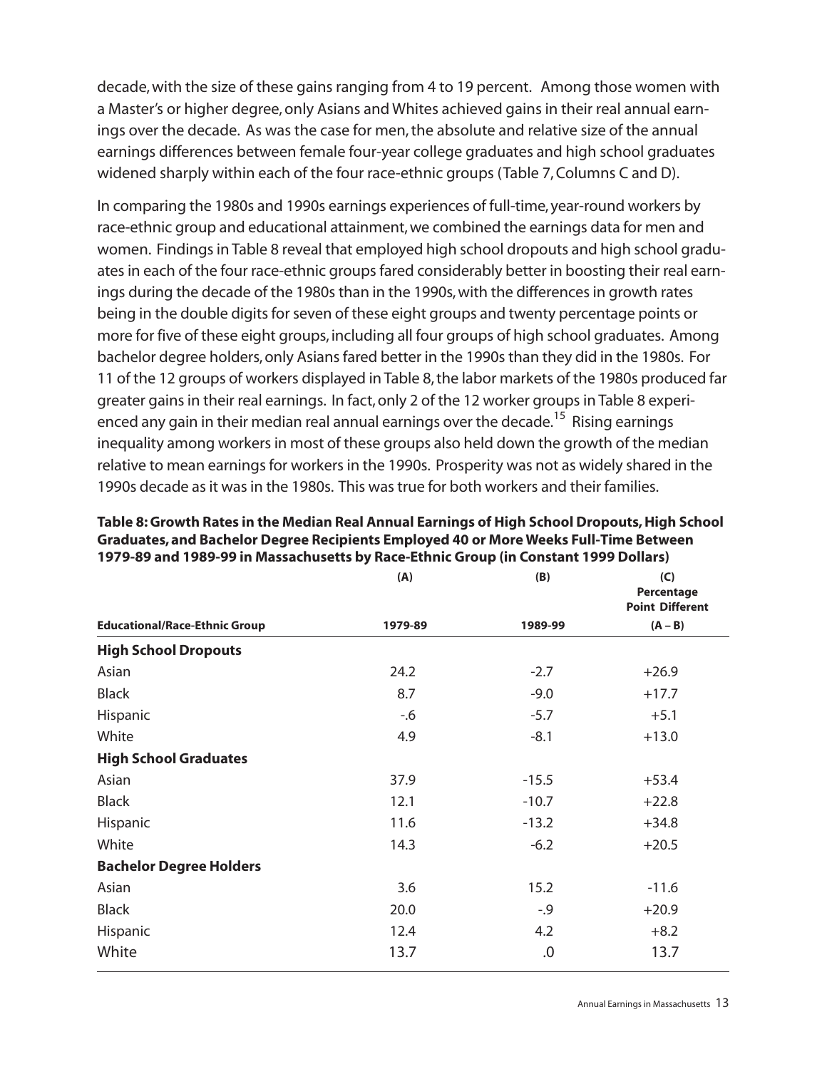decade, with the size of these gains ranging from 4 to 19 percent. Among those women with a Master's or higher degree, only Asians and Whites achieved gains in their real annual earnings over the decade. As was the case for men, the absolute and relative size of the annual earnings differences between female four-year college graduates and high school graduates widened sharply within each of the four race-ethnic groups (Table 7, Columns C and D).

In comparing the 1980s and 1990s earnings experiences of full-time, year-round workers by race-ethnic group and educational attainment, we combined the earnings data for men and women. Findings in Table 8 reveal that employed high school dropouts and high school graduates in each of the four race-ethnic groups fared considerably better in boosting their real earnings during the decade of the 1980s than in the 1990s, with the differences in growth rates being in the double digits for seven of these eight groups and twenty percentage points or more for five of these eight groups, including all four groups of high school graduates. Among bachelor degree holders, only Asians fared better in the 1990s than they did in the 1980s. For 11 of the 12 groups of workers displayed in Table 8, the labor markets of the 1980s produced far greater gains in their real earnings. In fact, only 2 of the 12 worker groups in Table 8 experienced any gain in their median real annual earnings over the decade.[15] Rising earnings inequality among workers in most of these groups also held down the growth of the median relative to mean earnings for workers in the 1990s. Prosperity was not as widely shared in the 1990s decade as it was in the 1980s. This was true for both workers and their families.

**Table 8: Growth Rates in the Median Real Annual Earnings of High School Dropouts, High School Graduates, and Bachelor Degree Recipients Employed 40 or More Weeks Full-Time Between 1979-89 and 1989-99 in Massachusetts by Race-Ethnic Group (in Constant 1999 Dollars)**

| | (A) | (B) | (C) Percentage Point Different |
|---|---|---|---|
| **Educational/Race-Ethnic Group** | **1979-89** | **1989-99** | **(A – B)** |
| **High School Dropouts** | | | |
| Asian | 24.2 | -2.7 | +26.9 |
| Black | 8.7 | -9.0 | +17.7 |
| Hispanic | -.6 | -5.7 | +5.1 |
| White | 4.9 | -8.1 | +13.0 |
| **High School Graduates** | | | |
| Asian | 37.9 | -15.5 | +53.4 |
| Black | 12.1 | -10.7 | +22.8 |
| Hispanic | 11.6 | -13.2 | +34.8 |
| White | 14.3 | -6.2 | +20.5 |
| **Bachelor Degree Holders** | | | |
| Asian | 3.6 | 15.2 | -11.6 |
| Black | 20.0 | -.9 | +20.9 |
| Hispanic | 12.4 | 4.2 | +8.2 |
| White | 13.7 | .0 | 13.7 |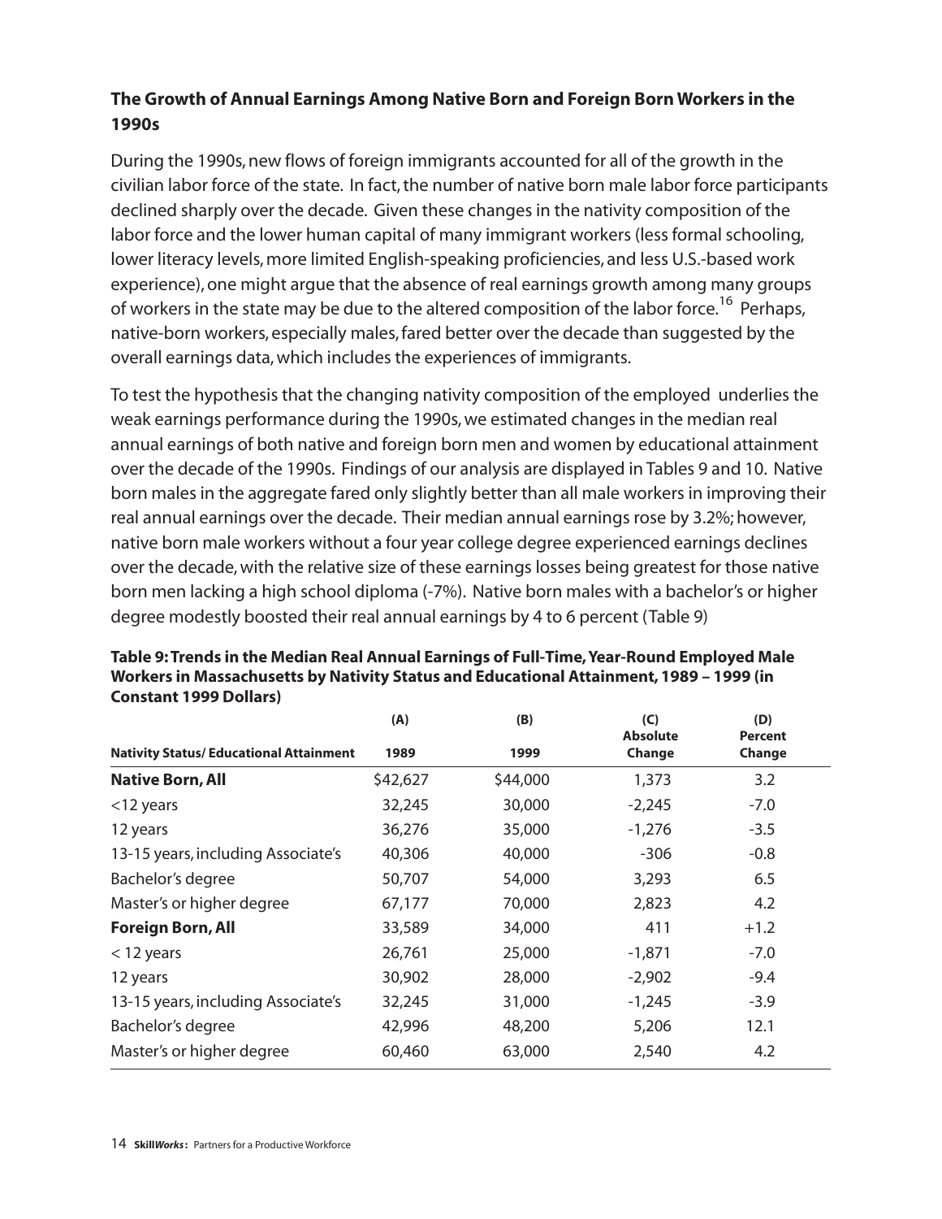## The Growth of Annual Earnings Among Native Born and Foreign Born Workers in the 1990s

During the 1990s, new flows of foreign immigrants accounted for all of the growth in the civilian labor force of the state. In fact, the number of native born male labor force participants declined sharply over the decade. Given these changes in the nativity composition of the labor force and the lower human capital of many immigrant workers (less formal schooling, lower literacy levels, more limited English-speaking proficiencies, and less U.S.-based work experience), one might argue that the absence of real earnings growth among many groups of workers in the state may be due to the altered composition of the labor force.[16] Perhaps, native-born workers, especially males, fared better over the decade than suggested by the overall earnings data, which includes the experiences of immigrants.

To test the hypothesis that the changing nativity composition of the employed underlies the weak earnings performance during the 1990s, we estimated changes in the median real annual earnings of both native and foreign born men and women by educational attainment over the decade of the 1990s. Findings of our analysis are displayed in Tables 9 and 10. Native born males in the aggregate fared only slightly better than all male workers in improving their real annual earnings over the decade. Their median annual earnings rose by 3.2%; however, native born male workers without a four year college degree experienced earnings declines over the decade, with the relative size of these earnings losses being greatest for those native born men lacking a high school diploma (-7%). Native born males with a bachelor's or higher degree modestly boosted their real annual earnings by 4 to 6 percent (Table 9)

**Table 9: Trends in the Median Real Annual Earnings of Full-Time, Year-Round Employed Male Workers in Massachusetts by Nativity Status and Educational Attainment, 1989 – 1999 (in Constant 1999 Dollars)**

| Nativity Status/ Educational Attainment | (A) 1989 | (B) 1999 | (C) Absolute Change | (D) Percent Change |
|---|---|---|---|---|
| **Native Born, All** | $42,627 | $44,000 | 1,373 | 3.2 |
| <12 years | 32,245 | 30,000 | -2,245 | -7.0 |
| 12 years | 36,276 | 35,000 | -1,276 | -3.5 |
| 13-15 years, including Associate's | 40,306 | 40,000 | -306 | -0.8 |
| Bachelor's degree | 50,707 | 54,000 | 3,293 | 6.5 |
| Master's or higher degree | 67,177 | 70,000 | 2,823 | 4.2 |
| **Foreign Born, All** | 33,589 | 34,000 | 411 | +1.2 |
| < 12 years | 26,761 | 25,000 | -1,871 | -7.0 |
| 12 years | 30,902 | 28,000 | -2,902 | -9.4 |
| 13-15 years, including Associate's | 32,245 | 31,000 | -1,245 | -3.9 |
| Bachelor's degree | 42,996 | 48,200 | 5,206 | 12.1 |
| Master's or higher degree | 60,460 | 63,000 | 2,540 | 4.2 |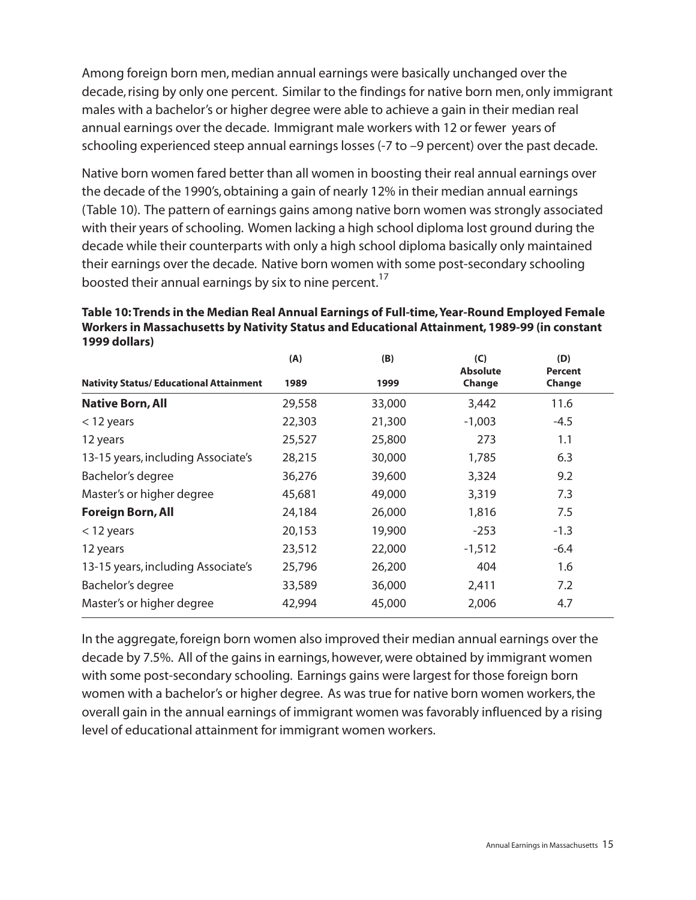Among foreign born men, median annual earnings were basically unchanged over the decade, rising by only one percent. Similar to the findings for native born men, only immigrant males with a bachelor's or higher degree were able to achieve a gain in their median real annual earnings over the decade. Immigrant male workers with 12 or fewer years of schooling experienced steep annual earnings losses (-7 to –9 percent) over the past decade.

Native born women fared better than all women in boosting their real annual earnings over the decade of the 1990's, obtaining a gain of nearly 12% in their median annual earnings (Table 10). The pattern of earnings gains among native born women was strongly associated with their years of schooling. Women lacking a high school diploma lost ground during the decade while their counterparts with only a high school diploma basically only maintained their earnings over the decade. Native born women with some post-secondary schooling boosted their annual earnings by six to nine percent.[17]

**Table 10: Trends in the Median Real Annual Earnings of Full-time, Year-Round Employed Female Workers in Massachusetts by Nativity Status and Educational Attainment, 1989-99 (in constant 1999 dollars)**

| Nativity Status/ Educational Attainment | (A) 1989 | (B) 1999 | (C) Absolute Change | (D) Percent Change |
|---|---|---|---|---|
| **Native Born, All** | 29,558 | 33,000 | 3,442 | 11.6 |
| < 12 years | 22,303 | 21,300 | -1,003 | -4.5 |
| 12 years | 25,527 | 25,800 | 273 | 1.1 |
| 13-15 years, including Associate's | 28,215 | 30,000 | 1,785 | 6.3 |
| Bachelor's degree | 36,276 | 39,600 | 3,324 | 9.2 |
| Master's or higher degree | 45,681 | 49,000 | 3,319 | 7.3 |
| **Foreign Born, All** | 24,184 | 26,000 | 1,816 | 7.5 |
| < 12 years | 20,153 | 19,900 | -253 | -1.3 |
| 12 years | 23,512 | 22,000 | -1,512 | -6.4 |
| 13-15 years, including Associate's | 25,796 | 26,200 | 404 | 1.6 |
| Bachelor's degree | 33,589 | 36,000 | 2,411 | 7.2 |
| Master's or higher degree | 42,994 | 45,000 | 2,006 | 4.7 |

In the aggregate, foreign born women also improved their median annual earnings over the decade by 7.5%. All of the gains in earnings, however, were obtained by immigrant women with some post-secondary schooling. Earnings gains were largest for those foreign born women with a bachelor's or higher degree. As was true for native born women workers, the overall gain in the annual earnings of immigrant women was favorably influenced by a rising level of educational attainment for immigrant women workers.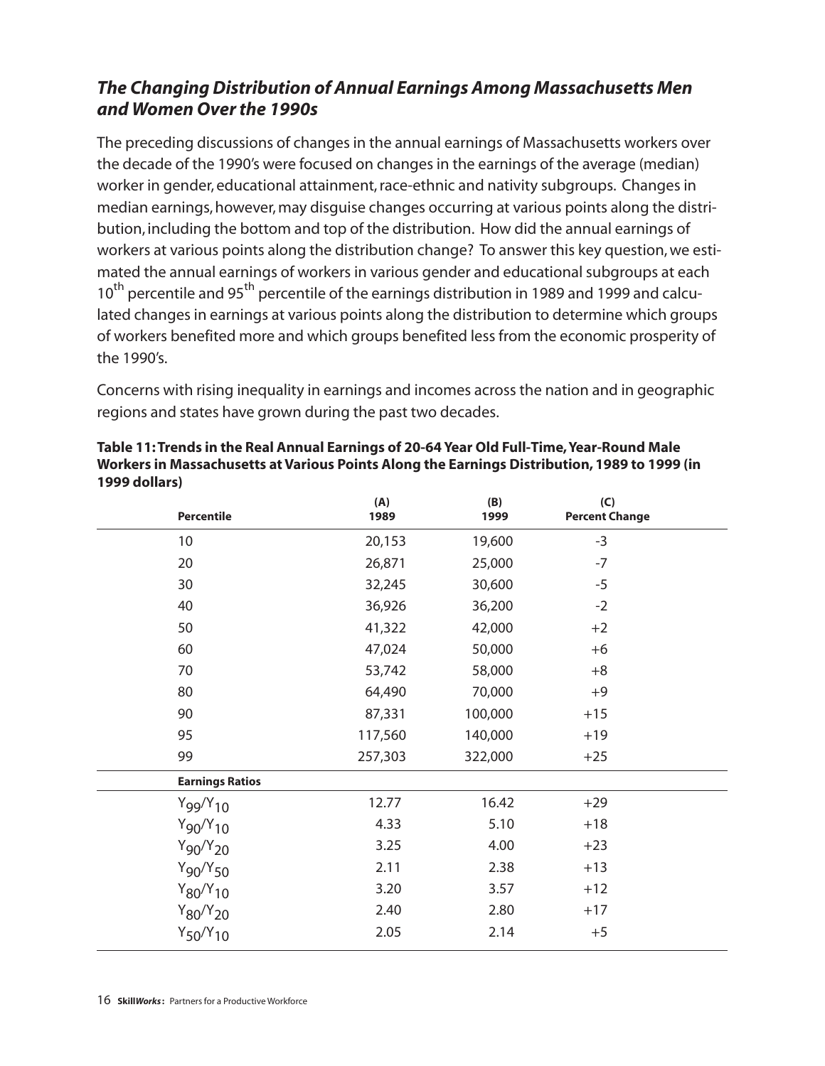## *The Changing Distribution of Annual Earnings Among Massachusetts Men and Women Over the 1990s*

The preceding discussions of changes in the annual earnings of Massachusetts workers over the decade of the 1990's were focused on changes in the earnings of the average (median) worker in gender, educational attainment, race-ethnic and nativity subgroups. Changes in median earnings, however, may disguise changes occurring at various points along the distribution, including the bottom and top of the distribution. How did the annual earnings of workers at various points along the distribution change? To answer this key question, we estimated the annual earnings of workers in various gender and educational subgroups at each 10[th] percentile and 95[th] percentile of the earnings distribution in 1989 and 1999 and calculated changes in earnings at various points along the distribution to determine which groups of workers benefited more and which groups benefited less from the economic prosperity of the 1990's.

Concerns with rising inequality in earnings and incomes across the nation and in geographic regions and states have grown during the past two decades.

**Table 11: Trends in the Real Annual Earnings of 20-64 Year Old Full-Time, Year-Round Male Workers in Massachusetts at Various Points Along the Earnings Distribution, 1989 to 1999 (in 1999 dollars)**

| Percentile | (A) 1989 | (B) 1999 | (C) Percent Change |
|---|---|---|---|
| 10 | 20,153 | 19,600 | -3 |
| 20 | 26,871 | 25,000 | -7 |
| 30 | 32,245 | 30,600 | -5 |
| 40 | 36,926 | 36,200 | -2 |
| 50 | 41,322 | 42,000 | +2 |
| 60 | 47,024 | 50,000 | +6 |
| 70 | 53,742 | 58,000 | +8 |
| 80 | 64,490 | 70,000 | +9 |
| 90 | 87,331 | 100,000 | +15 |
| 95 | 117,560 | 140,000 | +19 |
| 99 | 257,303 | 322,000 | +25 |
| **Earnings Ratios** | | | |
| $Y_{99}/Y_{10}$ | 12.77 | 16.42 | +29 |
| $Y_{90}/Y_{10}$ | 4.33 | 5.10 | +18 |
| $Y_{90}/Y_{20}$ | 3.25 | 4.00 | +23 |
| $Y_{90}/Y_{50}$ | 2.11 | 2.38 | +13 |
| $Y_{80}/Y_{10}$ | 3.20 | 3.57 | +12 |
| $Y_{80}/Y_{20}$ | 2.40 | 2.80 | +17 |
| $Y_{50}/Y_{10}$ | 2.05 | 2.14 | +5 |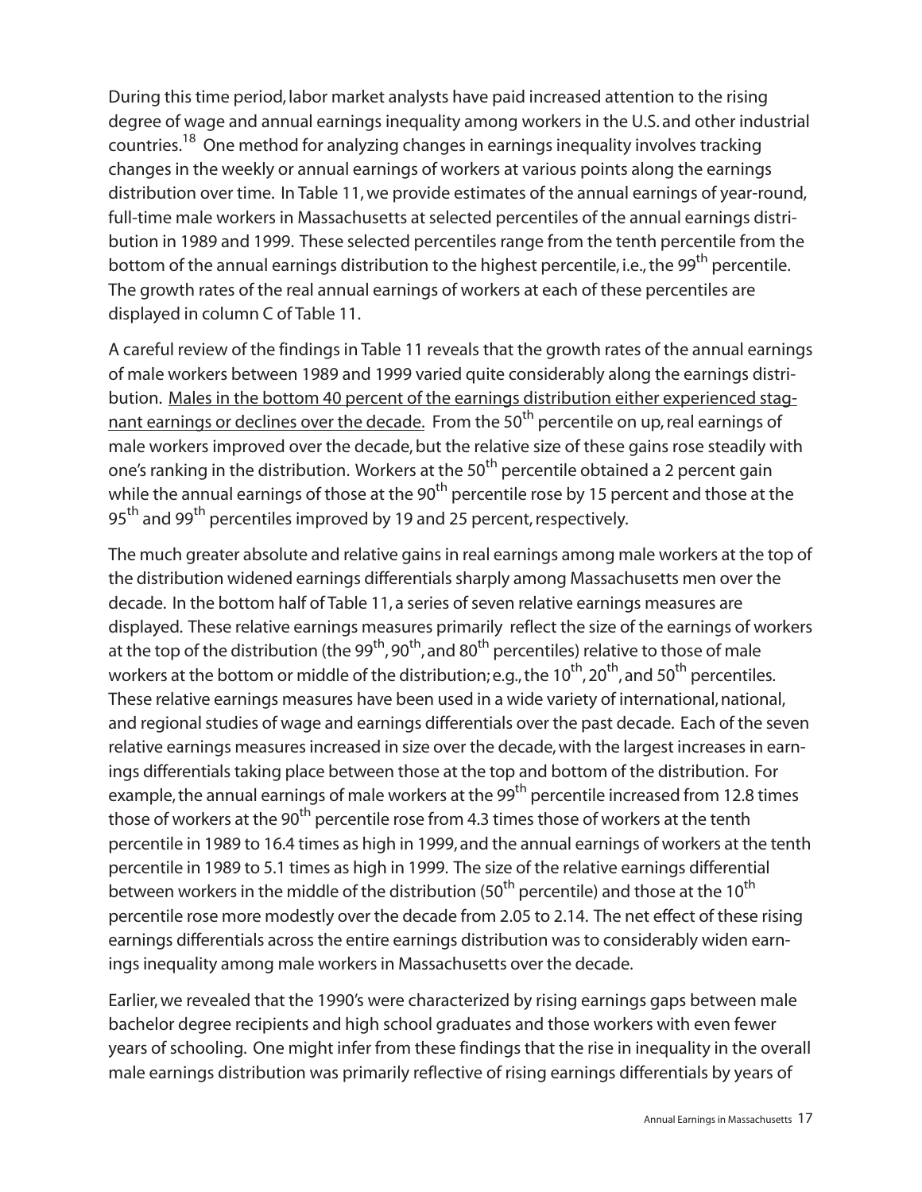During this time period, labor market analysts have paid increased attention to the rising degree of wage and annual earnings inequality among workers in the U.S. and other industrial countries.[18] One method for analyzing changes in earnings inequality involves tracking changes in the weekly or annual earnings of workers at various points along the earnings distribution over time. In Table 11, we provide estimates of the annual earnings of year-round, full-time male workers in Massachusetts at selected percentiles of the annual earnings distribution in 1989 and 1999. These selected percentiles range from the tenth percentile from the bottom of the annual earnings distribution to the highest percentile, i.e., the 99th percentile. The growth rates of the real annual earnings of workers at each of these percentiles are displayed in column C of Table 11.

A careful review of the findings in Table 11 reveals that the growth rates of the annual earnings of male workers between 1989 and 1999 varied quite considerably along the earnings distribution. <u>Males in the bottom 40 percent of the earnings distribution either experienced stagnant earnings or declines over the decade.</u> From the 50th percentile on up, real earnings of male workers improved over the decade, but the relative size of these gains rose steadily with one's ranking in the distribution. Workers at the 50th percentile obtained a 2 percent gain while the annual earnings of those at the 90th percentile rose by 15 percent and those at the 95th and 99th percentiles improved by 19 and 25 percent, respectively.

The much greater absolute and relative gains in real earnings among male workers at the top of the distribution widened earnings differentials sharply among Massachusetts men over the decade. In the bottom half of Table 11, a series of seven relative earnings measures are displayed. These relative earnings measures primarily reflect the size of the earnings of workers at the top of the distribution (the 99th, 90th, and 80th percentiles) relative to those of male workers at the bottom or middle of the distribution; e.g., the 10th, 20th, and 50th percentiles. These relative earnings measures have been used in a wide variety of international, national, and regional studies of wage and earnings differentials over the past decade. Each of the seven relative earnings measures increased in size over the decade, with the largest increases in earnings differentials taking place between those at the top and bottom of the distribution. For example, the annual earnings of male workers at the 99th percentile increased from 12.8 times those of workers at the 90th percentile rose from 4.3 times those of workers at the tenth percentile in 1989 to 16.4 times as high in 1999, and the annual earnings of workers at the tenth percentile in 1989 to 5.1 times as high in 1999. The size of the relative earnings differential between workers in the middle of the distribution (50th percentile) and those at the 10th percentile rose more modestly over the decade from 2.05 to 2.14. The net effect of these rising earnings differentials across the entire earnings distribution was to considerably widen earnings inequality among male workers in Massachusetts over the decade.

Earlier, we revealed that the 1990's were characterized by rising earnings gaps between male bachelor degree recipients and high school graduates and those workers with even fewer years of schooling. One might infer from these findings that the rise in inequality in the overall male earnings distribution was primarily reflective of rising earnings differentials by years of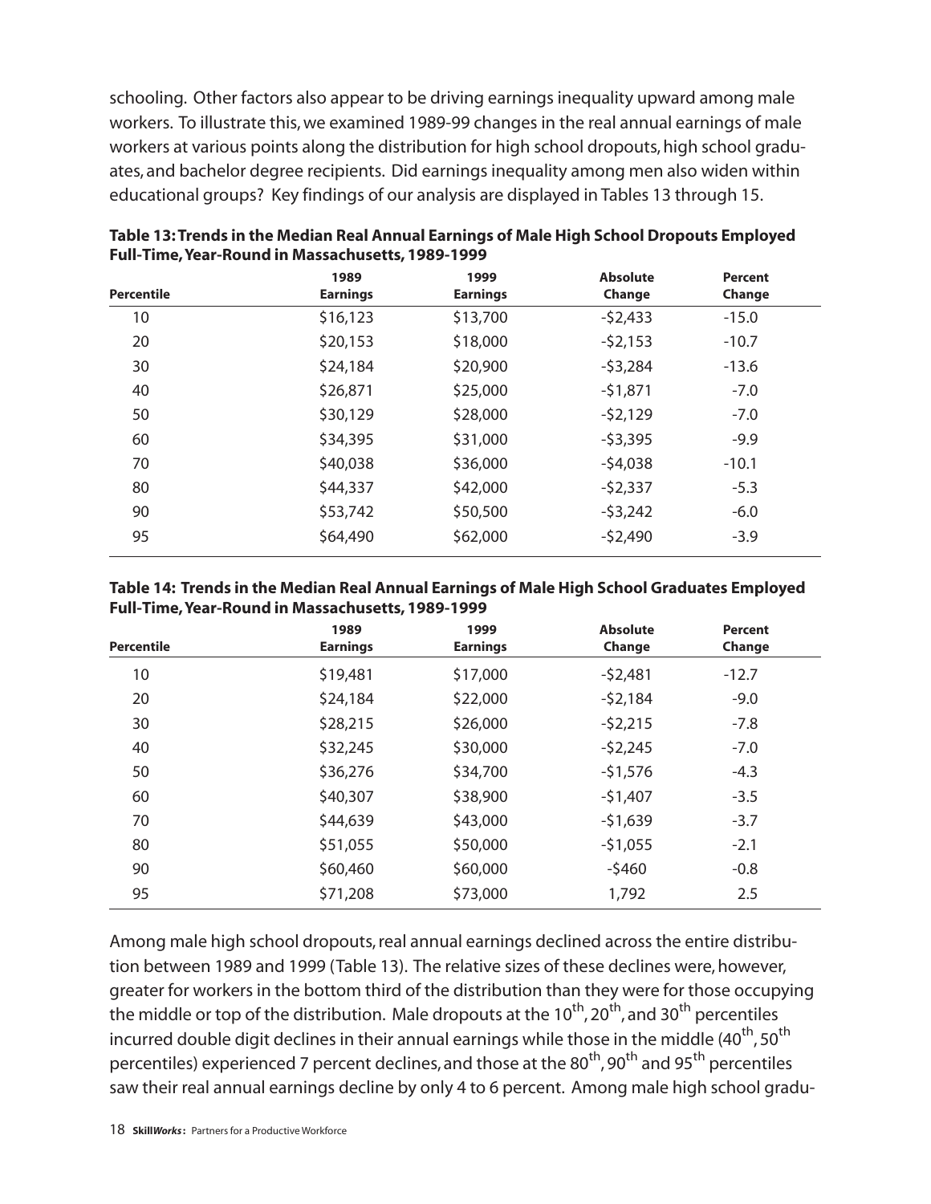schooling. Other factors also appear to be driving earnings inequality upward among male workers. To illustrate this, we examined 1989-99 changes in the real annual earnings of male workers at various points along the distribution for high school dropouts, high school graduates, and bachelor degree recipients. Did earnings inequality among men also widen within educational groups? Key findings of our analysis are displayed in Tables 13 through 15.

**Table 13: Trends in the Median Real Annual Earnings of Male High School Dropouts Employed Full-Time, Year-Round in Massachusetts, 1989-1999**

| Percentile | 1989 Earnings | 1999 Earnings | Absolute Change | Percent Change |
|---|---|---|---|---|
| 10 | $16,123 | $13,700 | -$2,433 | -15.0 |
| 20 | $20,153 | $18,000 | -$2,153 | -10.7 |
| 30 | $24,184 | $20,900 | -$3,284 | -13.6 |
| 40 | $26,871 | $25,000 | -$1,871 | -7.0 |
| 50 | $30,129 | $28,000 | -$2,129 | -7.0 |
| 60 | $34,395 | $31,000 | -$3,395 | -9.9 |
| 70 | $40,038 | $36,000 | -$4,038 | -10.1 |
| 80 | $44,337 | $42,000 | -$2,337 | -5.3 |
| 90 | $53,742 | $50,500 | -$3,242 | -6.0 |
| 95 | $64,490 | $62,000 | -$2,490 | -3.9 |

**Table 14: Trends in the Median Real Annual Earnings of Male High School Graduates Employed Full-Time, Year-Round in Massachusetts, 1989-1999**

| Percentile | 1989 Earnings | 1999 Earnings | Absolute Change | Percent Change |
|---|---|---|---|---|
| 10 | $19,481 | $17,000 | -$2,481 | -12.7 |
| 20 | $24,184 | $22,000 | -$2,184 | -9.0 |
| 30 | $28,215 | $26,000 | -$2,215 | -7.8 |
| 40 | $32,245 | $30,000 | -$2,245 | -7.0 |
| 50 | $36,276 | $34,700 | -$1,576 | -4.3 |
| 60 | $40,307 | $38,900 | -$1,407 | -3.5 |
| 70 | $44,639 | $43,000 | -$1,639 | -3.7 |
| 80 | $51,055 | $50,000 | -$1,055 | -2.1 |
| 90 | $60,460 | $60,000 | -$460 | -0.8 |
| 95 | $71,208 | $73,000 | 1,792 | 2.5 |

Among male high school dropouts, real annual earnings declined across the entire distribution between 1989 and 1999 (Table 13). The relative sizes of these declines were, however, greater for workers in the bottom third of the distribution than they were for those occupying the middle or top of the distribution. Male dropouts at the 10th, 20th, and 30th percentiles incurred double digit declines in their annual earnings while those in the middle (40th, 50th percentiles) experienced 7 percent declines, and those at the 80th, 90th and 95th percentiles saw their real annual earnings decline by only 4 to 6 percent. Among male high school gradu-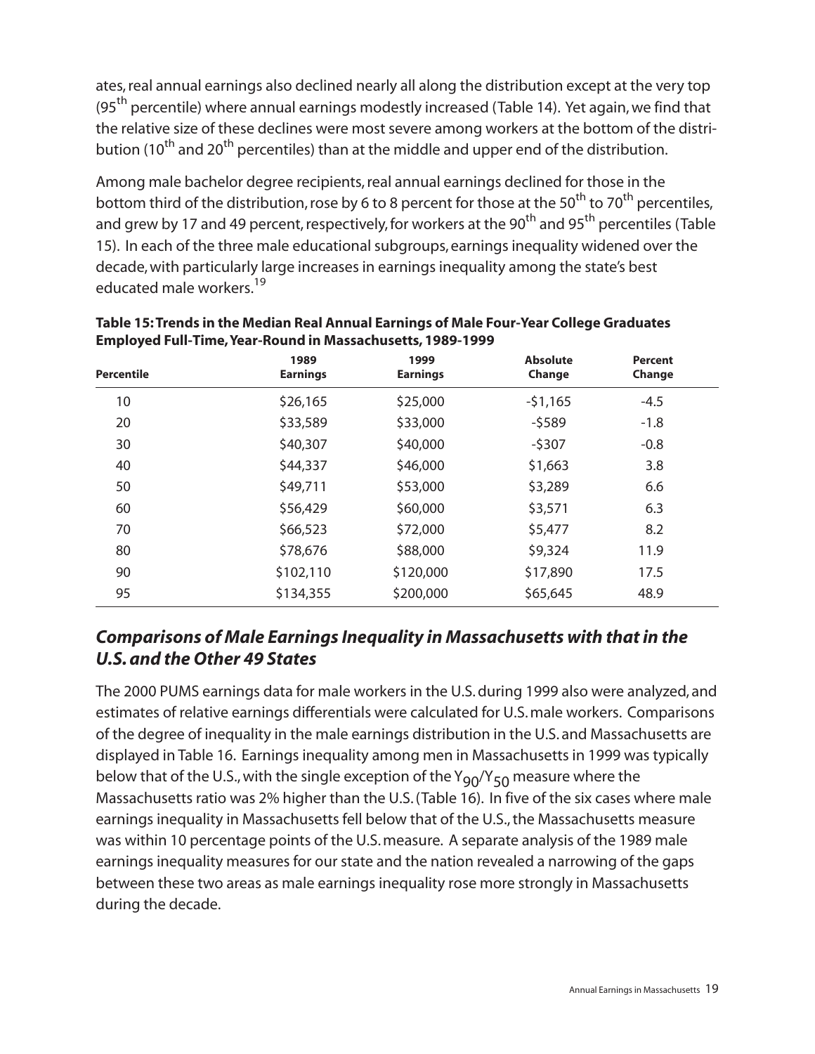ates, real annual earnings also declined nearly all along the distribution except at the very top ($95^{th}$ percentile) where annual earnings modestly increased (Table 14). Yet again, we find that the relative size of these declines were most severe among workers at the bottom of the distribution ($10^{th}$ and $20^{th}$ percentiles) than at the middle and upper end of the distribution.

Among male bachelor degree recipients, real annual earnings declined for those in the bottom third of the distribution, rose by 6 to 8 percent for those at the $50^{th}$ to $70^{th}$ percentiles, and grew by 17 and 49 percent, respectively, for workers at the $90^{th}$ and $95^{th}$ percentiles (Table 15). In each of the three male educational subgroups, earnings inequality widened over the decade, with particularly large increases in earnings inequality among the state's best educated male workers.[19]

**Table 15: Trends in the Median Real Annual Earnings of Male Four-Year College Graduates Employed Full-Time, Year-Round in Massachusetts, 1989-1999**

| Percentile | 1989 Earnings | 1999 Earnings | Absolute Change | Percent Change |
|---|---|---|---|---|
| 10 | $26,165 | $25,000 | -$1,165 | -4.5 |
| 20 | $33,589 | $33,000 | -$589 | -1.8 |
| 30 | $40,307 | $40,000 | -$307 | -0.8 |
| 40 | $44,337 | $46,000 | $1,663 | 3.8 |
| 50 | $49,711 | $53,000 | $3,289 | 6.6 |
| 60 | $56,429 | $60,000 | $3,571 | 6.3 |
| 70 | $66,523 | $72,000 | $5,477 | 8.2 |
| 80 | $78,676 | $88,000 | $9,324 | 11.9 |
| 90 | $102,110 | $120,000 | $17,890 | 17.5 |
| 95 | $134,355 | $200,000 | $65,645 | 48.9 |

## *Comparisons of Male Earnings Inequality in Massachusetts with that in the U.S. and the Other 49 States*

The 2000 PUMS earnings data for male workers in the U.S. during 1999 also were analyzed, and estimates of relative earnings differentials were calculated for U.S. male workers. Comparisons of the degree of inequality in the male earnings distribution in the U.S. and Massachusetts are displayed in Table 16. Earnings inequality among men in Massachusetts in 1999 was typically below that of the U.S., with the single exception of the $Y_{90}/Y_{50}$ measure where the Massachusetts ratio was 2% higher than the U.S. (Table 16). In five of the six cases where male earnings inequality in Massachusetts fell below that of the U.S., the Massachusetts measure was within 10 percentage points of the U.S. measure. A separate analysis of the 1989 male earnings inequality measures for our state and the nation revealed a narrowing of the gaps between these two areas as male earnings inequality rose more strongly in Massachusetts during the decade.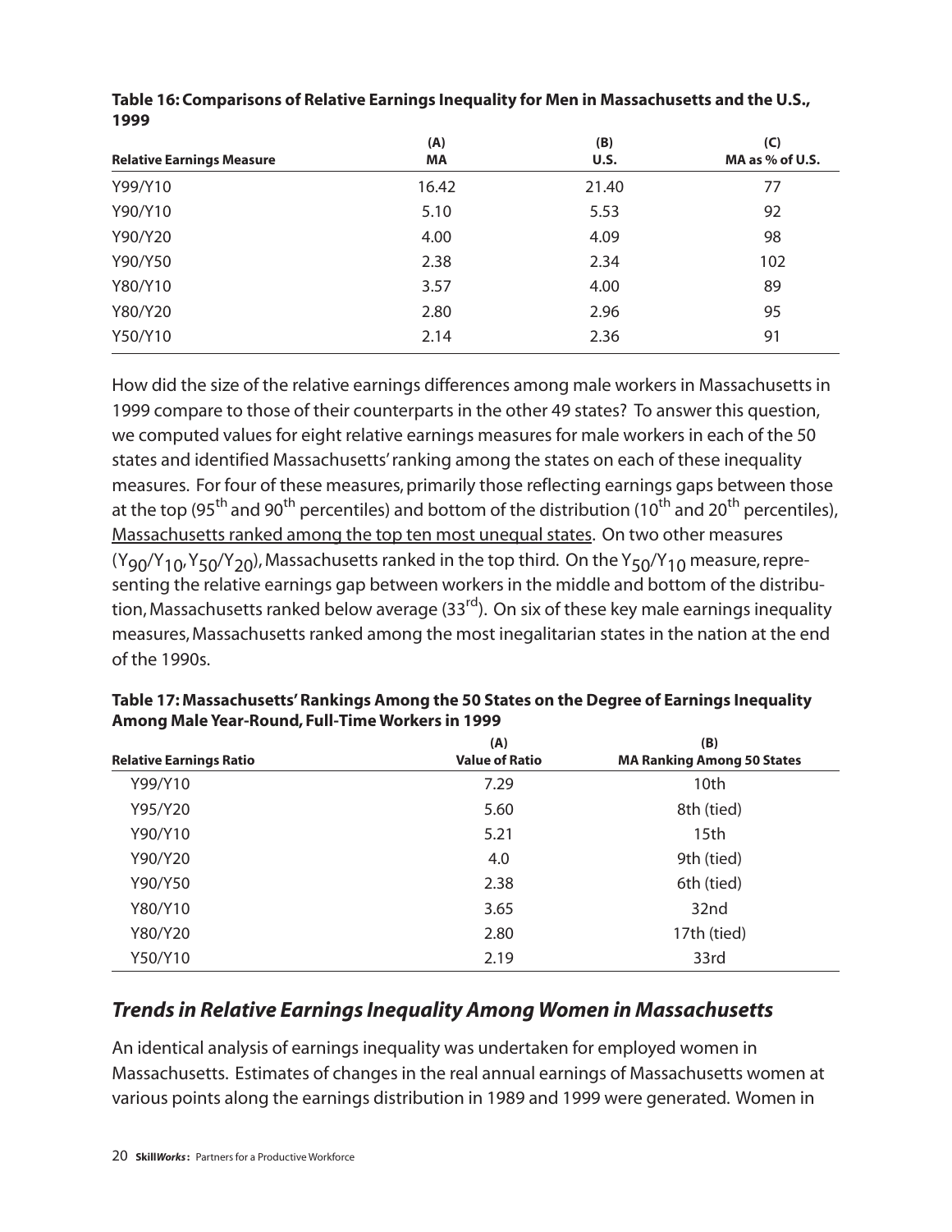**Table 16: Comparisons of Relative Earnings Inequality for Men in Massachusetts and the U.S., 1999**

| Relative Earnings Measure | (A) MA | (B) U.S. | (C) MA as % of U.S. |
|---|---|---|---|
| Y99/Y10 | 16.42 | 21.40 | 77 |
| Y90/Y10 | 5.10 | 5.53 | 92 |
| Y90/Y20 | 4.00 | 4.09 | 98 |
| Y90/Y50 | 2.38 | 2.34 | 102 |
| Y80/Y10 | 3.57 | 4.00 | 89 |
| Y80/Y20 | 2.80 | 2.96 | 95 |
| Y50/Y10 | 2.14 | 2.36 | 91 |

How did the size of the relative earnings differences among male workers in Massachusetts in 1999 compare to those of their counterparts in the other 49 states? To answer this question, we computed values for eight relative earnings measures for male workers in each of the 50 states and identified Massachusetts' ranking among the states on each of these inequality measures. For four of these measures, primarily those reflecting earnings gaps between those at the top (95th and 90th percentiles) and bottom of the distribution (10th and 20th percentiles), Massachusetts ranked among the top ten most unequal states. On two other measures ($Y_{90}/Y_{10}$, $Y_{50}/Y_{20}$), Massachusetts ranked in the top third. On the $Y_{50}/Y_{10}$ measure, representing the relative earnings gap between workers in the middle and bottom of the distribution, Massachusetts ranked below average (33rd). On six of these key male earnings inequality measures, Massachusetts ranked among the most inegalitarian states in the nation at the end of the 1990s.

**Table 17: Massachusetts' Rankings Among the 50 States on the Degree of Earnings Inequality Among Male Year-Round, Full-Time Workers in 1999**

| Relative Earnings Ratio | (A) Value of Ratio | (B) MA Ranking Among 50 States |
|---|---|---|
| Y99/Y10 | 7.29 | 10th |
| Y95/Y20 | 5.60 | 8th (tied) |
| Y90/Y10 | 5.21 | 15th |
| Y90/Y20 | 4.0 | 9th (tied) |
| Y90/Y50 | 2.38 | 6th (tied) |
| Y80/Y10 | 3.65 | 32nd |
| Y80/Y20 | 2.80 | 17th (tied) |
| Y50/Y10 | 2.19 | 33rd |

## *Trends in Relative Earnings Inequality Among Women in Massachusetts*

An identical analysis of earnings inequality was undertaken for employed women in Massachusetts. Estimates of changes in the real annual earnings of Massachusetts women at various points along the earnings distribution in 1989 and 1999 were generated. Women in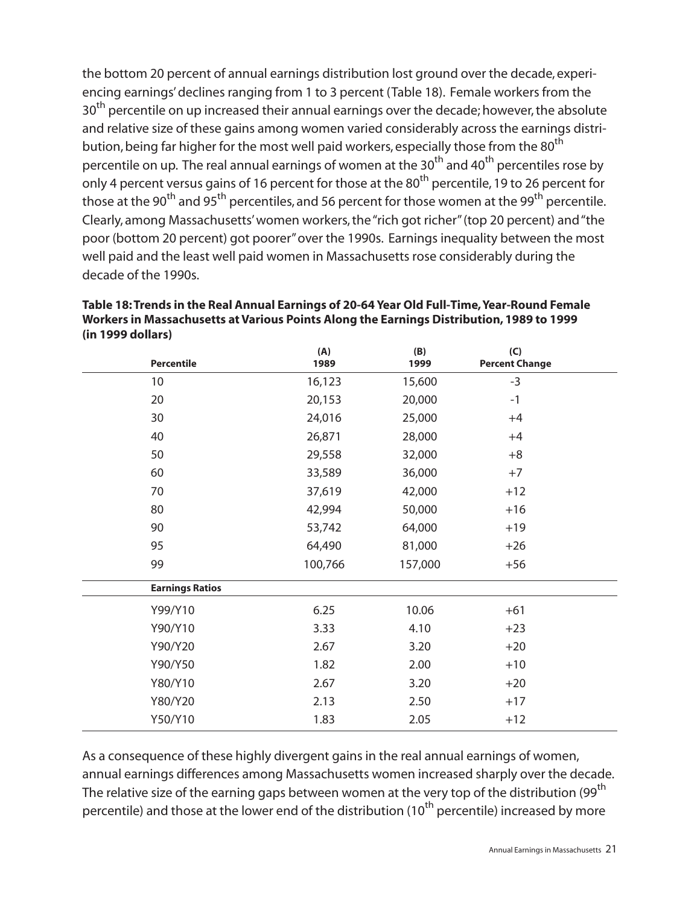the bottom 20 percent of annual earnings distribution lost ground over the decade, experiencing earnings' declines ranging from 1 to 3 percent (Table 18). Female workers from the 30[th] percentile on up increased their annual earnings over the decade; however, the absolute and relative size of these gains among women varied considerably across the earnings distribution, being far higher for the most well paid workers, especially those from the 80[th] percentile on up. The real annual earnings of women at the 30[th] and 40[th] percentiles rose by only 4 percent versus gains of 16 percent for those at the 80[th] percentile, 19 to 26 percent for those at the 90[th] and 95[th] percentiles, and 56 percent for those women at the 99[th] percentile. Clearly, among Massachusetts' women workers, the "rich got richer" (top 20 percent) and "the poor (bottom 20 percent) got poorer" over the 1990s. Earnings inequality between the most well paid and the least well paid women in Massachusetts rose considerably during the decade of the 1990s.

**Table 18: Trends in the Real Annual Earnings of 20-64 Year Old Full-Time, Year-Round Female Workers in Massachusetts at Various Points Along the Earnings Distribution, 1989 to 1999 (in 1999 dollars)**

| Percentile | (A) 1989 | (B) 1999 | (C) Percent Change |
|---|---|---|---|
| 10 | 16,123 | 15,600 | -3 |
| 20 | 20,153 | 20,000 | -1 |
| 30 | 24,016 | 25,000 | +4 |
| 40 | 26,871 | 28,000 | +4 |
| 50 | 29,558 | 32,000 | +8 |
| 60 | 33,589 | 36,000 | +7 |
| 70 | 37,619 | 42,000 | +12 |
| 80 | 42,994 | 50,000 | +16 |
| 90 | 53,742 | 64,000 | +19 |
| 95 | 64,490 | 81,000 | +26 |
| 99 | 100,766 | 157,000 | +56 |
| **Earnings Ratios** | | | |
| Y99/Y10 | 6.25 | 10.06 | +61 |
| Y90/Y10 | 3.33 | 4.10 | +23 |
| Y90/Y20 | 2.67 | 3.20 | +20 |
| Y90/Y50 | 1.82 | 2.00 | +10 |
| Y80/Y10 | 2.67 | 3.20 | +20 |
| Y80/Y20 | 2.13 | 2.50 | +17 |
| Y50/Y10 | 1.83 | 2.05 | +12 |

As a consequence of these highly divergent gains in the real annual earnings of women, annual earnings differences among Massachusetts women increased sharply over the decade. The relative size of the earning gaps between women at the very top of the distribution (99[th] percentile) and those at the lower end of the distribution (10[th] percentile) increased by more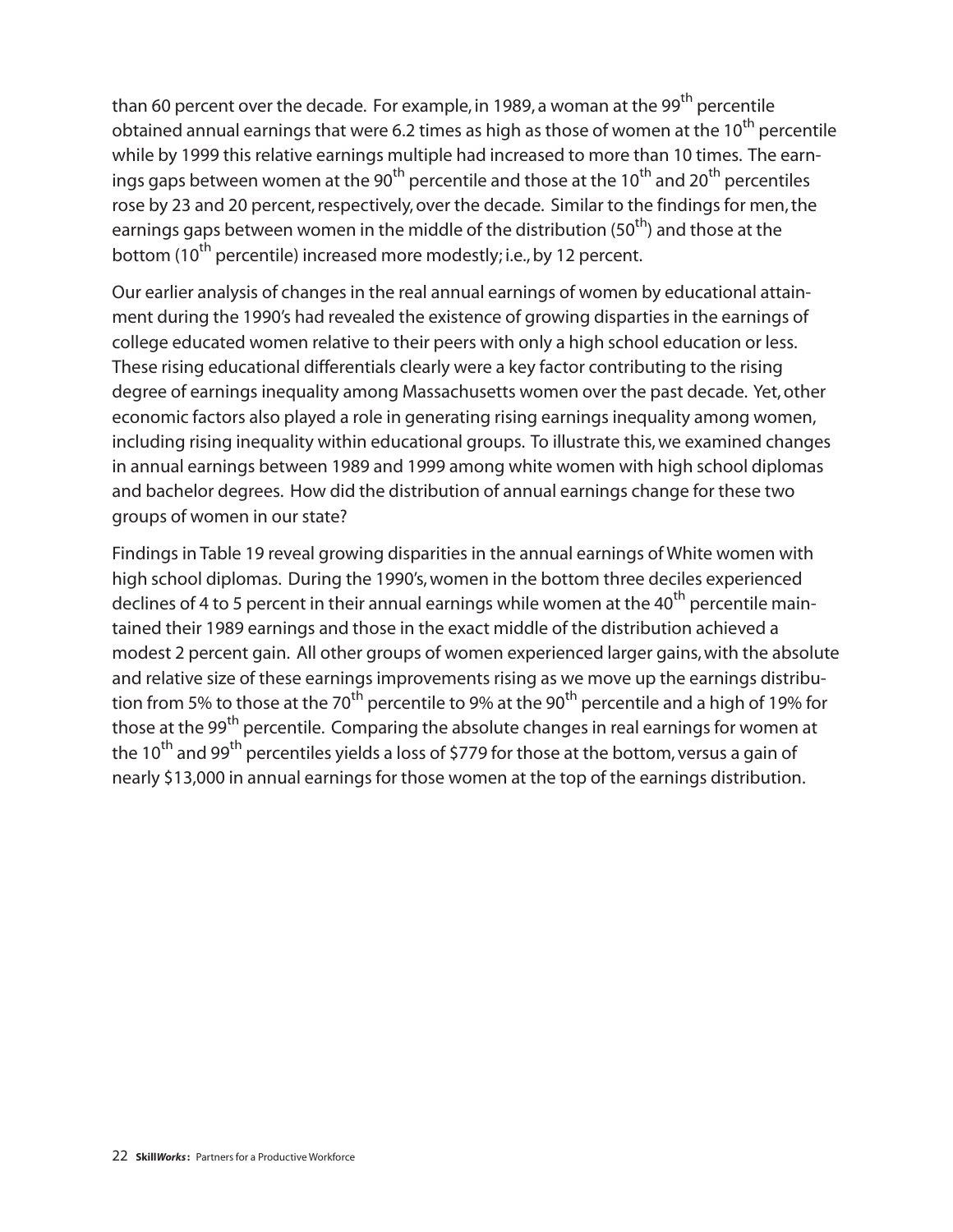than 60 percent over the decade. For example, in 1989, a woman at the 99th percentile obtained annual earnings that were 6.2 times as high as those of women at the 10th percentile while by 1999 this relative earnings multiple had increased to more than 10 times. The earnings gaps between women at the 90th percentile and those at the 10th and 20th percentiles rose by 23 and 20 percent, respectively, over the decade. Similar to the findings for men, the earnings gaps between women in the middle of the distribution (50th) and those at the bottom (10th percentile) increased more modestly; i.e., by 12 percent.

Our earlier analysis of changes in the real annual earnings of women by educational attainment during the 1990's had revealed the existence of growing disparities in the earnings of college educated women relative to their peers with only a high school education or less. These rising educational differentials clearly were a key factor contributing to the rising degree of earnings inequality among Massachusetts women over the past decade. Yet, other economic factors also played a role in generating rising earnings inequality among women, including rising inequality within educational groups. To illustrate this, we examined changes in annual earnings between 1989 and 1999 among white women with high school diplomas and bachelor degrees. How did the distribution of annual earnings change for these two groups of women in our state?

Findings in Table 19 reveal growing disparities in the annual earnings of White women with high school diplomas. During the 1990's, women in the bottom three deciles experienced declines of 4 to 5 percent in their annual earnings while women at the 40th percentile maintained their 1989 earnings and those in the exact middle of the distribution achieved a modest 2 percent gain. All other groups of women experienced larger gains, with the absolute and relative size of these earnings improvements rising as we move up the earnings distribution from 5% to those at the 70th percentile to 9% at the 90th percentile and a high of 19% for those at the 99th percentile. Comparing the absolute changes in real earnings for women at the 10th and 99th percentiles yields a loss of $779 for those at the bottom, versus a gain of nearly $13,000 in annual earnings for those women at the top of the earnings distribution.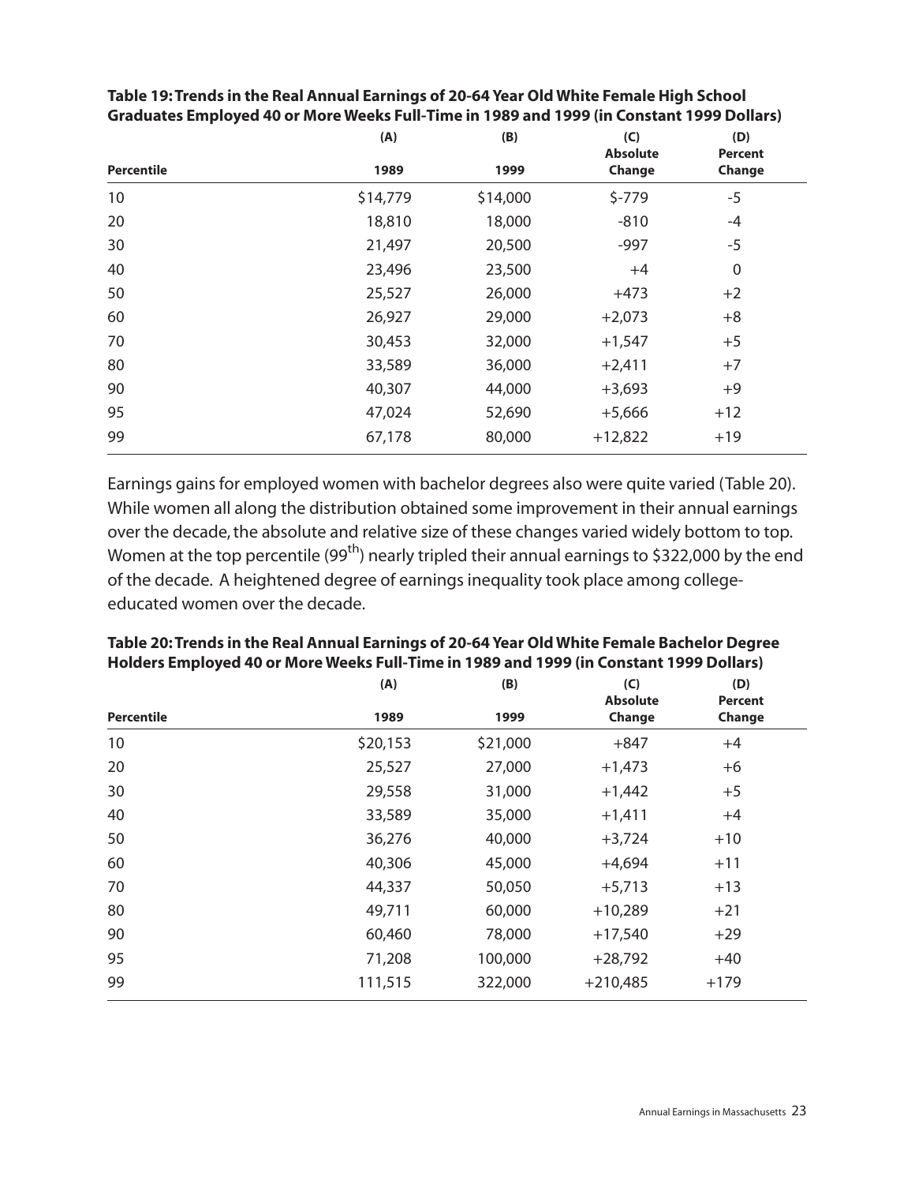**Table 19: Trends in the Real Annual Earnings of 20-64 Year Old White Female High School Graduates Employed 40 or More Weeks Full-Time in 1989 and 1999 (in Constant 1999 Dollars)**

| Percentile | (A) 1989 | (B) 1999 | (C) Absolute Change | (D) Percent Change |
|---|---|---|---|---|
| 10 | $14,779 | $14,000 | $-779 | -5 |
| 20 | 18,810 | 18,000 | -810 | -4 |
| 30 | 21,497 | 20,500 | -997 | -5 |
| 40 | 23,496 | 23,500 | +4 | 0 |
| 50 | 25,527 | 26,000 | +473 | +2 |
| 60 | 26,927 | 29,000 | +2,073 | +8 |
| 70 | 30,453 | 32,000 | +1,547 | +5 |
| 80 | 33,589 | 36,000 | +2,411 | +7 |
| 90 | 40,307 | 44,000 | +3,693 | +9 |
| 95 | 47,024 | 52,690 | +5,666 | +12 |
| 99 | 67,178 | 80,000 | +12,822 | +19 |

Earnings gains for employed women with bachelor degrees also were quite varied (Table 20). While women all along the distribution obtained some improvement in their annual earnings over the decade, the absolute and relative size of these changes varied widely bottom to top. Women at the top percentile (99th) nearly tripled their annual earnings to $322,000 by the end of the decade. A heightened degree of earnings inequality took place among college-educated women over the decade.

**Table 20: Trends in the Real Annual Earnings of 20-64 Year Old White Female Bachelor Degree Holders Employed 40 or More Weeks Full-Time in 1989 and 1999 (in Constant 1999 Dollars)**

| Percentile | (A) 1989 | (B) 1999 | (C) Absolute Change | (D) Percent Change |
|---|---|---|---|---|
| 10 | $20,153 | $21,000 | +847 | +4 |
| 20 | 25,527 | 27,000 | +1,473 | +6 |
| 30 | 29,558 | 31,000 | +1,442 | +5 |
| 40 | 33,589 | 35,000 | +1,411 | +4 |
| 50 | 36,276 | 40,000 | +3,724 | +10 |
| 60 | 40,306 | 45,000 | +4,694 | +11 |
| 70 | 44,337 | 50,050 | +5,713 | +13 |
| 80 | 49,711 | 60,000 | +10,289 | +21 |
| 90 | 60,460 | 78,000 | +17,540 | +29 |
| 95 | 71,208 | 100,000 | +28,792 | +40 |
| 99 | 111,515 | 322,000 | +210,485 | +179 |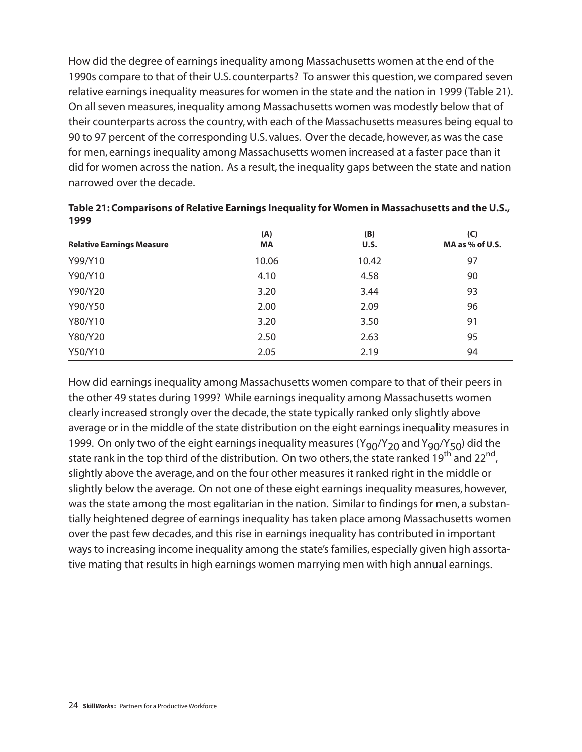How did the degree of earnings inequality among Massachusetts women at the end of the 1990s compare to that of their U.S. counterparts? To answer this question, we compared seven relative earnings inequality measures for women in the state and the nation in 1999 (Table 21). On all seven measures, inequality among Massachusetts women was modestly below that of their counterparts across the country, with each of the Massachusetts measures being equal to 90 to 97 percent of the corresponding U.S. values. Over the decade, however, as was the case for men, earnings inequality among Massachusetts women increased at a faster pace than it did for women across the nation. As a result, the inequality gaps between the state and nation narrowed over the decade.

**Table 21: Comparisons of Relative Earnings Inequality for Women in Massachusetts and the U.S., 1999**

| Relative Earnings Measure | (A) MA | (B) U.S. | (C) MA as % of U.S. |
|---|---|---|---|
| Y99/Y10 | 10.06 | 10.42 | 97 |
| Y90/Y10 | 4.10 | 4.58 | 90 |
| Y90/Y20 | 3.20 | 3.44 | 93 |
| Y90/Y50 | 2.00 | 2.09 | 96 |
| Y80/Y10 | 3.20 | 3.50 | 91 |
| Y80/Y20 | 2.50 | 2.63 | 95 |
| Y50/Y10 | 2.05 | 2.19 | 94 |

How did earnings inequality among Massachusetts women compare to that of their peers in the other 49 states during 1999? While earnings inequality among Massachusetts women clearly increased strongly over the decade, the state typically ranked only slightly above average or in the middle of the state distribution on the eight earnings inequality measures in 1999. On only two of the eight earnings inequality measures ($Y_{90}/Y_{20}$ and $Y_{90}/Y_{50}$) did the state rank in the top third of the distribution. On two others, the state ranked 19th and 22nd, slightly above the average, and on the four other measures it ranked right in the middle or slightly below the average. On not one of these eight earnings inequality measures, however, was the state among the most egalitarian in the nation. Similar to findings for men, a substantially heightened degree of earnings inequality has taken place among Massachusetts women over the past few decades, and this rise in earnings inequality has contributed in important ways to increasing income inequality among the state's families, especially given high assortative mating that results in high earnings women marrying men with high annual earnings.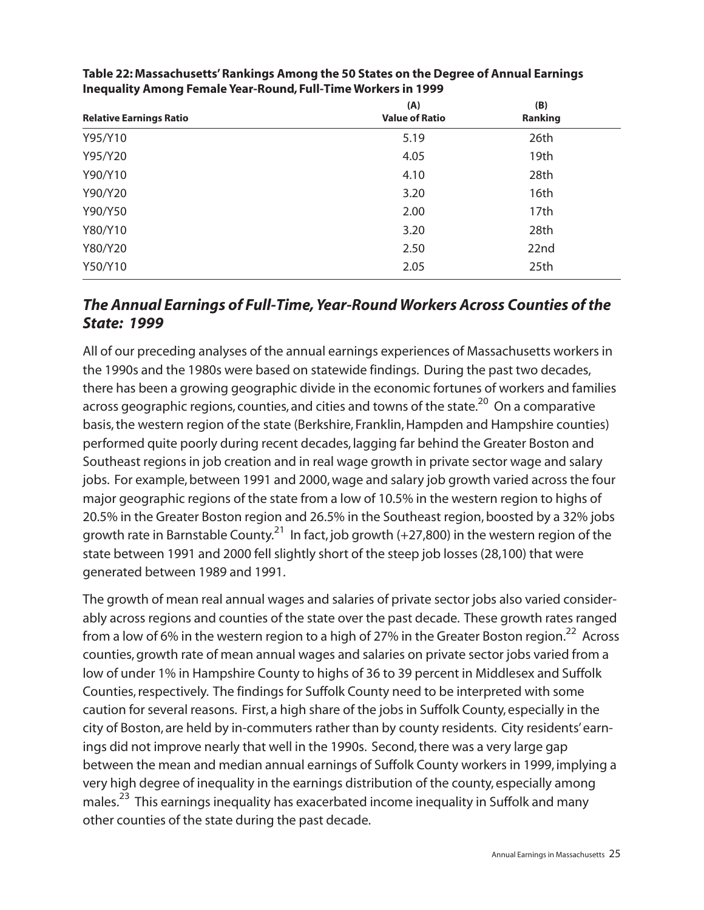**Table 22: Massachusetts' Rankings Among the 50 States on the Degree of Annual Earnings Inequality Among Female Year-Round, Full-Time Workers in 1999**

| Relative Earnings Ratio | (A) Value of Ratio | (B) Ranking |
|---|---|---|
| Y95/Y10 | 5.19 | 26th |
| Y95/Y20 | 4.05 | 19th |
| Y90/Y10 | 4.10 | 28th |
| Y90/Y20 | 3.20 | 16th |
| Y90/Y50 | 2.00 | 17th |
| Y80/Y10 | 3.20 | 28th |
| Y80/Y20 | 2.50 | 22nd |
| Y50/Y10 | 2.05 | 25th |

## *The Annual Earnings of Full-Time, Year-Round Workers Across Counties of the State: 1999*

All of our preceding analyses of the annual earnings experiences of Massachusetts workers in the 1990s and the 1980s were based on statewide findings. During the past two decades, there has been a growing geographic divide in the economic fortunes of workers and families across geographic regions, counties, and cities and towns of the state.[20] On a comparative basis, the western region of the state (Berkshire, Franklin, Hampden and Hampshire counties) performed quite poorly during recent decades, lagging far behind the Greater Boston and Southeast regions in job creation and in real wage growth in private sector wage and salary jobs. For example, between 1991 and 2000, wage and salary job growth varied across the four major geographic regions of the state from a low of 10.5% in the western region to highs of 20.5% in the Greater Boston region and 26.5% in the Southeast region, boosted by a 32% jobs growth rate in Barnstable County.[21] In fact, job growth (+27,800) in the western region of the state between 1991 and 2000 fell slightly short of the steep job losses (28,100) that were generated between 1989 and 1991.

The growth of mean real annual wages and salaries of private sector jobs also varied considerably across regions and counties of the state over the past decade. These growth rates ranged from a low of 6% in the western region to a high of 27% in the Greater Boston region.[22] Across counties, growth rate of mean annual wages and salaries on private sector jobs varied from a low of under 1% in Hampshire County to highs of 36 to 39 percent in Middlesex and Suffolk Counties, respectively. The findings for Suffolk County need to be interpreted with some caution for several reasons. First, a high share of the jobs in Suffolk County, especially in the city of Boston, are held by in-commuters rather than by county residents. City residents' earnings did not improve nearly that well in the 1990s. Second, there was a very large gap between the mean and median annual earnings of Suffolk County workers in 1999, implying a very high degree of inequality in the earnings distribution of the county, especially among males.[23] This earnings inequality has exacerbated income inequality in Suffolk and many other counties of the state during the past decade.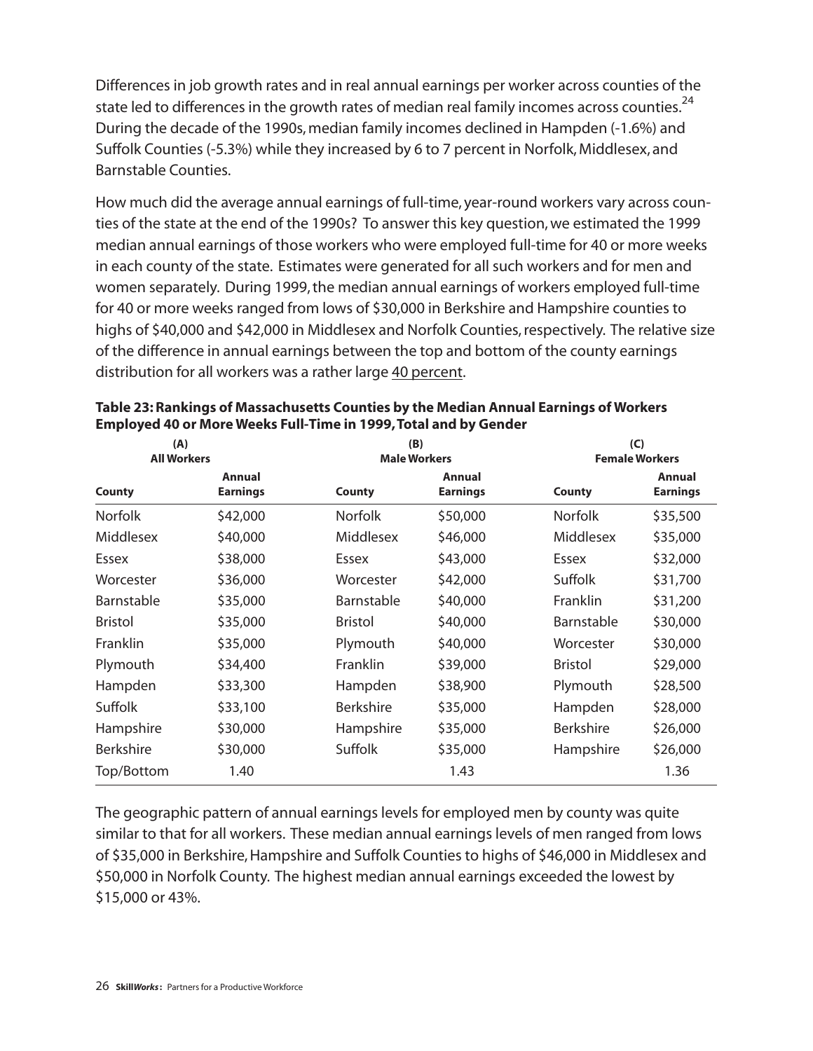Differences in job growth rates and in real annual earnings per worker across counties of the state led to differences in the growth rates of median real family incomes across counties.[24] During the decade of the 1990s, median family incomes declined in Hampden (-1.6%) and Suffolk Counties (-5.3%) while they increased by 6 to 7 percent in Norfolk, Middlesex, and Barnstable Counties.

How much did the average annual earnings of full-time, year-round workers vary across counties of the state at the end of the 1990s? To answer this key question, we estimated the 1999 median annual earnings of those workers who were employed full-time for 40 or more weeks in each county of the state. Estimates were generated for all such workers and for men and women separately. During 1999, the median annual earnings of workers employed full-time for 40 or more weeks ranged from lows of $30,000 in Berkshire and Hampshire counties to highs of $40,000 and $42,000 in Middlesex and Norfolk Counties, respectively. The relative size of the difference in annual earnings between the top and bottom of the county earnings distribution for all workers was a rather large 40 percent.

**Table 23: Rankings of Massachusetts Counties by the Median Annual Earnings of Workers Employed 40 or More Weeks Full-Time in 1999, Total and by Gender**

| (A) All Workers | | (B) Male Workers | | (C) Female Workers | |
|---|---|---|---|---|---|
| County | Annual Earnings | County | Annual Earnings | County | Annual Earnings |
| Norfolk | $42,000 | Norfolk | $50,000 | Norfolk | $35,500 |
| Middlesex | $40,000 | Middlesex | $46,000 | Middlesex | $35,000 |
| Essex | $38,000 | Essex | $43,000 | Essex | $32,000 |
| Worcester | $36,000 | Worcester | $42,000 | Suffolk | $31,700 |
| Barnstable | $35,000 | Barnstable | $40,000 | Franklin | $31,200 |
| Bristol | $35,000 | Bristol | $40,000 | Barnstable | $30,000 |
| Franklin | $35,000 | Plymouth | $40,000 | Worcester | $30,000 |
| Plymouth | $34,400 | Franklin | $39,000 | Bristol | $29,000 |
| Hampden | $33,300 | Hampden | $38,900 | Plymouth | $28,500 |
| Suffolk | $33,100 | Berkshire | $35,000 | Hampden | $28,000 |
| Hampshire | $30,000 | Hampshire | $35,000 | Berkshire | $26,000 |
| Berkshire | $30,000 | Suffolk | $35,000 | Hampshire | $26,000 |
| Top/Bottom | 1.40 | | 1.43 | | 1.36 |

The geographic pattern of annual earnings levels for employed men by county was quite similar to that for all workers. These median annual earnings levels of men ranged from lows of $35,000 in Berkshire, Hampshire and Suffolk Counties to highs of $46,000 in Middlesex and $50,000 in Norfolk County. The highest median annual earnings exceeded the lowest by $15,000 or 43%.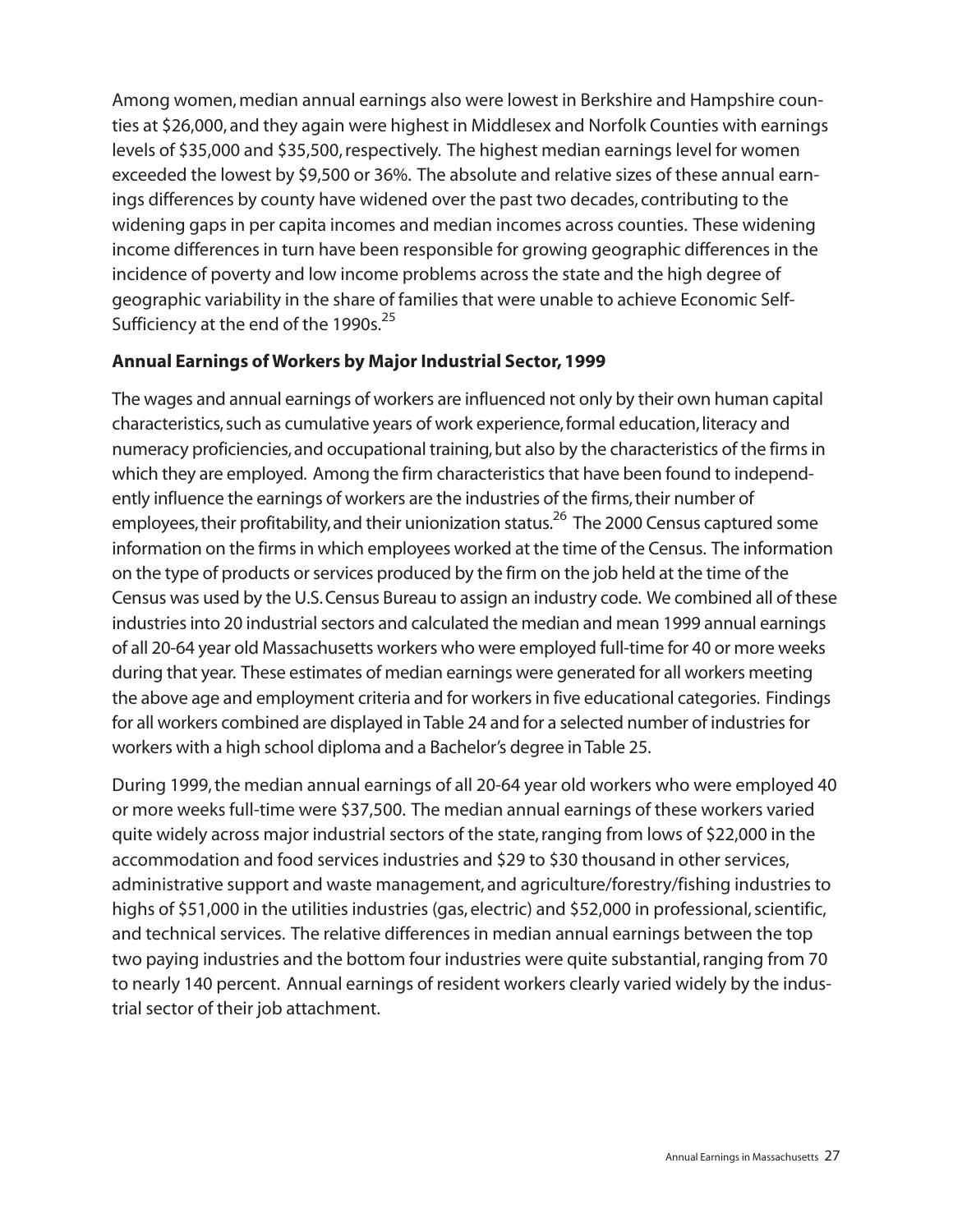Among women, median annual earnings also were lowest in Berkshire and Hampshire counties at $26,000, and they again were highest in Middlesex and Norfolk Counties with earnings levels of $35,000 and $35,500, respectively. The highest median earnings level for women exceeded the lowest by $9,500 or 36%. The absolute and relative sizes of these annual earnings differences by county have widened over the past two decades, contributing to the widening gaps in per capita incomes and median incomes across counties. These widening income differences in turn have been responsible for growing geographic differences in the incidence of poverty and low income problems across the state and the high degree of geographic variability in the share of families that were unable to achieve Economic Self-Sufficiency at the end of the 1990s.[25]

### Annual Earnings of Workers by Major Industrial Sector, 1999

The wages and annual earnings of workers are influenced not only by their own human capital characteristics, such as cumulative years of work experience, formal education, literacy and numeracy proficiencies, and occupational training, but also by the characteristics of the firms in which they are employed. Among the firm characteristics that have been found to independently influence the earnings of workers are the industries of the firms, their number of employees, their profitability, and their unionization status.[26] The 2000 Census captured some information on the firms in which employees worked at the time of the Census. The information on the type of products or services produced by the firm on the job held at the time of the Census was used by the U.S. Census Bureau to assign an industry code. We combined all of these industries into 20 industrial sectors and calculated the median and mean 1999 annual earnings of all 20-64 year old Massachusetts workers who were employed full-time for 40 or more weeks during that year. These estimates of median earnings were generated for all workers meeting the above age and employment criteria and for workers in five educational categories. Findings for all workers combined are displayed in Table 24 and for a selected number of industries for workers with a high school diploma and a Bachelor's degree in Table 25.

During 1999, the median annual earnings of all 20-64 year old workers who were employed 40 or more weeks full-time were $37,500. The median annual earnings of these workers varied quite widely across major industrial sectors of the state, ranging from lows of $22,000 in the accommodation and food services industries and $29 to $30 thousand in other services, administrative support and waste management, and agriculture/forestry/fishing industries to highs of $51,000 in the utilities industries (gas, electric) and $52,000 in professional, scientific, and technical services. The relative differences in median annual earnings between the top two paying industries and the bottom four industries were quite substantial, ranging from 70 to nearly 140 percent. Annual earnings of resident workers clearly varied widely by the industrial sector of their job attachment.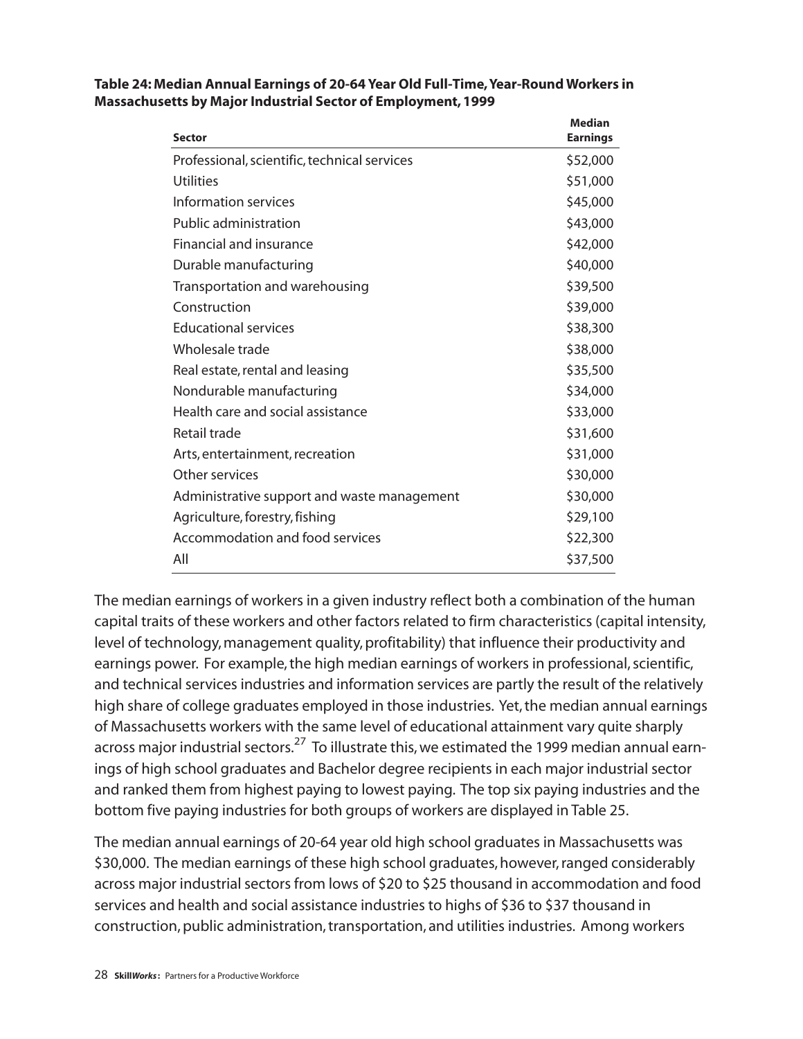**Table 24: Median Annual Earnings of 20-64 Year Old Full-Time, Year-Round Workers in Massachusetts by Major Industrial Sector of Employment, 1999**

| Sector | Median Earnings |
|---|---|
| Professional, scientific, technical services | $52,000 |
| Utilities | $51,000 |
| Information services | $45,000 |
| Public administration | $43,000 |
| Financial and insurance | $42,000 |
| Durable manufacturing | $40,000 |
| Transportation and warehousing | $39,500 |
| Construction | $39,000 |
| Educational services | $38,300 |
| Wholesale trade | $38,000 |
| Real estate, rental and leasing | $35,500 |
| Nondurable manufacturing | $34,000 |
| Health care and social assistance | $33,000 |
| Retail trade | $31,600 |
| Arts, entertainment, recreation | $31,000 |
| Other services | $30,000 |
| Administrative support and waste management | $30,000 |
| Agriculture, forestry, fishing | $29,100 |
| Accommodation and food services | $22,300 |
| All | $37,500 |

The median earnings of workers in a given industry reflect both a combination of the human capital traits of these workers and other factors related to firm characteristics (capital intensity, level of technology, management quality, profitability) that influence their productivity and earnings power. For example, the high median earnings of workers in professional, scientific, and technical services industries and information services are partly the result of the relatively high share of college graduates employed in those industries. Yet, the median annual earnings of Massachusetts workers with the same level of educational attainment vary quite sharply across major industrial sectors.[27] To illustrate this, we estimated the 1999 median annual earnings of high school graduates and Bachelor degree recipients in each major industrial sector and ranked them from highest paying to lowest paying. The top six paying industries and the bottom five paying industries for both groups of workers are displayed in Table 25.

The median annual earnings of 20-64 year old high school graduates in Massachusetts was $30,000. The median earnings of these high school graduates, however, ranged considerably across major industrial sectors from lows of $20 to $25 thousand in accommodation and food services and health and social assistance industries to highs of $36 to $37 thousand in construction, public administration, transportation, and utilities industries. Among workers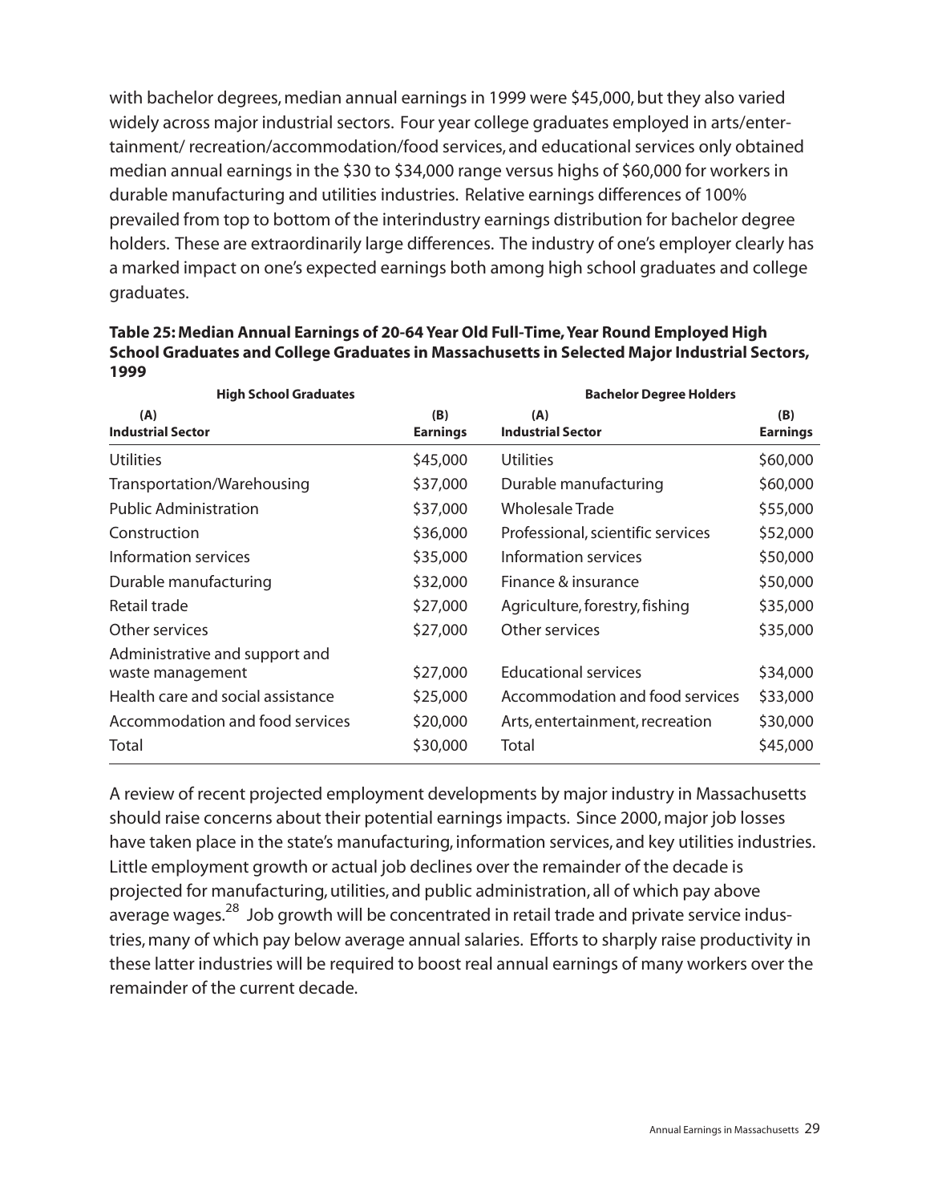with bachelor degrees, median annual earnings in 1999 were $45,000, but they also varied widely across major industrial sectors. Four year college graduates employed in arts/entertainment/ recreation/accommodation/food services, and educational services only obtained median annual earnings in the $30 to $34,000 range versus highs of $60,000 for workers in durable manufacturing and utilities industries. Relative earnings differences of 100% prevailed from top to bottom of the interindustry earnings distribution for bachelor degree holders. These are extraordinarily large differences. The industry of one's employer clearly has a marked impact on one's expected earnings both among high school graduates and college graduates.

**Table 25: Median Annual Earnings of 20-64 Year Old Full-Time, Year Round Employed High School Graduates and College Graduates in Massachusetts in Selected Major Industrial Sectors, 1999**

| High School Graduates | | Bachelor Degree Holders | |
|---|---|---|---|
| (A) Industrial Sector | (B) Earnings | (A) Industrial Sector | (B) Earnings |
| Utilities | $45,000 | Utilities | $60,000 |
| Transportation/Warehousing | $37,000 | Durable manufacturing | $60,000 |
| Public Administration | $37,000 | Wholesale Trade | $55,000 |
| Construction | $36,000 | Professional, scientific services | $52,000 |
| Information services | $35,000 | Information services | $50,000 |
| Durable manufacturing | $32,000 | Finance & insurance | $50,000 |
| Retail trade | $27,000 | Agriculture, forestry, fishing | $35,000 |
| Other services | $27,000 | Other services | $35,000 |
| Administrative and support and waste management | $27,000 | Educational services | $34,000 |
| Health care and social assistance | $25,000 | Accommodation and food services | $33,000 |
| Accommodation and food services | $20,000 | Arts, entertainment, recreation | $30,000 |
| Total | $30,000 | Total | $45,000 |

A review of recent projected employment developments by major industry in Massachusetts should raise concerns about their potential earnings impacts. Since 2000, major job losses have taken place in the state's manufacturing, information services, and key utilities industries. Little employment growth or actual job declines over the remainder of the decade is projected for manufacturing, utilities, and public administration, all of which pay above average wages.[28] Job growth will be concentrated in retail trade and private service industries, many of which pay below average annual salaries. Efforts to sharply raise productivity in these latter industries will be required to boost real annual earnings of many workers over the remainder of the current decade.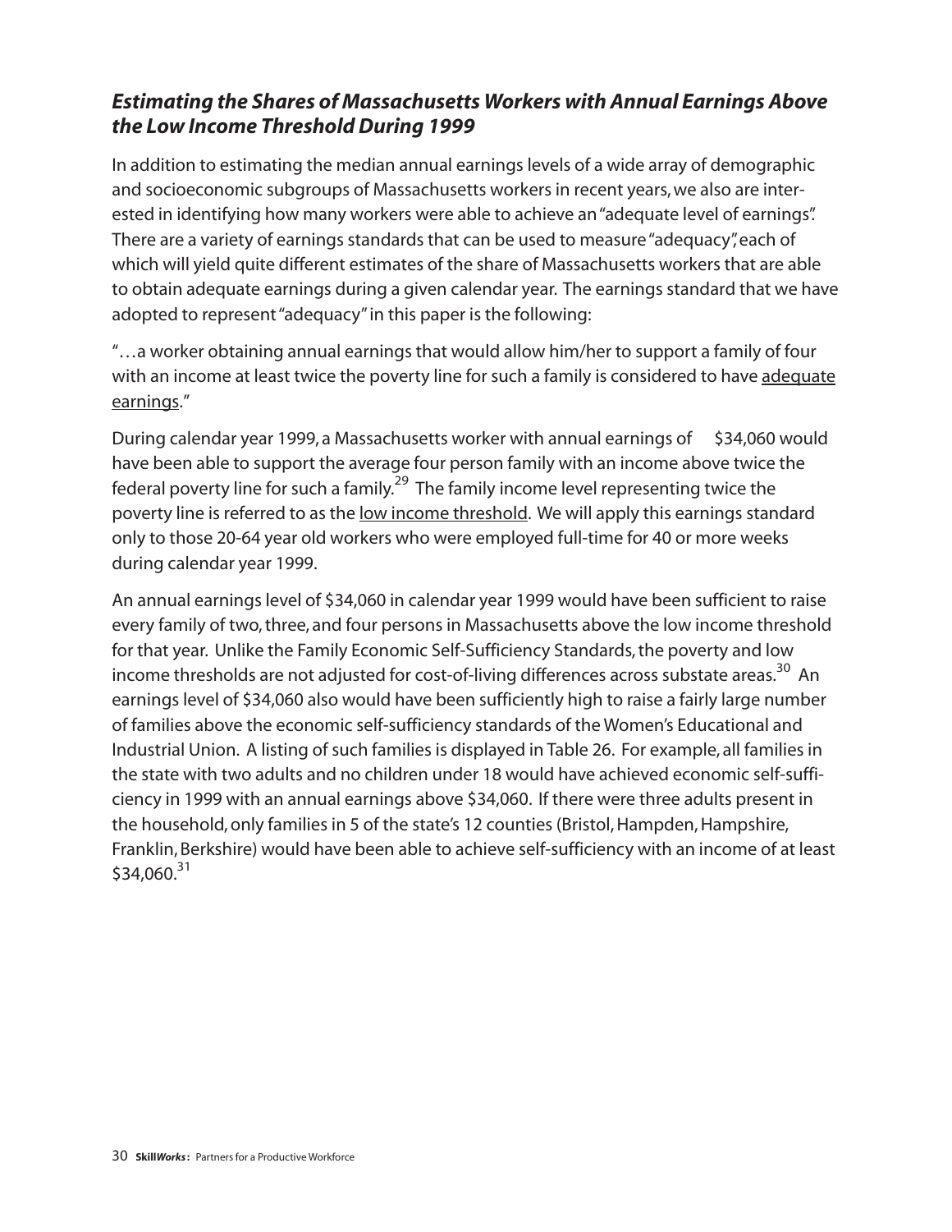## *Estimating the Shares of Massachusetts Workers with Annual Earnings Above the Low Income Threshold During 1999*

In addition to estimating the median annual earnings levels of a wide array of demographic and socioeconomic subgroups of Massachusetts workers in recent years, we also are interested in identifying how many workers were able to achieve an "adequate level of earnings". There are a variety of earnings standards that can be used to measure "adequacy", each of which will yield quite different estimates of the share of Massachusetts workers that are able to obtain adequate earnings during a given calendar year. The earnings standard that we have adopted to represent "adequacy" in this paper is the following:

"…a worker obtaining annual earnings that would allow him/her to support a family of four with an income at least twice the poverty line for such a family is considered to have adequate earnings."

During calendar year 1999, a Massachusetts worker with annual earnings of $34,060 would have been able to support the average four person family with an income above twice the federal poverty line for such a family.[29] The family income level representing twice the poverty line is referred to as the low income threshold. We will apply this earnings standard only to those 20-64 year old workers who were employed full-time for 40 or more weeks during calendar year 1999.

An annual earnings level of $34,060 in calendar year 1999 would have been sufficient to raise every family of two, three, and four persons in Massachusetts above the low income threshold for that year. Unlike the Family Economic Self-Sufficiency Standards, the poverty and low income thresholds are not adjusted for cost-of-living differences across substate areas.[30] An earnings level of $34,060 also would have been sufficiently high to raise a fairly large number of families above the economic self-sufficiency standards of the Women's Educational and Industrial Union. A listing of such families is displayed in Table 26. For example, all families in the state with two adults and no children under 18 would have achieved economic self-sufficiency in 1999 with an annual earnings above $34,060. If there were three adults present in the household, only families in 5 of the state's 12 counties (Bristol, Hampden, Hampshire, Franklin, Berkshire) would have been able to achieve self-sufficiency with an income of at least $34,060.[31]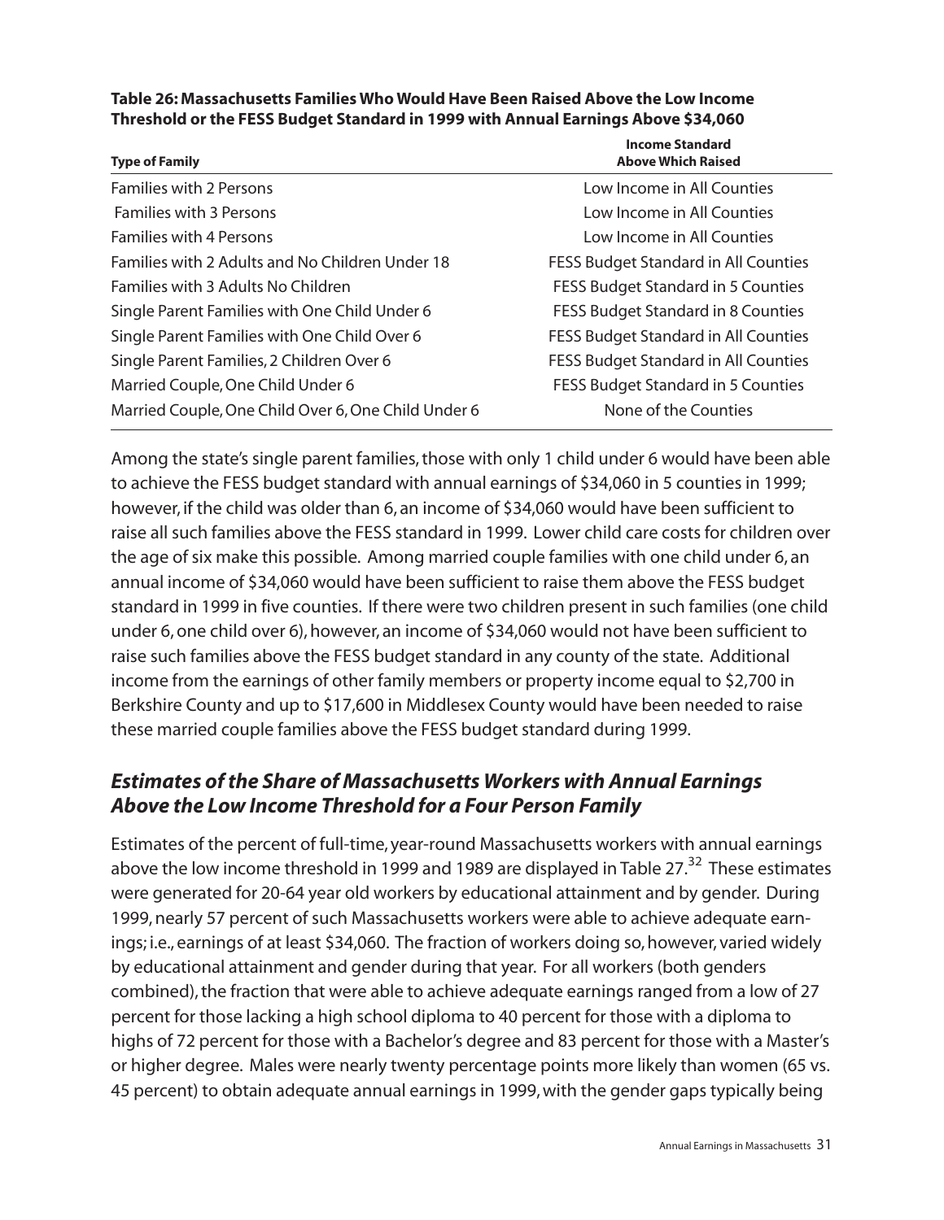**Table 26: Massachusetts Families Who Would Have Been Raised Above the Low Income Threshold or the FESS Budget Standard in 1999 with Annual Earnings Above $34,060**

| Type of Family | Income Standard Above Which Raised |
|---|---|
| Families with 2 Persons | Low Income in All Counties |
| Families with 3 Persons | Low Income in All Counties |
| Families with 4 Persons | Low Income in All Counties |
| Families with 2 Adults and No Children Under 18 | FESS Budget Standard in All Counties |
| Families with 3 Adults No Children | FESS Budget Standard in 5 Counties |
| Single Parent Families with One Child Under 6 | FESS Budget Standard in 8 Counties |
| Single Parent Families with One Child Over 6 | FESS Budget Standard in All Counties |
| Single Parent Families, 2 Children Over 6 | FESS Budget Standard in All Counties |
| Married Couple, One Child Under 6 | FESS Budget Standard in 5 Counties |
| Married Couple, One Child Over 6, One Child Under 6 | None of the Counties |

Among the state's single parent families, those with only 1 child under 6 would have been able to achieve the FESS budget standard with annual earnings of $34,060 in 5 counties in 1999; however, if the child was older than 6, an income of $34,060 would have been sufficient to raise all such families above the FESS standard in 1999. Lower child care costs for children over the age of six make this possible. Among married couple families with one child under 6, an annual income of $34,060 would have been sufficient to raise them above the FESS budget standard in 1999 in five counties. If there were two children present in such families (one child under 6, one child over 6), however, an income of $34,060 would not have been sufficient to raise such families above the FESS budget standard in any county of the state. Additional income from the earnings of other family members or property income equal to $2,700 in Berkshire County and up to $17,600 in Middlesex County would have been needed to raise these married couple families above the FESS budget standard during 1999.

## *Estimates of the Share of Massachusetts Workers with Annual Earnings Above the Low Income Threshold for a Four Person Family*

Estimates of the percent of full-time, year-round Massachusetts workers with annual earnings above the low income threshold in 1999 and 1989 are displayed in Table 27.[32] These estimates were generated for 20-64 year old workers by educational attainment and by gender. During 1999, nearly 57 percent of such Massachusetts workers were able to achieve adequate earnings; i.e., earnings of at least $34,060. The fraction of workers doing so, however, varied widely by educational attainment and gender during that year. For all workers (both genders combined), the fraction that were able to achieve adequate earnings ranged from a low of 27 percent for those lacking a high school diploma to 40 percent for those with a diploma to highs of 72 percent for those with a Bachelor's degree and 83 percent for those with a Master's or higher degree. Males were nearly twenty percentage points more likely than women (65 vs. 45 percent) to obtain adequate annual earnings in 1999, with the gender gaps typically being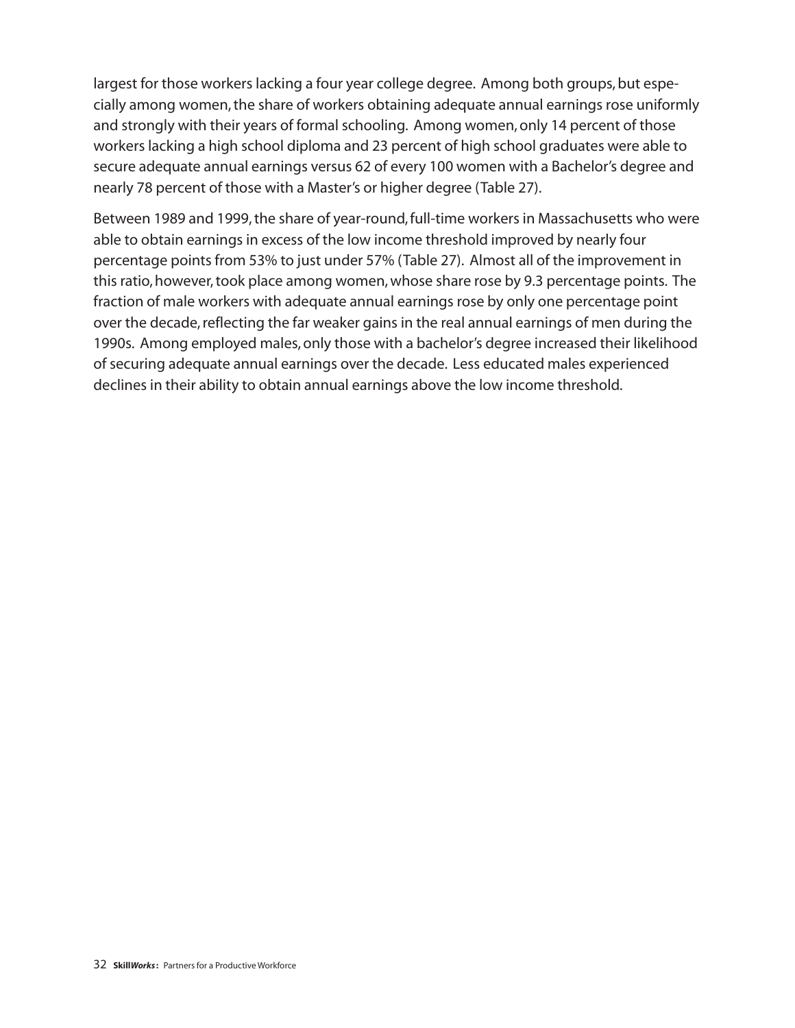largest for those workers lacking a four year college degree. Among both groups, but especially among women, the share of workers obtaining adequate annual earnings rose uniformly and strongly with their years of formal schooling. Among women, only 14 percent of those workers lacking a high school diploma and 23 percent of high school graduates were able to secure adequate annual earnings versus 62 of every 100 women with a Bachelor's degree and nearly 78 percent of those with a Master's or higher degree (Table 27).

Between 1989 and 1999, the share of year-round, full-time workers in Massachusetts who were able to obtain earnings in excess of the low income threshold improved by nearly four percentage points from 53% to just under 57% (Table 27). Almost all of the improvement in this ratio, however, took place among women, whose share rose by 9.3 percentage points. The fraction of male workers with adequate annual earnings rose by only one percentage point over the decade, reflecting the far weaker gains in the real annual earnings of men during the 1990s. Among employed males, only those with a bachelor's degree increased their likelihood of securing adequate annual earnings over the decade. Less educated males experienced declines in their ability to obtain annual earnings above the low income threshold.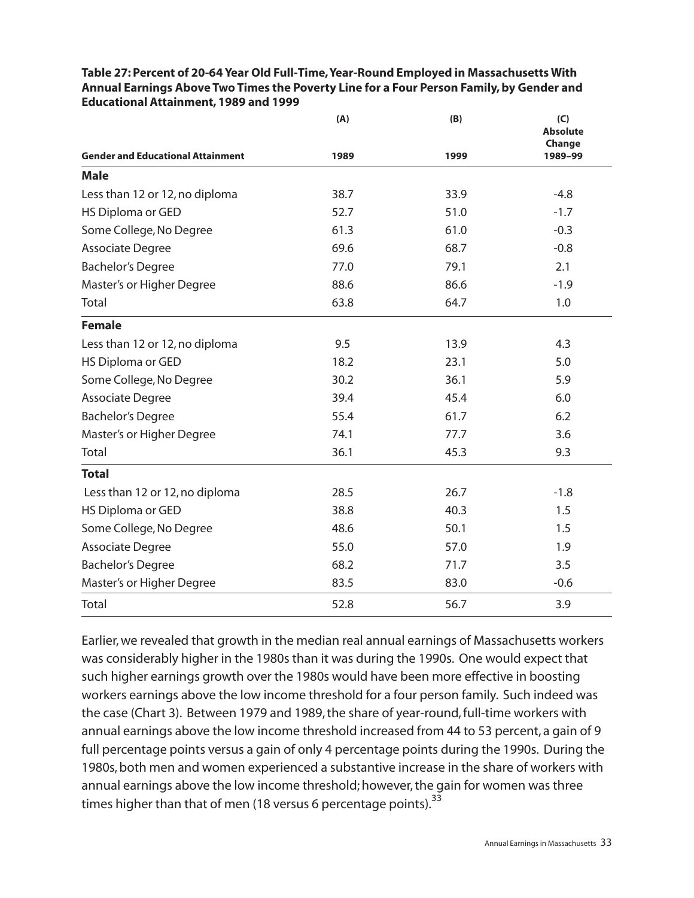**Table 27: Percent of 20-64 Year Old Full-Time, Year-Round Employed in Massachusetts With Annual Earnings Above Two Times the Poverty Line for a Four Person Family, by Gender and Educational Attainment, 1989 and 1999**

| | (A) | (B) | (C) Absolute Change |
|---|---|---|---|
| **Gender and Educational Attainment** | **1989** | **1999** | **1989–99** |
| **Male** | | | |
| Less than 12 or 12, no diploma | 38.7 | 33.9 | -4.8 |
| HS Diploma or GED | 52.7 | 51.0 | -1.7 |
| Some College, No Degree | 61.3 | 61.0 | -0.3 |
| Associate Degree | 69.6 | 68.7 | -0.8 |
| Bachelor's Degree | 77.0 | 79.1 | 2.1 |
| Master's or Higher Degree | 88.6 | 86.6 | -1.9 |
| Total | 63.8 | 64.7 | 1.0 |
| **Female** | | | |
| Less than 12 or 12, no diploma | 9.5 | 13.9 | 4.3 |
| HS Diploma or GED | 18.2 | 23.1 | 5.0 |
| Some College, No Degree | 30.2 | 36.1 | 5.9 |
| Associate Degree | 39.4 | 45.4 | 6.0 |
| Bachelor's Degree | 55.4 | 61.7 | 6.2 |
| Master's or Higher Degree | 74.1 | 77.7 | 3.6 |
| Total | 36.1 | 45.3 | 9.3 |
| **Total** | | | |
| Less than 12 or 12, no diploma | 28.5 | 26.7 | -1.8 |
| HS Diploma or GED | 38.8 | 40.3 | 1.5 |
| Some College, No Degree | 48.6 | 50.1 | 1.5 |
| Associate Degree | 55.0 | 57.0 | 1.9 |
| Bachelor's Degree | 68.2 | 71.7 | 3.5 |
| Master's or Higher Degree | 83.5 | 83.0 | -0.6 |
| Total | 52.8 | 56.7 | 3.9 |

Earlier, we revealed that growth in the median real annual earnings of Massachusetts workers was considerably higher in the 1980s than it was during the 1990s. One would expect that such higher earnings growth over the 1980s would have been more effective in boosting workers earnings above the low income threshold for a four person family. Such indeed was the case (Chart 3). Between 1979 and 1989, the share of year-round, full-time workers with annual earnings above the low income threshold increased from 44 to 53 percent, a gain of 9 full percentage points versus a gain of only 4 percentage points during the 1990s. During the 1980s, both men and women experienced a substantive increase in the share of workers with annual earnings above the low income threshold; however, the gain for women was three times higher than that of men (18 versus 6 percentage points).[33]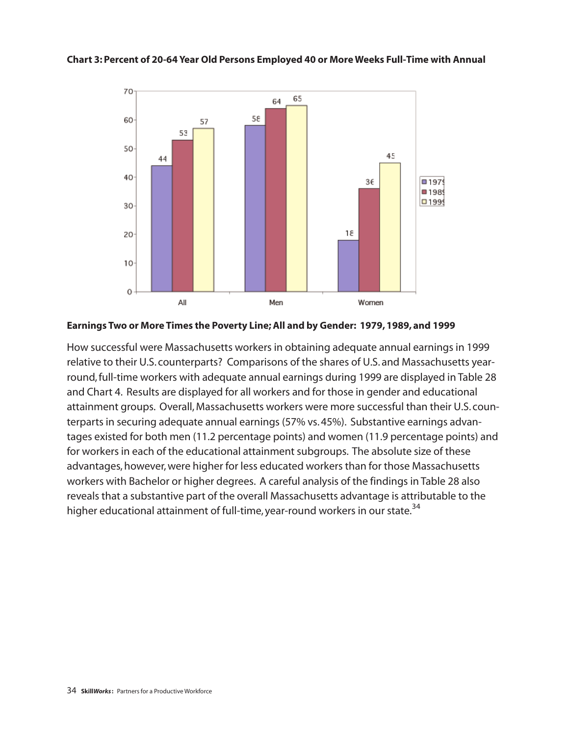**Chart 3: Percent of 20-64 Year Old Persons Employed 40 or More Weeks Full-Time with Annual Earnings Two or More Times the Poverty Line; All and by Gender: 1979, 1989, and 1999**

| | 1979 | 1989 | 1999 |
|---|---|---|---|
| All | 44 | 53 | 57 |
| Men | 58 | 64 | 65 |
| Women | 18 | 36 | 45 |

How successful were Massachusetts workers in obtaining adequate annual earnings in 1999 relative to their U.S. counterparts? Comparisons of the shares of U.S. and Massachusetts year-round, full-time workers with adequate annual earnings during 1999 are displayed in Table 28 and Chart 4. Results are displayed for all workers and for those in gender and educational attainment groups. Overall, Massachusetts workers were more successful than their U.S. counterparts in securing adequate annual earnings (57% vs. 45%). Substantive earnings advantages existed for both men (11.2 percentage points) and women (11.9 percentage points) and for workers in each of the educational attainment subgroups. The absolute size of these advantages, however, were higher for less educated workers than for those Massachusetts workers with Bachelor or higher degrees. A careful analysis of the findings in Table 28 also reveals that a substantive part of the overall Massachusetts advantage is attributable to the higher educational attainment of full-time, year-round workers in our state.[34]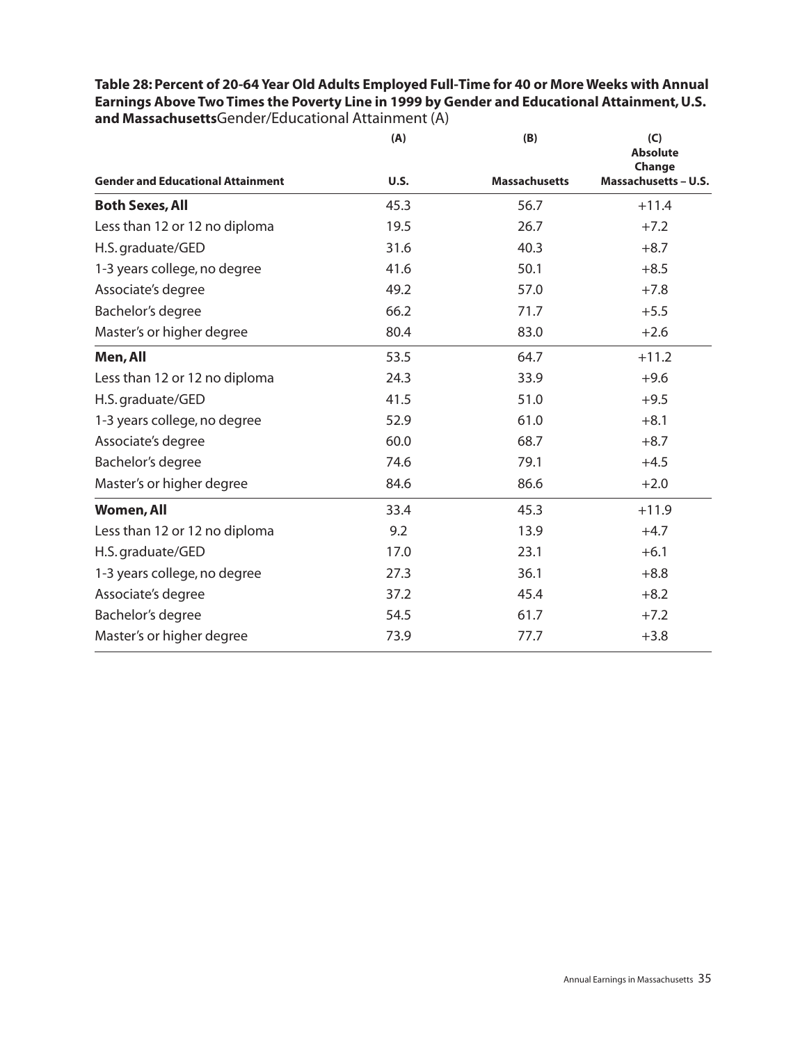**Table 28: Percent of 20-64 Year Old Adults Employed Full-Time for 40 or More Weeks with Annual Earnings Above Two Times the Poverty Line in 1999 by Gender and Educational Attainment, U.S. and Massachusetts**Gender/Educational Attainment (A)

| Gender and Educational Attainment | (A) U.S. | (B) Massachusetts | (C) Absolute Change Massachusetts – U.S. |
|---|---|---|---|
| **Both Sexes, All** | 45.3 | 56.7 | +11.4 |
| Less than 12 or 12 no diploma | 19.5 | 26.7 | +7.2 |
| H.S. graduate/GED | 31.6 | 40.3 | +8.7 |
| 1-3 years college, no degree | 41.6 | 50.1 | +8.5 |
| Associate's degree | 49.2 | 57.0 | +7.8 |
| Bachelor's degree | 66.2 | 71.7 | +5.5 |
| Master's or higher degree | 80.4 | 83.0 | +2.6 |
| **Men, All** | 53.5 | 64.7 | +11.2 |
| Less than 12 or 12 no diploma | 24.3 | 33.9 | +9.6 |
| H.S. graduate/GED | 41.5 | 51.0 | +9.5 |
| 1-3 years college, no degree | 52.9 | 61.0 | +8.1 |
| Associate's degree | 60.0 | 68.7 | +8.7 |
| Bachelor's degree | 74.6 | 79.1 | +4.5 |
| Master's or higher degree | 84.6 | 86.6 | +2.0 |
| **Women, All** | 33.4 | 45.3 | +11.9 |
| Less than 12 or 12 no diploma | 9.2 | 13.9 | +4.7 |
| H.S. graduate/GED | 17.0 | 23.1 | +6.1 |
| 1-3 years college, no degree | 27.3 | 36.1 | +8.8 |
| Associate's degree | 37.2 | 45.4 | +8.2 |
| Bachelor's degree | 54.5 | 61.7 | +7.2 |
| Master's or higher degree | 73.9 | 77.7 | +3.8 |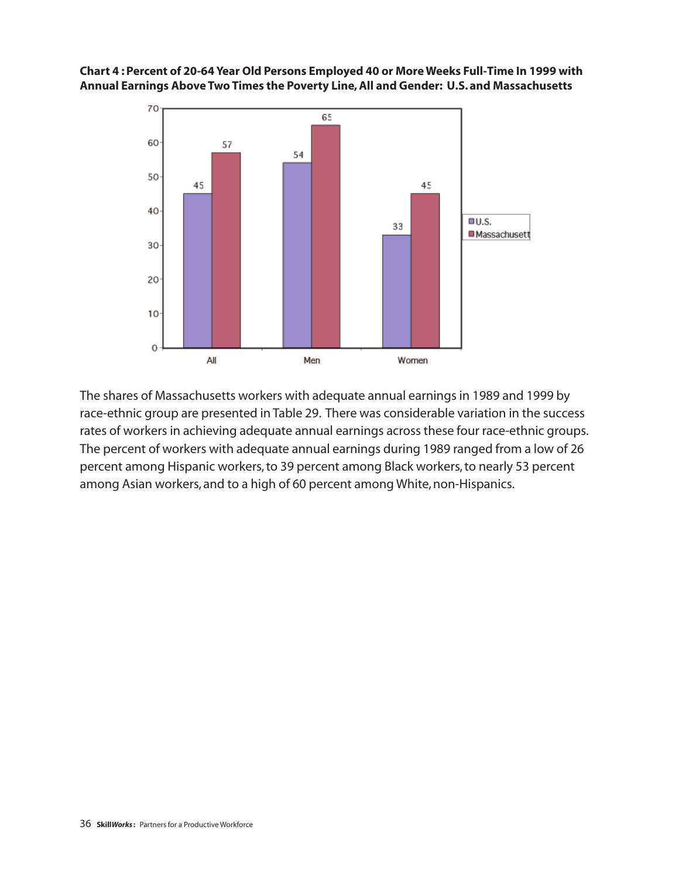**Chart 4 : Percent of 20-64 Year Old Persons Employed 40 or More Weeks Full-Time In 1999 with Annual Earnings Above Two Times the Poverty Line, All and Gender: U.S. and Massachusetts**

70
60
50
40
30
20
10
0

45
57
54
65
33
45

All
Men
Women

U.S.
Massachusett

The shares of Massachusetts workers with adequate annual earnings in 1989 and 1999 by race-ethnic group are presented in Table 29. There was considerable variation in the success rates of workers in achieving adequate annual earnings across these four race-ethnic groups. The percent of workers with adequate annual earnings during 1989 ranged from a low of 26 percent among Hispanic workers, to 39 percent among Black workers, to nearly 53 percent among Asian workers, and to a high of 60 percent among White, non-Hispanics.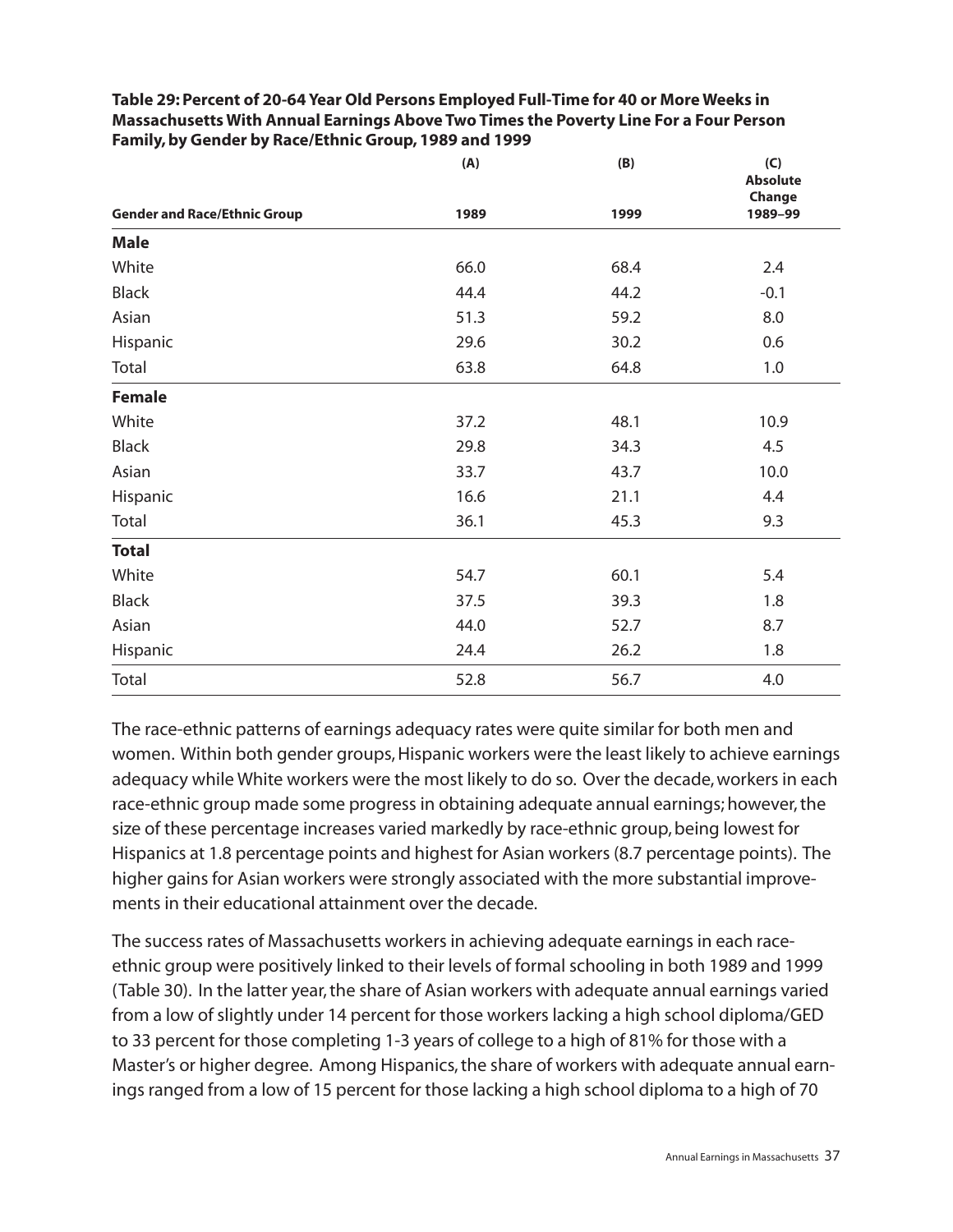**Table 29: Percent of 20-64 Year Old Persons Employed Full-Time for 40 or More Weeks in Massachusetts With Annual Earnings Above Two Times the Poverty Line For a Four Person Family, by Gender by Race/Ethnic Group, 1989 and 1999**

| Gender and Race/Ethnic Group | (A) 1989 | (B) 1999 | (C) Absolute Change 1989–99 |
|---|---|---|---|
| **Male** | | | |
| White | 66.0 | 68.4 | 2.4 |
| Black | 44.4 | 44.2 | -0.1 |
| Asian | 51.3 | 59.2 | 8.0 |
| Hispanic | 29.6 | 30.2 | 0.6 |
| Total | 63.8 | 64.8 | 1.0 |
| **Female** | | | |
| White | 37.2 | 48.1 | 10.9 |
| Black | 29.8 | 34.3 | 4.5 |
| Asian | 33.7 | 43.7 | 10.0 |
| Hispanic | 16.6 | 21.1 | 4.4 |
| Total | 36.1 | 45.3 | 9.3 |
| **Total** | | | |
| White | 54.7 | 60.1 | 5.4 |
| Black | 37.5 | 39.3 | 1.8 |
| Asian | 44.0 | 52.7 | 8.7 |
| Hispanic | 24.4 | 26.2 | 1.8 |
| Total | 52.8 | 56.7 | 4.0 |

The race-ethnic patterns of earnings adequacy rates were quite similar for both men and women. Within both gender groups, Hispanic workers were the least likely to achieve earnings adequacy while White workers were the most likely to do so. Over the decade, workers in each race-ethnic group made some progress in obtaining adequate annual earnings; however, the size of these percentage increases varied markedly by race-ethnic group, being lowest for Hispanics at 1.8 percentage points and highest for Asian workers (8.7 percentage points). The higher gains for Asian workers were strongly associated with the more substantial improvements in their educational attainment over the decade.

The success rates of Massachusetts workers in achieving adequate earnings in each race-ethnic group were positively linked to their levels of formal schooling in both 1989 and 1999 (Table 30). In the latter year, the share of Asian workers with adequate annual earnings varied from a low of slightly under 14 percent for those workers lacking a high school diploma/GED to 33 percent for those completing 1-3 years of college to a high of 81% for those with a Master's or higher degree. Among Hispanics, the share of workers with adequate annual earnings ranged from a low of 15 percent for those lacking a high school diploma to a high of 70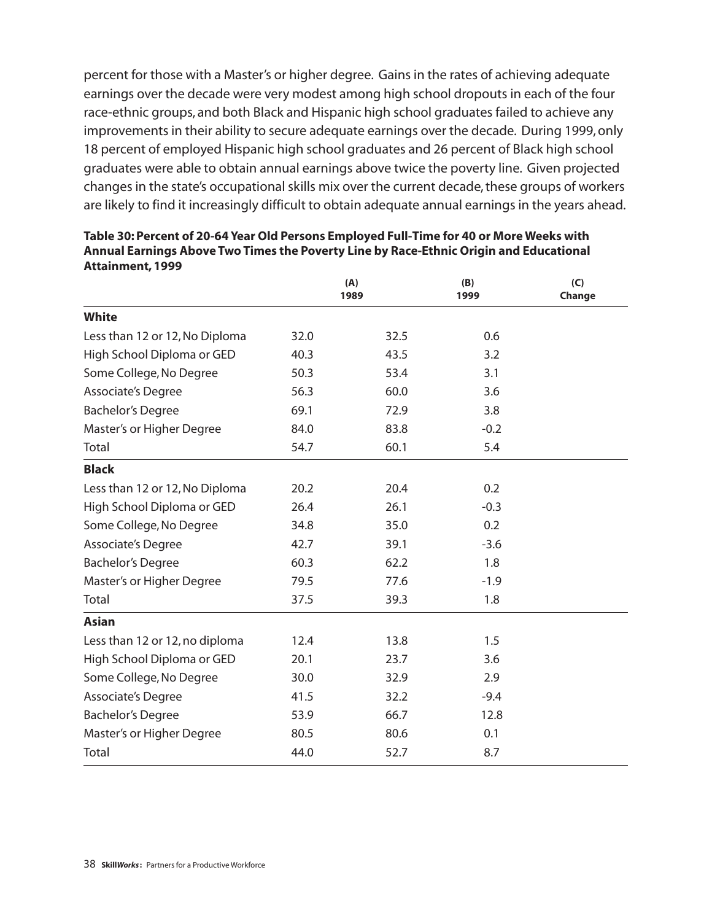percent for those with a Master's or higher degree. Gains in the rates of achieving adequate earnings over the decade were very modest among high school dropouts in each of the four race-ethnic groups, and both Black and Hispanic high school graduates failed to achieve any improvements in their ability to secure adequate earnings over the decade. During 1999, only 18 percent of employed Hispanic high school graduates and 26 percent of Black high school graduates were able to obtain annual earnings above twice the poverty line. Given projected changes in the state's occupational skills mix over the current decade, these groups of workers are likely to find it increasingly difficult to obtain adequate annual earnings in the years ahead.

**Table 30: Percent of 20-64 Year Old Persons Employed Full-Time for 40 or More Weeks with Annual Earnings Above Two Times the Poverty Line by Race-Ethnic Origin and Educational Attainment, 1999**

| | (A) 1989 | (B) 1999 | (C) Change |
|---|---|---|---|
| **White** | | | |
| Less than 12 or 12, No Diploma | 32.0 | 32.5 | 0.6 |
| High School Diploma or GED | 40.3 | 43.5 | 3.2 |
| Some College, No Degree | 50.3 | 53.4 | 3.1 |
| Associate's Degree | 56.3 | 60.0 | 3.6 |
| Bachelor's Degree | 69.1 | 72.9 | 3.8 |
| Master's or Higher Degree | 84.0 | 83.8 | -0.2 |
| Total | 54.7 | 60.1 | 5.4 |
| **Black** | | | |
| Less than 12 or 12, No Diploma | 20.2 | 20.4 | 0.2 |
| High School Diploma or GED | 26.4 | 26.1 | -0.3 |
| Some College, No Degree | 34.8 | 35.0 | 0.2 |
| Associate's Degree | 42.7 | 39.1 | -3.6 |
| Bachelor's Degree | 60.3 | 62.2 | 1.8 |
| Master's or Higher Degree | 79.5 | 77.6 | -1.9 |
| Total | 37.5 | 39.3 | 1.8 |
| **Asian** | | | |
| Less than 12 or 12, no diploma | 12.4 | 13.8 | 1.5 |
| High School Diploma or GED | 20.1 | 23.7 | 3.6 |
| Some College, No Degree | 30.0 | 32.9 | 2.9 |
| Associate's Degree | 41.5 | 32.2 | -9.4 |
| Bachelor's Degree | 53.9 | 66.7 | 12.8 |
| Master's or Higher Degree | 80.5 | 80.6 | 0.1 |
| Total | 44.0 | 52.7 | 8.7 |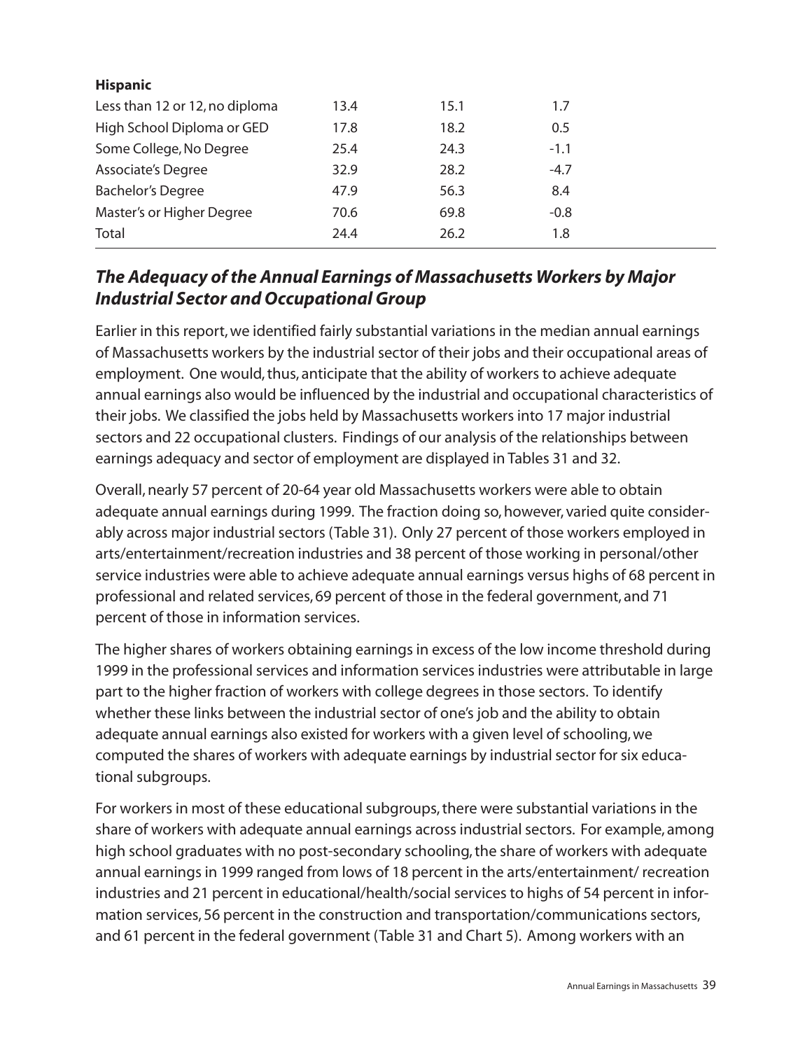| | | | |
|---|---|---|---|
| **Hispanic** | | | |
| Less than 12 or 12, no diploma | 13.4 | 15.1 | 1.7 |
| High School Diploma or GED | 17.8 | 18.2 | 0.5 |
| Some College, No Degree | 25.4 | 24.3 | -1.1 |
| Associate's Degree | 32.9 | 28.2 | -4.7 |
| Bachelor's Degree | 47.9 | 56.3 | 8.4 |
| Master's or Higher Degree | 70.6 | 69.8 | -0.8 |
| Total | 24.4 | 26.2 | 1.8 |

## *The Adequacy of the Annual Earnings of Massachusetts Workers by Major Industrial Sector and Occupational Group*

Earlier in this report, we identified fairly substantial variations in the median annual earnings of Massachusetts workers by the industrial sector of their jobs and their occupational areas of employment. One would, thus, anticipate that the ability of workers to achieve adequate annual earnings also would be influenced by the industrial and occupational characteristics of their jobs. We classified the jobs held by Massachusetts workers into 17 major industrial sectors and 22 occupational clusters. Findings of our analysis of the relationships between earnings adequacy and sector of employment are displayed in Tables 31 and 32.

Overall, nearly 57 percent of 20-64 year old Massachusetts workers were able to obtain adequate annual earnings during 1999. The fraction doing so, however, varied quite considerably across major industrial sectors (Table 31). Only 27 percent of those workers employed in arts/entertainment/recreation industries and 38 percent of those working in personal/other service industries were able to achieve adequate annual earnings versus highs of 68 percent in professional and related services, 69 percent of those in the federal government, and 71 percent of those in information services.

The higher shares of workers obtaining earnings in excess of the low income threshold during 1999 in the professional services and information services industries were attributable in large part to the higher fraction of workers with college degrees in those sectors. To identify whether these links between the industrial sector of one's job and the ability to obtain adequate annual earnings also existed for workers with a given level of schooling, we computed the shares of workers with adequate earnings by industrial sector for six educational subgroups.

For workers in most of these educational subgroups, there were substantial variations in the share of workers with adequate annual earnings across industrial sectors. For example, among high school graduates with no post-secondary schooling, the share of workers with adequate annual earnings in 1999 ranged from lows of 18 percent in the arts/entertainment/ recreation industries and 21 percent in educational/health/social services to highs of 54 percent in information services, 56 percent in the construction and transportation/communications sectors, and 61 percent in the federal government (Table 31 and Chart 5). Among workers with an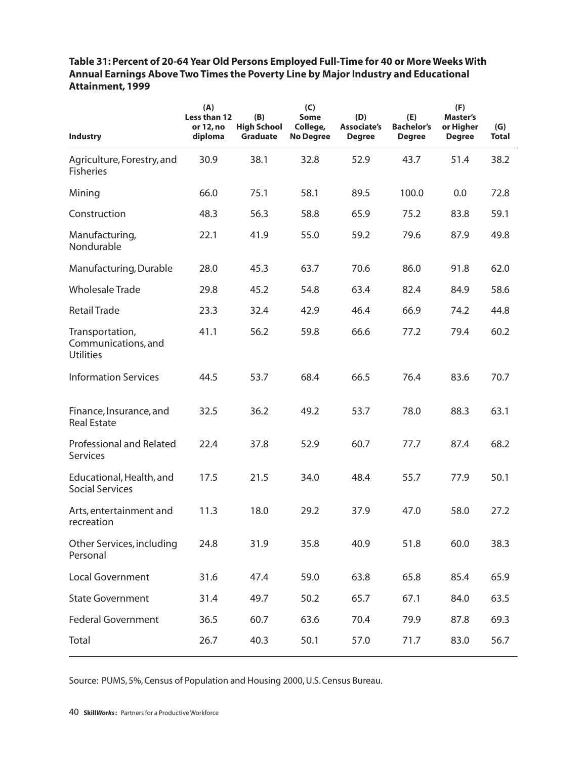**Table 31: Percent of 20-64 Year Old Persons Employed Full-Time for 40 or More Weeks With Annual Earnings Above Two Times the Poverty Line by Major Industry and Educational Attainment, 1999**

| Industry | (A) Less than 12 or 12, no diploma | (B) High School Graduate | (C) Some College, No Degree | (D) Associate's Degree | (E) Bachelor's Degree | (F) Master's or Higher Degree | (G) Total |
|---|---|---|---|---|---|---|---|
| Agriculture, Forestry, and Fisheries | 30.9 | 38.1 | 32.8 | 52.9 | 43.7 | 51.4 | 38.2 |
| Mining | 66.0 | 75.1 | 58.1 | 89.5 | 100.0 | 0.0 | 72.8 |
| Construction | 48.3 | 56.3 | 58.8 | 65.9 | 75.2 | 83.8 | 59.1 |
| Manufacturing, Nondurable | 22.1 | 41.9 | 55.0 | 59.2 | 79.6 | 87.9 | 49.8 |
| Manufacturing, Durable | 28.0 | 45.3 | 63.7 | 70.6 | 86.0 | 91.8 | 62.0 |
| Wholesale Trade | 29.8 | 45.2 | 54.8 | 63.4 | 82.4 | 84.9 | 58.6 |
| Retail Trade | 23.3 | 32.4 | 42.9 | 46.4 | 66.9 | 74.2 | 44.8 |
| Transportation, Communications, and Utilities | 41.1 | 56.2 | 59.8 | 66.6 | 77.2 | 79.4 | 60.2 |
| Information Services | 44.5 | 53.7 | 68.4 | 66.5 | 76.4 | 83.6 | 70.7 |
| Finance, Insurance, and Real Estate | 32.5 | 36.2 | 49.2 | 53.7 | 78.0 | 88.3 | 63.1 |
| Professional and Related Services | 22.4 | 37.8 | 52.9 | 60.7 | 77.7 | 87.4 | 68.2 |
| Educational, Health, and Social Services | 17.5 | 21.5 | 34.0 | 48.4 | 55.7 | 77.9 | 50.1 |
| Arts, entertainment and recreation | 11.3 | 18.0 | 29.2 | 37.9 | 47.0 | 58.0 | 27.2 |
| Other Services, including Personal | 24.8 | 31.9 | 35.8 | 40.9 | 51.8 | 60.0 | 38.3 |
| Local Government | 31.6 | 47.4 | 59.0 | 63.8 | 65.8 | 85.4 | 65.9 |
| State Government | 31.4 | 49.7 | 50.2 | 65.7 | 67.1 | 84.0 | 63.5 |
| Federal Government | 36.5 | 60.7 | 63.6 | 70.4 | 79.9 | 87.8 | 69.3 |
| Total | 26.7 | 40.3 | 50.1 | 57.0 | 71.7 | 83.0 | 56.7 |

Source: PUMS, 5%, Census of Population and Housing 2000, U.S. Census Bureau.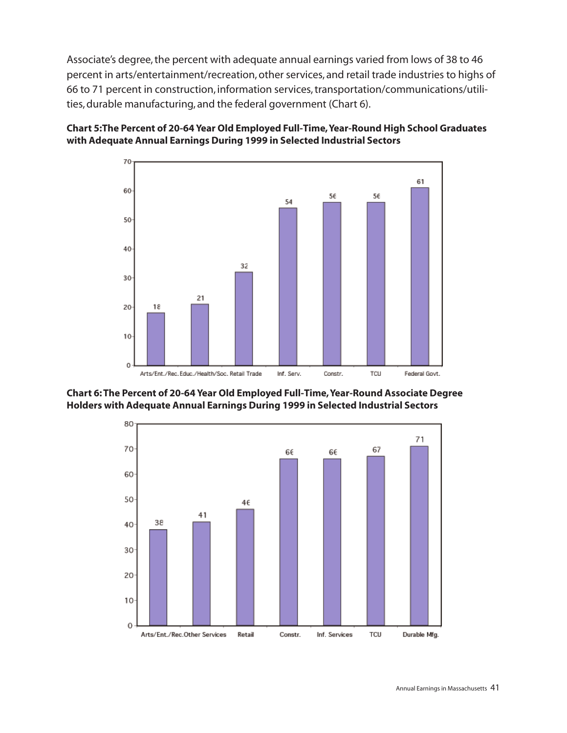Associate's degree, the percent with adequate annual earnings varied from lows of 38 to 46 percent in arts/entertainment/recreation, other services, and retail trade industries to highs of 66 to 71 percent in construction, information services, transportation/communications/utilities, durable manufacturing, and the federal government (Chart 6).

**Chart 5: The Percent of 20-64 Year Old Employed Full-Time, Year-Round High School Graduates with Adequate Annual Earnings During 1999 in Selected Industrial Sectors**

70
60
50
40
30
20
10
0

18
21
32
54
56
56
61

Arts/Ent./Rec.
Educ./Health/Soc.
Retail Trade
Inf. Serv.
Constr.
TCU
Federal Govt.

**Chart 6: The Percent of 20-64 Year Old Employed Full-Time, Year-Round Associate Degree Holders with Adequate Annual Earnings During 1999 in Selected Industrial Sectors**

80
70
60
50
40
30
20
10
0

38
41
46
66
66
67
71

Arts/Ent./Rec.
Other Services
Retail
Constr.
Inf. Services
TCU
Durable Mfg.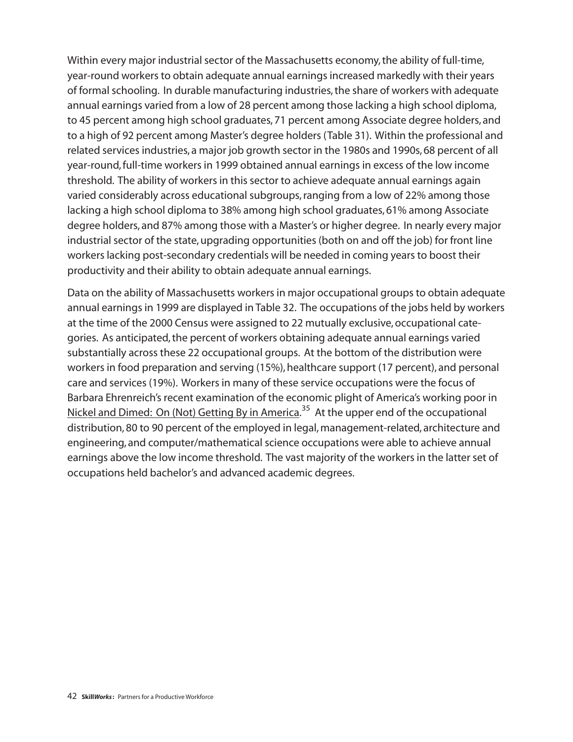Within every major industrial sector of the Massachusetts economy, the ability of full-time, year-round workers to obtain adequate annual earnings increased markedly with their years of formal schooling. In durable manufacturing industries, the share of workers with adequate annual earnings varied from a low of 28 percent among those lacking a high school diploma, to 45 percent among high school graduates, 71 percent among Associate degree holders, and to a high of 92 percent among Master's degree holders (Table 31). Within the professional and related services industries, a major job growth sector in the 1980s and 1990s, 68 percent of all year-round, full-time workers in 1999 obtained annual earnings in excess of the low income threshold. The ability of workers in this sector to achieve adequate annual earnings again varied considerably across educational subgroups, ranging from a low of 22% among those lacking a high school diploma to 38% among high school graduates, 61% among Associate degree holders, and 87% among those with a Master's or higher degree. In nearly every major industrial sector of the state, upgrading opportunities (both on and off the job) for front line workers lacking post-secondary credentials will be needed in coming years to boost their productivity and their ability to obtain adequate annual earnings.

Data on the ability of Massachusetts workers in major occupational groups to obtain adequate annual earnings in 1999 are displayed in Table 32. The occupations of the jobs held by workers at the time of the 2000 Census were assigned to 22 mutually exclusive, occupational categories. As anticipated, the percent of workers obtaining adequate annual earnings varied substantially across these 22 occupational groups. At the bottom of the distribution were workers in food preparation and serving (15%), healthcare support (17 percent), and personal care and services (19%). Workers in many of these service occupations were the focus of Barbara Ehrenreich's recent examination of the economic plight of America's working poor in Nickel and Dimed: On (Not) Getting By in America.[35] At the upper end of the occupational distribution, 80 to 90 percent of the employed in legal, management-related, architecture and engineering, and computer/mathematical science occupations were able to achieve annual earnings above the low income threshold. The vast majority of the workers in the latter set of occupations held bachelor's and advanced academic degrees.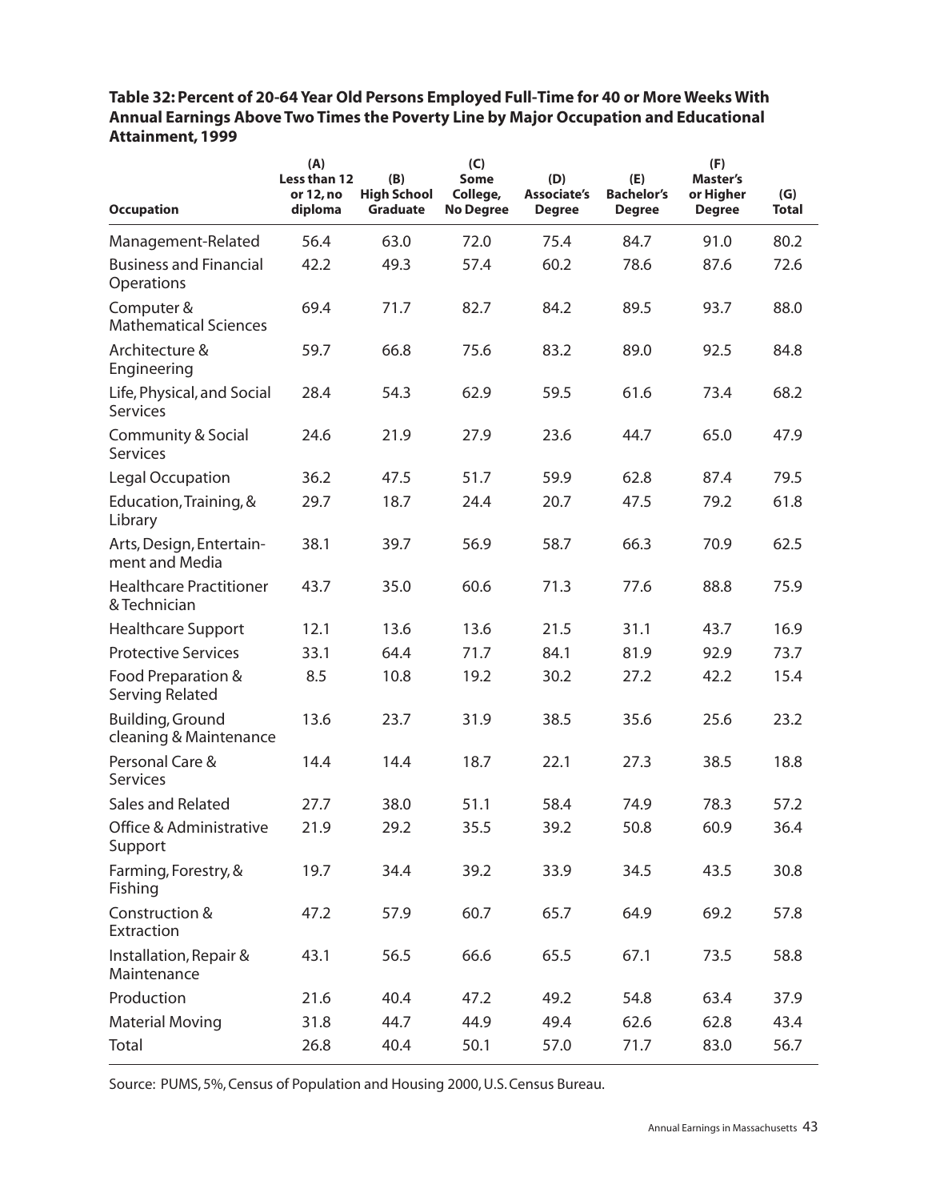**Table 32: Percent of 20-64 Year Old Persons Employed Full-Time for 40 or More Weeks With Annual Earnings Above Two Times the Poverty Line by Major Occupation and Educational Attainment, 1999**

| Occupation | (A) Less than 12 or 12, no diploma | (B) High School Graduate | (C) Some College, No Degree | (D) Associate's Degree | (E) Bachelor's Degree | (F) Master's or Higher Degree | (G) Total |
|---|---|---|---|---|---|---|---|
| Management-Related | 56.4 | 63.0 | 72.0 | 75.4 | 84.7 | 91.0 | 80.2 |
| Business and Financial Operations | 42.2 | 49.3 | 57.4 | 60.2 | 78.6 | 87.6 | 72.6 |
| Computer & Mathematical Sciences | 69.4 | 71.7 | 82.7 | 84.2 | 89.5 | 93.7 | 88.0 |
| Architecture & Engineering | 59.7 | 66.8 | 75.6 | 83.2 | 89.0 | 92.5 | 84.8 |
| Life, Physical, and Social Services | 28.4 | 54.3 | 62.9 | 59.5 | 61.6 | 73.4 | 68.2 |
| Community & Social Services | 24.6 | 21.9 | 27.9 | 23.6 | 44.7 | 65.0 | 47.9 |
| Legal Occupation | 36.2 | 47.5 | 51.7 | 59.9 | 62.8 | 87.4 | 79.5 |
| Education, Training, & Library | 29.7 | 18.7 | 24.4 | 20.7 | 47.5 | 79.2 | 61.8 |
| Arts, Design, Entertain-ment and Media | 38.1 | 39.7 | 56.9 | 58.7 | 66.3 | 70.9 | 62.5 |
| Healthcare Practitioner & Technician | 43.7 | 35.0 | 60.6 | 71.3 | 77.6 | 88.8 | 75.9 |
| Healthcare Support | 12.1 | 13.6 | 13.6 | 21.5 | 31.1 | 43.7 | 16.9 |
| Protective Services | 33.1 | 64.4 | 71.7 | 84.1 | 81.9 | 92.9 | 73.7 |
| Food Preparation & Serving Related | 8.5 | 10.8 | 19.2 | 30.2 | 27.2 | 42.2 | 15.4 |
| Building, Ground cleaning & Maintenance | 13.6 | 23.7 | 31.9 | 38.5 | 35.6 | 25.6 | 23.2 |
| Personal Care & Services | 14.4 | 14.4 | 18.7 | 22.1 | 27.3 | 38.5 | 18.8 |
| Sales and Related | 27.7 | 38.0 | 51.1 | 58.4 | 74.9 | 78.3 | 57.2 |
| Office & Administrative Support | 21.9 | 29.2 | 35.5 | 39.2 | 50.8 | 60.9 | 36.4 |
| Farming, Forestry, & Fishing | 19.7 | 34.4 | 39.2 | 33.9 | 34.5 | 43.5 | 30.8 |
| Construction & Extraction | 47.2 | 57.9 | 60.7 | 65.7 | 64.9 | 69.2 | 57.8 |
| Installation, Repair & Maintenance | 43.1 | 56.5 | 66.6 | 65.5 | 67.1 | 73.5 | 58.8 |
| Production | 21.6 | 40.4 | 47.2 | 49.2 | 54.8 | 63.4 | 37.9 |
| Material Moving | 31.8 | 44.7 | 44.9 | 49.4 | 62.6 | 62.8 | 43.4 |
| Total | 26.8 | 40.4 | 50.1 | 57.0 | 71.7 | 83.0 | 56.7 |

Source: PUMS, 5%, Census of Population and Housing 2000, U.S. Census Bureau.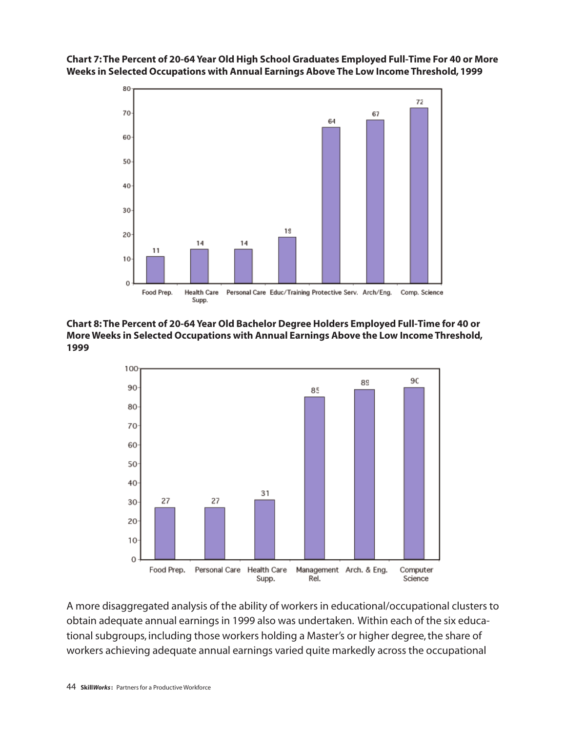**Chart 7: The Percent of 20-64 Year Old High School Graduates Employed Full-Time For 40 or More Weeks in Selected Occupations with Annual Earnings Above The Low Income Threshold, 1999**

80
70
60
50
40
30
20
10
0

11
14
14
19
64
67
72

Food Prep.
Health Care Supp.
Personal Care
Educ/Training
Protective Serv.
Arch/Eng.
Comp. Science

**Chart 8: The Percent of 20-64 Year Old Bachelor Degree Holders Employed Full-Time for 40 or More Weeks in Selected Occupations with Annual Earnings Above the Low Income Threshold, 1999**

100
90
80
70
60
50
40
30
20
10
0

27
27
31
85
89
90

Food Prep.
Personal Care
Health Care Supp.
Management Rel.
Arch. & Eng.
Computer Science

A more disaggregated analysis of the ability of workers in educational/occupational clusters to obtain adequate annual earnings in 1999 also was undertaken. Within each of the six educational subgroups, including those workers holding a Master's or higher degree, the share of workers achieving adequate annual earnings varied quite markedly across the occupational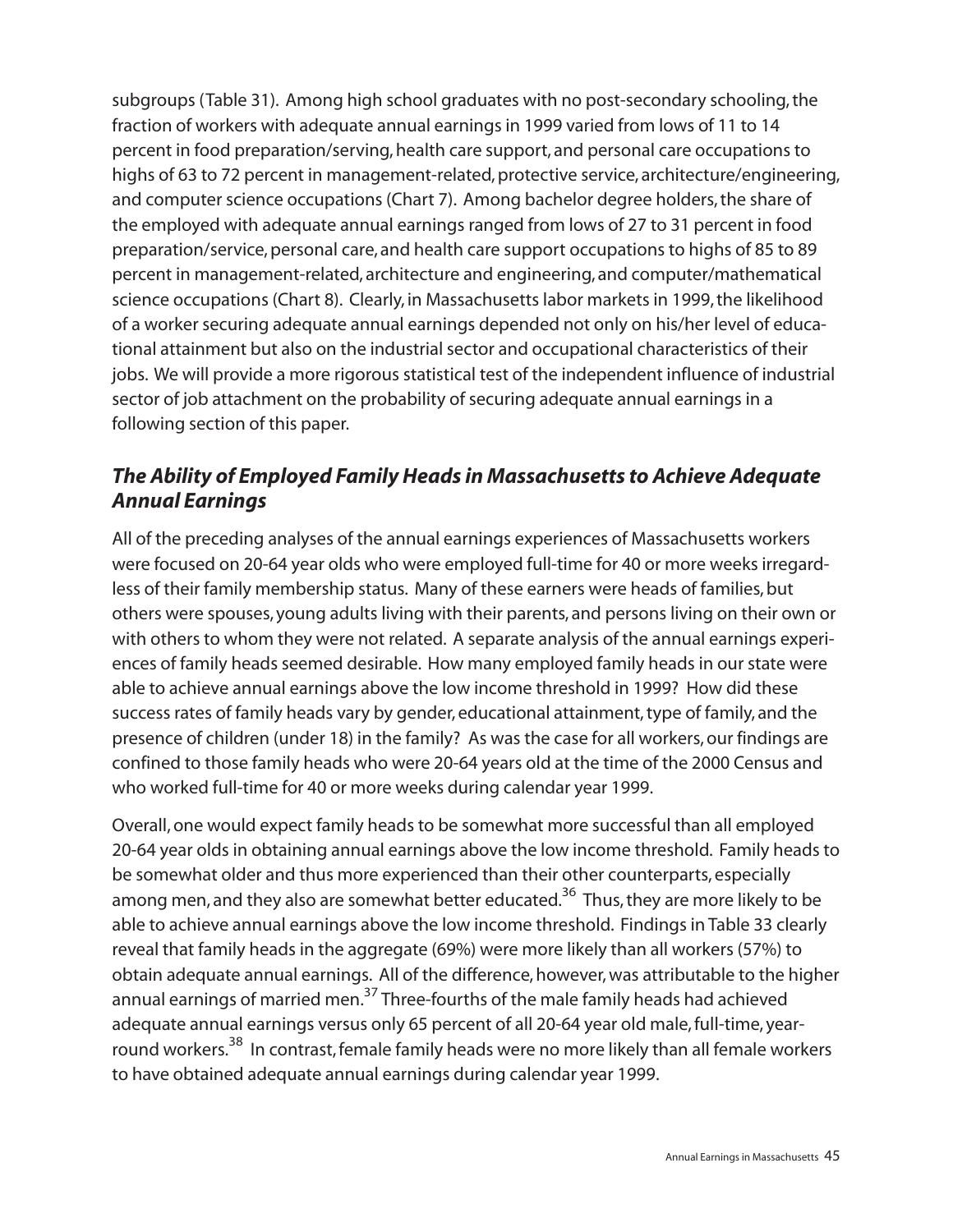subgroups (Table 31). Among high school graduates with no post-secondary schooling, the fraction of workers with adequate annual earnings in 1999 varied from lows of 11 to 14 percent in food preparation/serving, health care support, and personal care occupations to highs of 63 to 72 percent in management-related, protective service, architecture/engineering, and computer science occupations (Chart 7). Among bachelor degree holders, the share of the employed with adequate annual earnings ranged from lows of 27 to 31 percent in food preparation/service, personal care, and health care support occupations to highs of 85 to 89 percent in management-related, architecture and engineering, and computer/mathematical science occupations (Chart 8). Clearly, in Massachusetts labor markets in 1999, the likelihood of a worker securing adequate annual earnings depended not only on his/her level of educational attainment but also on the industrial sector and occupational characteristics of their jobs. We will provide a more rigorous statistical test of the independent influence of industrial sector of job attachment on the probability of securing adequate annual earnings in a following section of this paper.

## *The Ability of Employed Family Heads in Massachusetts to Achieve Adequate Annual Earnings*

All of the preceding analyses of the annual earnings experiences of Massachusetts workers were focused on 20-64 year olds who were employed full-time for 40 or more weeks irregardless of their family membership status. Many of these earners were heads of families, but others were spouses, young adults living with their parents, and persons living on their own or with others to whom they were not related. A separate analysis of the annual earnings experiences of family heads seemed desirable. How many employed family heads in our state were able to achieve annual earnings above the low income threshold in 1999? How did these success rates of family heads vary by gender, educational attainment, type of family, and the presence of children (under 18) in the family? As was the case for all workers, our findings are confined to those family heads who were 20-64 years old at the time of the 2000 Census and who worked full-time for 40 or more weeks during calendar year 1999.

Overall, one would expect family heads to be somewhat more successful than all employed 20-64 year olds in obtaining annual earnings above the low income threshold. Family heads to be somewhat older and thus more experienced than their other counterparts, especially among men, and they also are somewhat better educated.[36] Thus, they are more likely to be able to achieve annual earnings above the low income threshold. Findings in Table 33 clearly reveal that family heads in the aggregate (69%) were more likely than all workers (57%) to obtain adequate annual earnings. All of the difference, however, was attributable to the higher annual earnings of married men.[37] Three-fourths of the male family heads had achieved adequate annual earnings versus only 65 percent of all 20-64 year old male, full-time, year-round workers.[38] In contrast, female family heads were no more likely than all female workers to have obtained adequate annual earnings during calendar year 1999.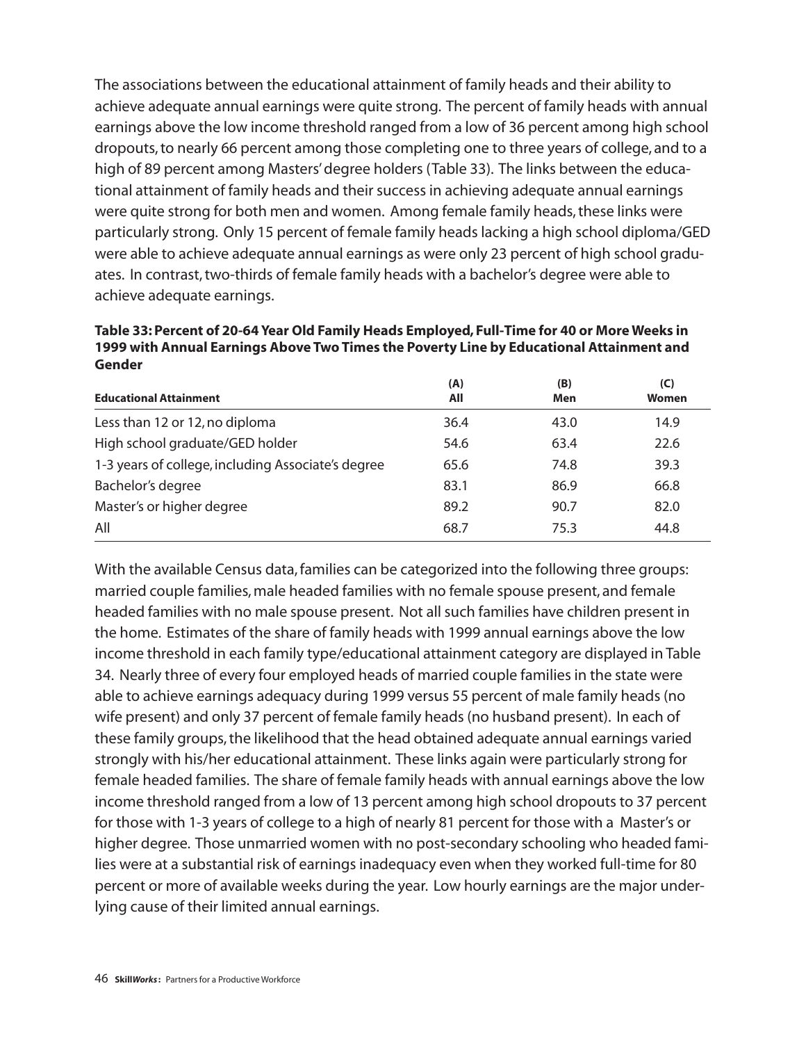The associations between the educational attainment of family heads and their ability to achieve adequate annual earnings were quite strong. The percent of family heads with annual earnings above the low income threshold ranged from a low of 36 percent among high school dropouts, to nearly 66 percent among those completing one to three years of college, and to a high of 89 percent among Masters' degree holders (Table 33). The links between the educational attainment of family heads and their success in achieving adequate annual earnings were quite strong for both men and women. Among female family heads, these links were particularly strong. Only 15 percent of female family heads lacking a high school diploma/GED were able to achieve adequate annual earnings as were only 23 percent of high school graduates. In contrast, two-thirds of female family heads with a bachelor's degree were able to achieve adequate earnings.

**Table 33: Percent of 20-64 Year Old Family Heads Employed, Full-Time for 40 or More Weeks in 1999 with Annual Earnings Above Two Times the Poverty Line by Educational Attainment and Gender**

| Educational Attainment | (A) All | (B) Men | (C) Women |
|---|---|---|---|
| Less than 12 or 12, no diploma | 36.4 | 43.0 | 14.9 |
| High school graduate/GED holder | 54.6 | 63.4 | 22.6 |
| 1-3 years of college, including Associate's degree | 65.6 | 74.8 | 39.3 |
| Bachelor's degree | 83.1 | 86.9 | 66.8 |
| Master's or higher degree | 89.2 | 90.7 | 82.0 |
| All | 68.7 | 75.3 | 44.8 |

With the available Census data, families can be categorized into the following three groups: married couple families, male headed families with no female spouse present, and female headed families with no male spouse present. Not all such families have children present in the home. Estimates of the share of family heads with 1999 annual earnings above the low income threshold in each family type/educational attainment category are displayed in Table 34. Nearly three of every four employed heads of married couple families in the state were able to achieve earnings adequacy during 1999 versus 55 percent of male family heads (no wife present) and only 37 percent of female family heads (no husband present). In each of these family groups, the likelihood that the head obtained adequate annual earnings varied strongly with his/her educational attainment. These links again were particularly strong for female headed families. The share of female family heads with annual earnings above the low income threshold ranged from a low of 13 percent among high school dropouts to 37 percent for those with 1-3 years of college to a high of nearly 81 percent for those with a Master's or higher degree. Those unmarried women with no post-secondary schooling who headed families were at a substantial risk of earnings inadequacy even when they worked full-time for 80 percent or more of available weeks during the year. Low hourly earnings are the major underlying cause of their limited annual earnings.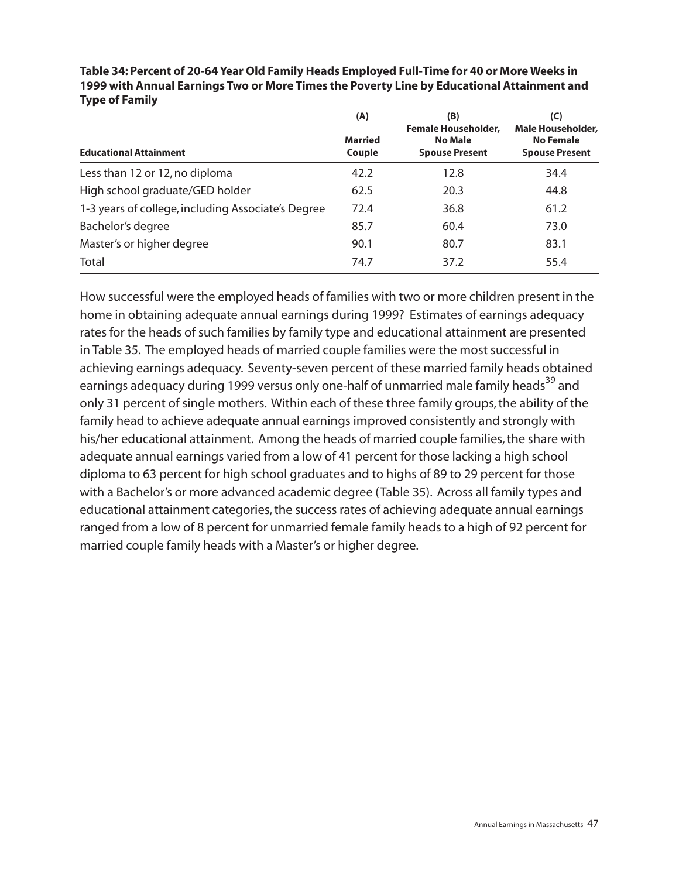**Table 34: Percent of 20-64 Year Old Family Heads Employed Full-Time for 40 or More Weeks in 1999 with Annual Earnings Two or More Times the Poverty Line by Educational Attainment and Type of Family**

| Educational Attainment | (A) Married Couple | (B) Female Householder, No Male Spouse Present | (C) Male Householder, No Female Spouse Present |
|---|---|---|---|
| Less than 12 or 12, no diploma | 42.2 | 12.8 | 34.4 |
| High school graduate/GED holder | 62.5 | 20.3 | 44.8 |
| 1-3 years of college, including Associate's Degree | 72.4 | 36.8 | 61.2 |
| Bachelor's degree | 85.7 | 60.4 | 73.0 |
| Master's or higher degree | 90.1 | 80.7 | 83.1 |
| Total | 74.7 | 37.2 | 55.4 |

How successful were the employed heads of families with two or more children present in the home in obtaining adequate annual earnings during 1999? Estimates of earnings adequacy rates for the heads of such families by family type and educational attainment are presented in Table 35. The employed heads of married couple families were the most successful in achieving earnings adequacy. Seventy-seven percent of these married family heads obtained earnings adequacy during 1999 versus only one-half of unmarried male family heads[39] and only 31 percent of single mothers. Within each of these three family groups, the ability of the family head to achieve adequate annual earnings improved consistently and strongly with his/her educational attainment. Among the heads of married couple families, the share with adequate annual earnings varied from a low of 41 percent for those lacking a high school diploma to 63 percent for high school graduates and to highs of 89 to 29 percent for those with a Bachelor's or more advanced academic degree (Table 35). Across all family types and educational attainment categories, the success rates of achieving adequate annual earnings ranged from a low of 8 percent for unmarried female family heads to a high of 92 percent for married couple family heads with a Master's or higher degree.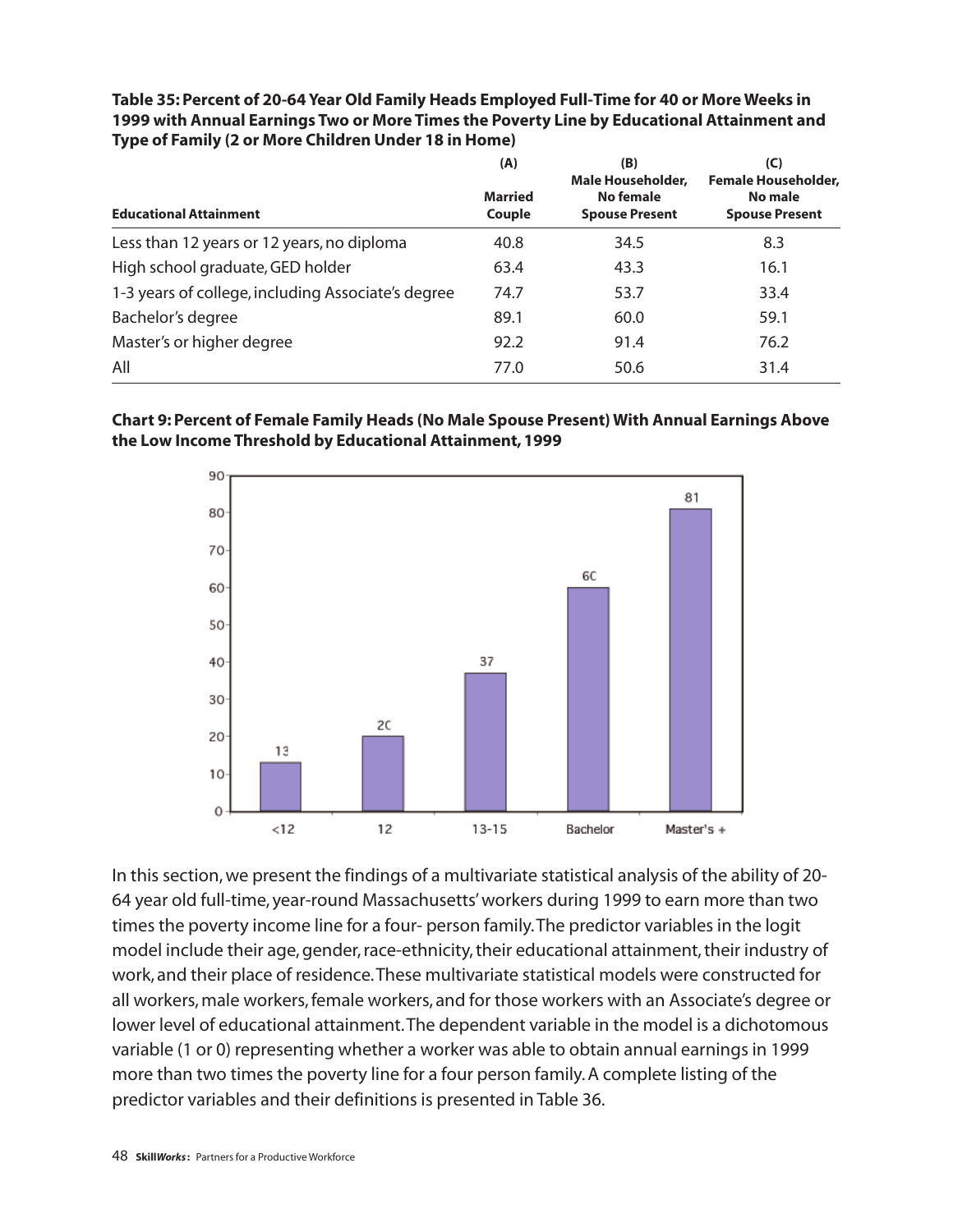**Table 35: Percent of 20-64 Year Old Family Heads Employed Full-Time for 40 or More Weeks in 1999 with Annual Earnings Two or More Times the Poverty Line by Educational Attainment and Type of Family (2 or More Children Under 18 in Home)**

| Educational Attainment | (A) Married Couple | (B) Male Householder, No female Spouse Present | (C) Female Householder, No male Spouse Present |
|---|---|---|---|
| Less than 12 years or 12 years, no diploma | 40.8 | 34.5 | 8.3 |
| High school graduate, GED holder | 63.4 | 43.3 | 16.1 |
| 1-3 years of college, including Associate's degree | 74.7 | 53.7 | 33.4 |
| Bachelor's degree | 89.1 | 60.0 | 59.1 |
| Master's or higher degree | 92.2 | 91.4 | 76.2 |
| All | 77.0 | 50.6 | 31.4 |

**Chart 9: Percent of Female Family Heads (No Male Spouse Present) With Annual Earnings Above the Low Income Threshold by Educational Attainment, 1999**

90
80
70
60
50
40
30
20
10
0

13
20
37
60
81

<12
12
13-15
Bachelor
Master's +

In this section, we present the findings of a multivariate statistical analysis of the ability of 20-64 year old full-time, year-round Massachusetts' workers during 1999 to earn more than two times the poverty income line for a four- person family. The predictor variables in the logit model include their age, gender, race-ethnicity, their educational attainment, their industry of work, and their place of residence. These multivariate statistical models were constructed for all workers, male workers, female workers, and for those workers with an Associate's degree or lower level of educational attainment. The dependent variable in the model is a dichotomous variable (1 or 0) representing whether a worker was able to obtain annual earnings in 1999 more than two times the poverty line for a four person family. A complete listing of the predictor variables and their definitions is presented in Table 36.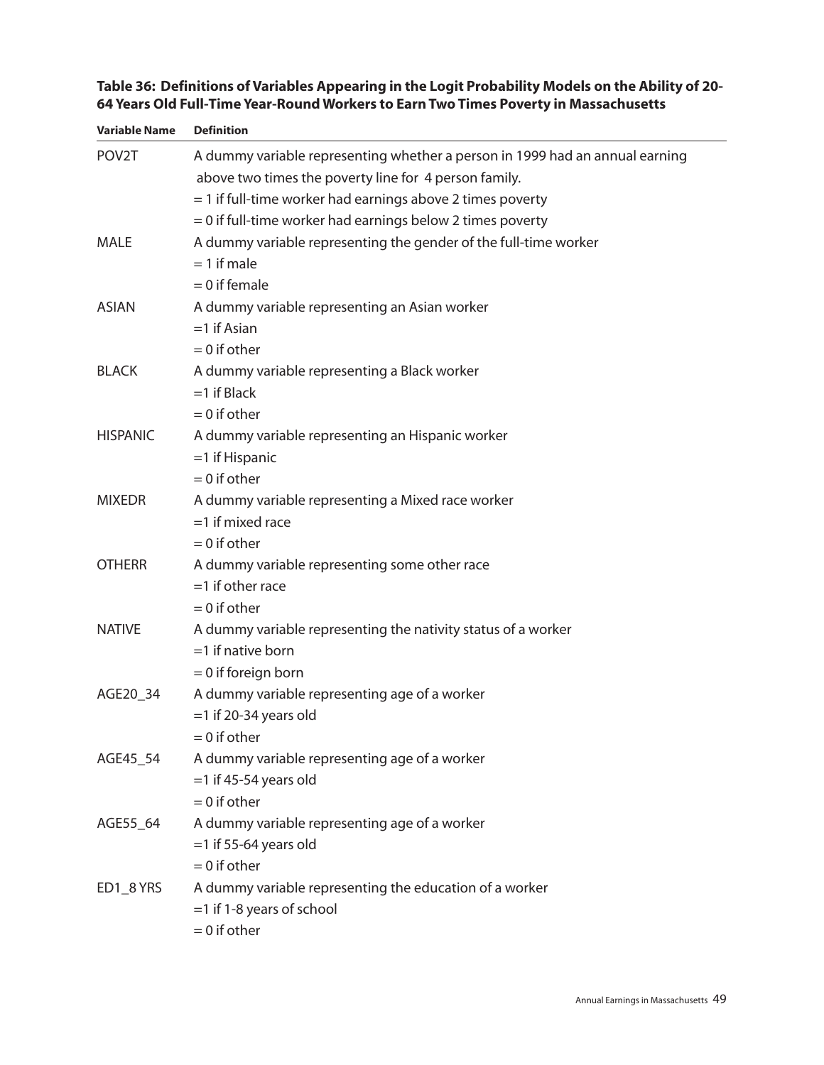**Table 36: Definitions of Variables Appearing in the Logit Probability Models on the Ability of 20-64 Years Old Full-Time Year-Round Workers to Earn Two Times Poverty in Massachusetts**

| Variable Name | Definition |
|---|---|
| POV2T | A dummy variable representing whether a person in 1999 had an annual earning above two times the poverty line for 4 person family.<br>= 1 if full-time worker had earnings above 2 times poverty<br>= 0 if full-time worker had earnings below 2 times poverty |
| MALE | A dummy variable representing the gender of the full-time worker<br>= 1 if male<br>= 0 if female |
| ASIAN | A dummy variable representing an Asian worker<br>=1 if Asian<br>= 0 if other |
| BLACK | A dummy variable representing a Black worker<br>=1 if Black<br>= 0 if other |
| HISPANIC | A dummy variable representing an Hispanic worker<br>=1 if Hispanic<br>= 0 if other |
| MIXEDR | A dummy variable representing a Mixed race worker<br>=1 if mixed race<br>= 0 if other |
| OTHERR | A dummy variable representing some other race<br>=1 if other race<br>= 0 if other |
| NATIVE | A dummy variable representing the nativity status of a worker<br>=1 if native born<br>= 0 if foreign born |
| AGE20_34 | A dummy variable representing age of a worker<br>=1 if 20-34 years old<br>= 0 if other |
| AGE45_54 | A dummy variable representing age of a worker<br>=1 if 45-54 years old<br>= 0 if other |
| AGE55_64 | A dummy variable representing age of a worker<br>=1 if 55-64 years old<br>= 0 if other |
| ED1_8 YRS | A dummy variable representing the education of a worker<br>=1 if 1-8 years of school<br>= 0 if other |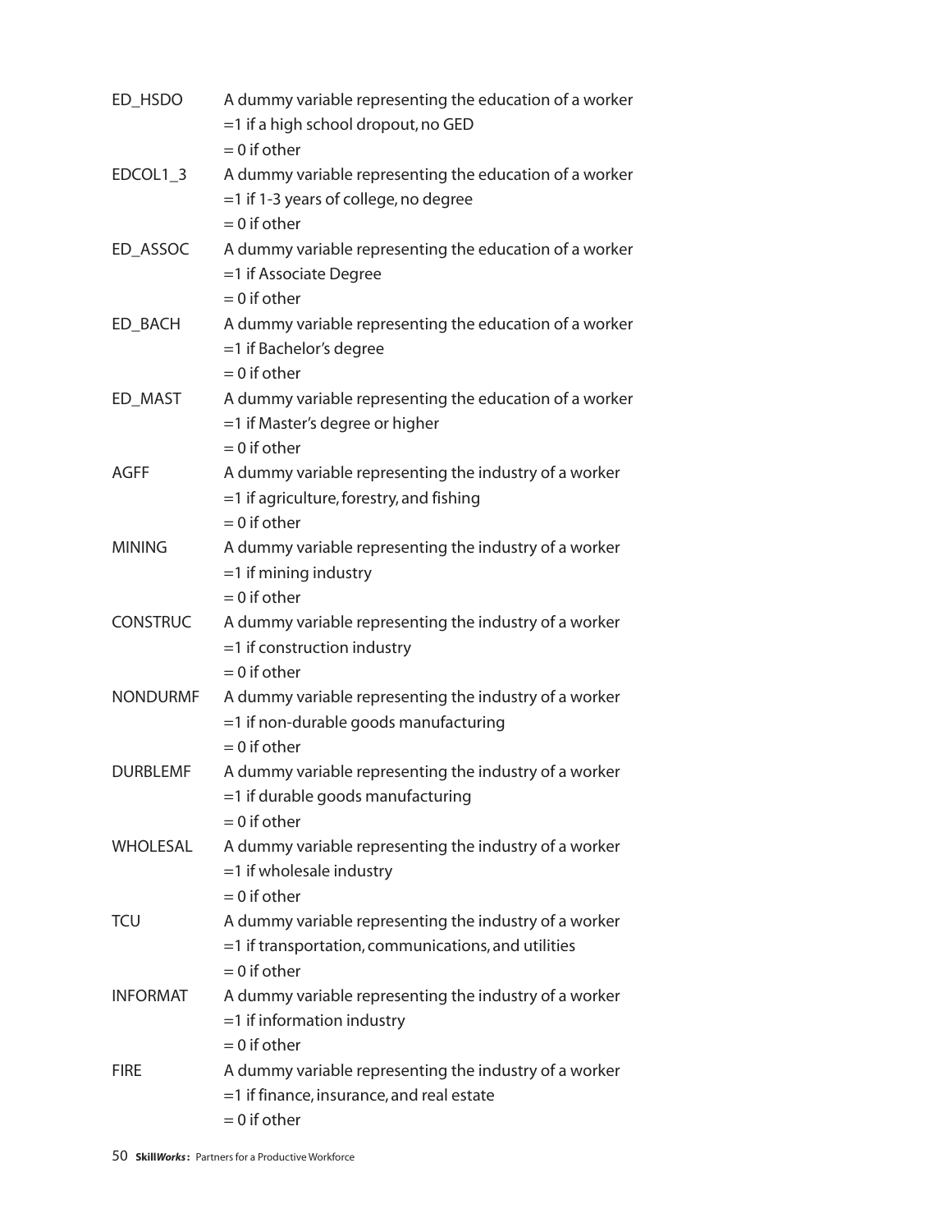| | |
|---|---|
| ED_HSDO | A dummy variable representing the education of a worker<br>=1 if a high school dropout, no GED<br>= 0 if other |
| EDCOL1_3 | A dummy variable representing the education of a worker<br>=1 if 1-3 years of college, no degree<br>= 0 if other |
| ED_ASSOC | A dummy variable representing the education of a worker<br>=1 if Associate Degree<br>= 0 if other |
| ED_BACH | A dummy variable representing the education of a worker<br>=1 if Bachelor's degree<br>= 0 if other |
| ED_MAST | A dummy variable representing the education of a worker<br>=1 if Master's degree or higher<br>= 0 if other |
| AGFF | A dummy variable representing the industry of a worker<br>=1 if agriculture, forestry, and fishing<br>= 0 if other |
| MINING | A dummy variable representing the industry of a worker<br>=1 if mining industry<br>= 0 if other |
| CONSTRUC | A dummy variable representing the industry of a worker<br>=1 if construction industry<br>= 0 if other |
| NONDURMF | A dummy variable representing the industry of a worker<br>=1 if non-durable goods manufacturing<br>= 0 if other |
| DURBLEMF | A dummy variable representing the industry of a worker<br>=1 if durable goods manufacturing<br>= 0 if other |
| WHOLESAL | A dummy variable representing the industry of a worker<br>=1 if wholesale industry<br>= 0 if other |
| TCU | A dummy variable representing the industry of a worker<br>=1 if transportation, communications, and utilities<br>= 0 if other |
| INFORMAT | A dummy variable representing the industry of a worker<br>=1 if information industry<br>= 0 if other |
| FIRE | A dummy variable representing the industry of a worker<br>=1 if finance, insurance, and real estate<br>= 0 if other |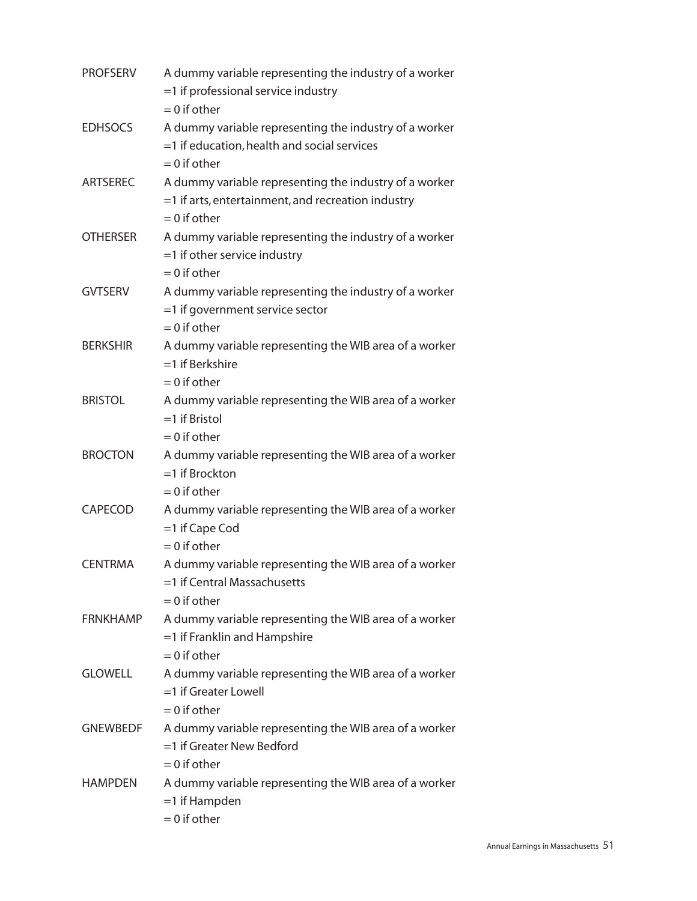| | |
|---|---|
| PROFSERV | A dummy variable representing the industry of a worker<br>=1 if professional service industry<br>= 0 if other |
| EDHSOCS | A dummy variable representing the industry of a worker<br>=1 if education, health and social services<br>= 0 if other |
| ARTSEREC | A dummy variable representing the industry of a worker<br>=1 if arts, entertainment, and recreation industry<br>= 0 if other |
| OTHERSER | A dummy variable representing the industry of a worker<br>=1 if other service industry<br>= 0 if other |
| GVTSERV | A dummy variable representing the industry of a worker<br>=1 if government service sector<br>= 0 if other |
| BERKSHIR | A dummy variable representing the WIB area of a worker<br>=1 if Berkshire<br>= 0 if other |
| BRISTOL | A dummy variable representing the WIB area of a worker<br>=1 if Bristol<br>= 0 if other |
| BROCTON | A dummy variable representing the WIB area of a worker<br>=1 if Brockton<br>= 0 if other |
| CAPECOD | A dummy variable representing the WIB area of a worker<br>=1 if Cape Cod<br>= 0 if other |
| CENTRMA | A dummy variable representing the WIB area of a worker<br>=1 if Central Massachusetts<br>= 0 if other |
| FRNKHAMP | A dummy variable representing the WIB area of a worker<br>=1 if Franklin and Hampshire<br>= 0 if other |
| GLOWELL | A dummy variable representing the WIB area of a worker<br>=1 if Greater Lowell<br>= 0 if other |
| GNEWBEDF | A dummy variable representing the WIB area of a worker<br>=1 if Greater New Bedford<br>= 0 if other |
| HAMPDEN | A dummy variable representing the WIB area of a worker<br>=1 if Hampden<br>= 0 if other |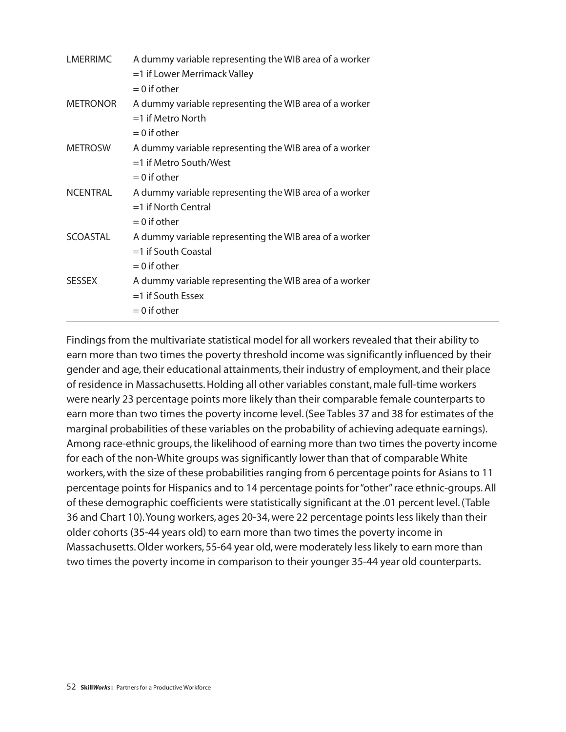| | |
|---|---|
| LMERRIMC | A dummy variable representing the WIB area of a worker<br>=1 if Lower Merrimack Valley<br>= 0 if other |
| METRONOR | A dummy variable representing the WIB area of a worker<br>=1 if Metro North<br>= 0 if other |
| METROSW | A dummy variable representing the WIB area of a worker<br>=1 if Metro South/West<br>= 0 if other |
| NCENTRAL | A dummy variable representing the WIB area of a worker<br>=1 if North Central<br>= 0 if other |
| SCOASTAL | A dummy variable representing the WIB area of a worker<br>=1 if South Coastal<br>= 0 if other |
| SESSEX | A dummy variable representing the WIB area of a worker<br>=1 if South Essex<br>= 0 if other |

Findings from the multivariate statistical model for all workers revealed that their ability to earn more than two times the poverty threshold income was significantly influenced by their gender and age, their educational attainments, their industry of employment, and their place of residence in Massachusetts. Holding all other variables constant, male full-time workers were nearly 23 percentage points more likely than their comparable female counterparts to earn more than two times the poverty income level. (See Tables 37 and 38 for estimates of the marginal probabilities of these variables on the probability of achieving adequate earnings). Among race-ethnic groups, the likelihood of earning more than two times the poverty income for each of the non-White groups was significantly lower than that of comparable White workers, with the size of these probabilities ranging from 6 percentage points for Asians to 11 percentage points for Hispanics and to 14 percentage points for "other" race ethnic-groups. All of these demographic coefficients were statistically significant at the .01 percent level. (Table 36 and Chart 10). Young workers, ages 20-34, were 22 percentage points less likely than their older cohorts (35-44 years old) to earn more than two times the poverty income in Massachusetts. Older workers, 55-64 year old, were moderately less likely to earn more than two times the poverty income in comparison to their younger 35-44 year old counterparts.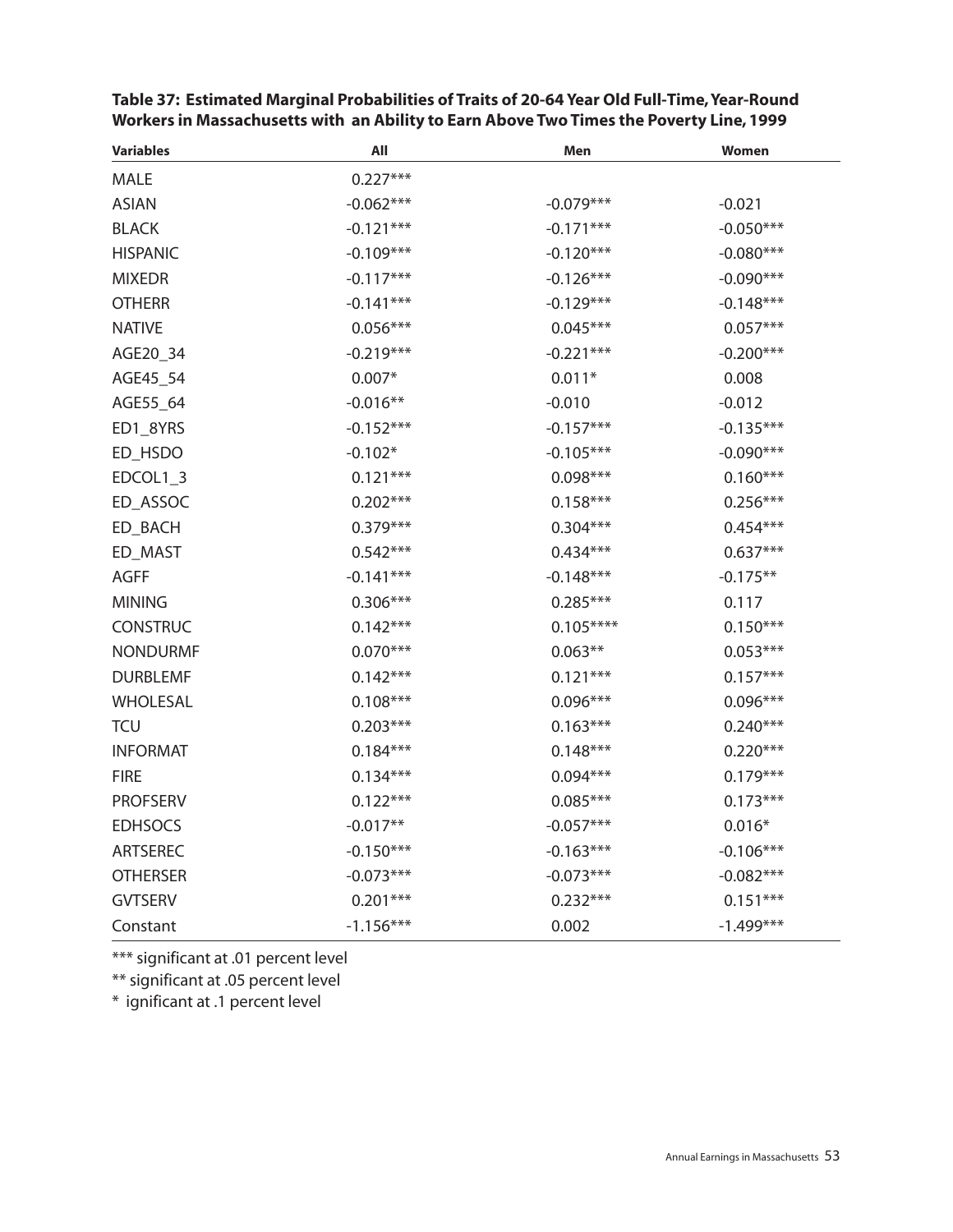**Table 37: Estimated Marginal Probabilities of Traits of 20-64 Year Old Full-Time, Year-Round Workers in Massachusetts with an Ability to Earn Above Two Times the Poverty Line, 1999**

| Variables | All | Men | Women |
|---|---|---|---|
| MALE | 0.227*** | | |
| ASIAN | -0.062*** | -0.079*** | -0.021 |
| BLACK | -0.121*** | -0.171*** | -0.050*** |
| HISPANIC | -0.109*** | -0.120*** | -0.080*** |
| MIXEDR | -0.117*** | -0.126*** | -0.090*** |
| OTHERR | -0.141*** | -0.129*** | -0.148*** |
| NATIVE | 0.056*** | 0.045*** | 0.057*** |
| AGE20_34 | -0.219*** | -0.221*** | -0.200*** |
| AGE45_54 | 0.007* | 0.011* | 0.008 |
| AGE55_64 | -0.016** | -0.010 | -0.012 |
| ED1_8YRS | -0.152*** | -0.157*** | -0.135*** |
| ED_HSDO | -0.102* | -0.105*** | -0.090*** |
| EDCOL1_3 | 0.121*** | 0.098*** | 0.160*** |
| ED_ASSOC | 0.202*** | 0.158*** | 0.256*** |
| ED_BACH | 0.379*** | 0.304*** | 0.454*** |
| ED_MAST | 0.542*** | 0.434*** | 0.637*** |
| AGFF | -0.141*** | -0.148*** | -0.175** |
| MINING | 0.306*** | 0.285*** | 0.117 |
| CONSTRUC | 0.142*** | 0.105**** | 0.150*** |
| NONDURMF | 0.070*** | 0.063** | 0.053*** |
| DURBLEMF | 0.142*** | 0.121*** | 0.157*** |
| WHOLESAL | 0.108*** | 0.096*** | 0.096*** |
| TCU | 0.203*** | 0.163*** | 0.240*** |
| INFORMAT | 0.184*** | 0.148*** | 0.220*** |
| FIRE | 0.134*** | 0.094*** | 0.179*** |
| PROFSERV | 0.122*** | 0.085*** | 0.173*** |
| EDHSOCS | -0.017** | -0.057*** | 0.016* |
| ARTSEREC | -0.150*** | -0.163*** | -0.106*** |
| OTHERSER | -0.073*** | -0.073*** | -0.082*** |
| GVTSERV | 0.201*** | 0.232*** | 0.151*** |
| Constant | -1.156*** | 0.002 | -1.499*** |

*** significant at .01 percent level

** significant at .05 percent level

* ignificant at .1 percent level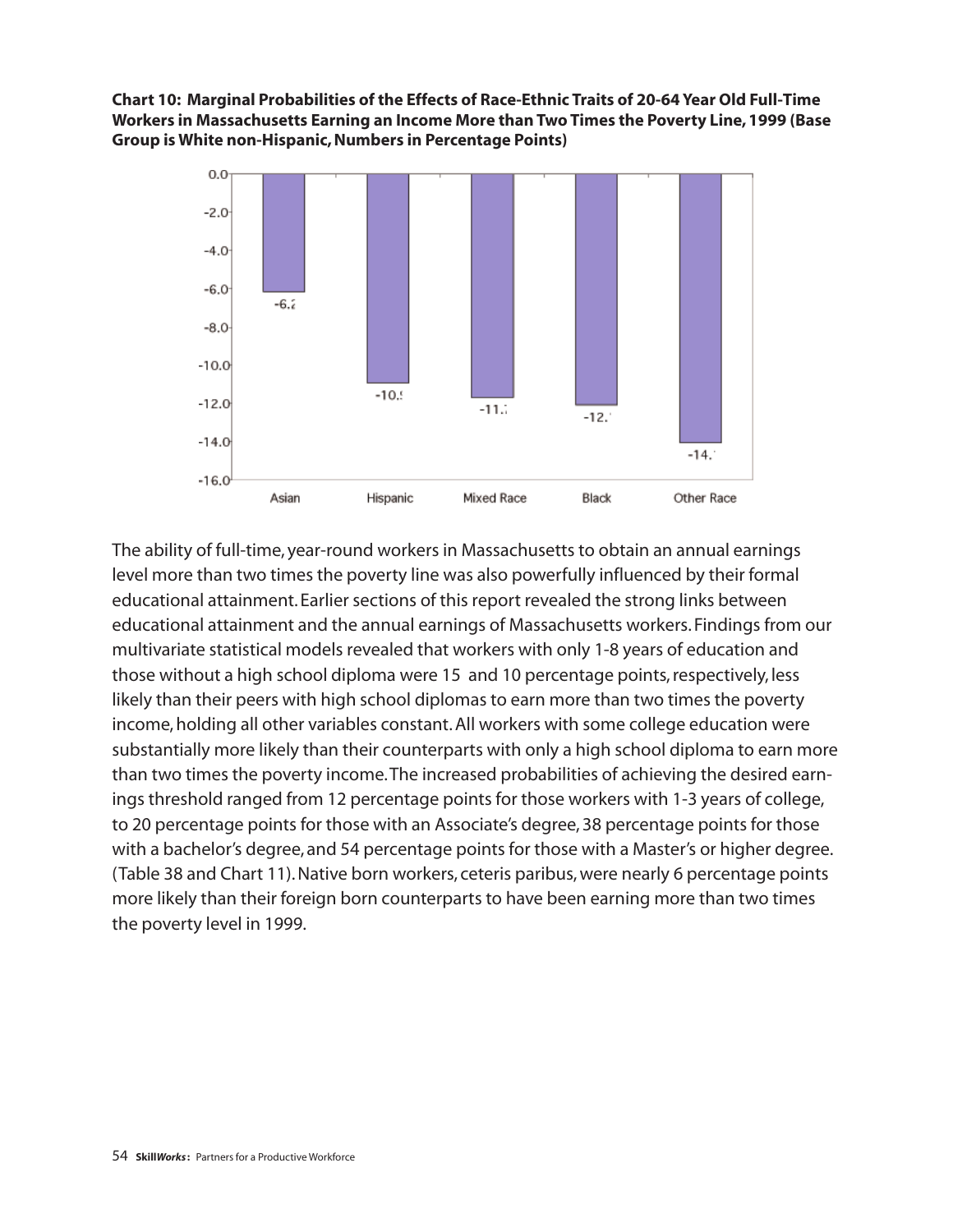**Chart 10: Marginal Probabilities of the Effects of Race-Ethnic Traits of 20-64 Year Old Full-Time Workers in Massachusetts Earning an Income More than Two Times the Poverty Line, 1999 (Base Group is White non-Hispanic, Numbers in Percentage Points)**

0.0
-2.0
-4.0
-6.0
-8.0
-10.0
-12.0
-14.0
-16.0

-6.2
-10.9
-11.7
-12.1
-14.1

Asian
Hispanic
Mixed Race
Black
Other Race

The ability of full-time, year-round workers in Massachusetts to obtain an annual earnings level more than two times the poverty line was also powerfully influenced by their formal educational attainment. Earlier sections of this report revealed the strong links between educational attainment and the annual earnings of Massachusetts workers. Findings from our multivariate statistical models revealed that workers with only 1-8 years of education and those without a high school diploma were 15 and 10 percentage points, respectively, less likely than their peers with high school diplomas to earn more than two times the poverty income, holding all other variables constant. All workers with some college education were substantially more likely than their counterparts with only a high school diploma to earn more than two times the poverty income. The increased probabilities of achieving the desired earnings threshold ranged from 12 percentage points for those workers with 1-3 years of college, to 20 percentage points for those with an Associate's degree, 38 percentage points for those with a bachelor's degree, and 54 percentage points for those with a Master's or higher degree. (Table 38 and Chart 11). Native born workers, ceteris paribus, were nearly 6 percentage points more likely than their foreign born counterparts to have been earning more than two times the poverty level in 1999.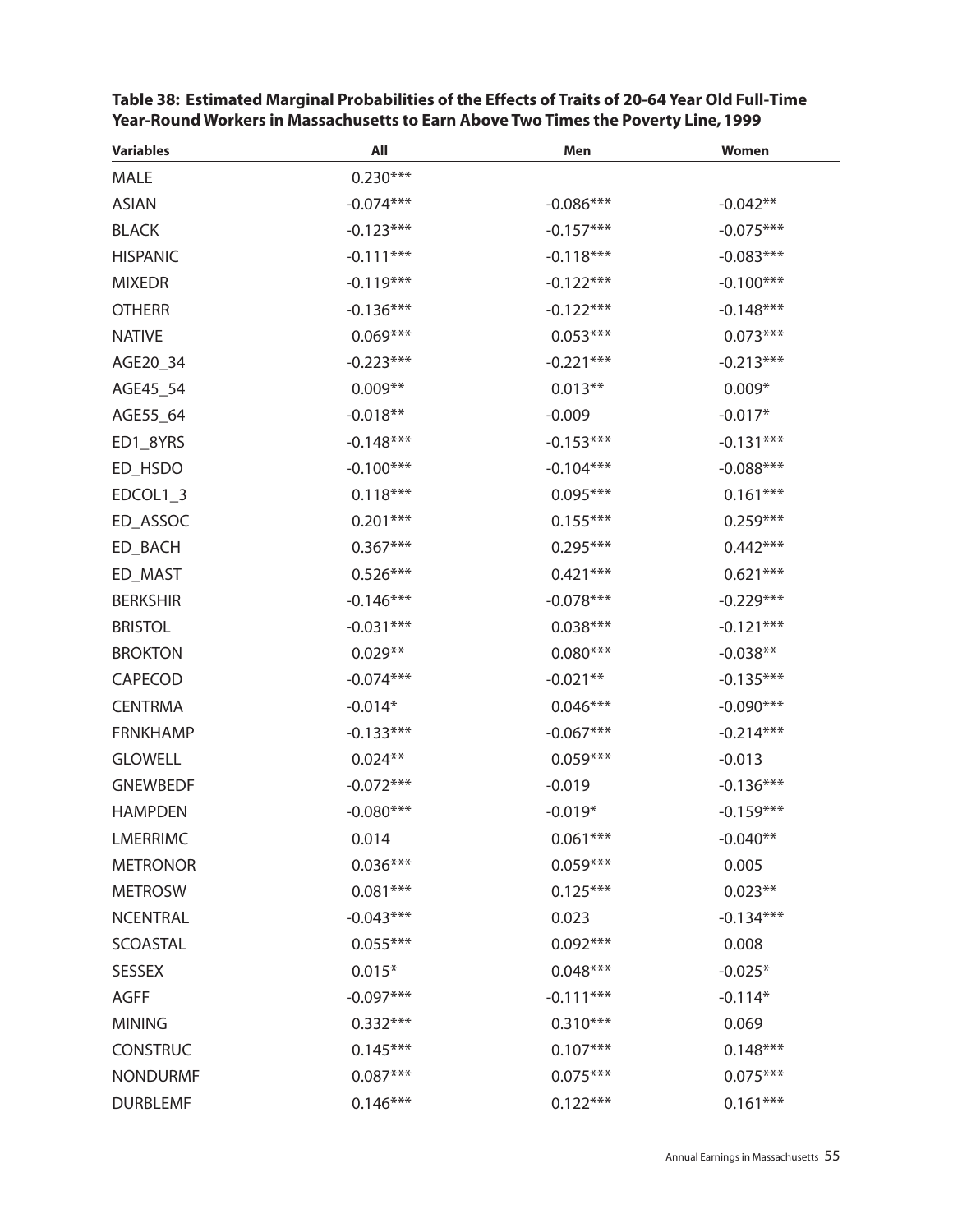**Table 38: Estimated Marginal Probabilities of the Effects of Traits of 20-64 Year Old Full-Time Year-Round Workers in Massachusetts to Earn Above Two Times the Poverty Line, 1999**

| Variables | All | Men | Women |
|---|---|---|---|
| MALE | 0.230*** | | |
| ASIAN | -0.074*** | -0.086*** | -0.042** |
| BLACK | -0.123*** | -0.157*** | -0.075*** |
| HISPANIC | -0.111*** | -0.118*** | -0.083*** |
| MIXEDR | -0.119*** | -0.122*** | -0.100*** |
| OTHERR | -0.136*** | -0.122*** | -0.148*** |
| NATIVE | 0.069*** | 0.053*** | 0.073*** |
| AGE20_34 | -0.223*** | -0.221*** | -0.213*** |
| AGE45_54 | 0.009** | 0.013** | 0.009* |
| AGE55_64 | -0.018** | -0.009 | -0.017* |
| ED1_8YRS | -0.148*** | -0.153*** | -0.131*** |
| ED_HSDO | -0.100*** | -0.104*** | -0.088*** |
| EDCOL1_3 | 0.118*** | 0.095*** | 0.161*** |
| ED_ASSOC | 0.201*** | 0.155*** | 0.259*** |
| ED_BACH | 0.367*** | 0.295*** | 0.442*** |
| ED_MAST | 0.526*** | 0.421*** | 0.621*** |
| BERKSHIR | -0.146*** | -0.078*** | -0.229*** |
| BRISTOL | -0.031*** | 0.038*** | -0.121*** |
| BROKTON | 0.029** | 0.080*** | -0.038** |
| CAPECOD | -0.074*** | -0.021** | -0.135*** |
| CENTRMA | -0.014* | 0.046*** | -0.090*** |
| FRNKHAMP | -0.133*** | -0.067*** | -0.214*** |
| GLOWELL | 0.024** | 0.059*** | -0.013 |
| GNEWBEDF | -0.072*** | -0.019 | -0.136*** |
| HAMPDEN | -0.080*** | -0.019* | -0.159*** |
| LMERRIMC | 0.014 | 0.061*** | -0.040** |
| METRONOR | 0.036*** | 0.059*** | 0.005 |
| METROSW | 0.081*** | 0.125*** | 0.023** |
| NCENTRAL | -0.043*** | 0.023 | -0.134*** |
| SCOASTAL | 0.055*** | 0.092*** | 0.008 |
| SESSEX | 0.015* | 0.048*** | -0.025* |
| AGFF | -0.097*** | -0.111*** | -0.114* |
| MINING | 0.332*** | 0.310*** | 0.069 |
| CONSTRUC | 0.145*** | 0.107*** | 0.148*** |
| NONDURMF | 0.087*** | 0.075*** | 0.075*** |
| DURBLEMF | 0.146*** | 0.122*** | 0.161*** |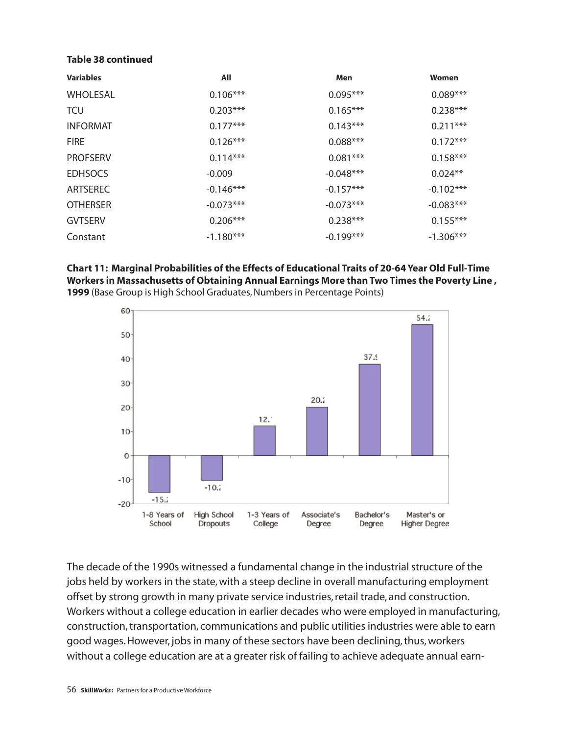**Table 38 continued**

| Variables | All | Men | Women |
|---|---|---|---|
| WHOLESAL | 0.106*** | 0.095*** | 0.089*** |
| TCU | 0.203*** | 0.165*** | 0.238*** |
| INFORMAT | 0.177*** | 0.143*** | 0.211*** |
| FIRE | 0.126*** | 0.088*** | 0.172*** |
| PROFSERV | 0.114*** | 0.081*** | 0.158*** |
| EDHSOCS | -0.009 | -0.048*** | 0.024** |
| ARTSEREC | -0.146*** | -0.157*** | -0.102*** |
| OTHERSER | -0.073*** | -0.073*** | -0.083*** |
| GVTSERV | 0.206*** | 0.238*** | 0.155*** |
| Constant | -1.180*** | -0.199*** | -1.306*** |

**Chart 11: Marginal Probabilities of the Effects of Educational Traits of 20-64 Year Old Full-Time Workers in Massachusetts of Obtaining Annual Earnings More than Two Times the Poverty Line , 1999** (Base Group is High School Graduates, Numbers in Percentage Points)

60
50
40
30
20
10
0
-10
-20

-15.
-10.
12.
20.
37.
54.

1-8 Years of School
High School Dropouts
1-3 Years of College
Associate's Degree
Bachelor's Degree
Master's or Higher Degree

The decade of the 1990s witnessed a fundamental change in the industrial structure of the jobs held by workers in the state, with a steep decline in overall manufacturing employment offset by strong growth in many private service industries, retail trade, and construction. Workers without a college education in earlier decades who were employed in manufacturing, construction, transportation, communications and public utilities industries were able to earn good wages. However, jobs in many of these sectors have been declining, thus, workers without a college education are at a greater risk of failing to achieve adequate annual earn-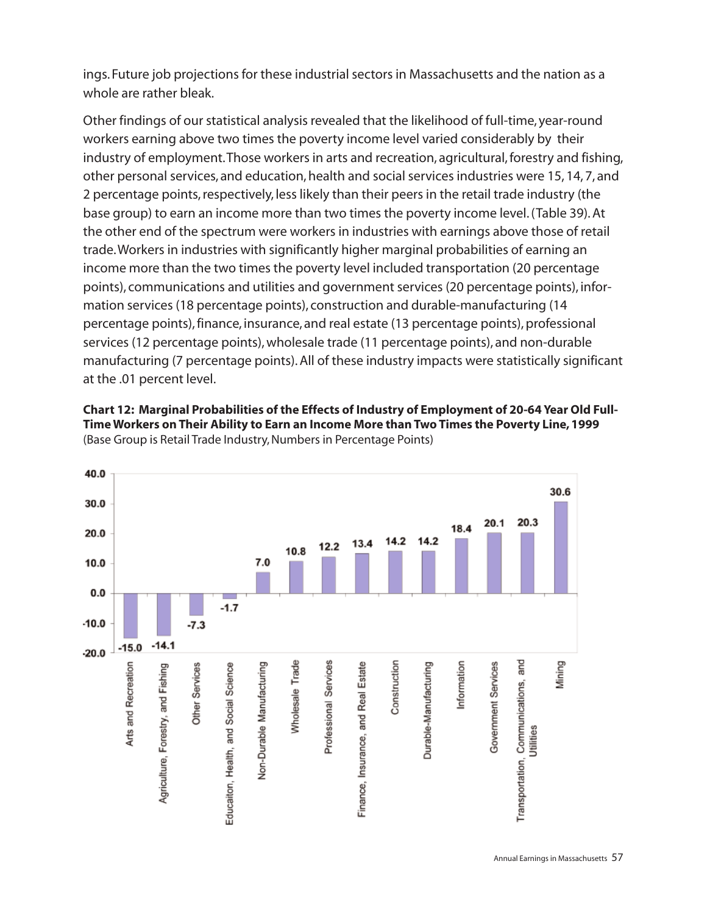ings. Future job projections for these industrial sectors in Massachusetts and the nation as a whole are rather bleak.

Other findings of our statistical analysis revealed that the likelihood of full-time, year-round workers earning above two times the poverty income level varied considerably by their industry of employment. Those workers in arts and recreation, agricultural, forestry and fishing, other personal services, and education, health and social services industries were 15, 14, 7, and 2 percentage points, respectively, less likely than their peers in the retail trade industry (the base group) to earn an income more than two times the poverty income level. (Table 39). At the other end of the spectrum were workers in industries with earnings above those of retail trade. Workers in industries with significantly higher marginal probabilities of earning an income more than the two times the poverty level included transportation (20 percentage points), communications and utilities and government services (20 percentage points), information services (18 percentage points), construction and durable-manufacturing (14 percentage points), finance, insurance, and real estate (13 percentage points), professional services (12 percentage points), wholesale trade (11 percentage points), and non-durable manufacturing (7 percentage points). All of these industry impacts were statistically significant at the .01 percent level.

**Chart 12: Marginal Probabilities of the Effects of Industry of Employment of 20-64 Year Old Full-Time Workers on Their Ability to Earn an Income More than Two Times the Poverty Line, 1999**
(Base Group is Retail Trade Industry, Numbers in Percentage Points)

40.0
30.0
20.0
10.0
0.0
-10.0
-20.0

-15.0 Arts and Recreation
-14.1 Agriculture, Forestry, and Fishing
-7.3 Other Services
-1.7 Educaiton, Health, and Social Science
7.0 Non-Durable Manufacturing
10.8 Wholesale Trade
12.2 Professional Services
13.4 Finance, Insurance, and Real Estate
14.2 Construction
14.2 Durable-Manufacturing
18.4 Information
20.1 Government Services
20.3 Transportation, Communications, and Utilities
30.6 Mining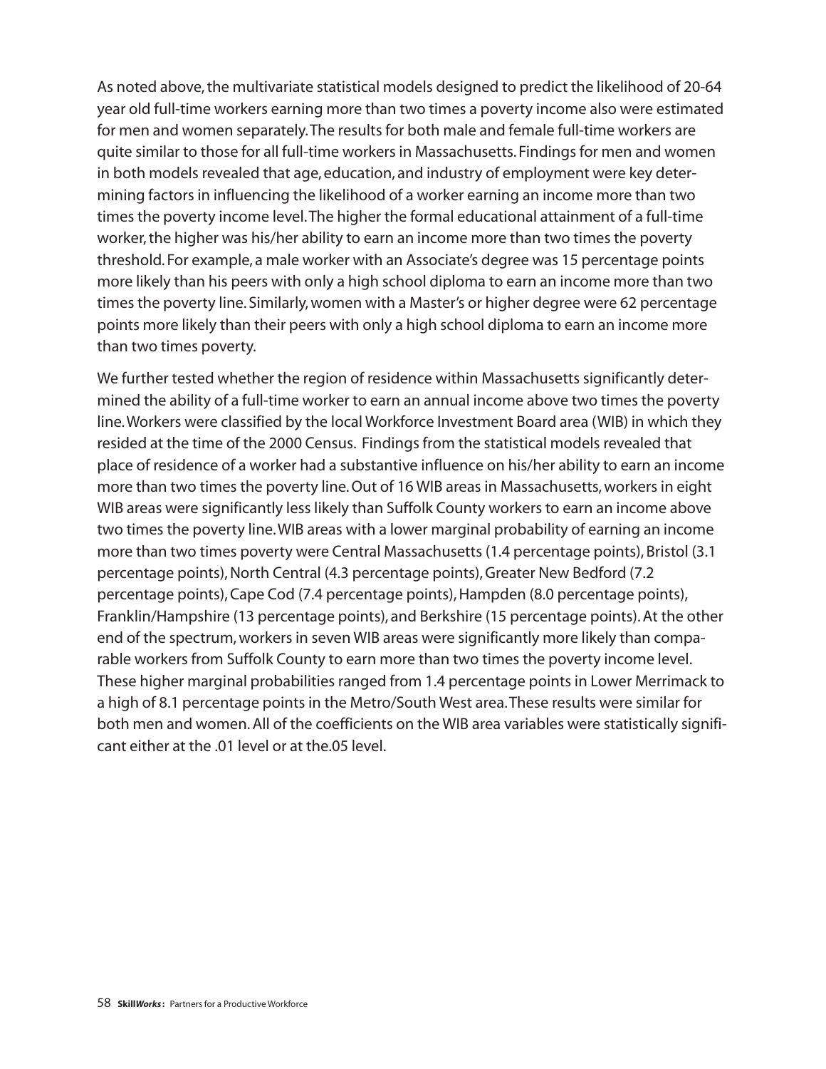As noted above, the multivariate statistical models designed to predict the likelihood of 20-64 year old full-time workers earning more than two times a poverty income also were estimated for men and women separately. The results for both male and female full-time workers are quite similar to those for all full-time workers in Massachusetts. Findings for men and women in both models revealed that age, education, and industry of employment were key determining factors in influencing the likelihood of a worker earning an income more than two times the poverty income level. The higher the formal educational attainment of a full-time worker, the higher was his/her ability to earn an income more than two times the poverty threshold. For example, a male worker with an Associate's degree was 15 percentage points more likely than his peers with only a high school diploma to earn an income more than two times the poverty line. Similarly, women with a Master's or higher degree were 62 percentage points more likely than their peers with only a high school diploma to earn an income more than two times poverty.

We further tested whether the region of residence within Massachusetts significantly determined the ability of a full-time worker to earn an annual income above two times the poverty line. Workers were classified by the local Workforce Investment Board area (WIB) in which they resided at the time of the 2000 Census. Findings from the statistical models revealed that place of residence of a worker had a substantive influence on his/her ability to earn an income more than two times the poverty line. Out of 16 WIB areas in Massachusetts, workers in eight WIB areas were significantly less likely than Suffolk County workers to earn an income above two times the poverty line. WIB areas with a lower marginal probability of earning an income more than two times poverty were Central Massachusetts (1.4 percentage points), Bristol (3.1 percentage points), North Central (4.3 percentage points), Greater New Bedford (7.2 percentage points), Cape Cod (7.4 percentage points), Hampden (8.0 percentage points), Franklin/Hampshire (13 percentage points), and Berkshire (15 percentage points). At the other end of the spectrum, workers in seven WIB areas were significantly more likely than comparable workers from Suffolk County to earn more than two times the poverty income level. These higher marginal probabilities ranged from 1.4 percentage points in Lower Merrimack to a high of 8.1 percentage points in the Metro/South West area. These results were similar for both men and women. All of the coefficients on the WIB area variables were statistically significant either at the .01 level or at the.05 level.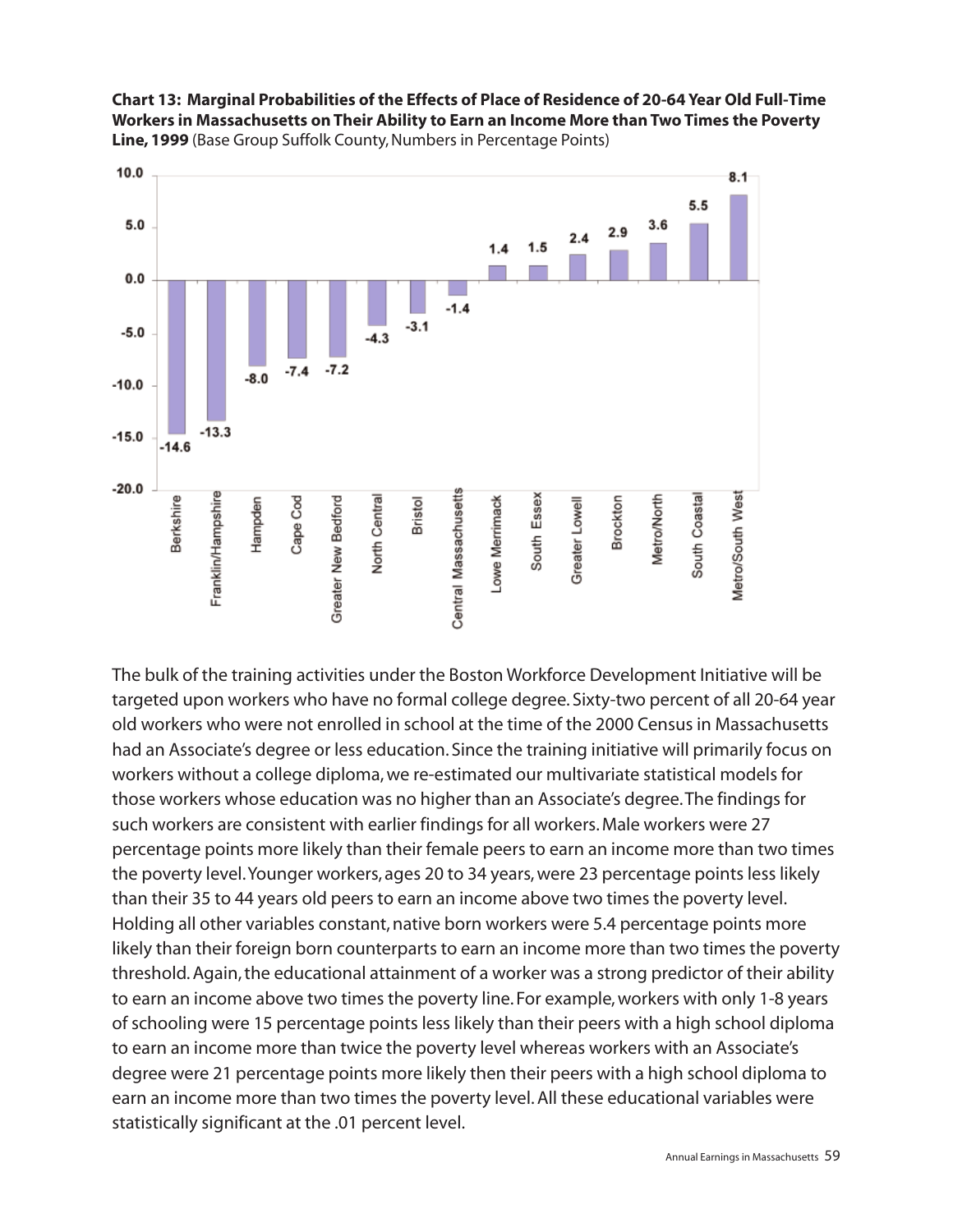**Chart 13: Marginal Probabilities of the Effects of Place of Residence of 20-64 Year Old Full-Time Workers in Massachusetts on Their Ability to Earn an Income More than Two Times the Poverty Line, 1999** (Base Group Suffolk County, Numbers in Percentage Points)

10.0
5.0
0.0
-5.0
-10.0
-15.0
-20.0

-14.6
-13.3
-8.0
-7.4
-7.2
-4.3
-3.1
-1.4
1.4
1.5
2.4
2.9
3.6
5.5
8.1

Berkshire
Franklin/Hampshire
Hampden
Cape Cod
Greater New Bedford
North Central
Bristol
Central Massachusetts
Lowe Merrimack
South Essex
Greater Lowell
Brockton
Metro/North
South Coastal
Metro/South West

The bulk of the training activities under the Boston Workforce Development Initiative will be targeted upon workers who have no formal college degree. Sixty-two percent of all 20-64 year old workers who were not enrolled in school at the time of the 2000 Census in Massachusetts had an Associate's degree or less education. Since the training initiative will primarily focus on workers without a college diploma, we re-estimated our multivariate statistical models for those workers whose education was no higher than an Associate's degree. The findings for such workers are consistent with earlier findings for all workers. Male workers were 27 percentage points more likely than their female peers to earn an income more than two times the poverty level. Younger workers, ages 20 to 34 years, were 23 percentage points less likely than their 35 to 44 years old peers to earn an income above two times the poverty level. Holding all other variables constant, native born workers were 5.4 percentage points more likely than their foreign born counterparts to earn an income more than two times the poverty threshold. Again, the educational attainment of a worker was a strong predictor of their ability to earn an income above two times the poverty line. For example, workers with only 1-8 years of schooling were 15 percentage points less likely than their peers with a high school diploma to earn an income more than twice the poverty level whereas workers with an Associate's degree were 21 percentage points more likely then their peers with a high school diploma to earn an income more than two times the poverty level. All these educational variables were statistically significant at the .01 percent level.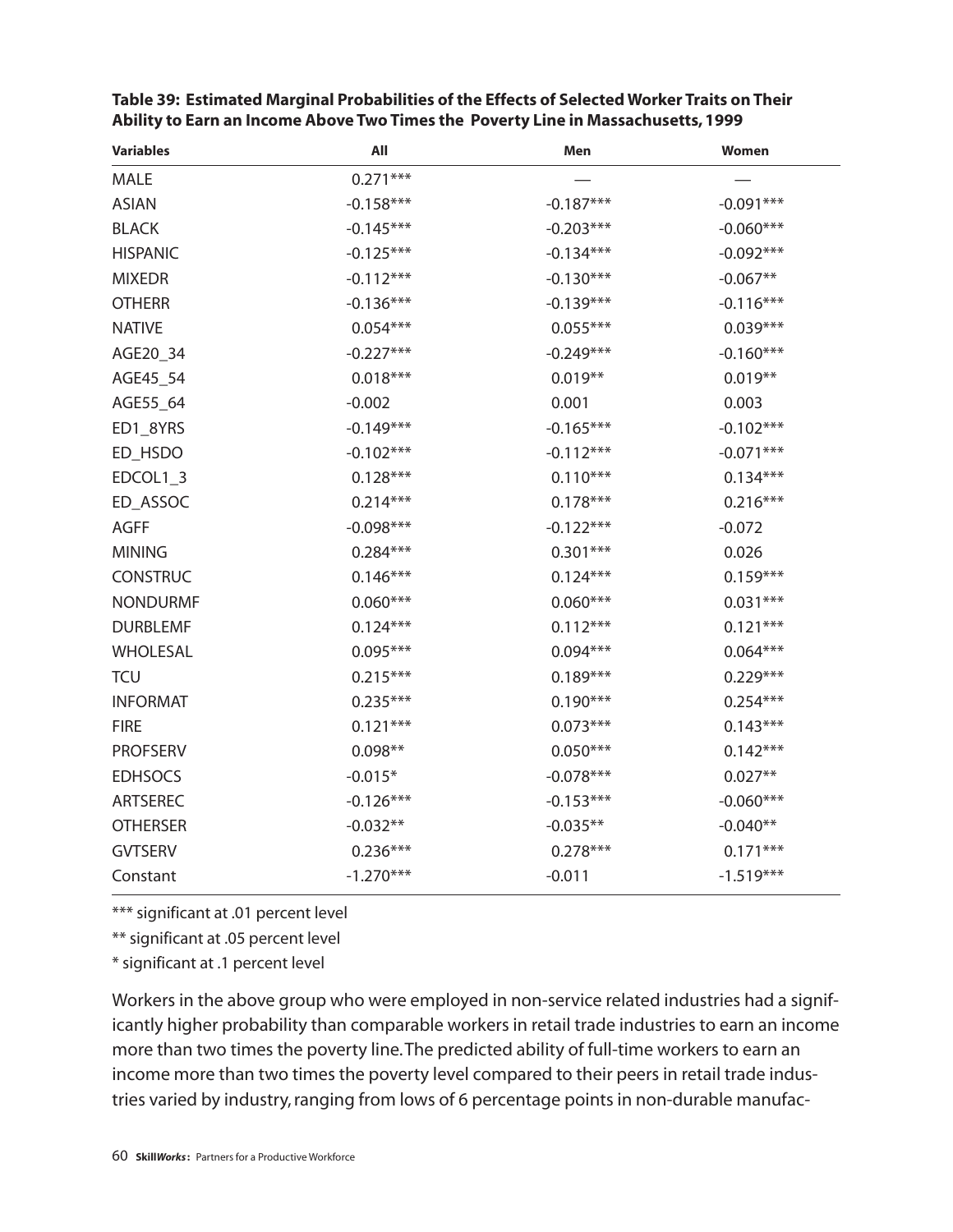**Table 39: Estimated Marginal Probabilities of the Effects of Selected Worker Traits on Their Ability to Earn an Income Above Two Times the Poverty Line in Massachusetts, 1999**

| Variables | All | Men | Women |
|---|---|---|---|
| MALE | 0.271*** | — | — |
| ASIAN | -0.158*** | -0.187*** | -0.091*** |
| BLACK | -0.145*** | -0.203*** | -0.060*** |
| HISPANIC | -0.125*** | -0.134*** | -0.092*** |
| MIXEDR | -0.112*** | -0.130*** | -0.067** |
| OTHERR | -0.136*** | -0.139*** | -0.116*** |
| NATIVE | 0.054*** | 0.055*** | 0.039*** |
| AGE20_34 | -0.227*** | -0.249*** | -0.160*** |
| AGE45_54 | 0.018*** | 0.019** | 0.019** |
| AGE55_64 | -0.002 | 0.001 | 0.003 |
| ED1_8YRS | -0.149*** | -0.165*** | -0.102*** |
| ED_HSDO | -0.102*** | -0.112*** | -0.071*** |
| EDCOL1_3 | 0.128*** | 0.110*** | 0.134*** |
| ED_ASSOC | 0.214*** | 0.178*** | 0.216*** |
| AGFF | -0.098*** | -0.122*** | -0.072 |
| MINING | 0.284*** | 0.301*** | 0.026 |
| CONSTRUC | 0.146*** | 0.124*** | 0.159*** |
| NONDURMF | 0.060*** | 0.060*** | 0.031*** |
| DURBLEMF | 0.124*** | 0.112*** | 0.121*** |
| WHOLESAL | 0.095*** | 0.094*** | 0.064*** |
| TCU | 0.215*** | 0.189*** | 0.229*** |
| INFORMAT | 0.235*** | 0.190*** | 0.254*** |
| FIRE | 0.121*** | 0.073*** | 0.143*** |
| PROFSERV | 0.098** | 0.050*** | 0.142*** |
| EDHSOCS | -0.015* | -0.078*** | 0.027** |
| ARTSEREC | -0.126*** | -0.153*** | -0.060*** |
| OTHERSER | -0.032** | -0.035** | -0.040** |
| GVTSERV | 0.236*** | 0.278*** | 0.171*** |
| Constant | -1.270*** | -0.011 | -1.519*** |

*** significant at .01 percent level

** significant at .05 percent level

* significant at .1 percent level

Workers in the above group who were employed in non-service related industries had a significantly higher probability than comparable workers in retail trade industries to earn an income more than two times the poverty line. The predicted ability of full-time workers to earn an income more than two times the poverty level compared to their peers in retail trade industries varied by industry, ranging from lows of 6 percentage points in non-durable manufac-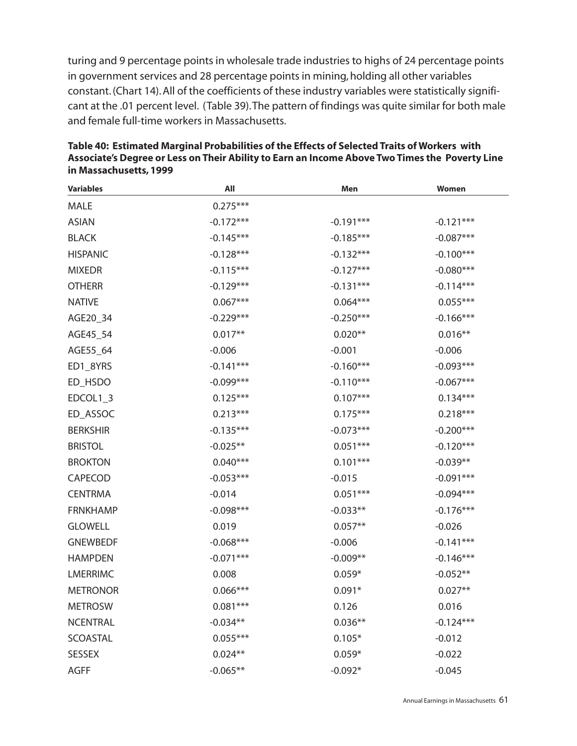turing and 9 percentage points in wholesale trade industries to highs of 24 percentage points in government services and 28 percentage points in mining, holding all other variables constant. (Chart 14). All of the coefficients of these industry variables were statistically significant at the .01 percent level. (Table 39). The pattern of findings was quite similar for both male and female full-time workers in Massachusetts.

**Table 40: Estimated Marginal Probabilities of the Effects of Selected Traits of Workers with Associate's Degree or Less on Their Ability to Earn an Income Above Two Times the Poverty Line in Massachusetts, 1999**

| Variables | All | Men | Women |
|---|---|---|---|
| MALE | 0.275*** | | |
| ASIAN | -0.172*** | -0.191*** | -0.121*** |
| BLACK | -0.145*** | -0.185*** | -0.087*** |
| HISPANIC | -0.128*** | -0.132*** | -0.100*** |
| MIXEDR | -0.115*** | -0.127*** | -0.080*** |
| OTHERR | -0.129*** | -0.131*** | -0.114*** |
| NATIVE | 0.067*** | 0.064*** | 0.055*** |
| AGE20_34 | -0.229*** | -0.250*** | -0.166*** |
| AGE45_54 | 0.017** | 0.020** | 0.016** |
| AGE55_64 | -0.006 | -0.001 | -0.006 |
| ED1_8YRS | -0.141*** | -0.160*** | -0.093*** |
| ED_HSDO | -0.099*** | -0.110*** | -0.067*** |
| EDCOL1_3 | 0.125*** | 0.107*** | 0.134*** |
| ED_ASSOC | 0.213*** | 0.175*** | 0.218*** |
| BERKSHIR | -0.135*** | -0.073*** | -0.200*** |
| BRISTOL | -0.025** | 0.051*** | -0.120*** |
| BROKTON | 0.040*** | 0.101*** | -0.039** |
| CAPECOD | -0.053*** | -0.015 | -0.091*** |
| CENTRMA | -0.014 | 0.051*** | -0.094*** |
| FRNKHAMP | -0.098*** | -0.033** | -0.176*** |
| GLOWELL | 0.019 | 0.057** | -0.026 |
| GNEWBEDF | -0.068*** | -0.006 | -0.141*** |
| HAMPDEN | -0.071*** | -0.009** | -0.146*** |
| LMERRIMC | 0.008 | 0.059* | -0.052** |
| METRONOR | 0.066*** | 0.091* | 0.027** |
| METROSW | 0.081*** | 0.126 | 0.016 |
| NCENTRAL | -0.034** | 0.036** | -0.124*** |
| SCOASTAL | 0.055*** | 0.105* | -0.012 |
| SESSEX | 0.024** | 0.059* | -0.022 |
| AGFF | -0.065** | -0.092* | -0.045 |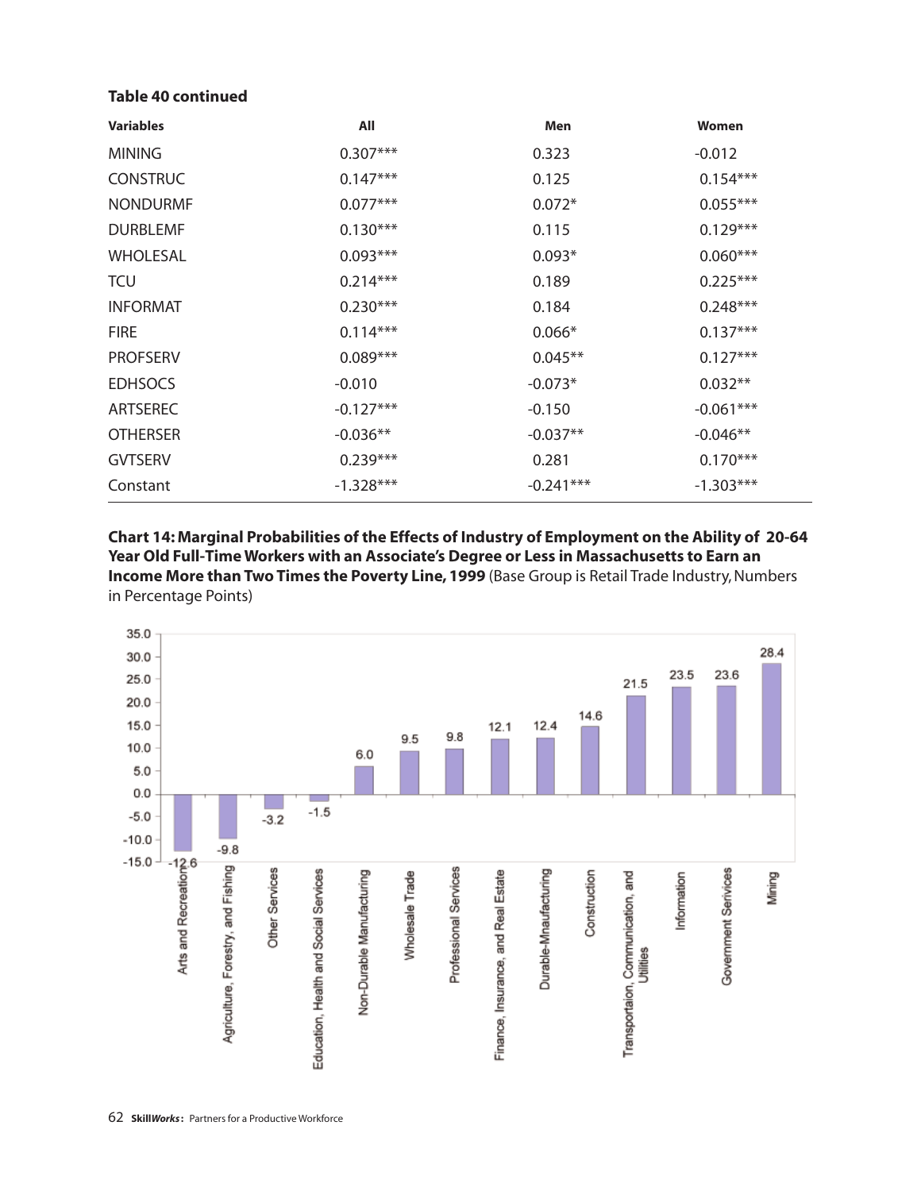**Table 40 continued**

| Variables | All | Men | Women |
|---|---|---|---|
| MINING | 0.307*** | 0.323 | -0.012 |
| CONSTRUC | 0.147*** | 0.125 | 0.154*** |
| NONDURMF | 0.077*** | 0.072* | 0.055*** |
| DURBLEMF | 0.130*** | 0.115 | 0.129*** |
| WHOLESAL | 0.093*** | 0.093* | 0.060*** |
| TCU | 0.214*** | 0.189 | 0.225*** |
| INFORMAT | 0.230*** | 0.184 | 0.248*** |
| FIRE | 0.114*** | 0.066* | 0.137*** |
| PROFSERV | 0.089*** | 0.045** | 0.127*** |
| EDHSOCS | -0.010 | -0.073* | 0.032** |
| ARTSEREC | -0.127*** | -0.150 | -0.061*** |
| OTHERSER | -0.036** | -0.037** | -0.046** |
| GVTSERV | 0.239*** | 0.281 | 0.170*** |
| Constant | -1.328*** | -0.241*** | -1.303*** |

**Chart 14: Marginal Probabilities of the Effects of Industry of Employment on the Ability of 20-64 Year Old Full-Time Workers with an Associate's Degree or Less in Massachusetts to Earn an Income More than Two Times the Poverty Line, 1999** (Base Group is Retail Trade Industry, Numbers in Percentage Points)

35.0
30.0
25.0
20.0
15.0
10.0
5.0
0.0
-5.0
-10.0
-15.0

-12.6
-9.8
-3.2
-1.5
6.0
9.5
9.8
12.1
12.4
14.6
21.5
23.5
23.6
28.4

Arts and Recreation
Agriculture, Forestry, and Fishing
Other Services
Education, Health and Social Services
Non-Durable Manufacturing
Wholesale Trade
Professional Services
Finance, Insurance, and Real Estate
Durable-Mnaufacturing
Construction
Transportaion, Communication, and Utilities
Information
Government Services
Mining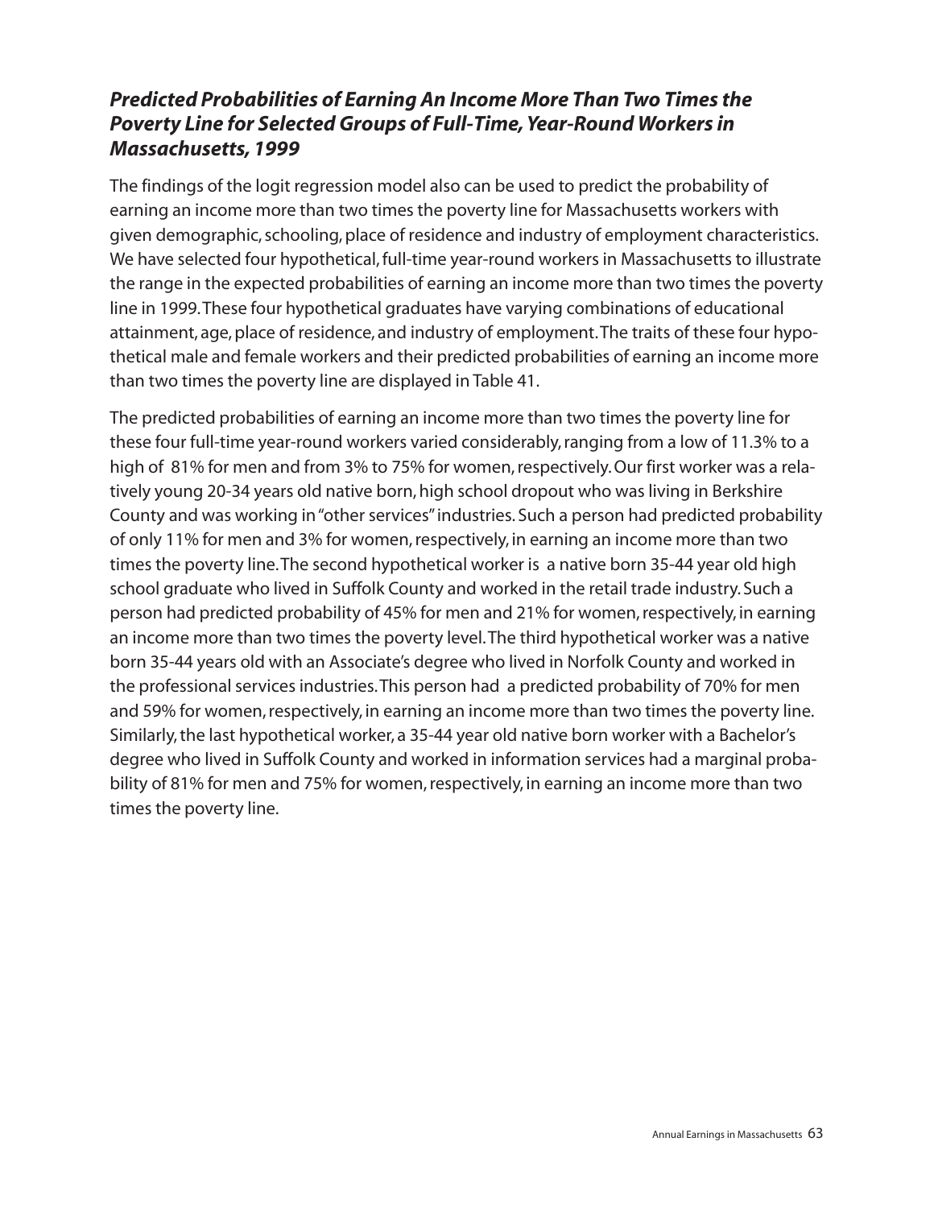### ***Predicted Probabilities of Earning An Income More Than Two Times the Poverty Line for Selected Groups of Full-Time, Year-Round Workers in Massachusetts, 1999***

The findings of the logit regression model also can be used to predict the probability of earning an income more than two times the poverty line for Massachusetts workers with given demographic, schooling, place of residence and industry of employment characteristics. We have selected four hypothetical, full-time year-round workers in Massachusetts to illustrate the range in the expected probabilities of earning an income more than two times the poverty line in 1999. These four hypothetical graduates have varying combinations of educational attainment, age, place of residence, and industry of employment. The traits of these four hypothetical male and female workers and their predicted probabilities of earning an income more than two times the poverty line are displayed in Table 41.

The predicted probabilities of earning an income more than two times the poverty line for these four full-time year-round workers varied considerably, ranging from a low of 11.3% to a high of 81% for men and from 3% to 75% for women, respectively. Our first worker was a relatively young 20-34 years old native born, high school dropout who was living in Berkshire County and was working in "other services" industries. Such a person had predicted probability of only 11% for men and 3% for women, respectively, in earning an income more than two times the poverty line. The second hypothetical worker is a native born 35-44 year old high school graduate who lived in Suffolk County and worked in the retail trade industry. Such a person had predicted probability of 45% for men and 21% for women, respectively, in earning an income more than two times the poverty level. The third hypothetical worker was a native born 35-44 years old with an Associate's degree who lived in Norfolk County and worked in the professional services industries. This person had a predicted probability of 70% for men and 59% for women, respectively, in earning an income more than two times the poverty line. Similarly, the last hypothetical worker, a 35-44 year old native born worker with a Bachelor's degree who lived in Suffolk County and worked in information services had a marginal probability of 81% for men and 75% for women, respectively, in earning an income more than two times the poverty line.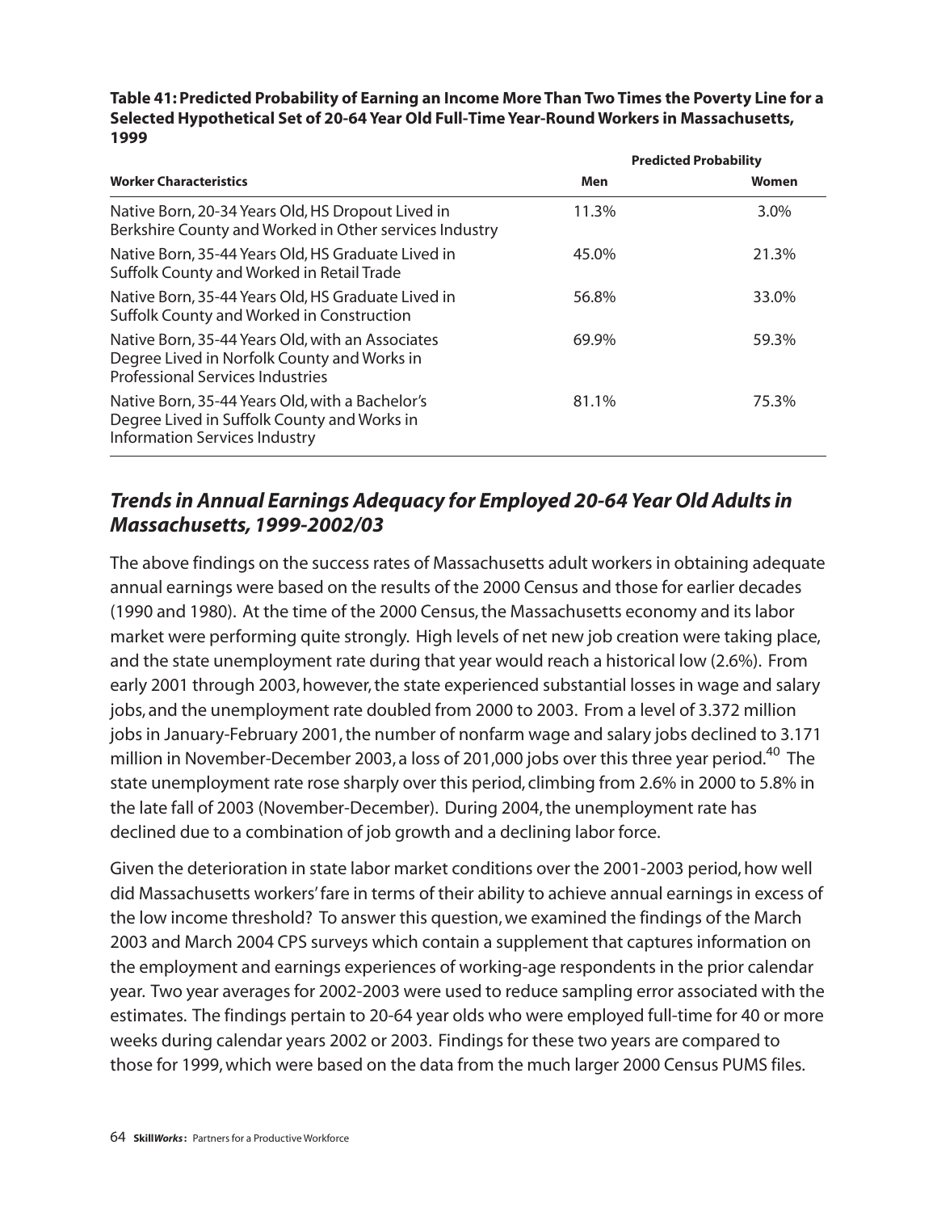**Table 41: Predicted Probability of Earning an Income More Than Two Times the Poverty Line for a Selected Hypothetical Set of 20-64 Year Old Full-Time Year-Round Workers in Massachusetts, 1999**

| Worker Characteristics | Predicted Probability | |
|---|---|---|
| | Men | Women |
| Native Born, 20-34 Years Old, HS Dropout Lived in Berkshire County and Worked in Other services Industry | 11.3% | 3.0% |
| Native Born, 35-44 Years Old, HS Graduate Lived in Suffolk County and Worked in Retail Trade | 45.0% | 21.3% |
| Native Born, 35-44 Years Old, HS Graduate Lived in Suffolk County and Worked in Construction | 56.8% | 33.0% |
| Native Born, 35-44 Years Old, with an Associates Degree Lived in Norfolk County and Works in Professional Services Industries | 69.9% | 59.3% |
| Native Born, 35-44 Years Old, with a Bachelor's Degree Lived in Suffolk County and Works in Information Services Industry | 81.1% | 75.3% |

## *Trends in Annual Earnings Adequacy for Employed 20-64 Year Old Adults in Massachusetts, 1999-2002/03*

The above findings on the success rates of Massachusetts adult workers in obtaining adequate annual earnings were based on the results of the 2000 Census and those for earlier decades (1990 and 1980). At the time of the 2000 Census, the Massachusetts economy and its labor market were performing quite strongly. High levels of net new job creation were taking place, and the state unemployment rate during that year would reach a historical low (2.6%). From early 2001 through 2003, however, the state experienced substantial losses in wage and salary jobs, and the unemployment rate doubled from 2000 to 2003. From a level of 3.372 million jobs in January-February 2001, the number of nonfarm wage and salary jobs declined to 3.171 million in November-December 2003, a loss of 201,000 jobs over this three year period.[40] The state unemployment rate rose sharply over this period, climbing from 2.6% in 2000 to 5.8% in the late fall of 2003 (November-December). During 2004, the unemployment rate has declined due to a combination of job growth and a declining labor force.

Given the deterioration in state labor market conditions over the 2001-2003 period, how well did Massachusetts workers' fare in terms of their ability to achieve annual earnings in excess of the low income threshold? To answer this question, we examined the findings of the March 2003 and March 2004 CPS surveys which contain a supplement that captures information on the employment and earnings experiences of working-age respondents in the prior calendar year. Two year averages for 2002-2003 were used to reduce sampling error associated with the estimates. The findings pertain to 20-64 year olds who were employed full-time for 40 or more weeks during calendar years 2002 or 2003. Findings for these two years are compared to those for 1999, which were based on the data from the much larger 2000 Census PUMS files.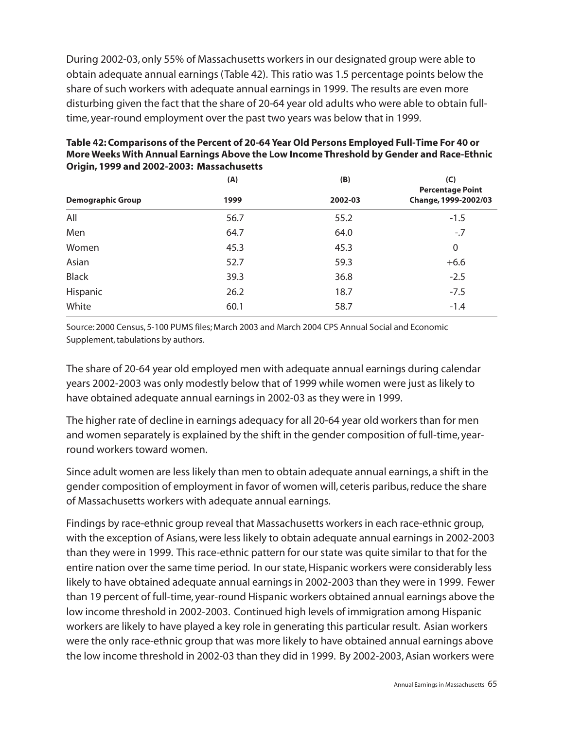During 2002-03, only 55% of Massachusetts workers in our designated group were able to obtain adequate annual earnings (Table 42). This ratio was 1.5 percentage points below the share of such workers with adequate annual earnings in 1999. The results are even more disturbing given the fact that the share of 20-64 year old adults who were able to obtain full-time, year-round employment over the past two years was below that in 1999.

**Table 42: Comparisons of the Percent of 20-64 Year Old Persons Employed Full-Time For 40 or More Weeks With Annual Earnings Above the Low Income Threshold by Gender and Race-Ethnic Origin, 1999 and 2002-2003: Massachusetts**

| Demographic Group | (A) 1999 | (B) 2002-03 | (C) Percentage Point Change, 1999-2002/03 |
|---|---|---|---|
| All | 56.7 | 55.2 | -1.5 |
| Men | 64.7 | 64.0 | -.7 |
| Women | 45.3 | 45.3 | 0 |
| Asian | 52.7 | 59.3 | +6.6 |
| Black | 39.3 | 36.8 | -2.5 |
| Hispanic | 26.2 | 18.7 | -7.5 |
| White | 60.1 | 58.7 | -1.4 |

Source: 2000 Census, 5-100 PUMS files; March 2003 and March 2004 CPS Annual Social and Economic Supplement, tabulations by authors.

The share of 20-64 year old employed men with adequate annual earnings during calendar years 2002-2003 was only modestly below that of 1999 while women were just as likely to have obtained adequate annual earnings in 2002-03 as they were in 1999.

The higher rate of decline in earnings adequacy for all 20-64 year old workers than for men and women separately is explained by the shift in the gender composition of full-time, year-round workers toward women.

Since adult women are less likely than men to obtain adequate annual earnings, a shift in the gender composition of employment in favor of women will, ceteris paribus, reduce the share of Massachusetts workers with adequate annual earnings.

Findings by race-ethnic group reveal that Massachusetts workers in each race-ethnic group, with the exception of Asians, were less likely to obtain adequate annual earnings in 2002-2003 than they were in 1999. This race-ethnic pattern for our state was quite similar to that for the entire nation over the same time period. In our state, Hispanic workers were considerably less likely to have obtained adequate annual earnings in 2002-2003 than they were in 1999. Fewer than 19 percent of full-time, year-round Hispanic workers obtained annual earnings above the low income threshold in 2002-2003. Continued high levels of immigration among Hispanic workers are likely to have played a key role in generating this particular result. Asian workers were the only race-ethnic group that was more likely to have obtained annual earnings above the low income threshold in 2002-03 than they did in 1999. By 2002-2003, Asian workers were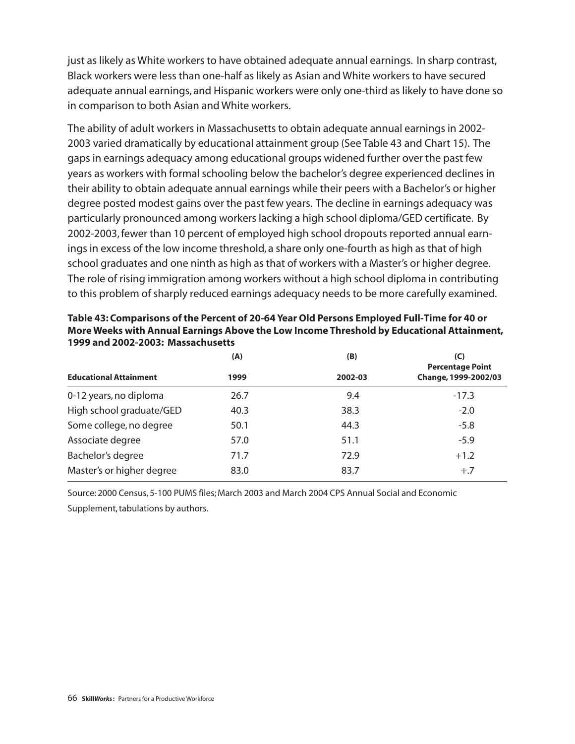just as likely as White workers to have obtained adequate annual earnings. In sharp contrast, Black workers were less than one-half as likely as Asian and White workers to have secured adequate annual earnings, and Hispanic workers were only one-third as likely to have done so in comparison to both Asian and White workers.

The ability of adult workers in Massachusetts to obtain adequate annual earnings in 2002-2003 varied dramatically by educational attainment group (See Table 43 and Chart 15). The gaps in earnings adequacy among educational groups widened further over the past few years as workers with formal schooling below the bachelor's degree experienced declines in their ability to obtain adequate annual earnings while their peers with a Bachelor's or higher degree posted modest gains over the past few years. The decline in earnings adequacy was particularly pronounced among workers lacking a high school diploma/GED certificate. By 2002-2003, fewer than 10 percent of employed high school dropouts reported annual earnings in excess of the low income threshold, a share only one-fourth as high as that of high school graduates and one ninth as high as that of workers with a Master's or higher degree. The role of rising immigration among workers without a high school diploma in contributing to this problem of sharply reduced earnings adequacy needs to be more carefully examined.

**Table 43: Comparisons of the Percent of 20-64 Year Old Persons Employed Full-Time for 40 or More Weeks with Annual Earnings Above the Low Income Threshold by Educational Attainment, 1999 and 2002-2003: Massachusetts**

| Educational Attainment | (A) 1999 | (B) 2002-03 | (C) Percentage Point Change, 1999-2002/03 |
|---|---|---|---|
| 0-12 years, no diploma | 26.7 | 9.4 | -17.3 |
| High school graduate/GED | 40.3 | 38.3 | -2.0 |
| Some college, no degree | 50.1 | 44.3 | -5.8 |
| Associate degree | 57.0 | 51.1 | -5.9 |
| Bachelor's degree | 71.7 | 72.9 | +1.2 |
| Master's or higher degree | 83.0 | 83.7 | +.7 |

Source: 2000 Census, 5-100 PUMS files; March 2003 and March 2004 CPS Annual Social and Economic Supplement, tabulations by authors.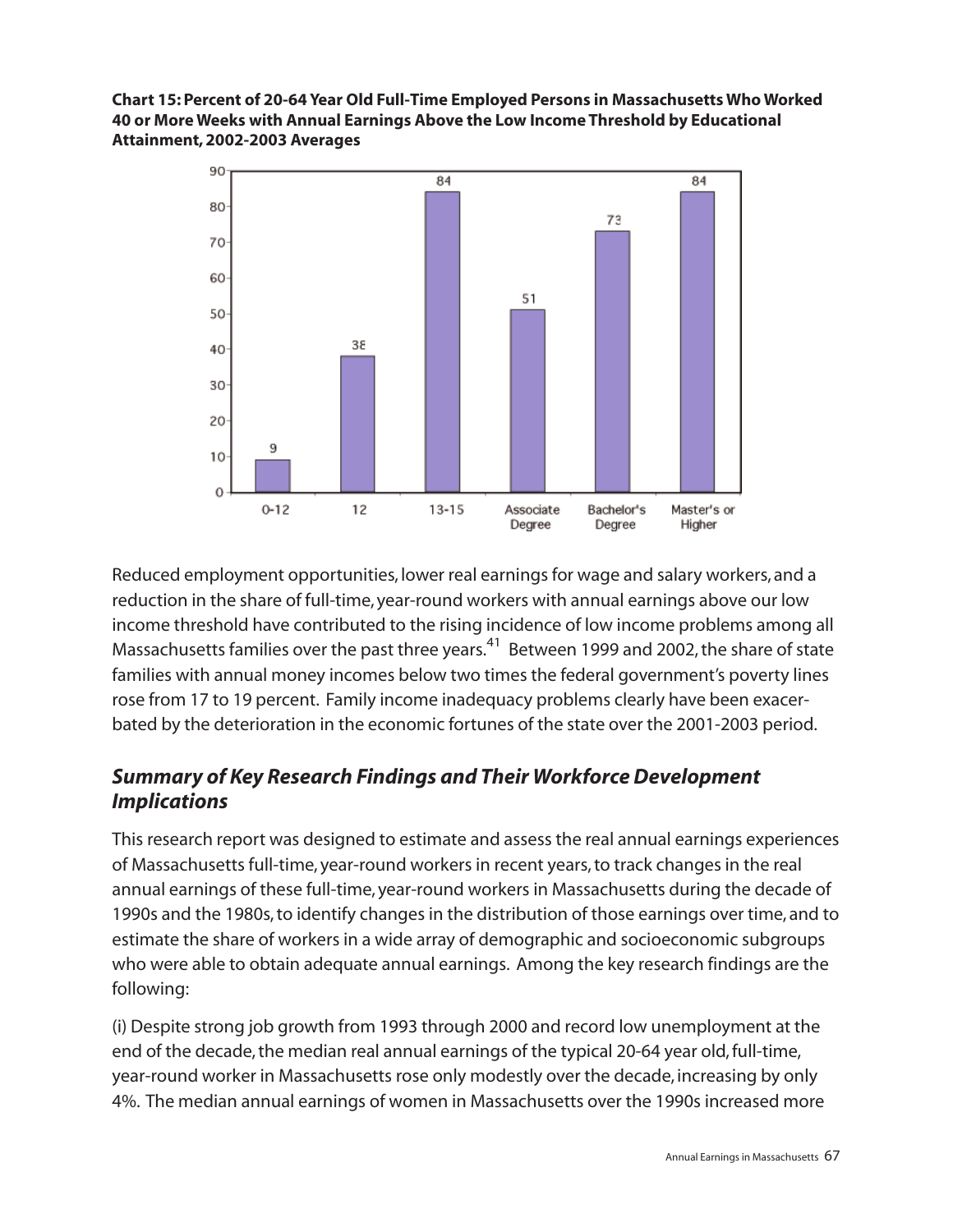**Chart 15: Percent of 20-64 Year Old Full-Time Employed Persons in Massachusetts Who Worked 40 or More Weeks with Annual Earnings Above the Low Income Threshold by Educational Attainment, 2002-2003 Averages**

90
80
70
60
50
40
30
20
10
0

9
38
84
51
73
84

0-12
12
13-15
Associate Degree
Bachelor's Degree
Master's or Higher

Reduced employment opportunities, lower real earnings for wage and salary workers, and a reduction in the share of full-time, year-round workers with annual earnings above our low income threshold have contributed to the rising incidence of low income problems among all Massachusetts families over the past three years.[41] Between 1999 and 2002, the share of state families with annual money incomes below two times the federal government's poverty lines rose from 17 to 19 percent. Family income inadequacy problems clearly have been exacerbated by the deterioration in the economic fortunes of the state over the 2001-2003 period.

## *Summary of Key Research Findings and Their Workforce Development Implications*

This research report was designed to estimate and assess the real annual earnings experiences of Massachusetts full-time, year-round workers in recent years, to track changes in the real annual earnings of these full-time, year-round workers in Massachusetts during the decade of 1990s and the 1980s, to identify changes in the distribution of those earnings over time, and to estimate the share of workers in a wide array of demographic and socioeconomic subgroups who were able to obtain adequate annual earnings. Among the key research findings are the following:

(i) Despite strong job growth from 1993 through 2000 and record low unemployment at the end of the decade, the median real annual earnings of the typical 20-64 year old, full-time, year-round worker in Massachusetts rose only modestly over the decade, increasing by only 4%. The median annual earnings of women in Massachusetts over the 1990s increased more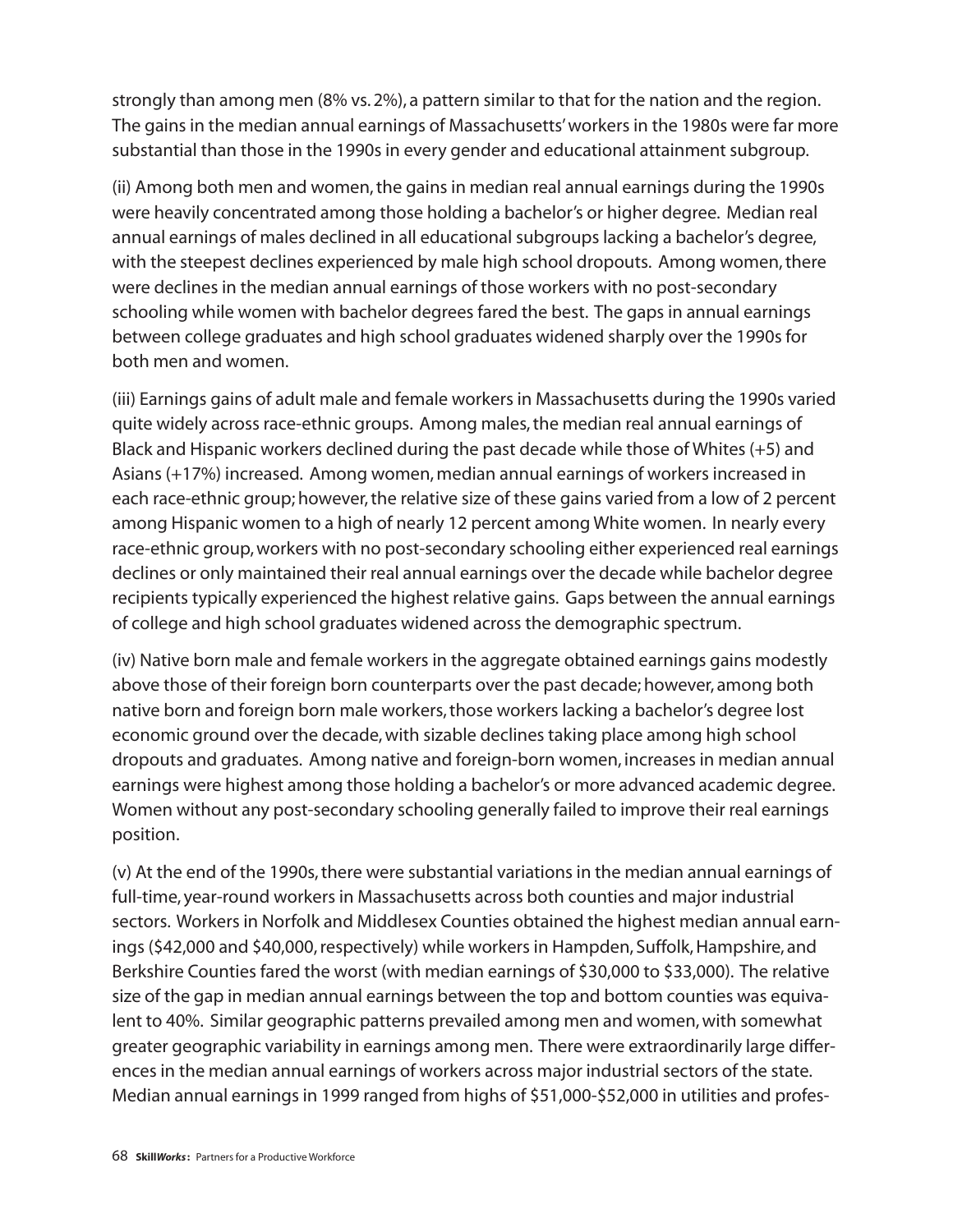strongly than among men (8% vs. 2%), a pattern similar to that for the nation and the region. The gains in the median annual earnings of Massachusetts' workers in the 1980s were far more substantial than those in the 1990s in every gender and educational attainment subgroup.

(ii) Among both men and women, the gains in median real annual earnings during the 1990s were heavily concentrated among those holding a bachelor's or higher degree. Median real annual earnings of males declined in all educational subgroups lacking a bachelor's degree, with the steepest declines experienced by male high school dropouts. Among women, there were declines in the median annual earnings of those workers with no post-secondary schooling while women with bachelor degrees fared the best. The gaps in annual earnings between college graduates and high school graduates widened sharply over the 1990s for both men and women.

(iii) Earnings gains of adult male and female workers in Massachusetts during the 1990s varied quite widely across race-ethnic groups. Among males, the median real annual earnings of Black and Hispanic workers declined during the past decade while those of Whites (+5) and Asians (+17%) increased. Among women, median annual earnings of workers increased in each race-ethnic group; however, the relative size of these gains varied from a low of 2 percent among Hispanic women to a high of nearly 12 percent among White women. In nearly every race-ethnic group, workers with no post-secondary schooling either experienced real earnings declines or only maintained their real annual earnings over the decade while bachelor degree recipients typically experienced the highest relative gains. Gaps between the annual earnings of college and high school graduates widened across the demographic spectrum.

(iv) Native born male and female workers in the aggregate obtained earnings gains modestly above those of their foreign born counterparts over the past decade; however, among both native born and foreign born male workers, those workers lacking a bachelor's degree lost economic ground over the decade, with sizable declines taking place among high school dropouts and graduates. Among native and foreign-born women, increases in median annual earnings were highest among those holding a bachelor's or more advanced academic degree. Women without any post-secondary schooling generally failed to improve their real earnings position.

(v) At the end of the 1990s, there were substantial variations in the median annual earnings of full-time, year-round workers in Massachusetts across both counties and major industrial sectors. Workers in Norfolk and Middlesex Counties obtained the highest median annual earnings ($42,000 and $40,000, respectively) while workers in Hampden, Suffolk, Hampshire, and Berkshire Counties fared the worst (with median earnings of $30,000 to $33,000). The relative size of the gap in median annual earnings between the top and bottom counties was equivalent to 40%. Similar geographic patterns prevailed among men and women, with somewhat greater geographic variability in earnings among men. There were extraordinarily large differences in the median annual earnings of workers across major industrial sectors of the state. Median annual earnings in 1999 ranged from highs of $51,000-$52,000 in utilities and profes-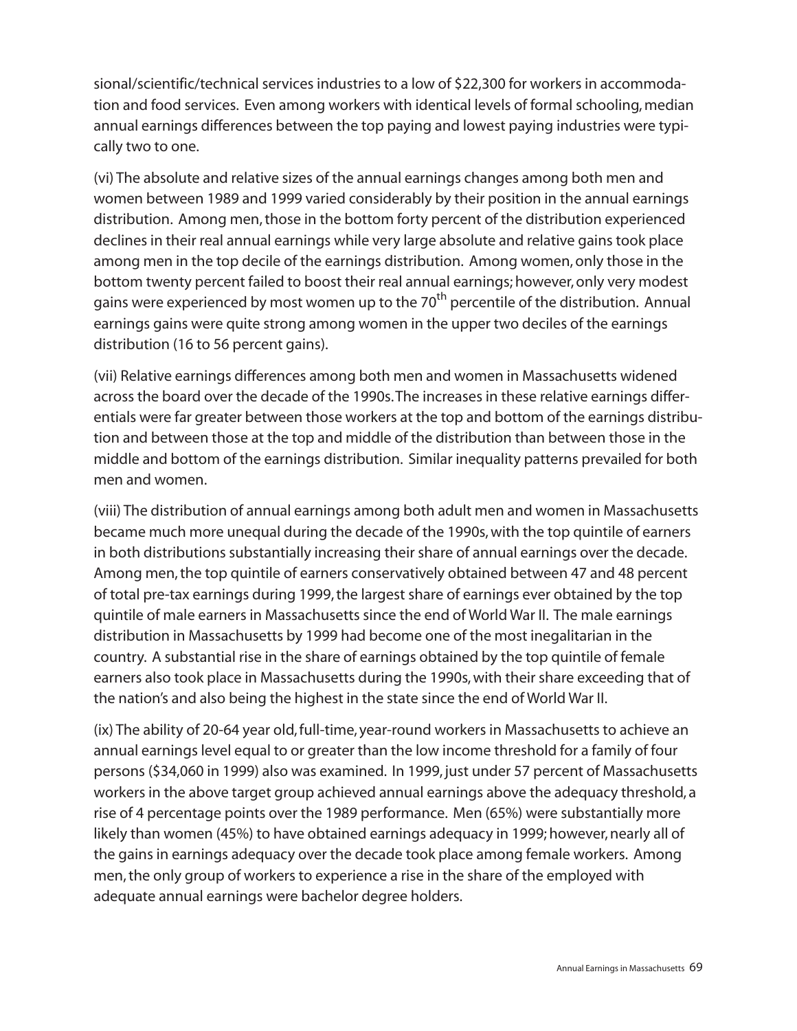sional/scientific/technical services industries to a low of $22,300 for workers in accommodation and food services. Even among workers with identical levels of formal schooling, median annual earnings differences between the top paying and lowest paying industries were typically two to one.

(vi) The absolute and relative sizes of the annual earnings changes among both men and women between 1989 and 1999 varied considerably by their position in the annual earnings distribution. Among men, those in the bottom forty percent of the distribution experienced declines in their real annual earnings while very large absolute and relative gains took place among men in the top decile of the earnings distribution. Among women, only those in the bottom twenty percent failed to boost their real annual earnings; however, only very modest gains were experienced by most women up to the $70^{th}$ percentile of the distribution. Annual earnings gains were quite strong among women in the upper two deciles of the earnings distribution (16 to 56 percent gains).

(vii) Relative earnings differences among both men and women in Massachusetts widened across the board over the decade of the 1990s. The increases in these relative earnings differentials were far greater between those workers at the top and bottom of the earnings distribution and between those at the top and middle of the distribution than between those in the middle and bottom of the earnings distribution. Similar inequality patterns prevailed for both men and women.

(viii) The distribution of annual earnings among both adult men and women in Massachusetts became much more unequal during the decade of the 1990s, with the top quintile of earners in both distributions substantially increasing their share of annual earnings over the decade. Among men, the top quintile of earners conservatively obtained between 47 and 48 percent of total pre-tax earnings during 1999, the largest share of earnings ever obtained by the top quintile of male earners in Massachusetts since the end of World War II. The male earnings distribution in Massachusetts by 1999 had become one of the most inegalitarian in the country. A substantial rise in the share of earnings obtained by the top quintile of female earners also took place in Massachusetts during the 1990s, with their share exceeding that of the nation's and also being the highest in the state since the end of World War II.

(ix) The ability of 20-64 year old, full-time, year-round workers in Massachusetts to achieve an annual earnings level equal to or greater than the low income threshold for a family of four persons ($34,060 in 1999) also was examined. In 1999, just under 57 percent of Massachusetts workers in the above target group achieved annual earnings above the adequacy threshold, a rise of 4 percentage points over the 1989 performance. Men (65%) were substantially more likely than women (45%) to have obtained earnings adequacy in 1999; however, nearly all of the gains in earnings adequacy over the decade took place among female workers. Among men, the only group of workers to experience a rise in the share of the employed with adequate annual earnings were bachelor degree holders.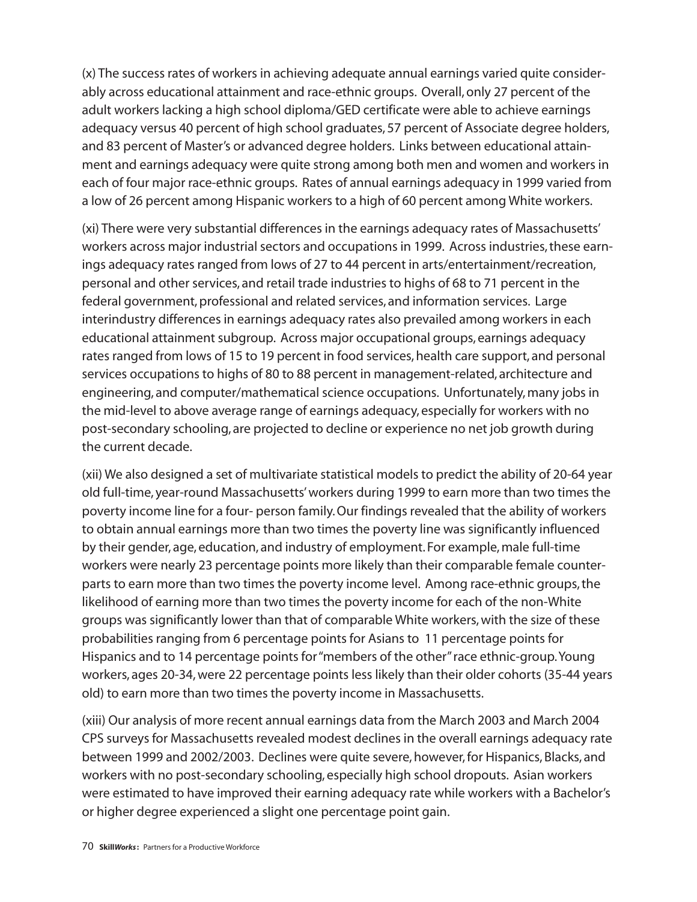(x) The success rates of workers in achieving adequate annual earnings varied quite considerably across educational attainment and race-ethnic groups. Overall, only 27 percent of the adult workers lacking a high school diploma/GED certificate were able to achieve earnings adequacy versus 40 percent of high school graduates, 57 percent of Associate degree holders, and 83 percent of Master's or advanced degree holders. Links between educational attainment and earnings adequacy were quite strong among both men and women and workers in each of four major race-ethnic groups. Rates of annual earnings adequacy in 1999 varied from a low of 26 percent among Hispanic workers to a high of 60 percent among White workers.

(xi) There were very substantial differences in the earnings adequacy rates of Massachusetts' workers across major industrial sectors and occupations in 1999. Across industries, these earnings adequacy rates ranged from lows of 27 to 44 percent in arts/entertainment/recreation, personal and other services, and retail trade industries to highs of 68 to 71 percent in the federal government, professional and related services, and information services. Large interindustry differences in earnings adequacy rates also prevailed among workers in each educational attainment subgroup. Across major occupational groups, earnings adequacy rates ranged from lows of 15 to 19 percent in food services, health care support, and personal services occupations to highs of 80 to 88 percent in management-related, architecture and engineering, and computer/mathematical science occupations. Unfortunately, many jobs in the mid-level to above average range of earnings adequacy, especially for workers with no post-secondary schooling, are projected to decline or experience no net job growth during the current decade.

(xii) We also designed a set of multivariate statistical models to predict the ability of 20-64 year old full-time, year-round Massachusetts' workers during 1999 to earn more than two times the poverty income line for a four- person family. Our findings revealed that the ability of workers to obtain annual earnings more than two times the poverty line was significantly influenced by their gender, age, education, and industry of employment. For example, male full-time workers were nearly 23 percentage points more likely than their comparable female counterparts to earn more than two times the poverty income level. Among race-ethnic groups, the likelihood of earning more than two times the poverty income for each of the non-White groups was significantly lower than that of comparable White workers, with the size of these probabilities ranging from 6 percentage points for Asians to 11 percentage points for Hispanics and to 14 percentage points for "members of the other" race ethnic-group. Young workers, ages 20-34, were 22 percentage points less likely than their older cohorts (35-44 years old) to earn more than two times the poverty income in Massachusetts.

(xiii) Our analysis of more recent annual earnings data from the March 2003 and March 2004 CPS surveys for Massachusetts revealed modest declines in the overall earnings adequacy rate between 1999 and 2002/2003. Declines were quite severe, however, for Hispanics, Blacks, and workers with no post-secondary schooling, especially high school dropouts. Asian workers were estimated to have improved their earning adequacy rate while workers with a Bachelor's or higher degree experienced a slight one percentage point gain.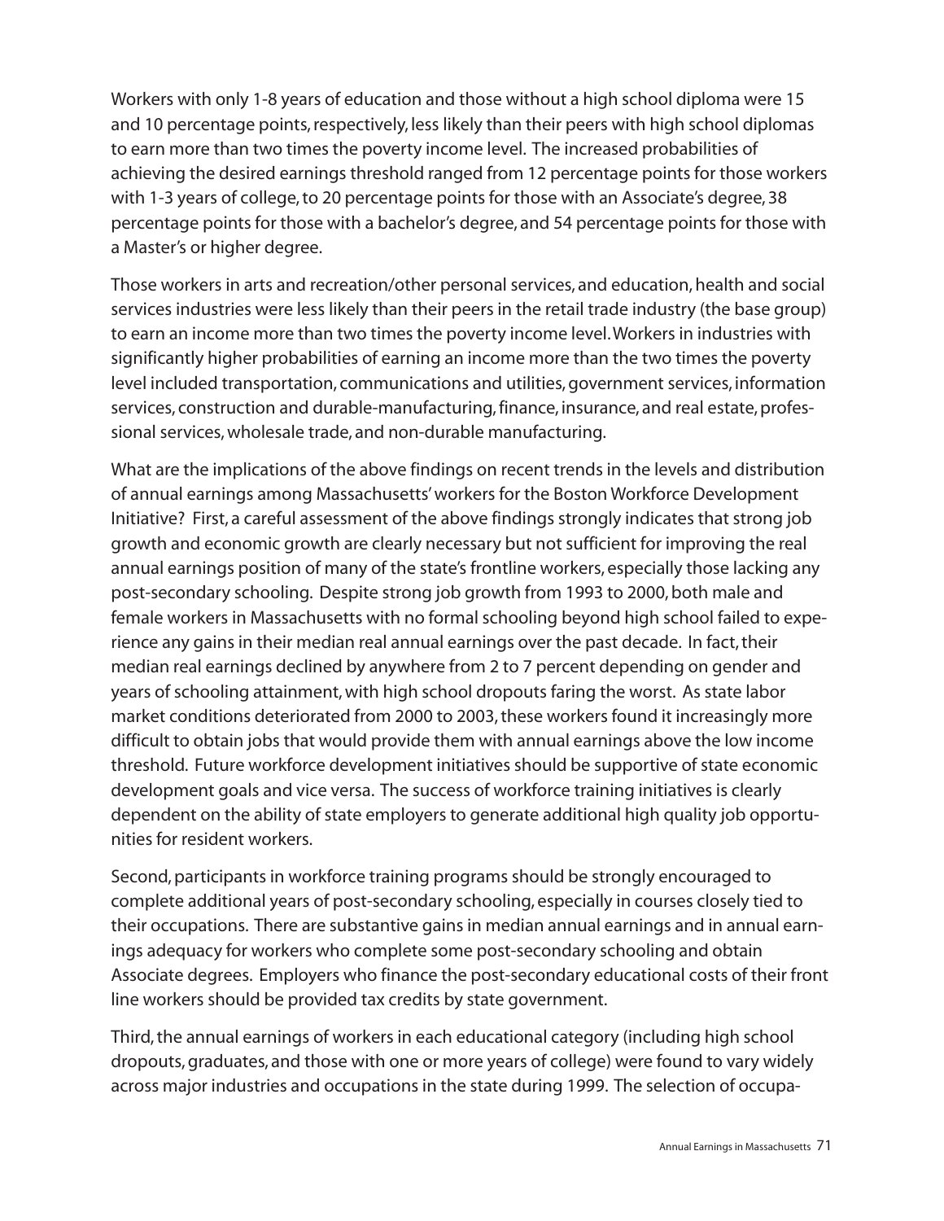Workers with only 1-8 years of education and those without a high school diploma were 15 and 10 percentage points, respectively, less likely than their peers with high school diplomas to earn more than two times the poverty income level. The increased probabilities of achieving the desired earnings threshold ranged from 12 percentage points for those workers with 1-3 years of college, to 20 percentage points for those with an Associate's degree, 38 percentage points for those with a bachelor's degree, and 54 percentage points for those with a Master's or higher degree.

Those workers in arts and recreation/other personal services, and education, health and social services industries were less likely than their peers in the retail trade industry (the base group) to earn an income more than two times the poverty income level. Workers in industries with significantly higher probabilities of earning an income more than the two times the poverty level included transportation, communications and utilities, government services, information services, construction and durable-manufacturing, finance, insurance, and real estate, professional services, wholesale trade, and non-durable manufacturing.

What are the implications of the above findings on recent trends in the levels and distribution of annual earnings among Massachusetts' workers for the Boston Workforce Development Initiative? First, a careful assessment of the above findings strongly indicates that strong job growth and economic growth are clearly necessary but not sufficient for improving the real annual earnings position of many of the state's frontline workers, especially those lacking any post-secondary schooling. Despite strong job growth from 1993 to 2000, both male and female workers in Massachusetts with no formal schooling beyond high school failed to experience any gains in their median real annual earnings over the past decade. In fact, their median real earnings declined by anywhere from 2 to 7 percent depending on gender and years of schooling attainment, with high school dropouts faring the worst. As state labor market conditions deteriorated from 2000 to 2003, these workers found it increasingly more difficult to obtain jobs that would provide them with annual earnings above the low income threshold. Future workforce development initiatives should be supportive of state economic development goals and vice versa. The success of workforce training initiatives is clearly dependent on the ability of state employers to generate additional high quality job opportunities for resident workers.

Second, participants in workforce training programs should be strongly encouraged to complete additional years of post-secondary schooling, especially in courses closely tied to their occupations. There are substantive gains in median annual earnings and in annual earnings adequacy for workers who complete some post-secondary schooling and obtain Associate degrees. Employers who finance the post-secondary educational costs of their front line workers should be provided tax credits by state government.

Third, the annual earnings of workers in each educational category (including high school dropouts, graduates, and those with one or more years of college) were found to vary widely across major industries and occupations in the state during 1999. The selection of occupa-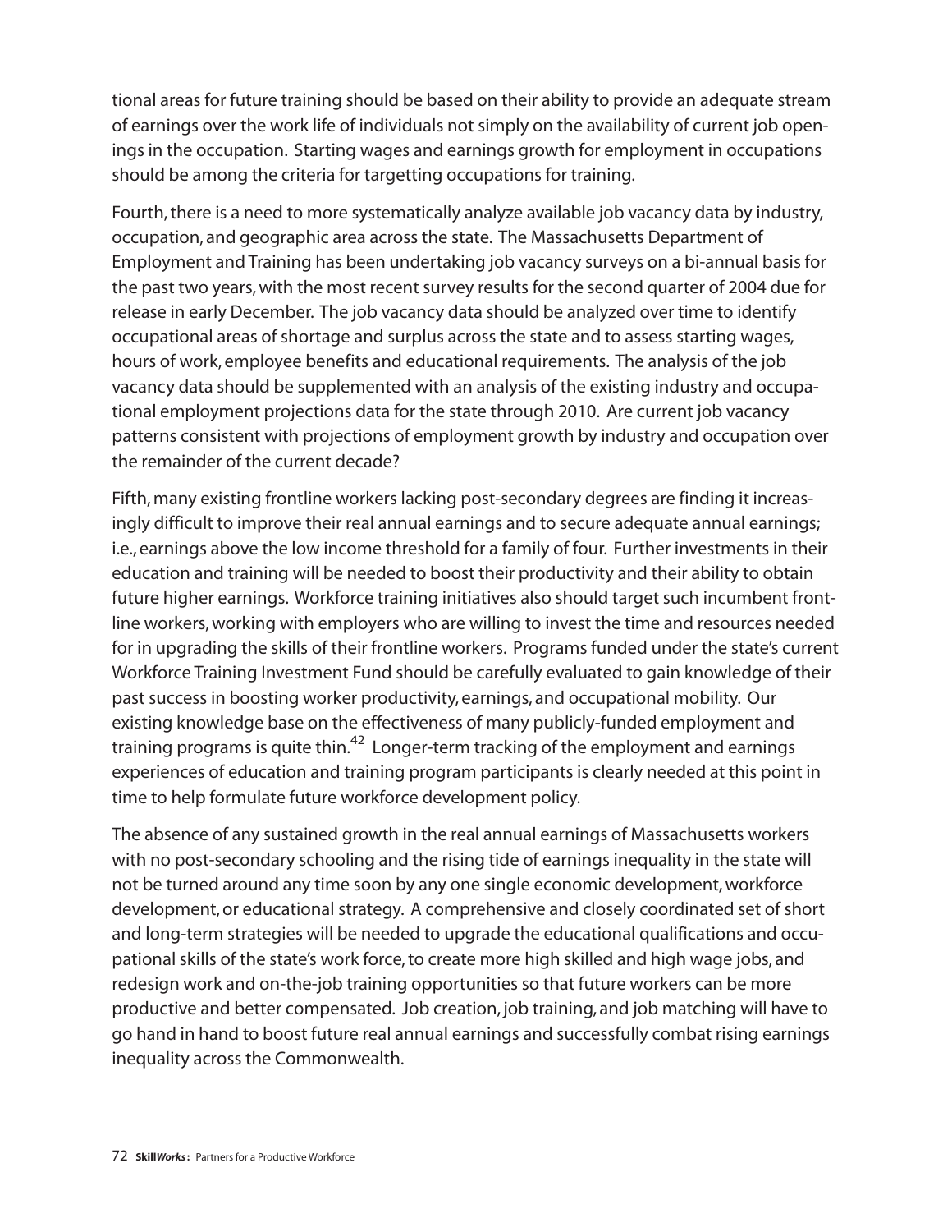tional areas for future training should be based on their ability to provide an adequate stream of earnings over the work life of individuals not simply on the availability of current job openings in the occupation. Starting wages and earnings growth for employment in occupations should be among the criteria for targetting occupations for training.

Fourth, there is a need to more systematically analyze available job vacancy data by industry, occupation, and geographic area across the state. The Massachusetts Department of Employment and Training has been undertaking job vacancy surveys on a bi-annual basis for the past two years, with the most recent survey results for the second quarter of 2004 due for release in early December. The job vacancy data should be analyzed over time to identify occupational areas of shortage and surplus across the state and to assess starting wages, hours of work, employee benefits and educational requirements. The analysis of the job vacancy data should be supplemented with an analysis of the existing industry and occupational employment projections data for the state through 2010. Are current job vacancy patterns consistent with projections of employment growth by industry and occupation over the remainder of the current decade?

Fifth, many existing frontline workers lacking post-secondary degrees are finding it increasingly difficult to improve their real annual earnings and to secure adequate annual earnings; i.e., earnings above the low income threshold for a family of four. Further investments in their education and training will be needed to boost their productivity and their ability to obtain future higher earnings. Workforce training initiatives also should target such incumbent frontline workers, working with employers who are willing to invest the time and resources needed for in upgrading the skills of their frontline workers. Programs funded under the state's current Workforce Training Investment Fund should be carefully evaluated to gain knowledge of their past success in boosting worker productivity, earnings, and occupational mobility. Our existing knowledge base on the effectiveness of many publicly-funded employment and training programs is quite thin.[42] Longer-term tracking of the employment and earnings experiences of education and training program participants is clearly needed at this point in time to help formulate future workforce development policy.

The absence of any sustained growth in the real annual earnings of Massachusetts workers with no post-secondary schooling and the rising tide of earnings inequality in the state will not be turned around any time soon by any one single economic development, workforce development, or educational strategy. A comprehensive and closely coordinated set of short and long-term strategies will be needed to upgrade the educational qualifications and occupational skills of the state's work force, to create more high skilled and high wage jobs, and redesign work and on-the-job training opportunities so that future workers can be more productive and better compensated. Job creation, job training, and job matching will have to go hand in hand to boost future real annual earnings and successfully combat rising earnings inequality across the Commonwealth.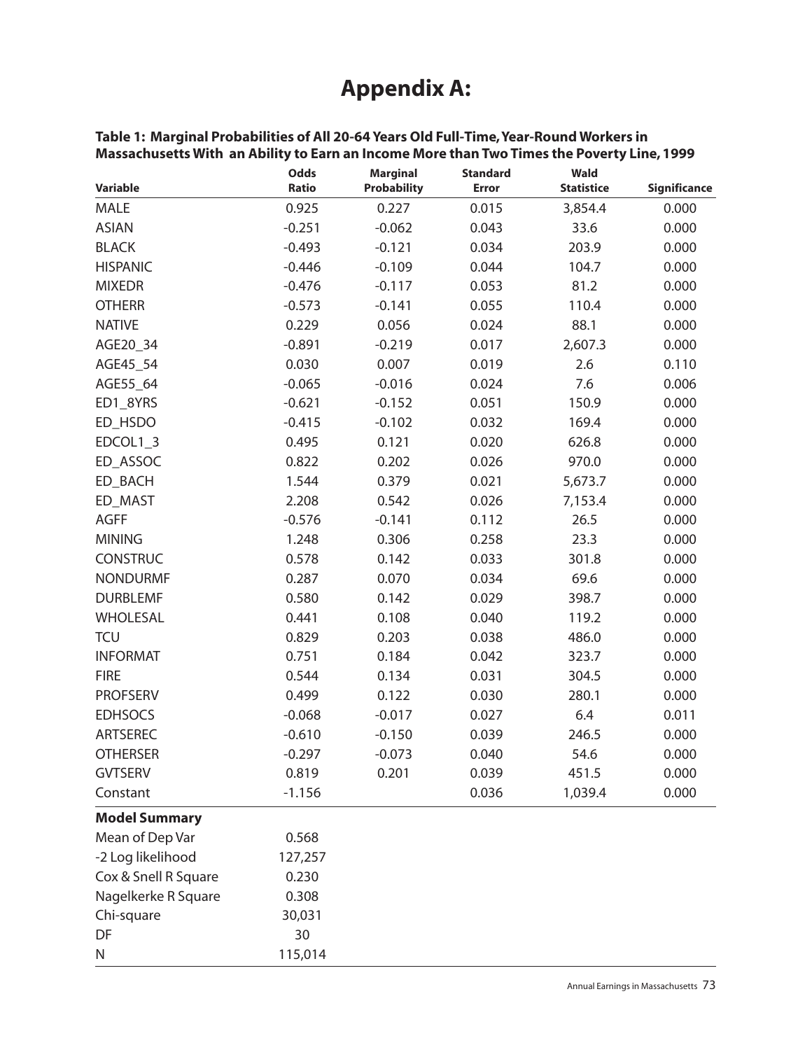# Appendix A:

**Table 1: Marginal Probabilities of All 20-64 Years Old Full-Time, Year-Round Workers in Massachusetts With an Ability to Earn an Income More than Two Times the Poverty Line, 1999**

| Variable | Odds Ratio | Marginal Probability | Standard Error | Wald Statistice | Significance |
|---|---|---|---|---|---|
| MALE | 0.925 | 0.227 | 0.015 | 3,854.4 | 0.000 |
| ASIAN | -0.251 | -0.062 | 0.043 | 33.6 | 0.000 |
| BLACK | -0.493 | -0.121 | 0.034 | 203.9 | 0.000 |
| HISPANIC | -0.446 | -0.109 | 0.044 | 104.7 | 0.000 |
| MIXEDR | -0.476 | -0.117 | 0.053 | 81.2 | 0.000 |
| OTHERR | -0.573 | -0.141 | 0.055 | 110.4 | 0.000 |
| NATIVE | 0.229 | 0.056 | 0.024 | 88.1 | 0.000 |
| AGE20_34 | -0.891 | -0.219 | 0.017 | 2,607.3 | 0.000 |
| AGE45_54 | 0.030 | 0.007 | 0.019 | 2.6 | 0.110 |
| AGE55_64 | -0.065 | -0.016 | 0.024 | 7.6 | 0.006 |
| ED1_8YRS | -0.621 | -0.152 | 0.051 | 150.9 | 0.000 |
| ED_HSDO | -0.415 | -0.102 | 0.032 | 169.4 | 0.000 |
| EDCOL1_3 | 0.495 | 0.121 | 0.020 | 626.8 | 0.000 |
| ED_ASSOC | 0.822 | 0.202 | 0.026 | 970.0 | 0.000 |
| ED_BACH | 1.544 | 0.379 | 0.021 | 5,673.7 | 0.000 |
| ED_MAST | 2.208 | 0.542 | 0.026 | 7,153.4 | 0.000 |
| AGFF | -0.576 | -0.141 | 0.112 | 26.5 | 0.000 |
| MINING | 1.248 | 0.306 | 0.258 | 23.3 | 0.000 |
| CONSTRUC | 0.578 | 0.142 | 0.033 | 301.8 | 0.000 |
| NONDURMF | 0.287 | 0.070 | 0.034 | 69.6 | 0.000 |
| DURBLEMF | 0.580 | 0.142 | 0.029 | 398.7 | 0.000 |
| WHOLESAL | 0.441 | 0.108 | 0.040 | 119.2 | 0.000 |
| TCU | 0.829 | 0.203 | 0.038 | 486.0 | 0.000 |
| INFORMAT | 0.751 | 0.184 | 0.042 | 323.7 | 0.000 |
| FIRE | 0.544 | 0.134 | 0.031 | 304.5 | 0.000 |
| PROFSERV | 0.499 | 0.122 | 0.030 | 280.1 | 0.000 |
| EDHSOCS | -0.068 | -0.017 | 0.027 | 6.4 | 0.011 |
| ARTSEREC | -0.610 | -0.150 | 0.039 | 246.5 | 0.000 |
| OTHERSER | -0.297 | -0.073 | 0.040 | 54.6 | 0.000 |
| GVTSERV | 0.819 | 0.201 | 0.039 | 451.5 | 0.000 |
| Constant | -1.156 | | 0.036 | 1,039.4 | 0.000 |
| **Model Summary** | | | | | |
| Mean of Dep Var | 0.568 | | | | |
| -2 Log likelihood | 127,257 | | | | |
| Cox & Snell R Square | 0.230 | | | | |
| Nagelkerke R Square | 0.308 | | | | |
| Chi-square | 30,031 | | | | |
| DF | 30 | | | | |
| N | 115,014 | | | | |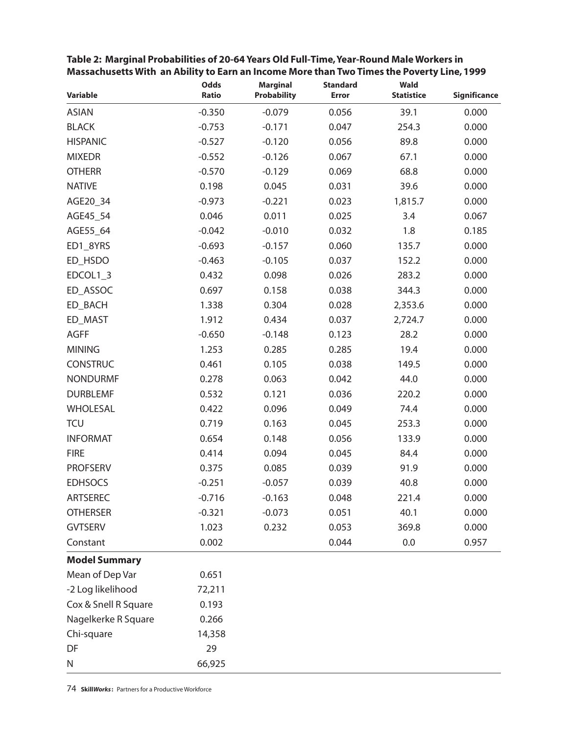**Table 2: Marginal Probabilities of 20-64 Years Old Full-Time, Year-Round Male Workers in Massachusetts With an Ability to Earn an Income More than Two Times the Poverty Line, 1999**

| Variable | Odds Ratio | Marginal Probability | Standard Error | Wald Statistice | Significance |
|---|---|---|---|---|---|
| ASIAN | -0.350 | -0.079 | 0.056 | 39.1 | 0.000 |
| BLACK | -0.753 | -0.171 | 0.047 | 254.3 | 0.000 |
| HISPANIC | -0.527 | -0.120 | 0.056 | 89.8 | 0.000 |
| MIXEDR | -0.552 | -0.126 | 0.067 | 67.1 | 0.000 |
| OTHERR | -0.570 | -0.129 | 0.069 | 68.8 | 0.000 |
| NATIVE | 0.198 | 0.045 | 0.031 | 39.6 | 0.000 |
| AGE20_34 | -0.973 | -0.221 | 0.023 | 1,815.7 | 0.000 |
| AGE45_54 | 0.046 | 0.011 | 0.025 | 3.4 | 0.067 |
| AGE55_64 | -0.042 | -0.010 | 0.032 | 1.8 | 0.185 |
| ED1_8YRS | -0.693 | -0.157 | 0.060 | 135.7 | 0.000 |
| ED_HSDO | -0.463 | -0.105 | 0.037 | 152.2 | 0.000 |
| EDCOL1_3 | 0.432 | 0.098 | 0.026 | 283.2 | 0.000 |
| ED_ASSOC | 0.697 | 0.158 | 0.038 | 344.3 | 0.000 |
| ED_BACH | 1.338 | 0.304 | 0.028 | 2,353.6 | 0.000 |
| ED_MAST | 1.912 | 0.434 | 0.037 | 2,724.7 | 0.000 |
| AGFF | -0.650 | -0.148 | 0.123 | 28.2 | 0.000 |
| MINING | 1.253 | 0.285 | 0.285 | 19.4 | 0.000 |
| CONSTRUC | 0.461 | 0.105 | 0.038 | 149.5 | 0.000 |
| NONDURMF | 0.278 | 0.063 | 0.042 | 44.0 | 0.000 |
| DURBLEMF | 0.532 | 0.121 | 0.036 | 220.2 | 0.000 |
| WHOLESAL | 0.422 | 0.096 | 0.049 | 74.4 | 0.000 |
| TCU | 0.719 | 0.163 | 0.045 | 253.3 | 0.000 |
| INFORMAT | 0.654 | 0.148 | 0.056 | 133.9 | 0.000 |
| FIRE | 0.414 | 0.094 | 0.045 | 84.4 | 0.000 |
| PROFSERV | 0.375 | 0.085 | 0.039 | 91.9 | 0.000 |
| EDHSOCS | -0.251 | -0.057 | 0.039 | 40.8 | 0.000 |
| ARTSEREC | -0.716 | -0.163 | 0.048 | 221.4 | 0.000 |
| OTHERSER | -0.321 | -0.073 | 0.051 | 40.1 | 0.000 |
| GVTSERV | 1.023 | 0.232 | 0.053 | 369.8 | 0.000 |
| Constant | 0.002 | | 0.044 | 0.0 | 0.957 |
| **Model Summary** | | | | | |
| Mean of Dep Var | 0.651 | | | | |
| -2 Log likelihood | 72,211 | | | | |
| Cox & Snell R Square | 0.193 | | | | |
| Nagelkerke R Square | 0.266 | | | | |
| Chi-square | 14,358 | | | | |
| DF | 29 | | | | |
| N | 66,925 | | | | |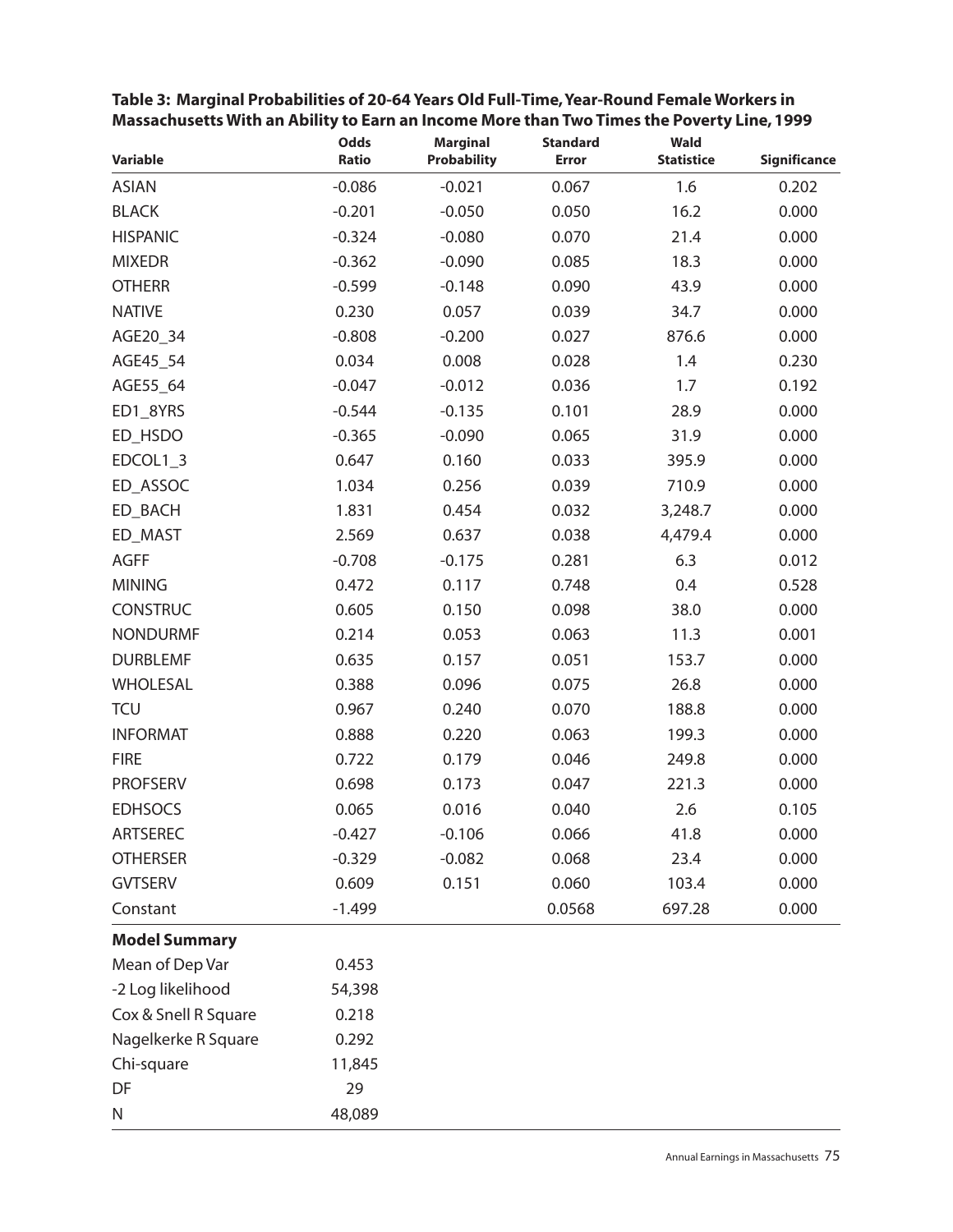**Table 3: Marginal Probabilities of 20-64 Years Old Full-Time, Year-Round Female Workers in Massachusetts With an Ability to Earn an Income More than Two Times the Poverty Line, 1999**

| Variable | Odds Ratio | Marginal Probability | Standard Error | Wald Statistice | Significance |
|---|---|---|---|---|---|
| ASIAN | -0.086 | -0.021 | 0.067 | 1.6 | 0.202 |
| BLACK | -0.201 | -0.050 | 0.050 | 16.2 | 0.000 |
| HISPANIC | -0.324 | -0.080 | 0.070 | 21.4 | 0.000 |
| MIXEDR | -0.362 | -0.090 | 0.085 | 18.3 | 0.000 |
| OTHERR | -0.599 | -0.148 | 0.090 | 43.9 | 0.000 |
| NATIVE | 0.230 | 0.057 | 0.039 | 34.7 | 0.000 |
| AGE20_34 | -0.808 | -0.200 | 0.027 | 876.6 | 0.000 |
| AGE45_54 | 0.034 | 0.008 | 0.028 | 1.4 | 0.230 |
| AGE55_64 | -0.047 | -0.012 | 0.036 | 1.7 | 0.192 |
| ED1_8YRS | -0.544 | -0.135 | 0.101 | 28.9 | 0.000 |
| ED_HSDO | -0.365 | -0.090 | 0.065 | 31.9 | 0.000 |
| EDCOL1_3 | 0.647 | 0.160 | 0.033 | 395.9 | 0.000 |
| ED_ASSOC | 1.034 | 0.256 | 0.039 | 710.9 | 0.000 |
| ED_BACH | 1.831 | 0.454 | 0.032 | 3,248.7 | 0.000 |
| ED_MAST | 2.569 | 0.637 | 0.038 | 4,479.4 | 0.000 |
| AGFF | -0.708 | -0.175 | 0.281 | 6.3 | 0.012 |
| MINING | 0.472 | 0.117 | 0.748 | 0.4 | 0.528 |
| CONSTRUC | 0.605 | 0.150 | 0.098 | 38.0 | 0.000 |
| NONDURMF | 0.214 | 0.053 | 0.063 | 11.3 | 0.001 |
| DURBLEMF | 0.635 | 0.157 | 0.051 | 153.7 | 0.000 |
| WHOLESAL | 0.388 | 0.096 | 0.075 | 26.8 | 0.000 |
| TCU | 0.967 | 0.240 | 0.070 | 188.8 | 0.000 |
| INFORMAT | 0.888 | 0.220 | 0.063 | 199.3 | 0.000 |
| FIRE | 0.722 | 0.179 | 0.046 | 249.8 | 0.000 |
| PROFSERV | 0.698 | 0.173 | 0.047 | 221.3 | 0.000 |
| EDHSOCS | 0.065 | 0.016 | 0.040 | 2.6 | 0.105 |
| ARTSEREC | -0.427 | -0.106 | 0.066 | 41.8 | 0.000 |
| OTHERSER | -0.329 | -0.082 | 0.068 | 23.4 | 0.000 |
| GVTSERV | 0.609 | 0.151 | 0.060 | 103.4 | 0.000 |
| Constant | -1.499 | | 0.0568 | 697.28 | 0.000 |
| **Model Summary** | | | | | |
| Mean of Dep Var | 0.453 | | | | |
| -2 Log likelihood | 54,398 | | | | |
| Cox & Snell R Square | 0.218 | | | | |
| Nagelkerke R Square | 0.292 | | | | |
| Chi-square | 11,845 | | | | |
| DF | 29 | | | | |
| N | 48,089 | | | | |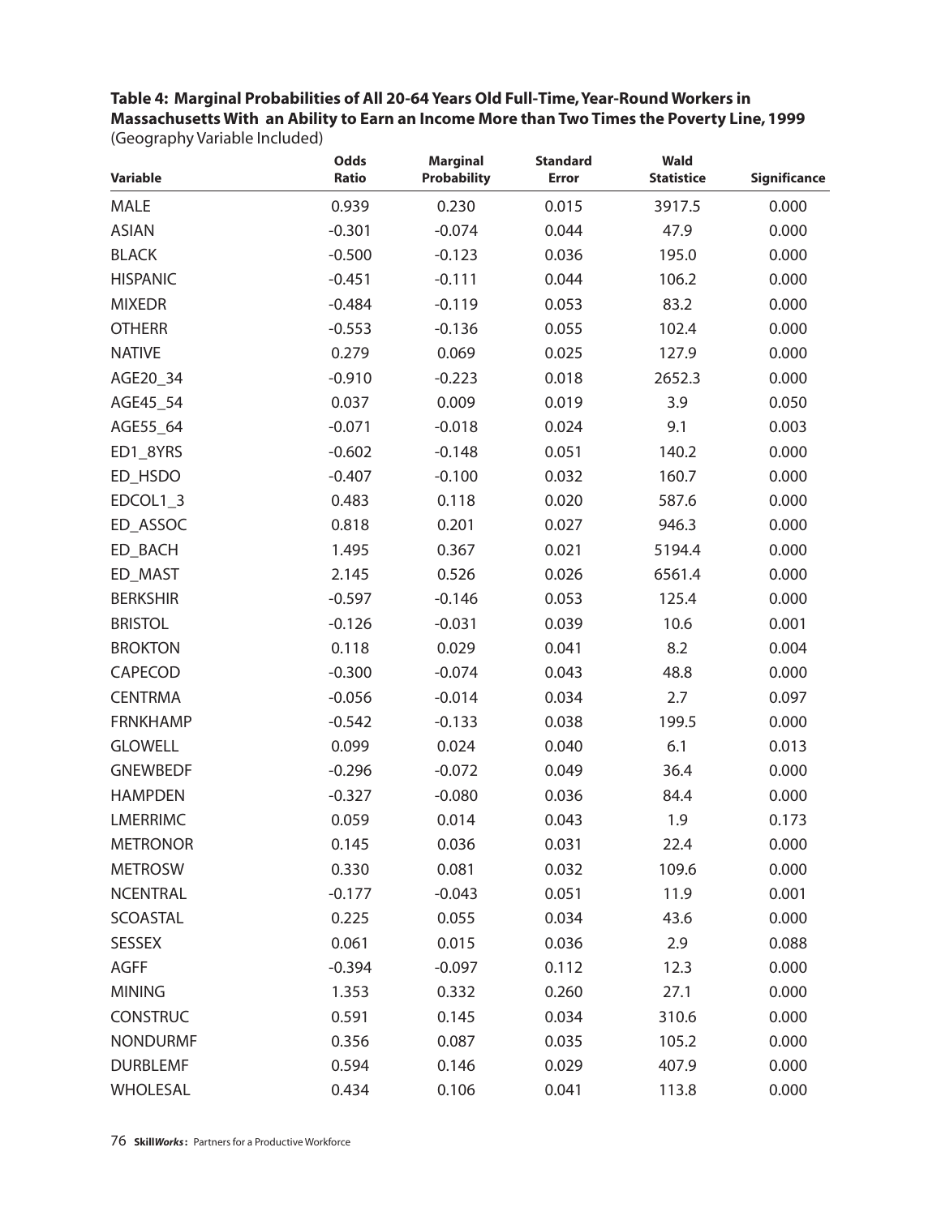**Table 4: Marginal Probabilities of All 20-64 Years Old Full-Time, Year-Round Workers in Massachusetts With an Ability to Earn an Income More than Two Times the Poverty Line, 1999**
(Geography Variable Included)

| Variable | Odds Ratio | Marginal Probability | Standard Error | Wald Statistice | Significance |
|---|---|---|---|---|---|
| MALE | 0.939 | 0.230 | 0.015 | 3917.5 | 0.000 |
| ASIAN | -0.301 | -0.074 | 0.044 | 47.9 | 0.000 |
| BLACK | -0.500 | -0.123 | 0.036 | 195.0 | 0.000 |
| HISPANIC | -0.451 | -0.111 | 0.044 | 106.2 | 0.000 |
| MIXEDR | -0.484 | -0.119 | 0.053 | 83.2 | 0.000 |
| OTHERR | -0.553 | -0.136 | 0.055 | 102.4 | 0.000 |
| NATIVE | 0.279 | 0.069 | 0.025 | 127.9 | 0.000 |
| AGE20_34 | -0.910 | -0.223 | 0.018 | 2652.3 | 0.000 |
| AGE45_54 | 0.037 | 0.009 | 0.019 | 3.9 | 0.050 |
| AGE55_64 | -0.071 | -0.018 | 0.024 | 9.1 | 0.003 |
| ED1_8YRS | -0.602 | -0.148 | 0.051 | 140.2 | 0.000 |
| ED_HSDO | -0.407 | -0.100 | 0.032 | 160.7 | 0.000 |
| EDCOL1_3 | 0.483 | 0.118 | 0.020 | 587.6 | 0.000 |
| ED_ASSOC | 0.818 | 0.201 | 0.027 | 946.3 | 0.000 |
| ED_BACH | 1.495 | 0.367 | 0.021 | 5194.4 | 0.000 |
| ED_MAST | 2.145 | 0.526 | 0.026 | 6561.4 | 0.000 |
| BERKSHIR | -0.597 | -0.146 | 0.053 | 125.4 | 0.000 |
| BRISTOL | -0.126 | -0.031 | 0.039 | 10.6 | 0.001 |
| BROKTON | 0.118 | 0.029 | 0.041 | 8.2 | 0.004 |
| CAPECOD | -0.300 | -0.074 | 0.043 | 48.8 | 0.000 |
| CENTRMA | -0.056 | -0.014 | 0.034 | 2.7 | 0.097 |
| FRNKHAMP | -0.542 | -0.133 | 0.038 | 199.5 | 0.000 |
| GLOWELL | 0.099 | 0.024 | 0.040 | 6.1 | 0.013 |
| GNEWBEDF | -0.296 | -0.072 | 0.049 | 36.4 | 0.000 |
| HAMPDEN | -0.327 | -0.080 | 0.036 | 84.4 | 0.000 |
| LMERRIMC | 0.059 | 0.014 | 0.043 | 1.9 | 0.173 |
| METRONOR | 0.145 | 0.036 | 0.031 | 22.4 | 0.000 |
| METROSW | 0.330 | 0.081 | 0.032 | 109.6 | 0.000 |
| NCENTRAL | -0.177 | -0.043 | 0.051 | 11.9 | 0.001 |
| SCOASTAL | 0.225 | 0.055 | 0.034 | 43.6 | 0.000 |
| SESSEX | 0.061 | 0.015 | 0.036 | 2.9 | 0.088 |
| AGFF | -0.394 | -0.097 | 0.112 | 12.3 | 0.000 |
| MINING | 1.353 | 0.332 | 0.260 | 27.1 | 0.000 |
| CONSTRUC | 0.591 | 0.145 | 0.034 | 310.6 | 0.000 |
| NONDURMF | 0.356 | 0.087 | 0.035 | 105.2 | 0.000 |
| DURBLEMF | 0.594 | 0.146 | 0.029 | 407.9 | 0.000 |
| WHOLESAL | 0.434 | 0.106 | 0.041 | 113.8 | 0.000 |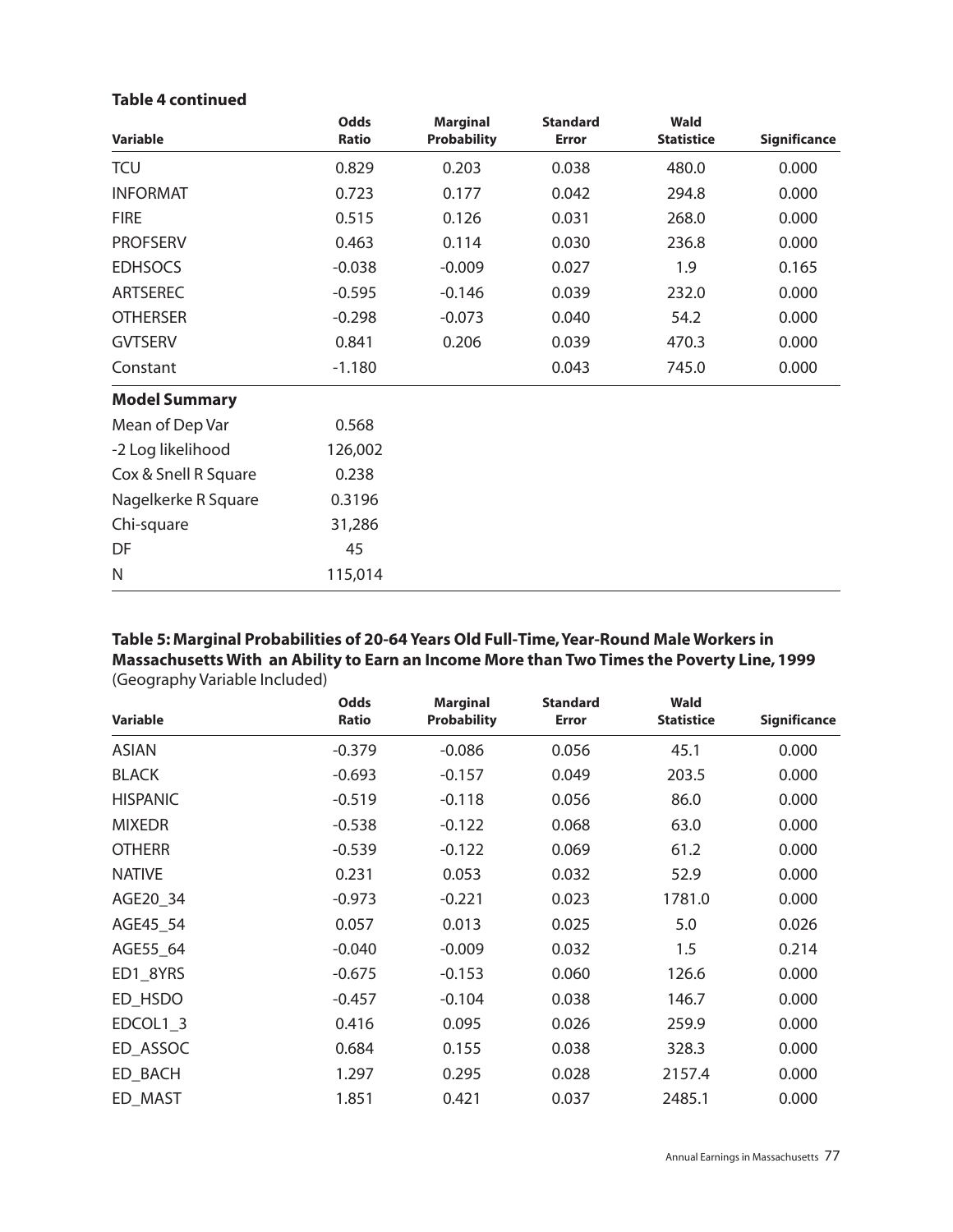**Table 4 continued**

| Variable | Odds Ratio | Marginal Probability | Standard Error | Wald Statistice | Significance |
|---|---|---|---|---|---|
| TCU | 0.829 | 0.203 | 0.038 | 480.0 | 0.000 |
| INFORMAT | 0.723 | 0.177 | 0.042 | 294.8 | 0.000 |
| FIRE | 0.515 | 0.126 | 0.031 | 268.0 | 0.000 |
| PROFSERV | 0.463 | 0.114 | 0.030 | 236.8 | 0.000 |
| EDHSOCS | -0.038 | -0.009 | 0.027 | 1.9 | 0.165 |
| ARTSEREC | -0.595 | -0.146 | 0.039 | 232.0 | 0.000 |
| OTHERSER | -0.298 | -0.073 | 0.040 | 54.2 | 0.000 |
| GVTSERV | 0.841 | 0.206 | 0.039 | 470.3 | 0.000 |
| Constant | -1.180 | | 0.043 | 745.0 | 0.000 |
| **Model Summary** | | | | | |
| Mean of Dep Var | 0.568 | | | | |
| -2 Log likelihood | 126,002 | | | | |
| Cox & Snell R Square | 0.238 | | | | |
| Nagelkerke R Square | 0.3196 | | | | |
| Chi-square | 31,286 | | | | |
| DF | 45 | | | | |
| N | 115,014 | | | | |

**Table 5: Marginal Probabilities of 20-64 Years Old Full-Time, Year-Round Male Workers in Massachusetts With an Ability to Earn an Income More than Two Times the Poverty Line, 1999**
(Geography Variable Included)

| Variable | Odds Ratio | Marginal Probability | Standard Error | Wald Statistice | Significance |
|---|---|---|---|---|---|
| ASIAN | -0.379 | -0.086 | 0.056 | 45.1 | 0.000 |
| BLACK | -0.693 | -0.157 | 0.049 | 203.5 | 0.000 |
| HISPANIC | -0.519 | -0.118 | 0.056 | 86.0 | 0.000 |
| MIXEDR | -0.538 | -0.122 | 0.068 | 63.0 | 0.000 |
| OTHERR | -0.539 | -0.122 | 0.069 | 61.2 | 0.000 |
| NATIVE | 0.231 | 0.053 | 0.032 | 52.9 | 0.000 |
| AGE20_34 | -0.973 | -0.221 | 0.023 | 1781.0 | 0.000 |
| AGE45_54 | 0.057 | 0.013 | 0.025 | 5.0 | 0.026 |
| AGE55_64 | -0.040 | -0.009 | 0.032 | 1.5 | 0.214 |
| ED1_8YRS | -0.675 | -0.153 | 0.060 | 126.6 | 0.000 |
| ED_HSDO | -0.457 | -0.104 | 0.038 | 146.7 | 0.000 |
| EDCOL1_3 | 0.416 | 0.095 | 0.026 | 259.9 | 0.000 |
| ED_ASSOC | 0.684 | 0.155 | 0.038 | 328.3 | 0.000 |
| ED_BACH | 1.297 | 0.295 | 0.028 | 2157.4 | 0.000 |
| ED_MAST | 1.851 | 0.421 | 0.037 | 2485.1 | 0.000 |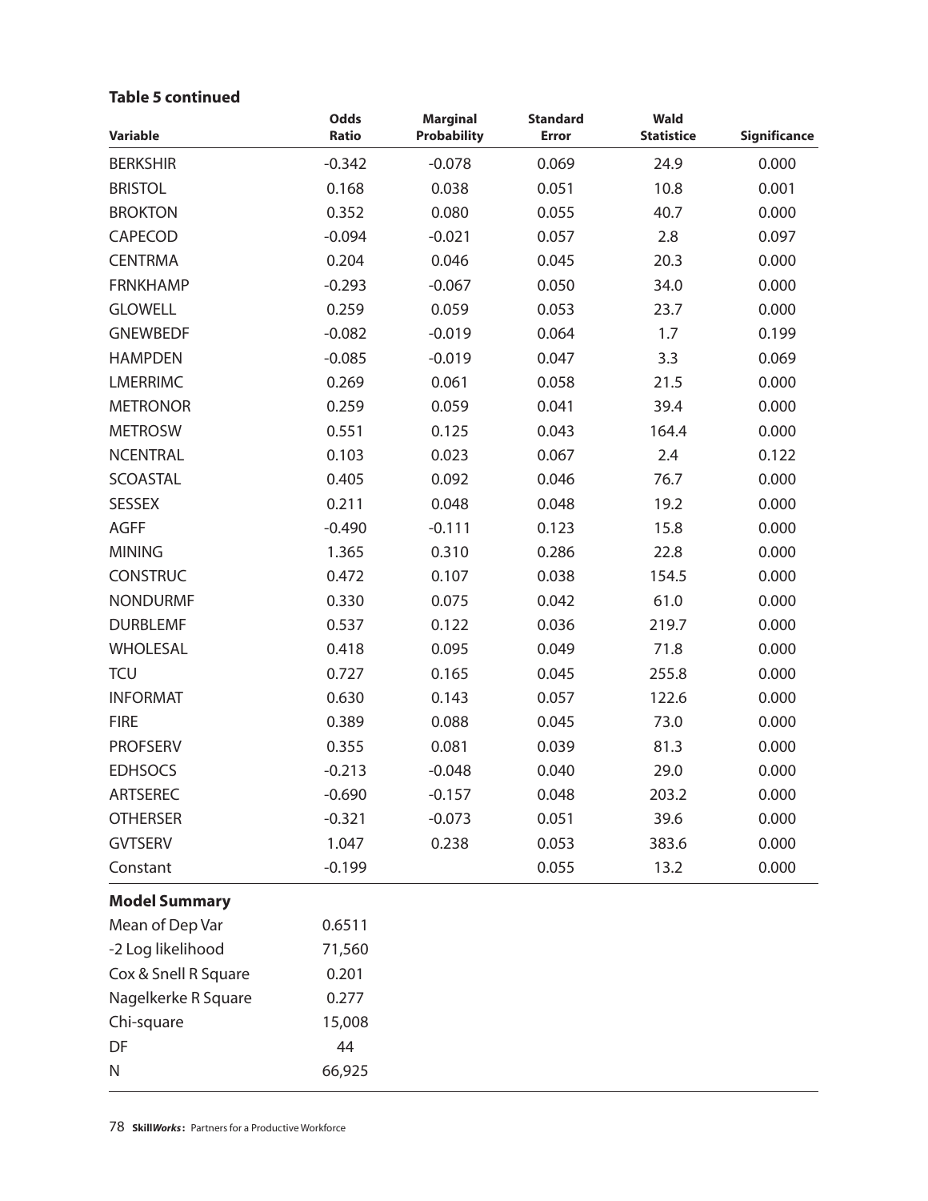**Table 5 continued**

| Variable | Odds Ratio | Marginal Probability | Standard Error | Wald Statistice | Significance |
|---|---|---|---|---|---|
| BERKSHIR | -0.342 | -0.078 | 0.069 | 24.9 | 0.000 |
| BRISTOL | 0.168 | 0.038 | 0.051 | 10.8 | 0.001 |
| BROKTON | 0.352 | 0.080 | 0.055 | 40.7 | 0.000 |
| CAPECOD | -0.094 | -0.021 | 0.057 | 2.8 | 0.097 |
| CENTRMA | 0.204 | 0.046 | 0.045 | 20.3 | 0.000 |
| FRNKHAMP | -0.293 | -0.067 | 0.050 | 34.0 | 0.000 |
| GLOWELL | 0.259 | 0.059 | 0.053 | 23.7 | 0.000 |
| GNEWBEDF | -0.082 | -0.019 | 0.064 | 1.7 | 0.199 |
| HAMPDEN | -0.085 | -0.019 | 0.047 | 3.3 | 0.069 |
| LMERRIMC | 0.269 | 0.061 | 0.058 | 21.5 | 0.000 |
| METRONOR | 0.259 | 0.059 | 0.041 | 39.4 | 0.000 |
| METROSW | 0.551 | 0.125 | 0.043 | 164.4 | 0.000 |
| NCENTRAL | 0.103 | 0.023 | 0.067 | 2.4 | 0.122 |
| SCOASTAL | 0.405 | 0.092 | 0.046 | 76.7 | 0.000 |
| SESSEX | 0.211 | 0.048 | 0.048 | 19.2 | 0.000 |
| AGFF | -0.490 | -0.111 | 0.123 | 15.8 | 0.000 |
| MINING | 1.365 | 0.310 | 0.286 | 22.8 | 0.000 |
| CONSTRUC | 0.472 | 0.107 | 0.038 | 154.5 | 0.000 |
| NONDURMF | 0.330 | 0.075 | 0.042 | 61.0 | 0.000 |
| DURBLEMF | 0.537 | 0.122 | 0.036 | 219.7 | 0.000 |
| WHOLESAL | 0.418 | 0.095 | 0.049 | 71.8 | 0.000 |
| TCU | 0.727 | 0.165 | 0.045 | 255.8 | 0.000 |
| INFORMAT | 0.630 | 0.143 | 0.057 | 122.6 | 0.000 |
| FIRE | 0.389 | 0.088 | 0.045 | 73.0 | 0.000 |
| PROFSERV | 0.355 | 0.081 | 0.039 | 81.3 | 0.000 |
| EDHSOCS | -0.213 | -0.048 | 0.040 | 29.0 | 0.000 |
| ARTSEREC | -0.690 | -0.157 | 0.048 | 203.2 | 0.000 |
| OTHERSER | -0.321 | -0.073 | 0.051 | 39.6 | 0.000 |
| GVTSERV | 1.047 | 0.238 | 0.053 | 383.6 | 0.000 |
| Constant | -0.199 | | 0.055 | 13.2 | 0.000 |
| **Model Summary** | | | | | |
| Mean of Dep Var | 0.6511 | | | | |
| -2 Log likelihood | 71,560 | | | | |
| Cox & Snell R Square | 0.201 | | | | |
| Nagelkerke R Square | 0.277 | | | | |
| Chi-square | 15,008 | | | | |
| DF | 44 | | | | |
| N | 66,925 | | | | |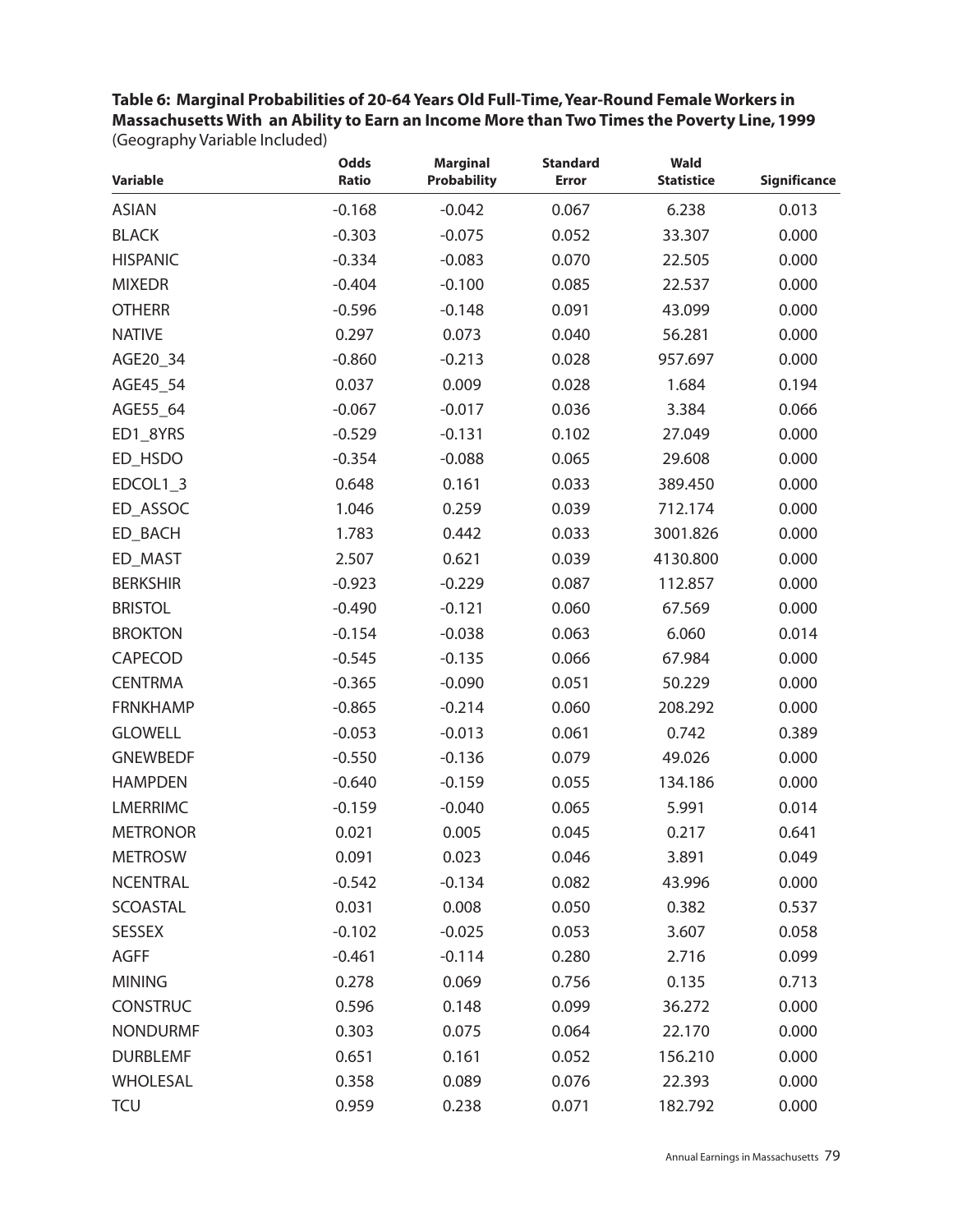**Table 6: Marginal Probabilities of 20-64 Years Old Full-Time, Year-Round Female Workers in Massachusetts With an Ability to Earn an Income More than Two Times the Poverty Line, 1999**
(Geography Variable Included)

| Variable | Odds Ratio | Marginal Probability | Standard Error | Wald Statistice | Significance |
|---|---|---|---|---|---|
| ASIAN | -0.168 | -0.042 | 0.067 | 6.238 | 0.013 |
| BLACK | -0.303 | -0.075 | 0.052 | 33.307 | 0.000 |
| HISPANIC | -0.334 | -0.083 | 0.070 | 22.505 | 0.000 |
| MIXEDR | -0.404 | -0.100 | 0.085 | 22.537 | 0.000 |
| OTHERR | -0.596 | -0.148 | 0.091 | 43.099 | 0.000 |
| NATIVE | 0.297 | 0.073 | 0.040 | 56.281 | 0.000 |
| AGE20_34 | -0.860 | -0.213 | 0.028 | 957.697 | 0.000 |
| AGE45_54 | 0.037 | 0.009 | 0.028 | 1.684 | 0.194 |
| AGE55_64 | -0.067 | -0.017 | 0.036 | 3.384 | 0.066 |
| ED1_8YRS | -0.529 | -0.131 | 0.102 | 27.049 | 0.000 |
| ED_HSDO | -0.354 | -0.088 | 0.065 | 29.608 | 0.000 |
| EDCOL1_3 | 0.648 | 0.161 | 0.033 | 389.450 | 0.000 |
| ED_ASSOC | 1.046 | 0.259 | 0.039 | 712.174 | 0.000 |
| ED_BACH | 1.783 | 0.442 | 0.033 | 3001.826 | 0.000 |
| ED_MAST | 2.507 | 0.621 | 0.039 | 4130.800 | 0.000 |
| BERKSHIR | -0.923 | -0.229 | 0.087 | 112.857 | 0.000 |
| BRISTOL | -0.490 | -0.121 | 0.060 | 67.569 | 0.000 |
| BROKTON | -0.154 | -0.038 | 0.063 | 6.060 | 0.014 |
| CAPECOD | -0.545 | -0.135 | 0.066 | 67.984 | 0.000 |
| CENTRMA | -0.365 | -0.090 | 0.051 | 50.229 | 0.000 |
| FRNKHAMP | -0.865 | -0.214 | 0.060 | 208.292 | 0.000 |
| GLOWELL | -0.053 | -0.013 | 0.061 | 0.742 | 0.389 |
| GNEWBEDF | -0.550 | -0.136 | 0.079 | 49.026 | 0.000 |
| HAMPDEN | -0.640 | -0.159 | 0.055 | 134.186 | 0.000 |
| LMERRIMC | -0.159 | -0.040 | 0.065 | 5.991 | 0.014 |
| METRONOR | 0.021 | 0.005 | 0.045 | 0.217 | 0.641 |
| METROSW | 0.091 | 0.023 | 0.046 | 3.891 | 0.049 |
| NCENTRAL | -0.542 | -0.134 | 0.082 | 43.996 | 0.000 |
| SCOASTAL | 0.031 | 0.008 | 0.050 | 0.382 | 0.537 |
| SESSEX | -0.102 | -0.025 | 0.053 | 3.607 | 0.058 |
| AGFF | -0.461 | -0.114 | 0.280 | 2.716 | 0.099 |
| MINING | 0.278 | 0.069 | 0.756 | 0.135 | 0.713 |
| CONSTRUC | 0.596 | 0.148 | 0.099 | 36.272 | 0.000 |
| NONDURMF | 0.303 | 0.075 | 0.064 | 22.170 | 0.000 |
| DURBLEMF | 0.651 | 0.161 | 0.052 | 156.210 | 0.000 |
| WHOLESAL | 0.358 | 0.089 | 0.076 | 22.393 | 0.000 |
| TCU | 0.959 | 0.238 | 0.071 | 182.792 | 0.000 |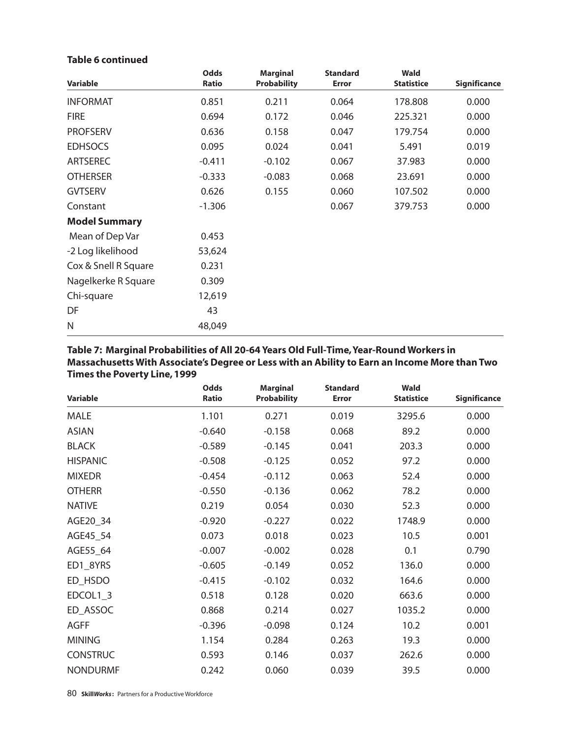**Table 6 continued**

| Variable | Odds Ratio | Marginal Probability | Standard Error | Wald Statistice | Significance |
|---|---|---|---|---|---|
| INFORMAT | 0.851 | 0.211 | 0.064 | 178.808 | 0.000 |
| FIRE | 0.694 | 0.172 | 0.046 | 225.321 | 0.000 |
| PROFSERV | 0.636 | 0.158 | 0.047 | 179.754 | 0.000 |
| EDHSOCS | 0.095 | 0.024 | 0.041 | 5.491 | 0.019 |
| ARTSEREC | -0.411 | -0.102 | 0.067 | 37.983 | 0.000 |
| OTHERSER | -0.333 | -0.083 | 0.068 | 23.691 | 0.000 |
| GVTSERV | 0.626 | 0.155 | 0.060 | 107.502 | 0.000 |
| Constant | -1.306 | | 0.067 | 379.753 | 0.000 |
| **Model Summary** | | | | | |
| Mean of Dep Var | 0.453 | | | | |
| -2 Log likelihood | 53,624 | | | | |
| Cox & Snell R Square | 0.231 | | | | |
| Nagelkerke R Square | 0.309 | | | | |
| Chi-square | 12,619 | | | | |
| DF | 43 | | | | |
| N | 48,049 | | | | |

**Table 7: Marginal Probabilities of All 20-64 Years Old Full-Time, Year-Round Workers in Massachusetts With Associate's Degree or Less with an Ability to Earn an Income More than Two Times the Poverty Line, 1999**

| Variable | Odds Ratio | Marginal Probability | Standard Error | Wald Statistice | Significance |
|---|---|---|---|---|---|
| MALE | 1.101 | 0.271 | 0.019 | 3295.6 | 0.000 |
| ASIAN | -0.640 | -0.158 | 0.068 | 89.2 | 0.000 |
| BLACK | -0.589 | -0.145 | 0.041 | 203.3 | 0.000 |
| HISPANIC | -0.508 | -0.125 | 0.052 | 97.2 | 0.000 |
| MIXEDR | -0.454 | -0.112 | 0.063 | 52.4 | 0.000 |
| OTHERR | -0.550 | -0.136 | 0.062 | 78.2 | 0.000 |
| NATIVE | 0.219 | 0.054 | 0.030 | 52.3 | 0.000 |
| AGE20_34 | -0.920 | -0.227 | 0.022 | 1748.9 | 0.000 |
| AGE45_54 | 0.073 | 0.018 | 0.023 | 10.5 | 0.001 |
| AGE55_64 | -0.007 | -0.002 | 0.028 | 0.1 | 0.790 |
| ED1_8YRS | -0.605 | -0.149 | 0.052 | 136.0 | 0.000 |
| ED_HSDO | -0.415 | -0.102 | 0.032 | 164.6 | 0.000 |
| EDCOL1_3 | 0.518 | 0.128 | 0.020 | 663.6 | 0.000 |
| ED_ASSOC | 0.868 | 0.214 | 0.027 | 1035.2 | 0.000 |
| AGFF | -0.396 | -0.098 | 0.124 | 10.2 | 0.001 |
| MINING | 1.154 | 0.284 | 0.263 | 19.3 | 0.000 |
| CONSTRUC | 0.593 | 0.146 | 0.037 | 262.6 | 0.000 |
| NONDURMF | 0.242 | 0.060 | 0.039 | 39.5 | 0.000 |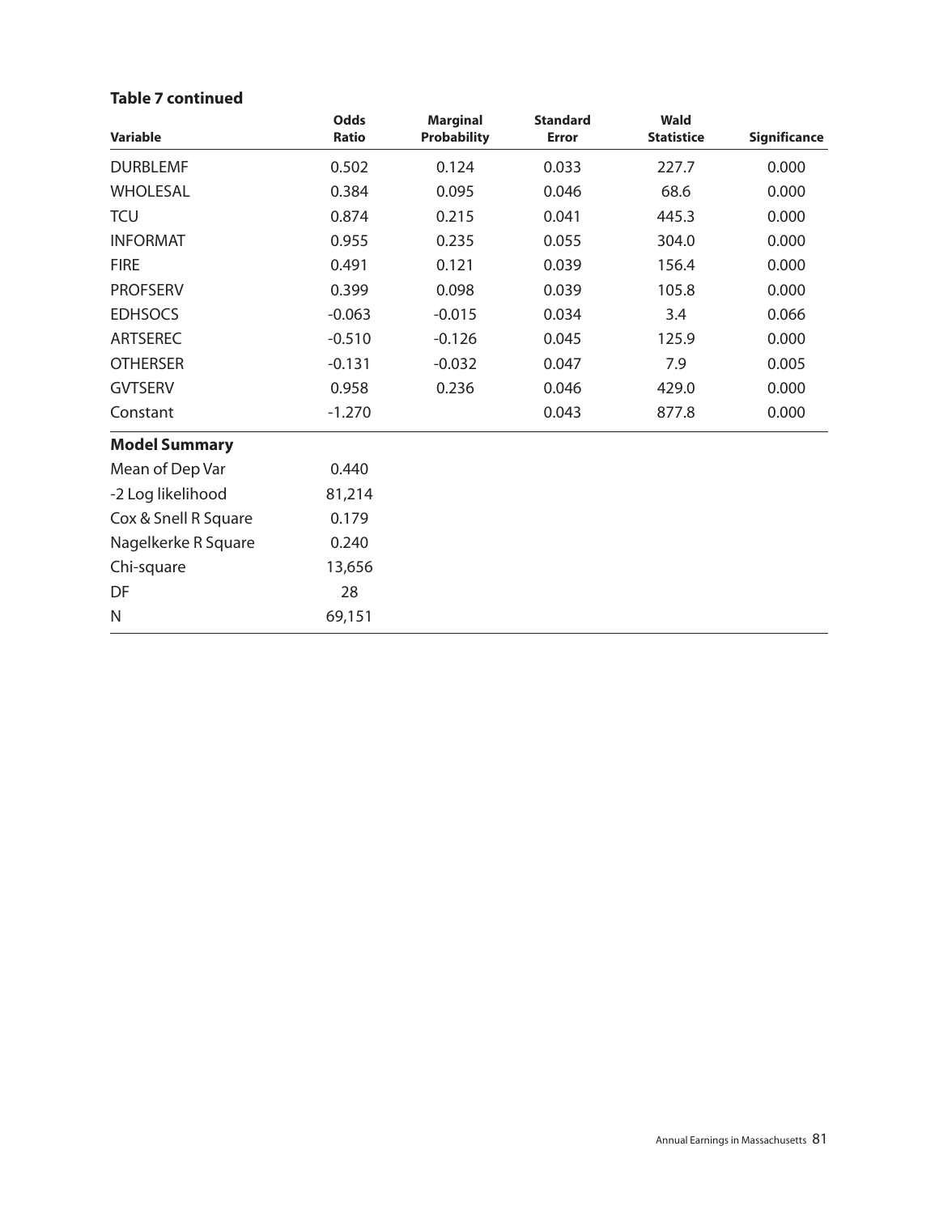**Table 7 continued**

| Variable | Odds Ratio | Marginal Probability | Standard Error | Wald Statistice | Significance |
|---|---|---|---|---|---|
| DURBLEMF | 0.502 | 0.124 | 0.033 | 227.7 | 0.000 |
| WHOLESAL | 0.384 | 0.095 | 0.046 | 68.6 | 0.000 |
| TCU | 0.874 | 0.215 | 0.041 | 445.3 | 0.000 |
| INFORMAT | 0.955 | 0.235 | 0.055 | 304.0 | 0.000 |
| FIRE | 0.491 | 0.121 | 0.039 | 156.4 | 0.000 |
| PROFSERV | 0.399 | 0.098 | 0.039 | 105.8 | 0.000 |
| EDHSOCS | -0.063 | -0.015 | 0.034 | 3.4 | 0.066 |
| ARTSEREC | -0.510 | -0.126 | 0.045 | 125.9 | 0.000 |
| OTHERSER | -0.131 | -0.032 | 0.047 | 7.9 | 0.005 |
| GVTSERV | 0.958 | 0.236 | 0.046 | 429.0 | 0.000 |
| Constant | -1.270 | | 0.043 | 877.8 | 0.000 |
| **Model Summary** | | | | | |
| Mean of Dep Var | 0.440 | | | | |
| -2 Log likelihood | 81,214 | | | | |
| Cox & Snell R Square | 0.179 | | | | |
| Nagelkerke R Square | 0.240 | | | | |
| Chi-square | 13,656 | | | | |
| DF | 28 | | | | |
| N | 69,151 | | | | |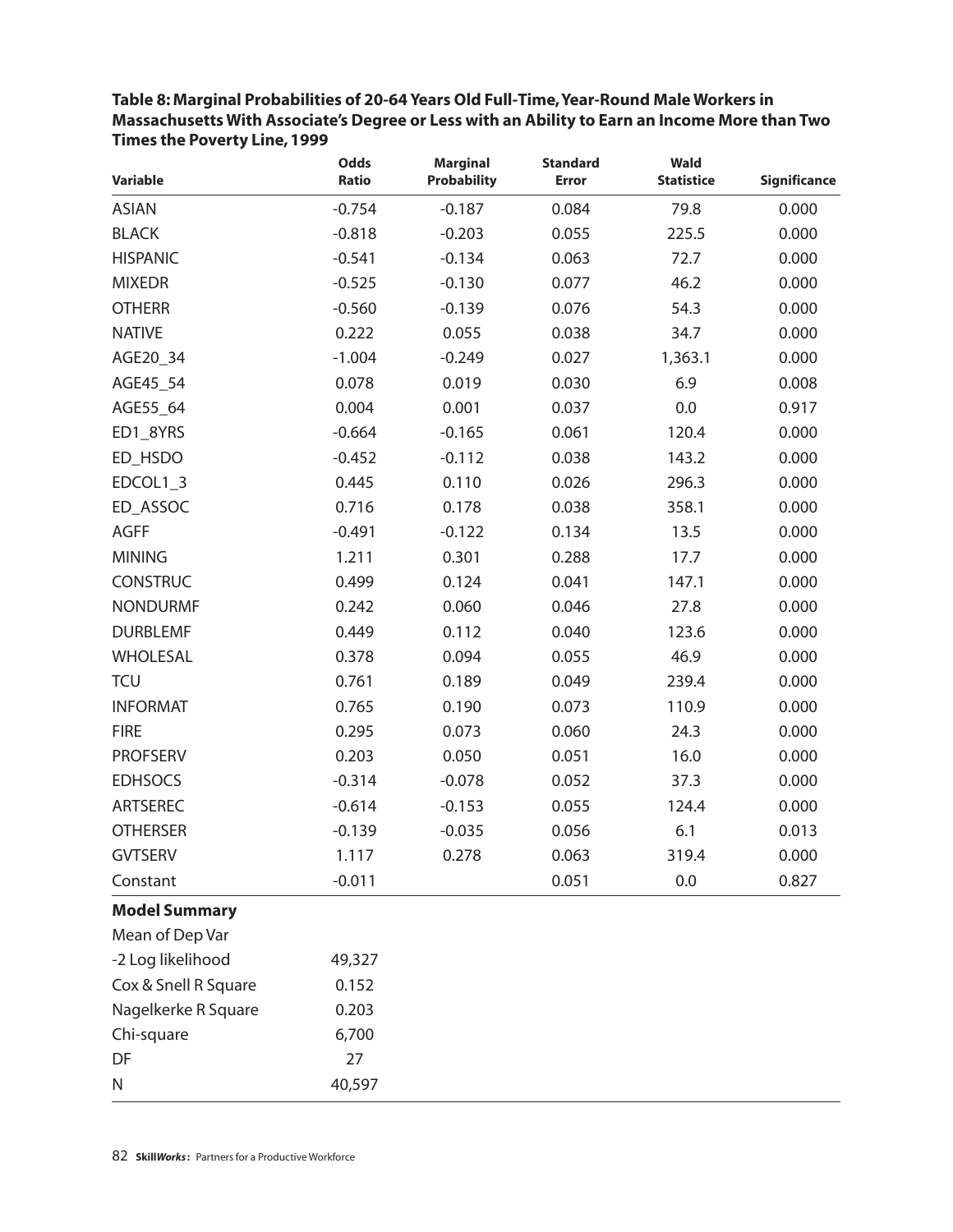**Table 8: Marginal Probabilities of 20-64 Years Old Full-Time, Year-Round Male Workers in Massachusetts With Associate's Degree or Less with an Ability to Earn an Income More than Two Times the Poverty Line, 1999**

| Variable | Odds Ratio | Marginal Probability | Standard Error | Wald Statistice | Significance |
|---|---|---|---|---|---|
| ASIAN | -0.754 | -0.187 | 0.084 | 79.8 | 0.000 |
| BLACK | -0.818 | -0.203 | 0.055 | 225.5 | 0.000 |
| HISPANIC | -0.541 | -0.134 | 0.063 | 72.7 | 0.000 |
| MIXEDR | -0.525 | -0.130 | 0.077 | 46.2 | 0.000 |
| OTHERR | -0.560 | -0.139 | 0.076 | 54.3 | 0.000 |
| NATIVE | 0.222 | 0.055 | 0.038 | 34.7 | 0.000 |
| AGE20_34 | -1.004 | -0.249 | 0.027 | 1,363.1 | 0.000 |
| AGE45_54 | 0.078 | 0.019 | 0.030 | 6.9 | 0.008 |
| AGE55_64 | 0.004 | 0.001 | 0.037 | 0.0 | 0.917 |
| ED1_8YRS | -0.664 | -0.165 | 0.061 | 120.4 | 0.000 |
| ED_HSDO | -0.452 | -0.112 | 0.038 | 143.2 | 0.000 |
| EDCOL1_3 | 0.445 | 0.110 | 0.026 | 296.3 | 0.000 |
| ED_ASSOC | 0.716 | 0.178 | 0.038 | 358.1 | 0.000 |
| AGFF | -0.491 | -0.122 | 0.134 | 13.5 | 0.000 |
| MINING | 1.211 | 0.301 | 0.288 | 17.7 | 0.000 |
| CONSTRUC | 0.499 | 0.124 | 0.041 | 147.1 | 0.000 |
| NONDURMF | 0.242 | 0.060 | 0.046 | 27.8 | 0.000 |
| DURBLEMF | 0.449 | 0.112 | 0.040 | 123.6 | 0.000 |
| WHOLESAL | 0.378 | 0.094 | 0.055 | 46.9 | 0.000 |
| TCU | 0.761 | 0.189 | 0.049 | 239.4 | 0.000 |
| INFORMAT | 0.765 | 0.190 | 0.073 | 110.9 | 0.000 |
| FIRE | 0.295 | 0.073 | 0.060 | 24.3 | 0.000 |
| PROFSERV | 0.203 | 0.050 | 0.051 | 16.0 | 0.000 |
| EDHSOCS | -0.314 | -0.078 | 0.052 | 37.3 | 0.000 |
| ARTSEREC | -0.614 | -0.153 | 0.055 | 124.4 | 0.000 |
| OTHERSER | -0.139 | -0.035 | 0.056 | 6.1 | 0.013 |
| GVTSERV | 1.117 | 0.278 | 0.063 | 319.4 | 0.000 |
| Constant | -0.011 | | 0.051 | 0.0 | 0.827 |
| **Model Summary** | | | | | |
| Mean of Dep Var | | | | | |
| -2 Log likelihood | 49,327 | | | | |
| Cox & Snell R Square | 0.152 | | | | |
| Nagelkerke R Square | 0.203 | | | | |
| Chi-square | 6,700 | | | | |
| DF | 27 | | | | |
| N | 40,597 | | | | |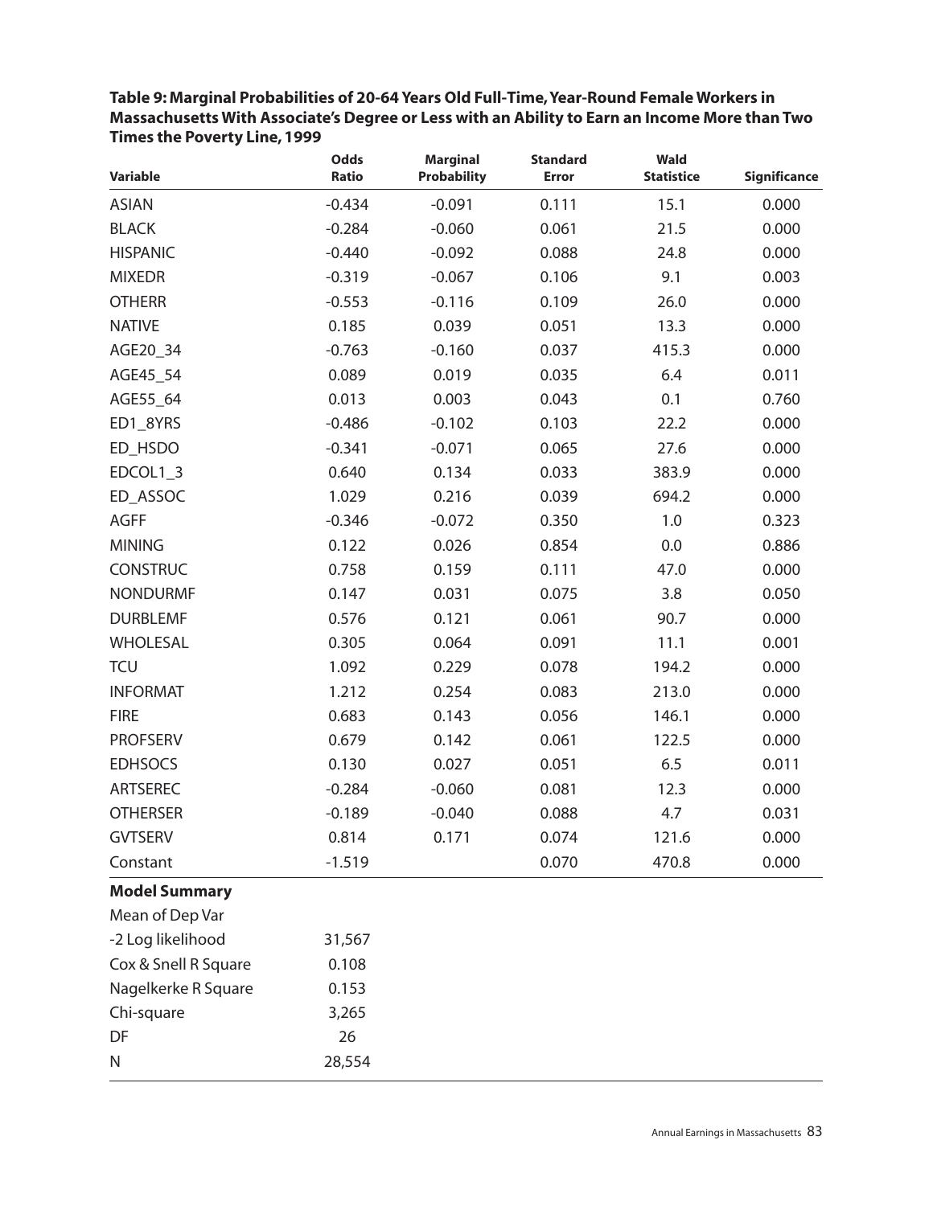**Table 9: Marginal Probabilities of 20-64 Years Old Full-Time, Year-Round Female Workers in Massachusetts With Associate's Degree or Less with an Ability to Earn an Income More than Two Times the Poverty Line, 1999**

| Variable | Odds Ratio | Marginal Probability | Standard Error | Wald Statistice | Significance |
|---|---|---|---|---|---|
| ASIAN | -0.434 | -0.091 | 0.111 | 15.1 | 0.000 |
| BLACK | -0.284 | -0.060 | 0.061 | 21.5 | 0.000 |
| HISPANIC | -0.440 | -0.092 | 0.088 | 24.8 | 0.000 |
| MIXEDR | -0.319 | -0.067 | 0.106 | 9.1 | 0.003 |
| OTHERR | -0.553 | -0.116 | 0.109 | 26.0 | 0.000 |
| NATIVE | 0.185 | 0.039 | 0.051 | 13.3 | 0.000 |
| AGE20_34 | -0.763 | -0.160 | 0.037 | 415.3 | 0.000 |
| AGE45_54 | 0.089 | 0.019 | 0.035 | 6.4 | 0.011 |
| AGE55_64 | 0.013 | 0.003 | 0.043 | 0.1 | 0.760 |
| ED1_8YRS | -0.486 | -0.102 | 0.103 | 22.2 | 0.000 |
| ED_HSDO | -0.341 | -0.071 | 0.065 | 27.6 | 0.000 |
| EDCOL1_3 | 0.640 | 0.134 | 0.033 | 383.9 | 0.000 |
| ED_ASSOC | 1.029 | 0.216 | 0.039 | 694.2 | 0.000 |
| AGFF | -0.346 | -0.072 | 0.350 | 1.0 | 0.323 |
| MINING | 0.122 | 0.026 | 0.854 | 0.0 | 0.886 |
| CONSTRUC | 0.758 | 0.159 | 0.111 | 47.0 | 0.000 |
| NONDURMF | 0.147 | 0.031 | 0.075 | 3.8 | 0.050 |
| DURBLEMF | 0.576 | 0.121 | 0.061 | 90.7 | 0.000 |
| WHOLESAL | 0.305 | 0.064 | 0.091 | 11.1 | 0.001 |
| TCU | 1.092 | 0.229 | 0.078 | 194.2 | 0.000 |
| INFORMAT | 1.212 | 0.254 | 0.083 | 213.0 | 0.000 |
| FIRE | 0.683 | 0.143 | 0.056 | 146.1 | 0.000 |
| PROFSERV | 0.679 | 0.142 | 0.061 | 122.5 | 0.000 |
| EDHSOCS | 0.130 | 0.027 | 0.051 | 6.5 | 0.011 |
| ARTSEREC | -0.284 | -0.060 | 0.081 | 12.3 | 0.000 |
| OTHERSER | -0.189 | -0.040 | 0.088 | 4.7 | 0.031 |
| GVTSERV | 0.814 | 0.171 | 0.074 | 121.6 | 0.000 |
| Constant | -1.519 | | 0.070 | 470.8 | 0.000 |

| **Model Summary** | |
|---|---|
| Mean of Dep Var | |
| -2 Log likelihood | 31,567 |
| Cox & Snell R Square | 0.108 |
| Nagelkerke R Square | 0.153 |
| Chi-square | 3,265 |
| DF | 26 |
| N | 28,554 |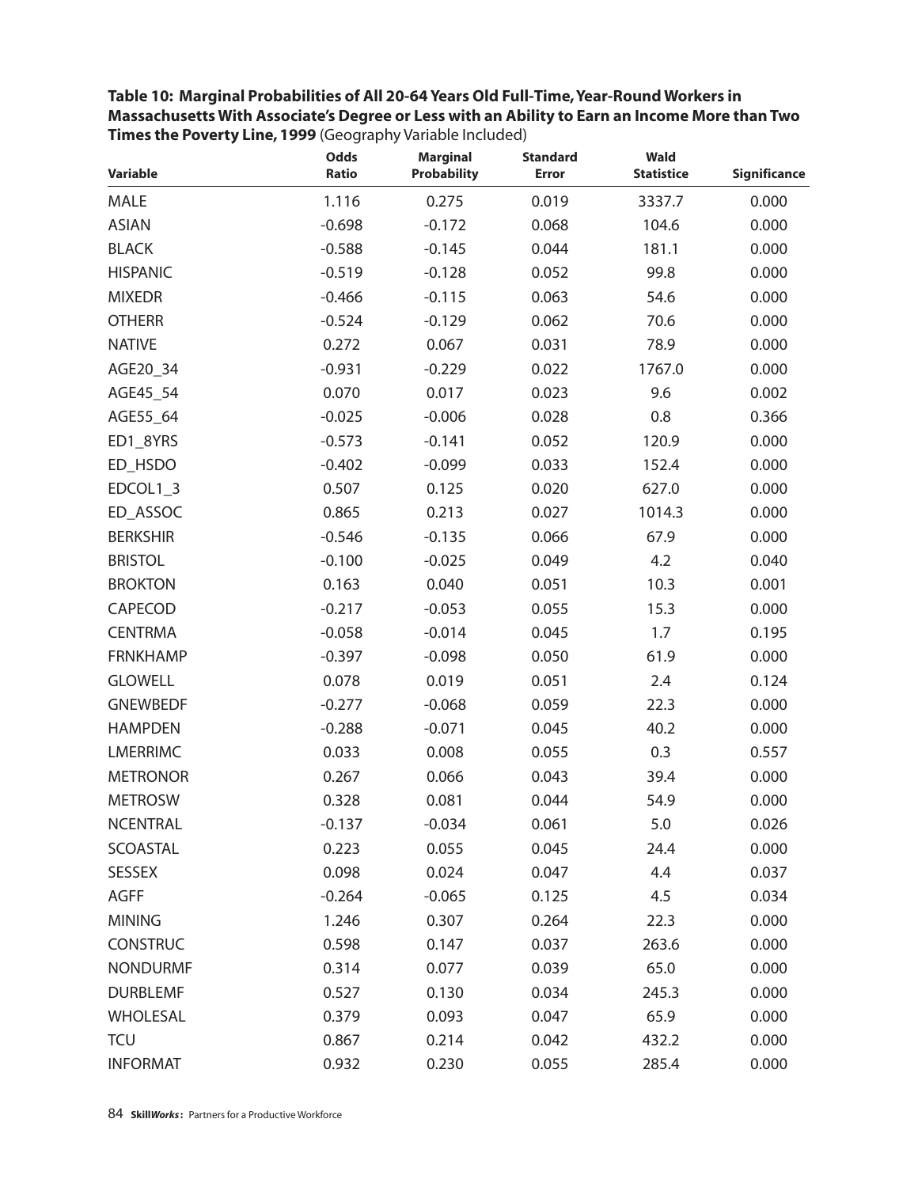**Table 10: Marginal Probabilities of All 20-64 Years Old Full-Time, Year-Round Workers in Massachusetts With Associate's Degree or Less with an Ability to Earn an Income More than Two Times the Poverty Line, 1999** (Geography Variable Included)

| Variable | Odds Ratio | Marginal Probability | Standard Error | Wald Statistic | Significance |
|---|---|---|---|---|---|
| MALE | 1.116 | 0.275 | 0.019 | 3337.7 | 0.000 |
| ASIAN | -0.698 | -0.172 | 0.068 | 104.6 | 0.000 |
| BLACK | -0.588 | -0.145 | 0.044 | 181.1 | 0.000 |
| HISPANIC | -0.519 | -0.128 | 0.052 | 99.8 | 0.000 |
| MIXEDR | -0.466 | -0.115 | 0.063 | 54.6 | 0.000 |
| OTHERR | -0.524 | -0.129 | 0.062 | 70.6 | 0.000 |
| NATIVE | 0.272 | 0.067 | 0.031 | 78.9 | 0.000 |
| AGE20_34 | -0.931 | -0.229 | 0.022 | 1767.0 | 0.000 |
| AGE45_54 | 0.070 | 0.017 | 0.023 | 9.6 | 0.002 |
| AGE55_64 | -0.025 | -0.006 | 0.028 | 0.8 | 0.366 |
| ED1_8YRS | -0.573 | -0.141 | 0.052 | 120.9 | 0.000 |
| ED_HSDO | -0.402 | -0.099 | 0.033 | 152.4 | 0.000 |
| EDCOL1_3 | 0.507 | 0.125 | 0.020 | 627.0 | 0.000 |
| ED_ASSOC | 0.865 | 0.213 | 0.027 | 1014.3 | 0.000 |
| BERKSHIR | -0.546 | -0.135 | 0.066 | 67.9 | 0.000 |
| BRISTOL | -0.100 | -0.025 | 0.049 | 4.2 | 0.040 |
| BROKTON | 0.163 | 0.040 | 0.051 | 10.3 | 0.001 |
| CAPECOD | -0.217 | -0.053 | 0.055 | 15.3 | 0.000 |
| CENTRMA | -0.058 | -0.014 | 0.045 | 1.7 | 0.195 |
| FRNKHAMP | -0.397 | -0.098 | 0.050 | 61.9 | 0.000 |
| GLOWELL | 0.078 | 0.019 | 0.051 | 2.4 | 0.124 |
| GNEWBEDF | -0.277 | -0.068 | 0.059 | 22.3 | 0.000 |
| HAMPDEN | -0.288 | -0.071 | 0.045 | 40.2 | 0.000 |
| LMERRIMC | 0.033 | 0.008 | 0.055 | 0.3 | 0.557 |
| METRONOR | 0.267 | 0.066 | 0.043 | 39.4 | 0.000 |
| METROSW | 0.328 | 0.081 | 0.044 | 54.9 | 0.000 |
| NCENTRAL | -0.137 | -0.034 | 0.061 | 5.0 | 0.026 |
| SCOASTAL | 0.223 | 0.055 | 0.045 | 24.4 | 0.000 |
| SESSEX | 0.098 | 0.024 | 0.047 | 4.4 | 0.037 |
| AGFF | -0.264 | -0.065 | 0.125 | 4.5 | 0.034 |
| MINING | 1.246 | 0.307 | 0.264 | 22.3 | 0.000 |
| CONSTRUC | 0.598 | 0.147 | 0.037 | 263.6 | 0.000 |
| NONDURMF | 0.314 | 0.077 | 0.039 | 65.0 | 0.000 |
| DURBLEMF | 0.527 | 0.130 | 0.034 | 245.3 | 0.000 |
| WHOLESAL | 0.379 | 0.093 | 0.047 | 65.9 | 0.000 |
| TCU | 0.867 | 0.214 | 0.042 | 432.2 | 0.000 |
| INFORMAT | 0.932 | 0.230 | 0.055 | 285.4 | 0.000 |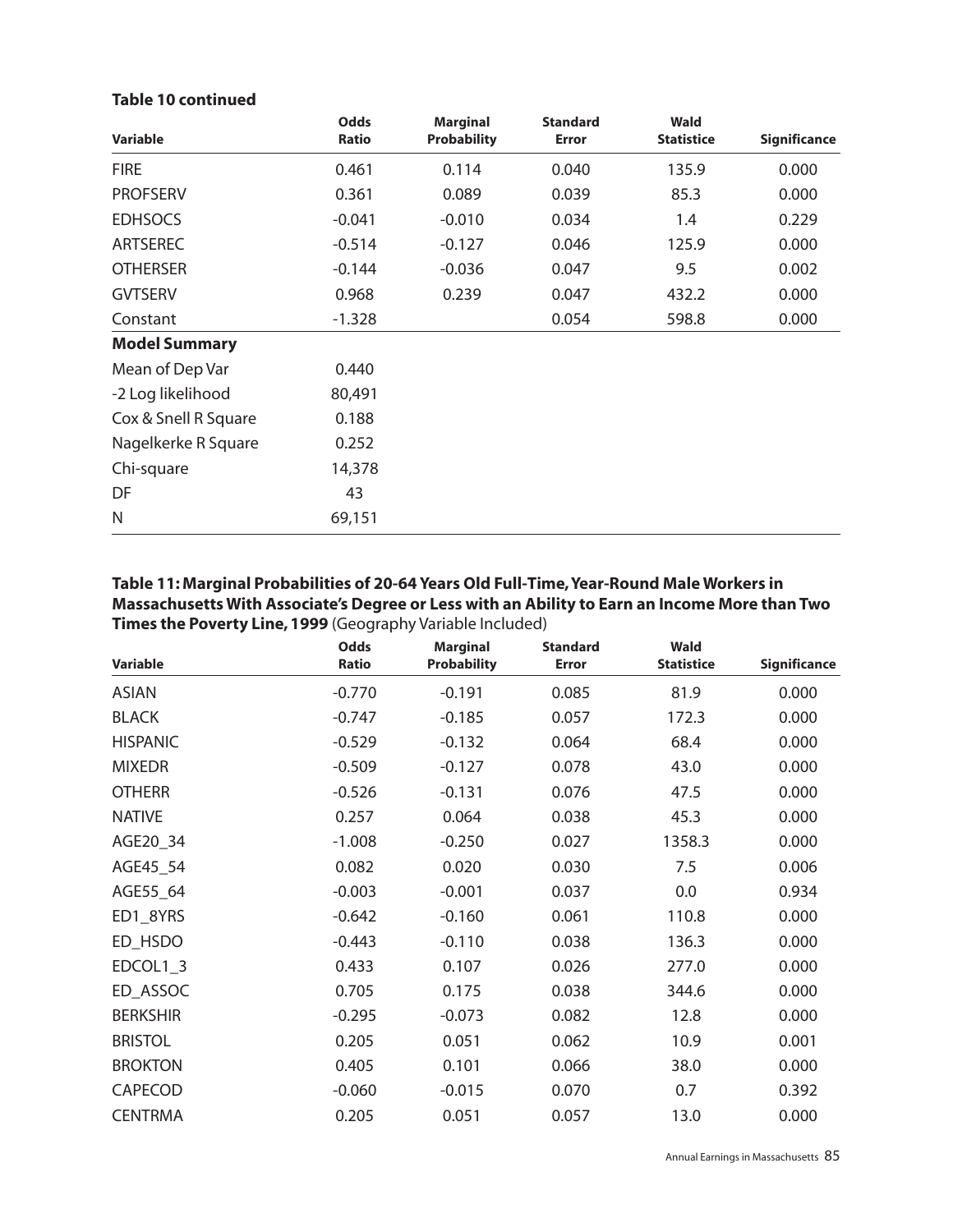**Table 10 continued**

| Variable | Odds Ratio | Marginal Probability | Standard Error | Wald Statistice | Significance |
|---|---|---|---|---|---|
| FIRE | 0.461 | 0.114 | 0.040 | 135.9 | 0.000 |
| PROFSERV | 0.361 | 0.089 | 0.039 | 85.3 | 0.000 |
| EDHSOCS | -0.041 | -0.010 | 0.034 | 1.4 | 0.229 |
| ARTSEREC | -0.514 | -0.127 | 0.046 | 125.9 | 0.000 |
| OTHERSER | -0.144 | -0.036 | 0.047 | 9.5 | 0.002 |
| GVTSERV | 0.968 | 0.239 | 0.047 | 432.2 | 0.000 |
| Constant | -1.328 | | 0.054 | 598.8 | 0.000 |
| **Model Summary** | | | | | |
| Mean of Dep Var | 0.440 | | | | |
| -2 Log likelihood | 80,491 | | | | |
| Cox & Snell R Square | 0.188 | | | | |
| Nagelkerke R Square | 0.252 | | | | |
| Chi-square | 14,378 | | | | |
| DF | 43 | | | | |
| N | 69,151 | | | | |

**Table 11: Marginal Probabilities of 20-64 Years Old Full-Time, Year-Round Male Workers in Massachusetts With Associate's Degree or Less with an Ability to Earn an Income More than Two Times the Poverty Line, 1999** (Geography Variable Included)

| Variable | Odds Ratio | Marginal Probability | Standard Error | Wald Statistice | Significance |
|---|---|---|---|---|---|
| ASIAN | -0.770 | -0.191 | 0.085 | 81.9 | 0.000 |
| BLACK | -0.747 | -0.185 | 0.057 | 172.3 | 0.000 |
| HISPANIC | -0.529 | -0.132 | 0.064 | 68.4 | 0.000 |
| MIXEDR | -0.509 | -0.127 | 0.078 | 43.0 | 0.000 |
| OTHERR | -0.526 | -0.131 | 0.076 | 47.5 | 0.000 |
| NATIVE | 0.257 | 0.064 | 0.038 | 45.3 | 0.000 |
| AGE20_34 | -1.008 | -0.250 | 0.027 | 1358.3 | 0.000 |
| AGE45_54 | 0.082 | 0.020 | 0.030 | 7.5 | 0.006 |
| AGE55_64 | -0.003 | -0.001 | 0.037 | 0.0 | 0.934 |
| ED1_8YRS | -0.642 | -0.160 | 0.061 | 110.8 | 0.000 |
| ED_HSDO | -0.443 | -0.110 | 0.038 | 136.3 | 0.000 |
| EDCOL1_3 | 0.433 | 0.107 | 0.026 | 277.0 | 0.000 |
| ED_ASSOC | 0.705 | 0.175 | 0.038 | 344.6 | 0.000 |
| BERKSHIR | -0.295 | -0.073 | 0.082 | 12.8 | 0.000 |
| BRISTOL | 0.205 | 0.051 | 0.062 | 10.9 | 0.001 |
| BROKTON | 0.405 | 0.101 | 0.066 | 38.0 | 0.000 |
| CAPECOD | -0.060 | -0.015 | 0.070 | 0.7 | 0.392 |
| CENTRMA | 0.205 | 0.051 | 0.057 | 13.0 | 0.000 |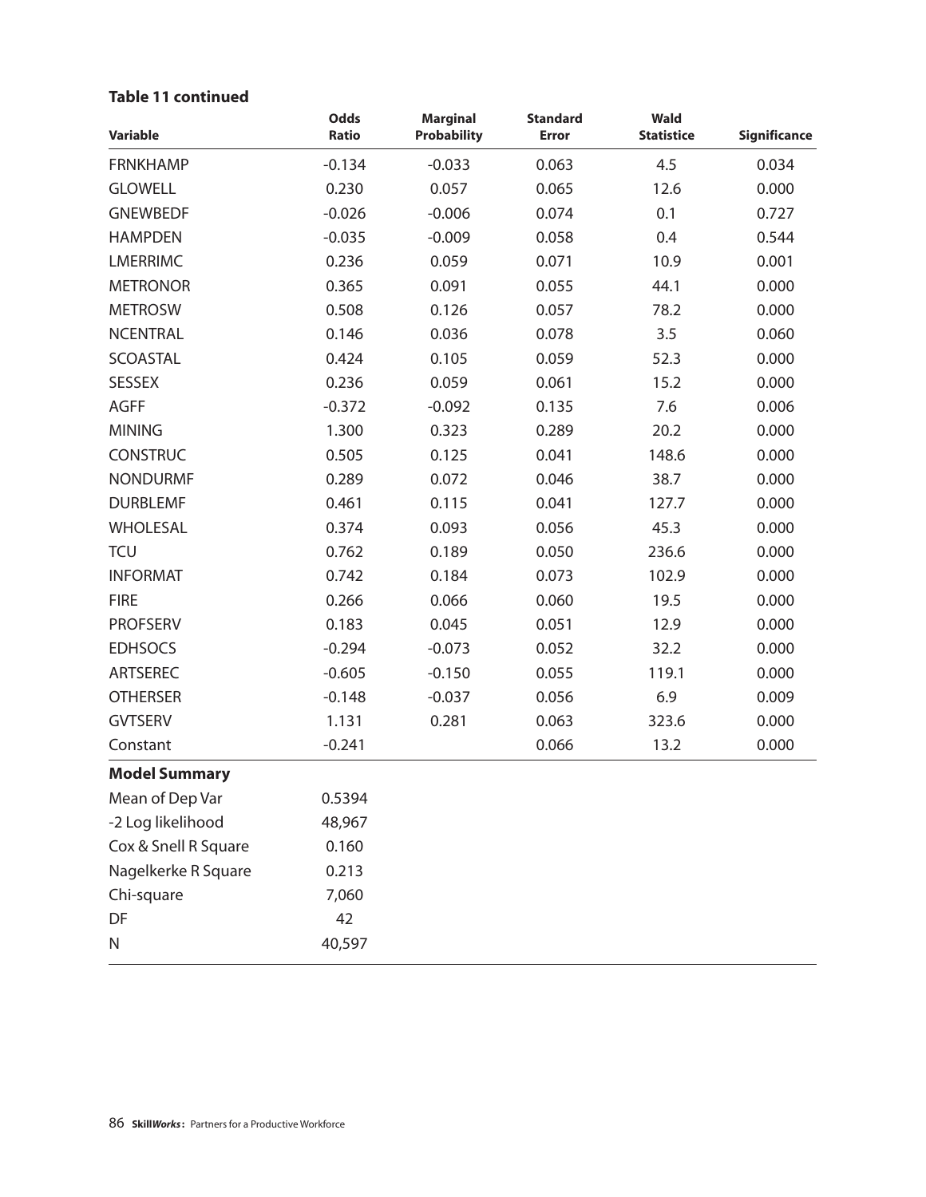**Table 11 continued**

| Variable | Odds Ratio | Marginal Probability | Standard Error | Wald Statistice | Significance |
|---|---|---|---|---|---|
| FRNKHAMP | -0.134 | -0.033 | 0.063 | 4.5 | 0.034 |
| GLOWELL | 0.230 | 0.057 | 0.065 | 12.6 | 0.000 |
| GNEWBEDF | -0.026 | -0.006 | 0.074 | 0.1 | 0.727 |
| HAMPDEN | -0.035 | -0.009 | 0.058 | 0.4 | 0.544 |
| LMERRIMC | 0.236 | 0.059 | 0.071 | 10.9 | 0.001 |
| METRONOR | 0.365 | 0.091 | 0.055 | 44.1 | 0.000 |
| METROSW | 0.508 | 0.126 | 0.057 | 78.2 | 0.000 |
| NCENTRAL | 0.146 | 0.036 | 0.078 | 3.5 | 0.060 |
| SCOASTAL | 0.424 | 0.105 | 0.059 | 52.3 | 0.000 |
| SESSEX | 0.236 | 0.059 | 0.061 | 15.2 | 0.000 |
| AGFF | -0.372 | -0.092 | 0.135 | 7.6 | 0.006 |
| MINING | 1.300 | 0.323 | 0.289 | 20.2 | 0.000 |
| CONSTRUC | 0.505 | 0.125 | 0.041 | 148.6 | 0.000 |
| NONDURMF | 0.289 | 0.072 | 0.046 | 38.7 | 0.000 |
| DURBLEMF | 0.461 | 0.115 | 0.041 | 127.7 | 0.000 |
| WHOLESAL | 0.374 | 0.093 | 0.056 | 45.3 | 0.000 |
| TCU | 0.762 | 0.189 | 0.050 | 236.6 | 0.000 |
| INFORMAT | 0.742 | 0.184 | 0.073 | 102.9 | 0.000 |
| FIRE | 0.266 | 0.066 | 0.060 | 19.5 | 0.000 |
| PROFSERV | 0.183 | 0.045 | 0.051 | 12.9 | 0.000 |
| EDHSOCS | -0.294 | -0.073 | 0.052 | 32.2 | 0.000 |
| ARTSEREC | -0.605 | -0.150 | 0.055 | 119.1 | 0.000 |
| OTHERSER | -0.148 | -0.037 | 0.056 | 6.9 | 0.009 |
| GVTSERV | 1.131 | 0.281 | 0.063 | 323.6 | 0.000 |
| Constant | -0.241 | | 0.066 | 13.2 | 0.000 |
| **Model Summary** | | | | | |
| Mean of Dep Var | 0.5394 | | | | |
| -2 Log likelihood | 48,967 | | | | |
| Cox & Snell R Square | 0.160 | | | | |
| Nagelkerke R Square | 0.213 | | | | |
| Chi-square | 7,060 | | | | |
| DF | 42 | | | | |
| N | 40,597 | | | | |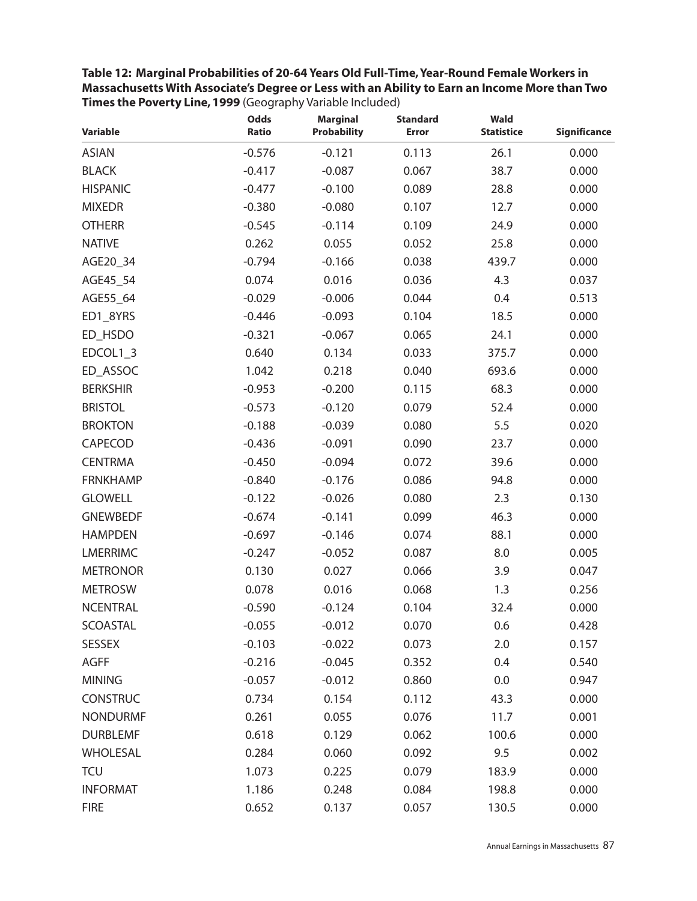**Table 12: Marginal Probabilities of 20-64 Years Old Full-Time, Year-Round Female Workers in Massachusetts With Associate's Degree or Less with an Ability to Earn an Income More than Two Times the Poverty Line, 1999** (Geography Variable Included)

| Variable | Odds Ratio | Marginal Probability | Standard Error | Wald Statistice | Significance |
|---|---|---|---|---|---|
| ASIAN | -0.576 | -0.121 | 0.113 | 26.1 | 0.000 |
| BLACK | -0.417 | -0.087 | 0.067 | 38.7 | 0.000 |
| HISPANIC | -0.477 | -0.100 | 0.089 | 28.8 | 0.000 |
| MIXEDR | -0.380 | -0.080 | 0.107 | 12.7 | 0.000 |
| OTHERR | -0.545 | -0.114 | 0.109 | 24.9 | 0.000 |
| NATIVE | 0.262 | 0.055 | 0.052 | 25.8 | 0.000 |
| AGE20_34 | -0.794 | -0.166 | 0.038 | 439.7 | 0.000 |
| AGE45_54 | 0.074 | 0.016 | 0.036 | 4.3 | 0.037 |
| AGE55_64 | -0.029 | -0.006 | 0.044 | 0.4 | 0.513 |
| ED1_8YRS | -0.446 | -0.093 | 0.104 | 18.5 | 0.000 |
| ED_HSDO | -0.321 | -0.067 | 0.065 | 24.1 | 0.000 |
| EDCOL1_3 | 0.640 | 0.134 | 0.033 | 375.7 | 0.000 |
| ED_ASSOC | 1.042 | 0.218 | 0.040 | 693.6 | 0.000 |
| BERKSHIR | -0.953 | -0.200 | 0.115 | 68.3 | 0.000 |
| BRISTOL | -0.573 | -0.120 | 0.079 | 52.4 | 0.000 |
| BROKTON | -0.188 | -0.039 | 0.080 | 5.5 | 0.020 |
| CAPECOD | -0.436 | -0.091 | 0.090 | 23.7 | 0.000 |
| CENTRMA | -0.450 | -0.094 | 0.072 | 39.6 | 0.000 |
| FRNKHAMP | -0.840 | -0.176 | 0.086 | 94.8 | 0.000 |
| GLOWELL | -0.122 | -0.026 | 0.080 | 2.3 | 0.130 |
| GNEWBEDF | -0.674 | -0.141 | 0.099 | 46.3 | 0.000 |
| HAMPDEN | -0.697 | -0.146 | 0.074 | 88.1 | 0.000 |
| LMERRIMC | -0.247 | -0.052 | 0.087 | 8.0 | 0.005 |
| METRONOR | 0.130 | 0.027 | 0.066 | 3.9 | 0.047 |
| METROSW | 0.078 | 0.016 | 0.068 | 1.3 | 0.256 |
| NCENTRAL | -0.590 | -0.124 | 0.104 | 32.4 | 0.000 |
| SCOASTAL | -0.055 | -0.012 | 0.070 | 0.6 | 0.428 |
| SESSEX | -0.103 | -0.022 | 0.073 | 2.0 | 0.157 |
| AGFF | -0.216 | -0.045 | 0.352 | 0.4 | 0.540 |
| MINING | -0.057 | -0.012 | 0.860 | 0.0 | 0.947 |
| CONSTRUC | 0.734 | 0.154 | 0.112 | 43.3 | 0.000 |
| NONDURMF | 0.261 | 0.055 | 0.076 | 11.7 | 0.001 |
| DURBLEMF | 0.618 | 0.129 | 0.062 | 100.6 | 0.000 |
| WHOLESAL | 0.284 | 0.060 | 0.092 | 9.5 | 0.002 |
| TCU | 1.073 | 0.225 | 0.079 | 183.9 | 0.000 |
| INFORMAT | 1.186 | 0.248 | 0.084 | 198.8 | 0.000 |
| FIRE | 0.652 | 0.137 | 0.057 | 130.5 | 0.000 |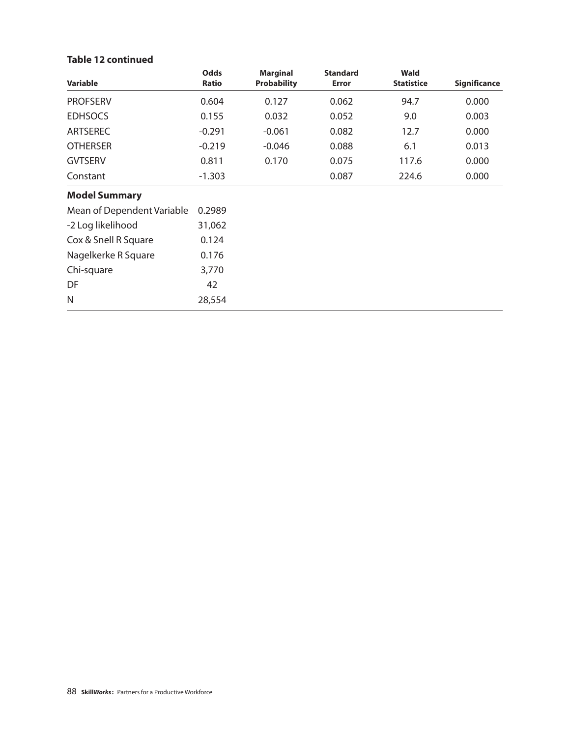**Table 12 continued**

| Variable | Odds Ratio | Marginal Probability | Standard Error | Wald Statistice | Significance |
|---|---|---|---|---|---|
| PROFSERV | 0.604 | 0.127 | 0.062 | 94.7 | 0.000 |
| EDHSOCS | 0.155 | 0.032 | 0.052 | 9.0 | 0.003 |
| ARTSEREC | -0.291 | -0.061 | 0.082 | 12.7 | 0.000 |
| OTHERSER | -0.219 | -0.046 | 0.088 | 6.1 | 0.013 |
| GVTSERV | 0.811 | 0.170 | 0.075 | 117.6 | 0.000 |
| Constant | -1.303 | | 0.087 | 224.6 | 0.000 |

**Model Summary**

| | |
|---|---|
| Mean of Dependent Variable | 0.2989 |
| -2 Log likelihood | 31,062 |
| Cox & Snell R Square | 0.124 |
| Nagelkerke R Square | 0.176 |
| Chi-square | 3,770 |
| DF | 42 |
| N | 28,554 |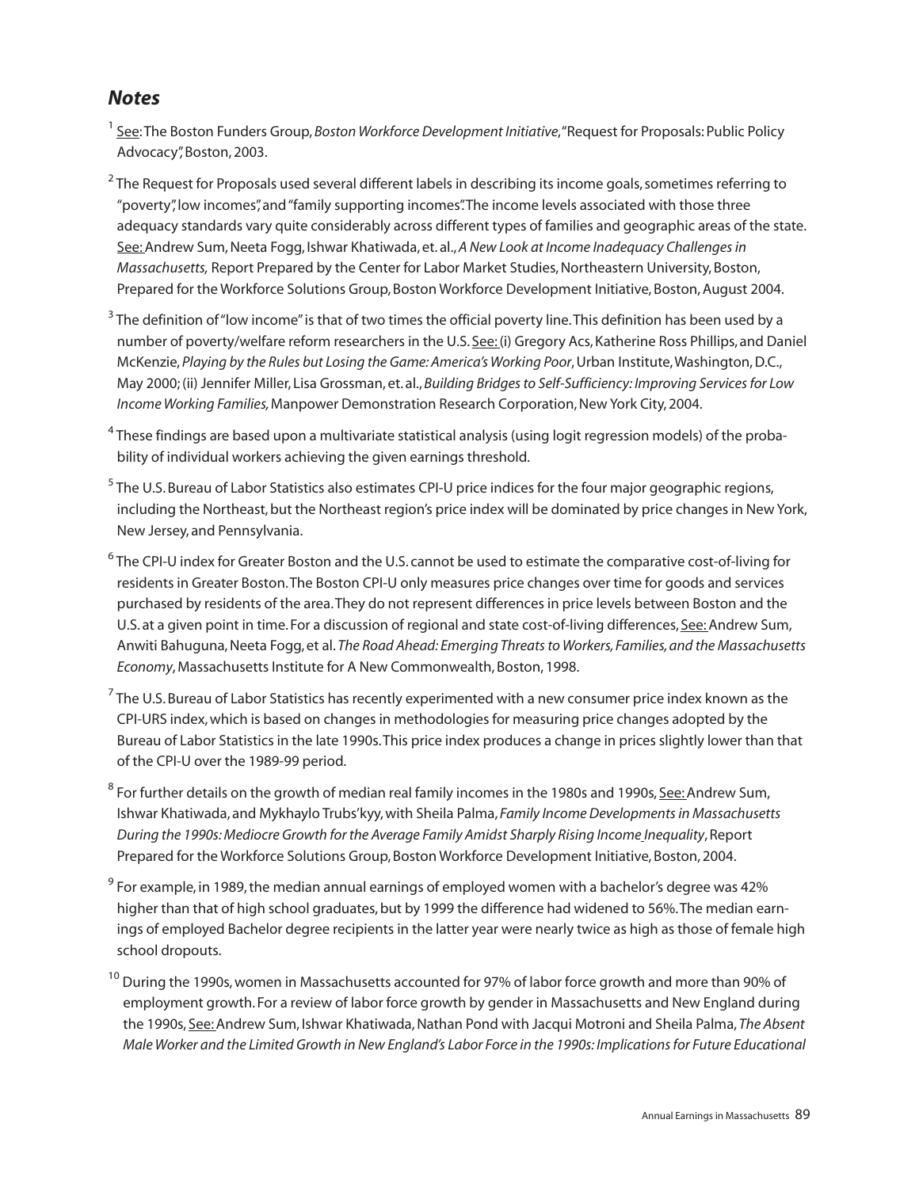## *Notes*

[1] See: The Boston Funders Group, *Boston Workforce Development Initiative*, "Request for Proposals: Public Policy Advocacy", Boston, 2003.

[2] The Request for Proposals used several different labels in describing its income goals, sometimes referring to "poverty", low incomes", and "family supporting incomes". The income levels associated with those three adequacy standards vary quite considerably across different types of families and geographic areas of the state. See: Andrew Sum, Neeta Fogg, Ishwar Khatiwada, et. al., *A New Look at Income Inadequacy Challenges in Massachusetts,* Report Prepared by the Center for Labor Market Studies, Northeastern University, Boston, Prepared for the Workforce Solutions Group, Boston Workforce Development Initiative, Boston, August 2004.

[3] The definition of "low income" is that of two times the official poverty line. This definition has been used by a number of poverty/welfare reform researchers in the U.S. See: (i) Gregory Acs, Katherine Ross Phillips, and Daniel McKenzie, *Playing by the Rules but Losing the Game: America's Working Poor*, Urban Institute, Washington, D.C., May 2000; (ii) Jennifer Miller, Lisa Grossman, et. al., *Building Bridges to Self-Sufficiency: Improving Services for Low Income Working Families,* Manpower Demonstration Research Corporation, New York City, 2004.

[4] These findings are based upon a multivariate statistical analysis (using logit regression models) of the probability of individual workers achieving the given earnings threshold.

[5] The U.S. Bureau of Labor Statistics also estimates CPI-U price indices for the four major geographic regions, including the Northeast, but the Northeast region's price index will be dominated by price changes in New York, New Jersey, and Pennsylvania.

[6] The CPI-U index for Greater Boston and the U.S. cannot be used to estimate the comparative cost-of-living for residents in Greater Boston. The Boston CPI-U only measures price changes over time for goods and services purchased by residents of the area. They do not represent differences in price levels between Boston and the U.S. at a given point in time. For a discussion of regional and state cost-of-living differences, See: Andrew Sum, Anwiti Bahuguna, Neeta Fogg, et al. *The Road Ahead: Emerging Threats to Workers, Families, and the Massachusetts Economy*, Massachusetts Institute for A New Commonwealth, Boston, 1998.

[7] The U.S. Bureau of Labor Statistics has recently experimented with a new consumer price index known as the CPI-URS index, which is based on changes in methodologies for measuring price changes adopted by the Bureau of Labor Statistics in the late 1990s. This price index produces a change in prices slightly lower than that of the CPI-U over the 1989-99 period.

[8] For further details on the growth of median real family incomes in the 1980s and 1990s, See: Andrew Sum, Ishwar Khatiwada, and Mykhaylo Trubs'kyy, with Sheila Palma, *Family Income Developments in Massachusetts During the 1990s: Mediocre Growth for the Average Family Amidst Sharply Rising Income Inequality*, Report Prepared for the Workforce Solutions Group, Boston Workforce Development Initiative, Boston, 2004.

[9] For example, in 1989, the median annual earnings of employed women with a bachelor's degree was 42% higher than that of high school graduates, but by 1999 the difference had widened to 56%. The median earnings of employed Bachelor degree recipients in the latter year were nearly twice as high as those of female high school dropouts.

[10] During the 1990s, women in Massachusetts accounted for 97% of labor force growth and more than 90% of employment growth. For a review of labor force growth by gender in Massachusetts and New England during the 1990s, See: Andrew Sum, Ishwar Khatiwada, Nathan Pond with Jacqui Motroni and Sheila Palma, *The Absent Male Worker and the Limited Growth in New England's Labor Force in the 1990s: Implications for Future Educational*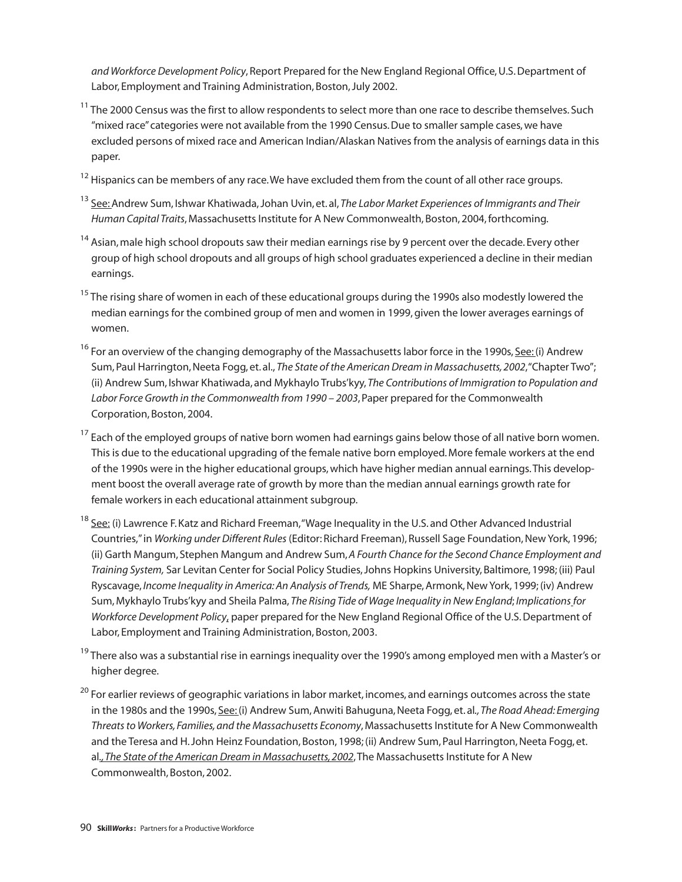*and Workforce Development Policy*, Report Prepared for the New England Regional Office, U.S. Department of Labor, Employment and Training Administration, Boston, July 2002.

[11] The 2000 Census was the first to allow respondents to select more than one race to describe themselves. Such "mixed race" categories were not available from the 1990 Census. Due to smaller sample cases, we have excluded persons of mixed race and American Indian/Alaskan Natives from the analysis of earnings data in this paper.

[12] Hispanics can be members of any race. We have excluded them from the count of all other race groups.

[13] See: Andrew Sum, Ishwar Khatiwada, Johan Uvin, et. al, *The Labor Market Experiences of Immigrants and Their Human Capital Traits*, Massachusetts Institute for A New Commonwealth, Boston, 2004, forthcoming.

[14] Asian, male high school dropouts saw their median earnings rise by 9 percent over the decade. Every other group of high school dropouts and all groups of high school graduates experienced a decline in their median earnings.

[15] The rising share of women in each of these educational groups during the 1990s also modestly lowered the median earnings for the combined group of men and women in 1999, given the lower averages earnings of women.

[16] For an overview of the changing demography of the Massachusetts labor force in the 1990s, See: (i) Andrew Sum, Paul Harrington, Neeta Fogg, et. al., *The State of the American Dream in Massachusetts, 2002*, "Chapter Two"; (ii) Andrew Sum, Ishwar Khatiwada, and Mykhaylo Trubs'kyy, *The Contributions of Immigration to Population and Labor Force Growth in the Commonwealth from 1990 – 2003*, Paper prepared for the Commonwealth Corporation, Boston, 2004.

[17] Each of the employed groups of native born women had earnings gains below those of all native born women. This is due to the educational upgrading of the female native born employed. More female workers at the end of the 1990s were in the higher educational groups, which have higher median annual earnings. This development boost the overall average rate of growth by more than the median annual earnings growth rate for female workers in each educational attainment subgroup.

[18] See: (i) Lawrence F. Katz and Richard Freeman, "Wage Inequality in the U.S. and Other Advanced Industrial Countries," in *Working under Different Rules* (Editor: Richard Freeman), Russell Sage Foundation, New York, 1996; (ii) Garth Mangum, Stephen Mangum and Andrew Sum, *A Fourth Chance for the Second Chance Employment and Training System,* Sar Levitan Center for Social Policy Studies, Johns Hopkins University, Baltimore, 1998; (iii) Paul Ryscavage, *Income Inequality in America: An Analysis of Trends,* ME Sharpe, Armonk, New York, 1999; (iv) Andrew Sum, Mykhaylo Trubs'kyy and Sheila Palma, *The Rising Tide of Wage Inequality in New England*; *Implications for Workforce Development Policy*, paper prepared for the New England Regional Office of the U.S. Department of Labor, Employment and Training Administration, Boston, 2003.

[19] There also was a substantial rise in earnings inequality over the 1990's among employed men with a Master's or higher degree.

[20] For earlier reviews of geographic variations in labor market, incomes, and earnings outcomes across the state in the 1980s and the 1990s, See: (i) Andrew Sum, Anwiti Bahuguna, Neeta Fogg, et. al., *The Road Ahead: Emerging Threats to Workers, Families, and the Massachusetts Economy*, Massachusetts Institute for A New Commonwealth and the Teresa and H. John Heinz Foundation, Boston, 1998; (ii) Andrew Sum, Paul Harrington, Neeta Fogg, et. al., *The State of the American Dream in Massachusetts, 2002*, The Massachusetts Institute for A New Commonwealth, Boston, 2002.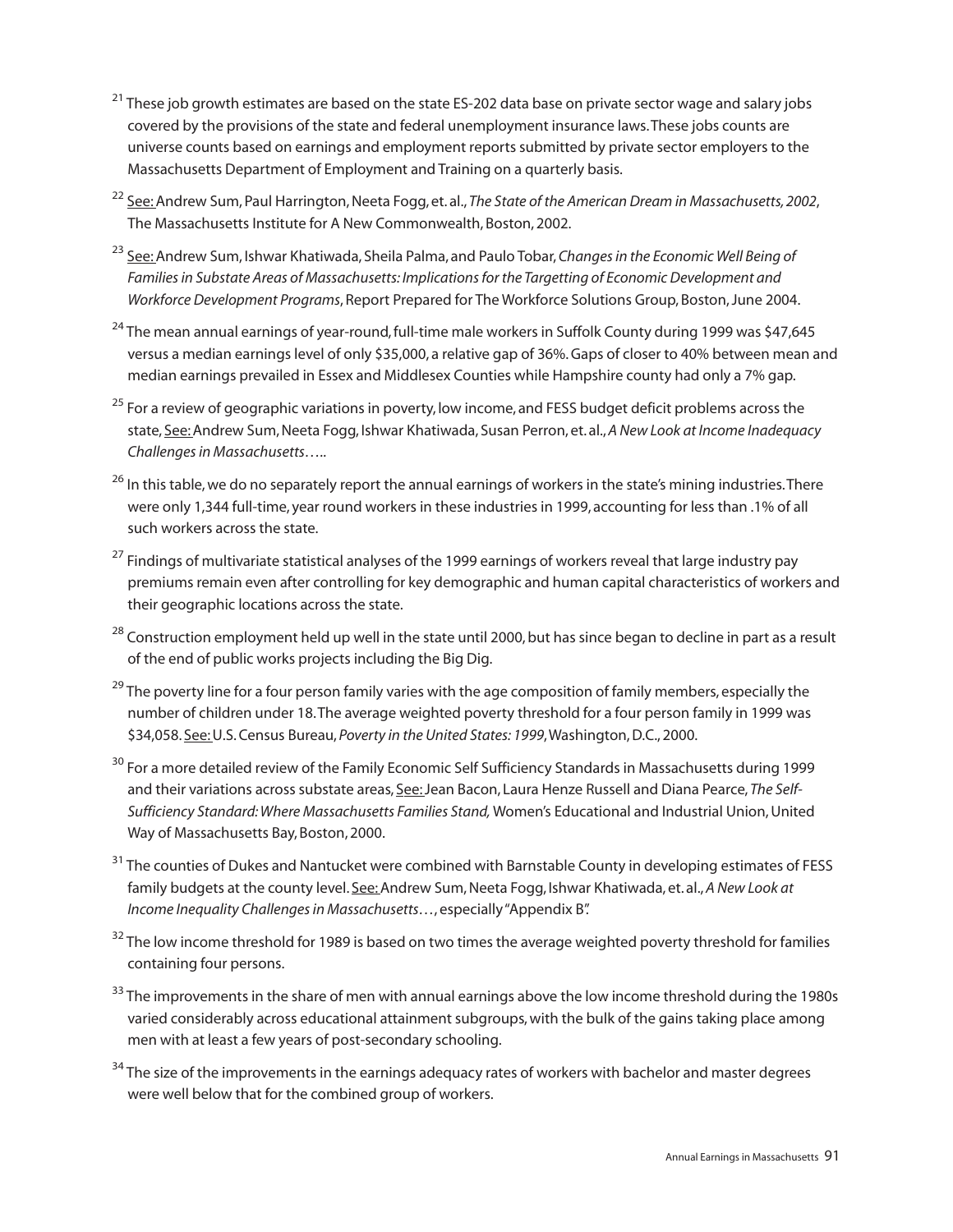[21] These job growth estimates are based on the state ES-202 data base on private sector wage and salary jobs covered by the provisions of the state and federal unemployment insurance laws. These jobs counts are universe counts based on earnings and employment reports submitted by private sector employers to the Massachusetts Department of Employment and Training on a quarterly basis.

[22] See: Andrew Sum, Paul Harrington, Neeta Fogg, et. al., *The State of the American Dream in Massachusetts, 2002*, The Massachusetts Institute for A New Commonwealth, Boston, 2002.

[23] See: Andrew Sum, Ishwar Khatiwada, Sheila Palma, and Paulo Tobar, *Changes in the Economic Well Being of Families in Substate Areas of Massachusetts: Implications for the Targetting of Economic Development and Workforce Development Programs*, Report Prepared for The Workforce Solutions Group, Boston, June 2004.

[24] The mean annual earnings of year-round, full-time male workers in Suffolk County during 1999 was $47,645 versus a median earnings level of only $35,000, a relative gap of 36%. Gaps of closer to 40% between mean and median earnings prevailed in Essex and Middlesex Counties while Hampshire county had only a 7% gap.

[25] For a review of geographic variations in poverty, low income, and FESS budget deficit problems across the state, See: Andrew Sum, Neeta Fogg, Ishwar Khatiwada, Susan Perron, et. al., *A New Look at Income Inadequacy Challenges in Massachusetts…..*

[26] In this table, we do no separately report the annual earnings of workers in the state's mining industries. There were only 1,344 full-time, year round workers in these industries in 1999, accounting for less than .1% of all such workers across the state.

[27] Findings of multivariate statistical analyses of the 1999 earnings of workers reveal that large industry pay premiums remain even after controlling for key demographic and human capital characteristics of workers and their geographic locations across the state.

[28] Construction employment held up well in the state until 2000, but has since began to decline in part as a result of the end of public works projects including the Big Dig.

[29] The poverty line for a four person family varies with the age composition of family members, especially the number of children under 18. The average weighted poverty threshold for a four person family in 1999 was $34,058. See: U.S. Census Bureau, *Poverty in the United States: 1999*, Washington, D.C., 2000.

[30] For a more detailed review of the Family Economic Self Sufficiency Standards in Massachusetts during 1999 and their variations across substate areas, See: Jean Bacon, Laura Henze Russell and Diana Pearce, *The Self-Sufficiency Standard: Where Massachusetts Families Stand,* Women's Educational and Industrial Union, United Way of Massachusetts Bay, Boston, 2000.

[31] The counties of Dukes and Nantucket were combined with Barnstable County in developing estimates of FESS family budgets at the county level. See: Andrew Sum, Neeta Fogg, Ishwar Khatiwada, et. al., *A New Look at Income Inequality Challenges in Massachusetts…*, especially "Appendix B".

[32] The low income threshold for 1989 is based on two times the average weighted poverty threshold for families containing four persons.

[33] The improvements in the share of men with annual earnings above the low income threshold during the 1980s varied considerably across educational attainment subgroups, with the bulk of the gains taking place among men with at least a few years of post-secondary schooling.

[34] The size of the improvements in the earnings adequacy rates of workers with bachelor and master degrees were well below that for the combined group of workers.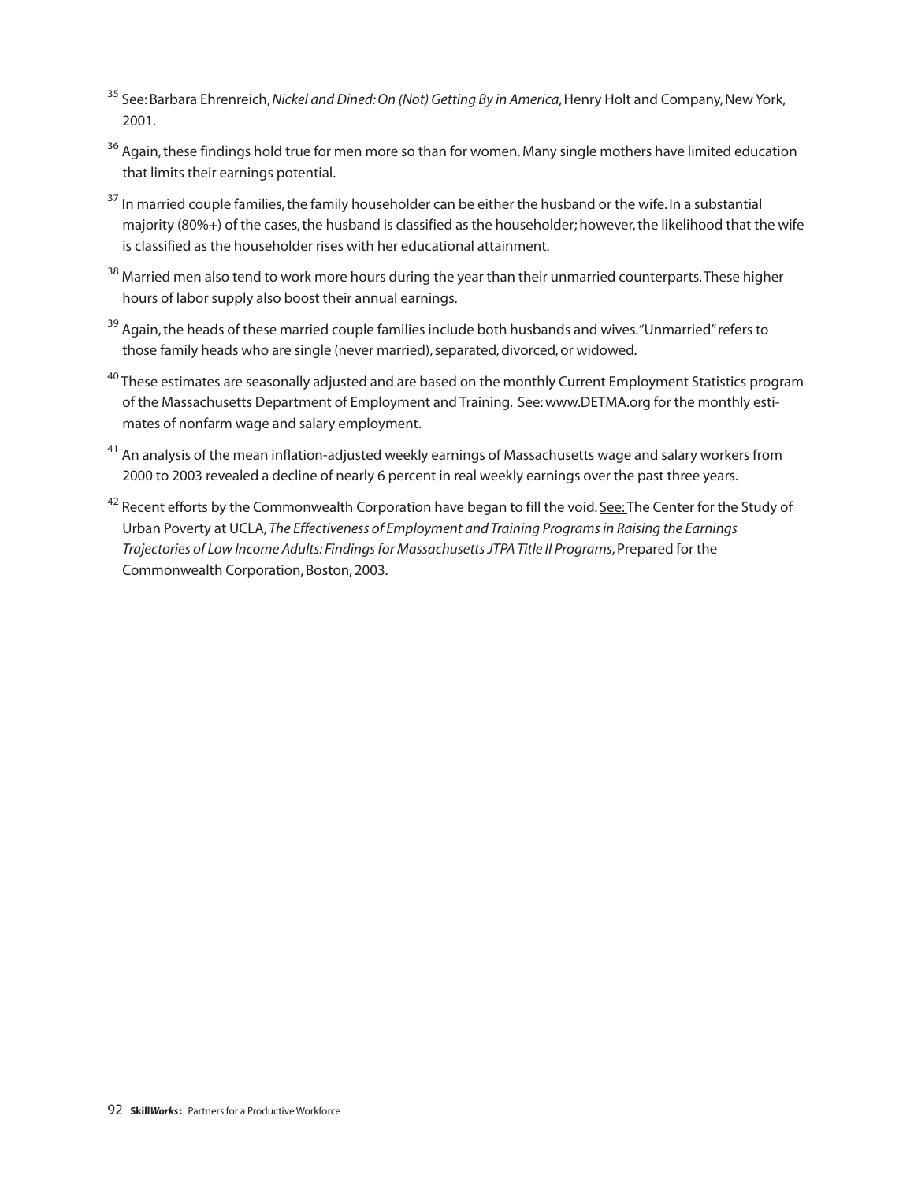[35] <u>See:</u> Barbara Ehrenreich, *Nickel and Dined: On (Not) Getting By in America*, Henry Holt and Company, New York, 2001.

[36] Again, these findings hold true for men more so than for women. Many single mothers have limited education that limits their earnings potential.

[37] In married couple families, the family householder can be either the husband or the wife. In a substantial majority (80%+) of the cases, the husband is classified as the householder; however, the likelihood that the wife is classified as the householder rises with her educational attainment.

[38] Married men also tend to work more hours during the year than their unmarried counterparts. These higher hours of labor supply also boost their annual earnings.

[39] Again, the heads of these married couple families include both husbands and wives. "Unmarried" refers to those family heads who are single (never married), separated, divorced, or widowed.

[40] These estimates are seasonally adjusted and are based on the monthly Current Employment Statistics program of the Massachusetts Department of Employment and Training. <u>See: www.DETMA.org</u> for the monthly estimates of nonfarm wage and salary employment.

[41] An analysis of the mean inflation-adjusted weekly earnings of Massachusetts wage and salary workers from 2000 to 2003 revealed a decline of nearly 6 percent in real weekly earnings over the past three years.

[42] Recent efforts by the Commonwealth Corporation have began to fill the void. <u>See:</u> The Center for the Study of Urban Poverty at UCLA, *The Effectiveness of Employment and Training Programs in Raising the Earnings Trajectories of Low Income Adults: Findings for Massachusetts JTPA Title II Programs*, Prepared for the Commonwealth Corporation, Boston, 2003.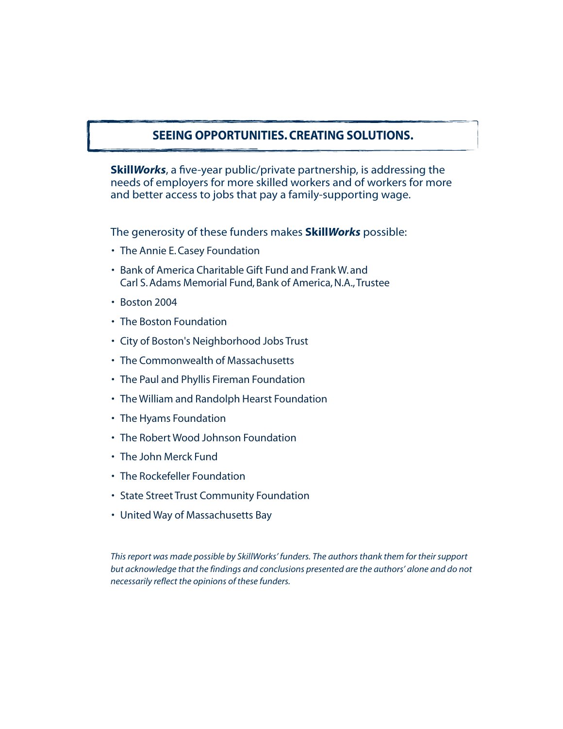## SEEING OPPORTUNITIES. CREATING SOLUTIONS.

**Skill*Works***, a five-year public/private partnership, is addressing the needs of employers for more skilled workers and of workers for more and better access to jobs that pay a family-supporting wage.

The generosity of these funders makes **Skill*Works*** possible:

- The Annie E. Casey Foundation
- Bank of America Charitable Gift Fund and Frank W. and Carl S. Adams Memorial Fund, Bank of America, N.A., Trustee
- Boston 2004
- The Boston Foundation
- City of Boston's Neighborhood Jobs Trust
- The Commonwealth of Massachusetts
- The Paul and Phyllis Fireman Foundation
- The William and Randolph Hearst Foundation
- The Hyams Foundation
- The Robert Wood Johnson Foundation
- The John Merck Fund
- The Rockefeller Foundation
- State Street Trust Community Foundation
- United Way of Massachusetts Bay

*This report was made possible by SkillWorks' funders. The authors thank them for their support but acknowledge that the findings and conclusions presented are the authors' alone and do not necessarily reflect the opinions of these funders.*